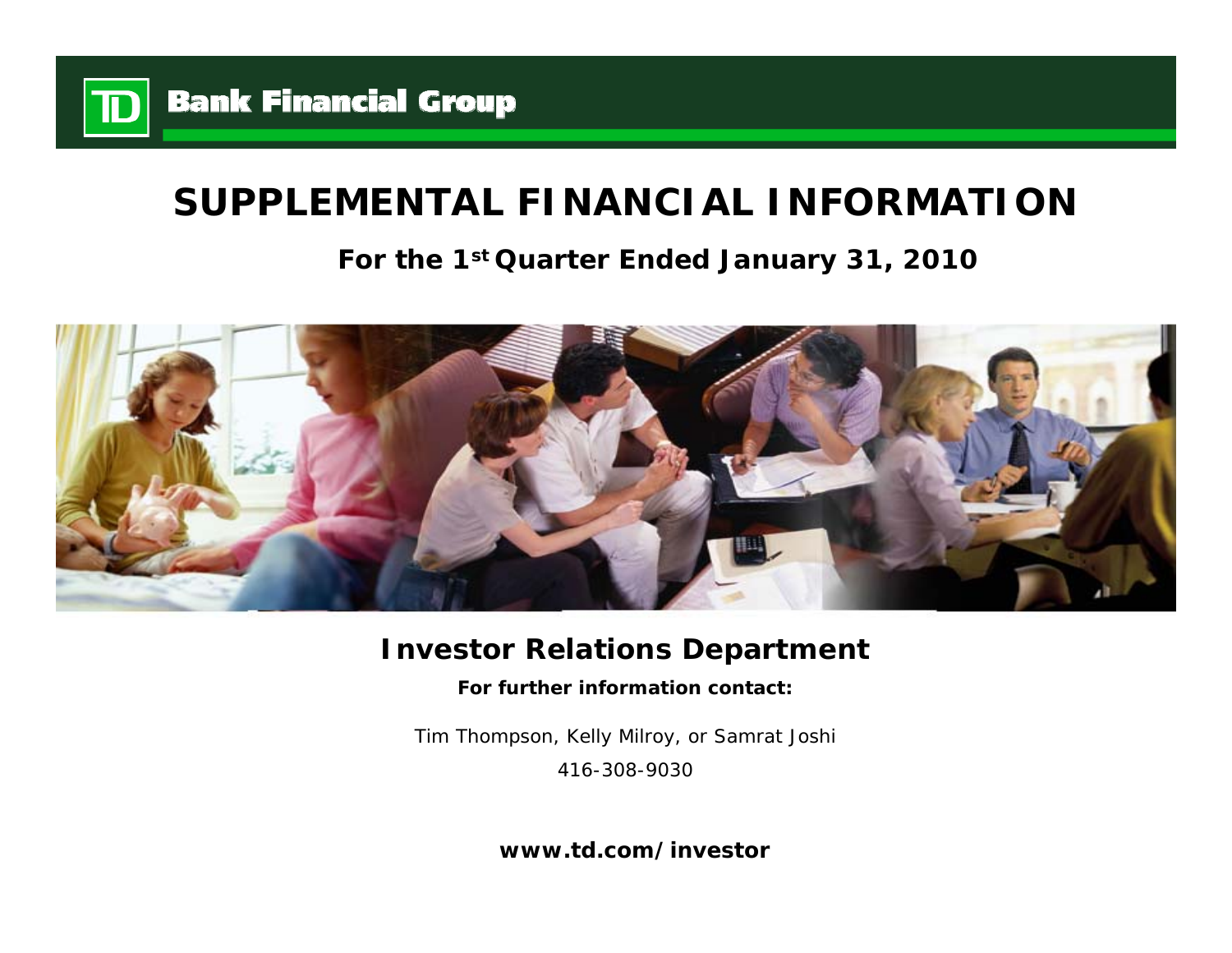TD Bank Financial Group

# SUPPLEMENTAL FINANCIAL INFORMATION

## For the 1st Quarter Ended January 31, 2010

## Investor Relations Department

**For further information contact:**

Tim Thompson, Kelly Milroy, or Samrat Joshi

416-308-9030

**www.td.com/investor**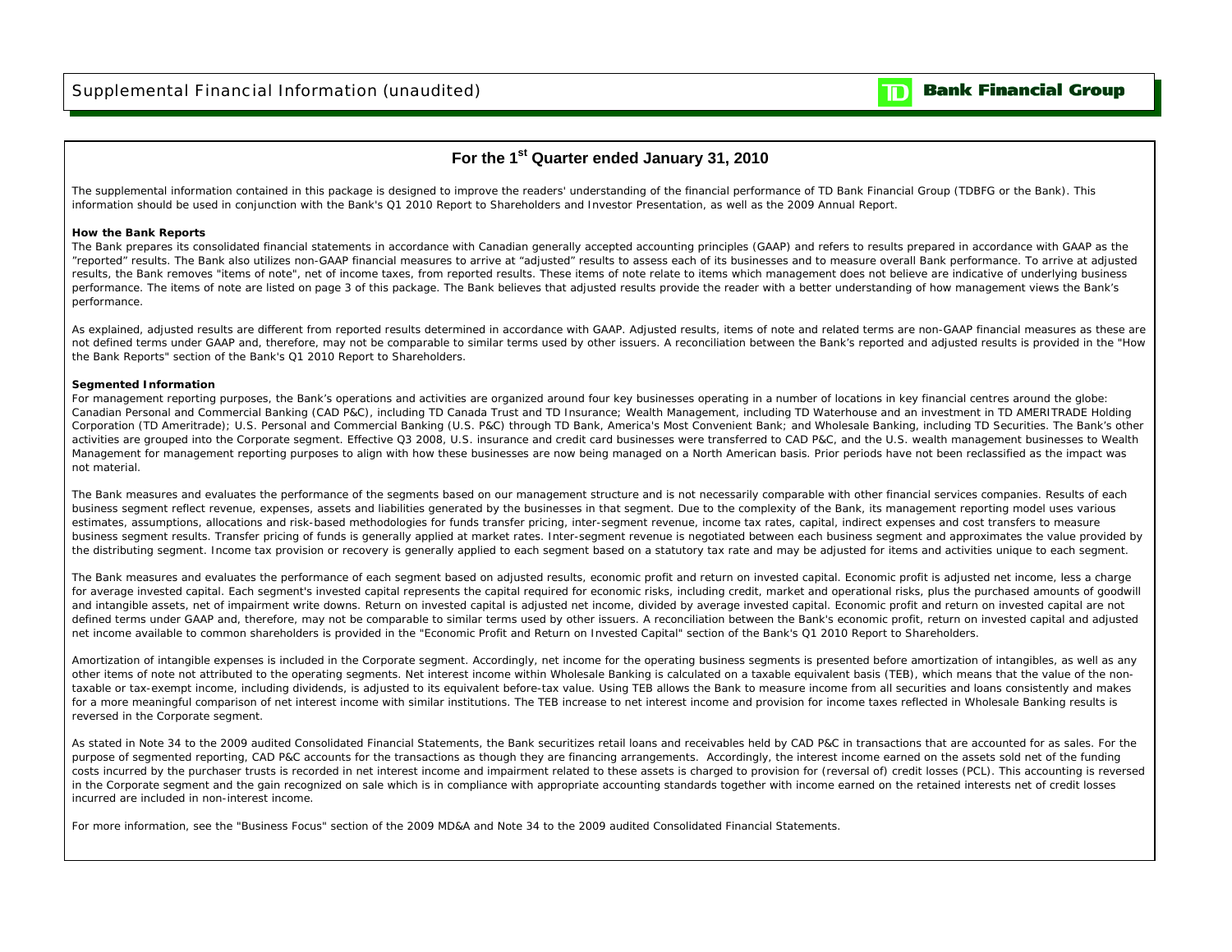## For the 1st Quarter ended January 31, 2010

The supplemental information contained in this package is designed to improve the readers' understanding of the financial performance of TD Bank Financial Group (TDBFG or the Bank). This information should be used in conjunction with the Bank's Q1 2010 Report to Shareholders and Investor Presentation, as well as the 2009 Annual Report.

**How the Bank Reports**

The Bank prepares its consolidated financial statements in accordance with Canadian generally accepted accounting principles (GAAP) and refers to results prepared in accordance with GAAP as the "reported" results. The Bank also utilizes non-GAAP financial measures to arrive at "adjusted" results to assess each of its businesses and to measure overall Bank performance. To arrive at adjusted results, the Bank removes "items of note", net of income taxes, from reported results. These items of note relate to items which management does not believe are indicative of underlying business performance. The items of note are listed on page 3 of this package. The Bank believes that adjusted results provide the reader with a better understanding of how management views the Bank's performance.

As explained, adjusted results are different from reported results determined in accordance with GAAP. Adjusted results, items of note and related terms are non-GAAP financial measures as these are not defined terms under GAAP and, therefore, may not be comparable to similar terms used by other issuers. A reconciliation between the Bank's reported and adjusted results is provided in the "How the Bank Reports" section of the Bank's Q1 2010 Report to Shareholders.

**Segmented Information**

For management reporting purposes, the Bank's operations and activities are organized around four key businesses operating in a number of locations in key financial centres around the globe: Canadian Personal and Commercial Banking (CAD P&C), including TD Canada Trust and TD Insurance; Wealth Management, including TD Waterhouse and an investment in TD AMERITRADE Holding Corporation (TD Ameritrade); U.S. Personal and Commercial Banking (U.S. P&C) through TD Bank, America's Most Convenient Bank; and Wholesale Banking, including TD Securities. The Bank's other activities are grouped into the Corporate segment. Effective Q3 2008, U.S. insurance and credit card businesses were transferred to CAD P&C, and the U.S. wealth management businesses to Wealth Management for management reporting purposes to align with how these businesses are now being managed on a North American basis. Prior periods have not been reclassified as the impact was not material.

The Bank measures and evaluates the performance of the segments based on our management structure and is not necessarily comparable with other financial services companies. Results of each business segment reflect revenue, expenses, assets and liabilities generated by the businesses in that segment. Due to the complexity of the Bank, its management reporting model uses various estimates, assumptions, allocations and risk-based methodologies for funds transfer pricing, inter-segment revenue, income tax rates, capital, indirect expenses and cost transfers to measure business segment results. Transfer pricing of funds is generally applied at market rates. Inter-segment revenue is negotiated between each business segment and approximates the value provided by the distributing segment. Income tax provision or recovery is generally applied to each segment based on a statutory tax rate and may be adjusted for items and activities unique to each segment.

The Bank measures and evaluates the performance of each segment based on adjusted results, economic profit and return on invested capital. Economic profit is adjusted net income, less a charge for average invested capital. Each segment's invested capital represents the capital required for economic risks, including credit, market and operational risks, plus the purchased amounts of goodwill and intangible assets, net of impairment write downs. Return on invested capital is adjusted net income, divided by average invested capital. Economic profit and return on invested capital are not defined terms under GAAP and, therefore, may not be comparable to similar terms used by other issuers. A reconciliation between the Bank's economic profit, return on invested capital and adjusted net income available to common shareholders is provided in the "Economic Profit and Return on Invested Capital" section of the Bank's Q1 2010 Report to Shareholders.

Amortization of intangible expenses is included in the Corporate segment. Accordingly, net income for the operating business segments is presented before amortization of intangibles, as well as any other items of note not attributed to the operating segments. Net interest income within Wholesale Banking is calculated on a taxable equivalent basis (TEB), which means that the value of the non-taxable or tax-exempt income, including dividends, is adjusted to its equivalent before-tax value. Using TEB allows the Bank to measure income from all securities and loans consistently and makes for a more meaningful comparison of net interest income with similar institutions. The TEB increase to net interest income and provision for income taxes reflected in Wholesale Banking results is reversed in the Corporate segment.

As stated in Note 34 to the 2009 audited Consolidated Financial Statements, the Bank securitizes retail loans and receivables held by CAD P&C in transactions that are accounted for as sales. For the purpose of segmented reporting, CAD P&C accounts for the transactions as though they are financing arrangements. Accordingly, the interest income earned on the assets sold net of the funding costs incurred by the purchaser trusts is recorded in net interest income and impairment related to these assets is charged to provision for (reversal of) credit losses (PCL). This accounting is reversed in the Corporate segment and the gain recognized on sale which is in compliance with appropriate accounting standards together with income earned on the retained interests net of credit losses incurred are included in non-interest income.

For more information, see the "Business Focus" section of the 2009 MD&A and Note 34 to the 2009 audited Consolidated Financial Statements.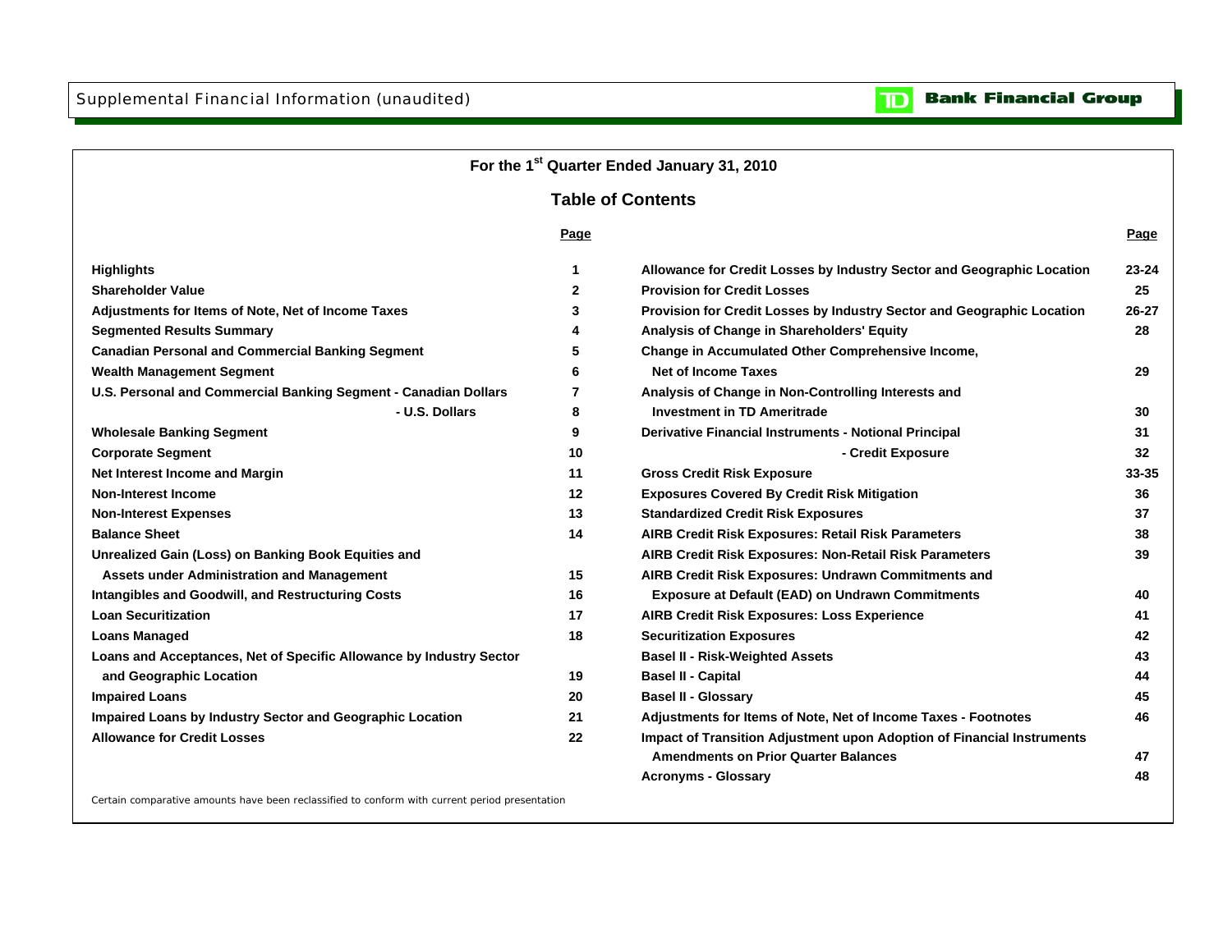Supplemental Financial Information (unaudited)

**TD Bank Financial Group**

## For the 1st Quarter Ended January 31, 2010

### Table of Contents

| | Page | | Page |
|---|---|---|---|
| **Highlights** | 1 | **Allowance for Credit Losses by Industry Sector and Geographic Location** | 23-24 |
| **Shareholder Value** | 2 | **Provision for Credit Losses** | 25 |
| **Adjustments for Items of Note, Net of Income Taxes** | 3 | **Provision for Credit Losses by Industry Sector and Geographic Location** | 26-27 |
| **Segmented Results Summary** | 4 | **Analysis of Change in Shareholders' Equity** | 28 |
| **Canadian Personal and Commercial Banking Segment** | 5 | **Change in Accumulated Other Comprehensive Income, Net of Income Taxes** | 29 |
| **Wealth Management Segment** | 6 | **Analysis of Change in Non-Controlling Interests and Investment in TD Ameritrade** | 30 |
| **U.S. Personal and Commercial Banking Segment - Canadian Dollars** | 7 | **Derivative Financial Instruments - Notional Principal** | 31 |
| **- U.S. Dollars** | 8 | **- Credit Exposure** | 32 |
| **Wholesale Banking Segment** | 9 | **Gross Credit Risk Exposure** | 33-35 |
| **Corporate Segment** | 10 | **Exposures Covered By Credit Risk Mitigation** | 36 |
| **Net Interest Income and Margin** | 11 | **Standardized Credit Risk Exposures** | 37 |
| **Non-Interest Income** | 12 | **AIRB Credit Risk Exposures: Retail Risk Parameters** | 38 |
| **Non-Interest Expenses** | 13 | **AIRB Credit Risk Exposures: Non-Retail Risk Parameters** | 39 |
| **Balance Sheet** | 14 | **AIRB Credit Risk Exposures: Undrawn Commitments and Exposure at Default (EAD) on Undrawn Commitments** | 40 |
| **Unrealized Gain (Loss) on Banking Book Equities and Assets under Administration and Management** | 15 | **AIRB Credit Risk Exposures: Loss Experience** | 41 |
| **Intangibles and Goodwill, and Restructuring Costs** | 16 | **Securitization Exposures** | 42 |
| **Loan Securitization** | 17 | **Basel II - Risk-Weighted Assets** | 43 |
| **Loans Managed** | 18 | **Basel II - Capital** | 44 |
| **Loans and Acceptances, Net of Specific Allowance by Industry Sector and Geographic Location** | 19 | **Basel II - Glossary** | 45 |
| **Impaired Loans** | 20 | **Adjustments for Items of Note, Net of Income Taxes - Footnotes** | 46 |
| **Impaired Loans by Industry Sector and Geographic Location** | 21 | **Impact of Transition Adjustment upon Adoption of Financial Instruments Amendments on Prior Quarter Balances** | 47 |
| **Allowance for Credit Losses** | 22 | **Acronyms - Glossary** | 48 |

Certain comparative amounts have been reclassified to conform with current period presentation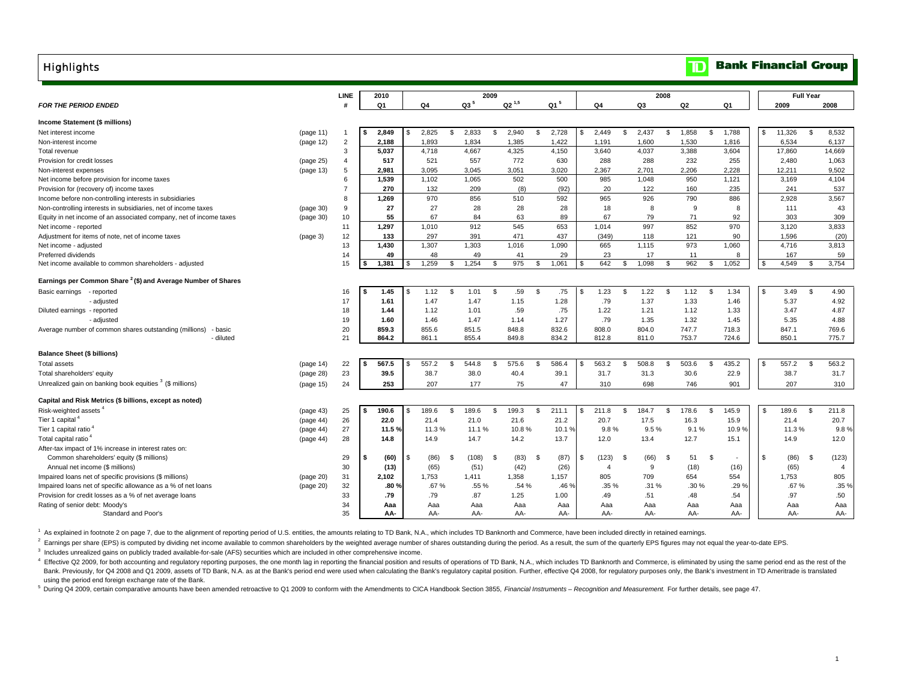# Highlights

**Bank Financial Group**

| *FOR THE PERIOD ENDED* | | LINE # | 2010 Q1 | 2009 Q4 | 2009 Q3 [5] | 2009 Q2 [1,5] | 2009 Q1 [5] | 2008 Q4 | 2008 Q3 | 2008 Q2 | 2008 Q1 | Full Year 2009 | Full Year 2008 |
|---|---|---|---|---|---|---|---|---|---|---|---|---|---|
| **Income Statement ($ millions)** | | | | | | | | | | | | | |
| Net interest income | (page 11) | 1 | $ 2,849 | $ 2,825 | $ 2,833 | $ 2,940 | $ 2,728 | $ 2,449 | $ 2,437 | $ 1,858 | $ 1,788 | $ 11,326 | $ 8,532 |
| Non-interest income | (page 12) | 2 | 2,188 | 1,893 | 1,834 | 1,385 | 1,422 | 1,191 | 1,600 | 1,530 | 1,816 | 6,534 | 6,137 |
| Total revenue | | 3 | 5,037 | 4,718 | 4,667 | 4,325 | 4,150 | 3,640 | 4,037 | 3,388 | 3,604 | 17,860 | 14,669 |
| Provision for credit losses | (page 25) | 4 | 517 | 521 | 557 | 772 | 630 | 288 | 288 | 232 | 255 | 2,480 | 1,063 |
| Non-interest expenses | (page 13) | 5 | 2,981 | 3,095 | 3,045 | 3,051 | 3,020 | 2,367 | 2,701 | 2,206 | 2,228 | 12,211 | 9,502 |
| Net income before provision for income taxes | | 6 | 1,539 | 1,102 | 1,065 | 502 | 500 | 985 | 1,048 | 950 | 1,121 | 3,169 | 4,104 |
| Provision for (recovery of) income taxes | | 7 | 270 | 132 | 209 | (8) | (92) | 20 | 122 | 160 | 235 | 241 | 537 |
| Income before non-controlling interests in subsidiaries | | 8 | 1,269 | 970 | 856 | 510 | 592 | 965 | 926 | 790 | 886 | 2,928 | 3,567 |
| Non-controlling interests in subsidiaries, net of income taxes | (page 30) | 9 | 27 | 27 | 28 | 28 | 28 | 18 | 8 | 9 | 8 | 111 | 43 |
| Equity in net income of an associated company, net of income taxes | (page 30) | 10 | 55 | 67 | 84 | 63 | 89 | 67 | 79 | 71 | 92 | 303 | 309 |
| Net income - reported | | 11 | 1,297 | 1,010 | 912 | 545 | 653 | 1,014 | 997 | 852 | 970 | 3,120 | 3,833 |
| Adjustment for items of note, net of income taxes | (page 3) | 12 | 133 | 297 | 391 | 471 | 437 | (349) | 118 | 121 | 90 | 1,596 | (20) |
| Net income - adjusted | | 13 | 1,430 | 1,307 | 1,303 | 1,016 | 1,090 | 665 | 1,115 | 973 | 1,060 | 4,716 | 3,813 |
| Preferred dividends | | 14 | 49 | 48 | 49 | 41 | 29 | 23 | 17 | 11 | 8 | 167 | 59 |
| Net income available to common shareholders - adjusted | | 15 | $ 1,381 | $ 1,259 | $ 1,254 | $ 975 | $ 1,061 | $ 642 | $ 1,098 | $ 962 | $ 1,052 | $ 4,549 | $ 3,754 |
| **Earnings per Common Share [2] ($) and Average Number of Shares** | | | | | | | | | | | | | |
| Basic earnings - reported | | 16 | $ 1.45 | $ 1.12 | $ 1.01 | $ .59 | $ .75 | $ 1.23 | $ 1.22 | $ 1.12 | $ 1.34 | $ 3.49 | $ 4.90 |
| - adjusted | | 17 | 1.61 | 1.47 | 1.47 | 1.15 | 1.28 | .79 | 1.37 | 1.33 | 1.46 | 5.37 | 4.92 |
| Diluted earnings - reported | | 18 | 1.44 | 1.12 | 1.01 | .59 | .75 | 1.22 | 1.21 | 1.12 | 1.33 | 3.47 | 4.87 |
| - adjusted | | 19 | 1.60 | 1.46 | 1.47 | 1.14 | 1.27 | .79 | 1.35 | 1.32 | 1.45 | 5.35 | 4.88 |
| Average number of common shares outstanding (millions) - basic | | 20 | 859.3 | 855.6 | 851.5 | 848.8 | 832.6 | 808.0 | 804.0 | 747.7 | 718.3 | 847.1 | 769.6 |
| - diluted | | 21 | 864.2 | 861.1 | 855.4 | 849.8 | 834.2 | 812.8 | 811.0 | 753.7 | 724.6 | 850.1 | 775.7 |
| **Balance Sheet ($ billions)** | | | | | | | | | | | | | |
| Total assets | (page 14) | 22 | $ 567.5 | $ 557.2 | $ 544.8 | $ 575.6 | $ 586.4 | $ 563.2 | $ 508.8 | $ 503.6 | $ 435.2 | $ 557.2 | $ 563.2 |
| Total shareholders' equity | (page 28) | 23 | 39.5 | 38.7 | 38.0 | 40.4 | 39.1 | 31.7 | 31.3 | 30.6 | 22.9 | 38.7 | 31.7 |
| Unrealized gain on banking book equities [3] ($ millions) | (page 15) | 24 | 253 | 207 | 177 | 75 | 47 | 310 | 698 | 746 | 901 | 207 | 310 |
| **Capital and Risk Metrics ($ billions, except as noted)** | | | | | | | | | | | | | |
| Risk-weighted assets [4] | (page 43) | 25 | $ 190.6 | $ 189.6 | $ 189.6 | $ 199.3 | $ 211.1 | $ 211.8 | $ 184.7 | $ 178.6 | $ 145.9 | $ 189.6 | $ 211.8 |
| Tier 1 capital [4] | (page 44) | 26 | 22.0 | 21.4 | 21.0 | 21.6 | 21.2 | 20.7 | 17.5 | 16.3 | 15.9 | 21.4 | 20.7 |
| Tier 1 capital ratio [4] | (page 44) | 27 | 11.5 % | 11.3 % | 11.1 % | 10.8 % | 10.1 % | 9.8 % | 9.5 % | 9.1 % | 10.9 % | 11.3 % | 9.8 % |
| Total capital ratio [4] | (page 44) | 28 | 14.8 | 14.9 | 14.7 | 14.2 | 13.7 | 12.0 | 13.4 | 12.7 | 15.1 | 14.9 | 12.0 |
| After-tax impact of 1% increase in interest rates on: | | | | | | | | | | | | | |
| Common shareholders' equity ($ millions) | | 29 | $ (60) | $ (86) | $ (108) | $ (83) | $ (87) | $ (123) | $ (66) | $ 51 | $ - | $ (86) | $ (123) |
| Annual net income ($ millions) | | 30 | (13) | (65) | (51) | (42) | (26) | 4 | 9 | (18) | (16) | (65) | 4 |
| Impaired loans net of specific provisions ($ millions) | (page 20) | 31 | 2,102 | 1,753 | 1,411 | 1,358 | 1,157 | 805 | 709 | 654 | 554 | 1,753 | 805 |
| Impaired loans net of specific allowance as a % of net loans | (page 20) | 32 | .80 % | .67 % | .55 % | .54 % | .46 % | .35 % | .31 % | .30 % | .29 % | .67 % | .35 % |
| Provision for credit losses as a % of net average loans | | 33 | .79 | .79 | .87 | 1.25 | 1.00 | .49 | .51 | .48 | .54 | .97 | .50 |
| Rating of senior debt: Moody's | | 34 | Aaa | Aaa | Aaa | Aaa | Aaa | Aaa | Aaa | Aaa | Aaa | Aaa | Aaa |
| Standard and Poor's | | 35 | AA- | AA- | AA- | AA- | AA- | AA- | AA- | AA- | AA- | AA- | AA- |

[1] As explained in footnote 2 on page 7, due to the alignment of reporting period of U.S. entities, the amounts relating to TD Bank, N.A., which includes TD Banknorth and Commerce, have been included directly in retained earnings.

[2] Earnings per share (EPS) is computed by dividing net income available to common shareholders by the weighted average number of shares outstanding during the period. As a result, the sum of the quarterly EPS figures may not equal the year-to-date EPS.

[3] Includes unrealized gains on publicly traded available-for-sale (AFS) securities which are included in other comprehensive income.

[4] Effective Q2 2009, for both accounting and regulatory reporting purposes, the one month lag in reporting the financial position and results of operations of TD Bank, N.A., which includes TD Banknorth and Commerce, is eliminated by using the same period end as the rest of the Bank. Previously, for Q4 2008 and Q1 2009, assets of TD Bank, N.A. as at the Bank's period end were used when calculating the Bank's regulatory capital position. Further, effective Q4 2008, for regulatory purposes only, the Bank's investment in TD Ameritrade is translated using the period end foreign exchange rate of the Bank.

[5] During Q4 2009, certain comparative amounts have been amended retroactive to Q1 2009 to conform with the Amendments to CICA Handbook Section 3855, *Financial Instruments – Recognition and Measurement.* For further details, see page 47.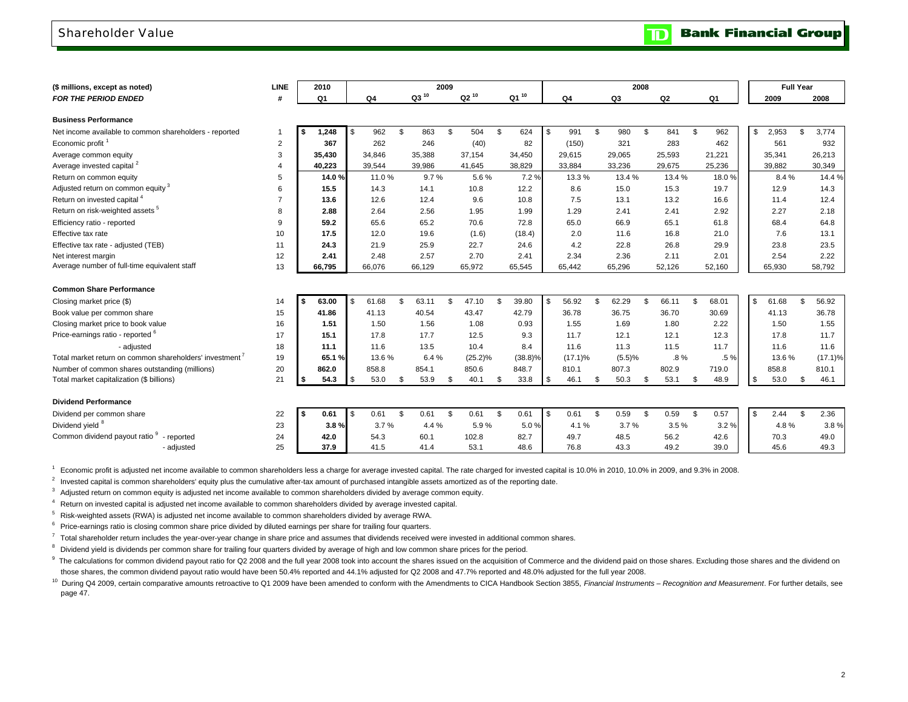## Shareholder Value

| ($ millions, except as noted) | LINE | 2010 | 2009 | | | | 2008 | | | | Full Year | |
|---|---|---|---|---|---|---|---|---|---|---|---|---|
| FOR THE PERIOD ENDED | # | Q1 | Q4 | Q3 [10] | Q2 [10] | Q1 [10] | Q4 | Q3 | Q2 | Q1 | 2009 | 2008 |
| **Business Performance** | | | | | | | | | | | | |
| Net income available to common shareholders - reported | 1 | $ 1,248 | $ 962 | $ 863 | $ 504 | $ 624 | $ 991 | $ 980 | $ 841 | $ 962 | $ 2,953 | $ 3,774 |
| Economic profit [1] | 2 | 367 | 262 | 246 | (40) | 82 | (150) | 321 | 283 | 462 | 561 | 932 |
| Average common equity | 3 | 35,430 | 34,846 | 35,388 | 37,154 | 34,450 | 29,615 | 29,065 | 25,593 | 21,221 | 35,341 | 26,213 |
| Average invested capital [2] | 4 | 40,223 | 39,544 | 39,986 | 41,645 | 38,829 | 33,884 | 33,236 | 29,675 | 25,236 | 39,882 | 30,349 |
| Return on common equity | 5 | 14.0 % | 11.0 % | 9.7 % | 5.6 % | 7.2 % | 13.3 % | 13.4 % | 13.4 % | 18.0 % | 8.4 % | 14.4 % |
| Adjusted return on common equity [3] | 6 | 15.5 | 14.3 | 14.1 | 10.8 | 12.2 | 8.6 | 15.0 | 15.3 | 19.7 | 12.9 | 14.3 |
| Return on invested capital [4] | 7 | 13.6 | 12.6 | 12.4 | 9.6 | 10.8 | 7.5 | 13.1 | 13.2 | 16.6 | 11.4 | 12.4 |
| Return on risk-weighted assets [5] | 8 | 2.88 | 2.64 | 2.56 | 1.95 | 1.99 | 1.29 | 2.41 | 2.41 | 2.92 | 2.27 | 2.18 |
| Efficiency ratio - reported | 9 | 59.2 | 65.6 | 65.2 | 70.6 | 72.8 | 65.0 | 66.9 | 65.1 | 61.8 | 68.4 | 64.8 |
| Effective tax rate | 10 | 17.5 | 12.0 | 19.6 | (1.6) | (18.4) | 2.0 | 11.6 | 16.8 | 21.0 | 7.6 | 13.1 |
| Effective tax rate - adjusted (TEB) | 11 | 24.3 | 21.9 | 25.9 | 22.7 | 24.6 | 4.2 | 22.8 | 26.8 | 29.9 | 23.8 | 23.5 |
| Net interest margin | 12 | 2.41 | 2.48 | 2.57 | 2.70 | 2.41 | 2.34 | 2.36 | 2.11 | 2.01 | 2.54 | 2.22 |
| Average number of full-time equivalent staff | 13 | 66,795 | 66,076 | 66,129 | 65,972 | 65,545 | 65,442 | 65,296 | 52,126 | 52,160 | 65,930 | 58,792 |
| **Common Share Performance** | | | | | | | | | | | | |
| Closing market price ($) | 14 | $ 63.00 | $ 61.68 | $ 63.11 | $ 47.10 | $ 39.80 | $ 56.92 | $ 62.29 | $ 66.11 | $ 68.01 | $ 61.68 | $ 56.92 |
| Book value per common share | 15 | 41.86 | 41.13 | 40.54 | 43.47 | 42.79 | 36.78 | 36.75 | 36.70 | 30.69 | 41.13 | 36.78 |
| Closing market price to book value | 16 | 1.51 | 1.50 | 1.56 | 1.08 | 0.93 | 1.55 | 1.69 | 1.80 | 2.22 | 1.50 | 1.55 |
| Price-earnings ratio - reported [6] | 17 | 15.1 | 17.8 | 17.7 | 12.5 | 9.3 | 11.7 | 12.1 | 12.1 | 12.3 | 17.8 | 11.7 |
| - adjusted | 18 | 11.1 | 11.6 | 13.5 | 10.4 | 8.4 | 11.6 | 11.3 | 11.5 | 11.7 | 11.6 | 11.6 |
| Total market return on common shareholders' investment [7] | 19 | 65.1 % | 13.6 % | 6.4 % | (25.2)% | (38.8)% | (17.1)% | (5.5)% | .8 % | .5 % | 13.6 % | (17.1)% |
| Number of common shares outstanding (millions) | 20 | 862.0 | 858.8 | 854.1 | 850.6 | 848.7 | 810.1 | 807.3 | 802.9 | 719.0 | 858.8 | 810.1 |
| Total market capitalization ($ billions) | 21 | $ 54.3 | $ 53.0 | $ 53.9 | $ 40.1 | $ 33.8 | $ 46.1 | $ 50.3 | $ 53.1 | $ 48.9 | $ 53.0 | $ 46.1 |
| **Dividend Performance** | | | | | | | | | | | | |
| Dividend per common share | 22 | $ 0.61 | $ 0.61 | $ 0.61 | $ 0.61 | $ 0.61 | $ 0.61 | $ 0.59 | $ 0.59 | $ 0.57 | $ 2.44 | $ 2.36 |
| Dividend yield [8] | 23 | 3.8 % | 3.7 % | 4.4 % | 5.9 % | 5.0 % | 4.1 % | 3.7 % | 3.5 % | 3.2 % | 4.8 % | 3.8 % |
| Common dividend payout ratio [9] - reported | 24 | 42.0 | 54.3 | 60.1 | 102.8 | 82.7 | 49.7 | 48.5 | 56.2 | 42.6 | 70.3 | 49.0 |
| - adjusted | 25 | 37.9 | 41.5 | 41.4 | 53.1 | 48.6 | 76.8 | 43.3 | 49.2 | 39.0 | 45.6 | 49.3 |

[1] Economic profit is adjusted net income available to common shareholders less a charge for average invested capital. The rate charged for invested capital is 10.0% in 2010, 10.0% in 2009, and 9.3% in 2008.

[2] Invested capital is common shareholders' equity plus the cumulative after-tax amount of purchased intangible assets amortized as of the reporting date.

[3] Adjusted return on common equity is adjusted net income available to common shareholders divided by average common equity.

[4] Return on invested capital is adjusted net income available to common shareholders divided by average invested capital.

[5] Risk-weighted assets (RWA) is adjusted net income available to common shareholders divided by average RWA.

[6] Price-earnings ratio is closing common share price divided by diluted earnings per share for trailing four quarters.

[7] Total shareholder return includes the year-over-year change in share price and assumes that dividends received were invested in additional common shares.

[8] Dividend yield is dividends per common share for trailing four quarters divided by average of high and low common share prices for the period.

[9] The calculations for common dividend payout ratio for Q2 2008 and the full year 2008 took into account the shares issued on the acquisition of Commerce and the dividend paid on those shares. Excluding those shares and the dividend on those shares, the common dividend payout ratio would have been 50.4% reported and 44.1% adjusted for Q2 2008 and 47.7% reported and 48.0% adjusted for the full year 2008.

[10] During Q4 2009, certain comparative amounts retroactive to Q1 2009 have been amended to conform with the Amendments to CICA Handbook Section 3855, *Financial Instruments – Recognition and Measurement*. For further details, see page 47.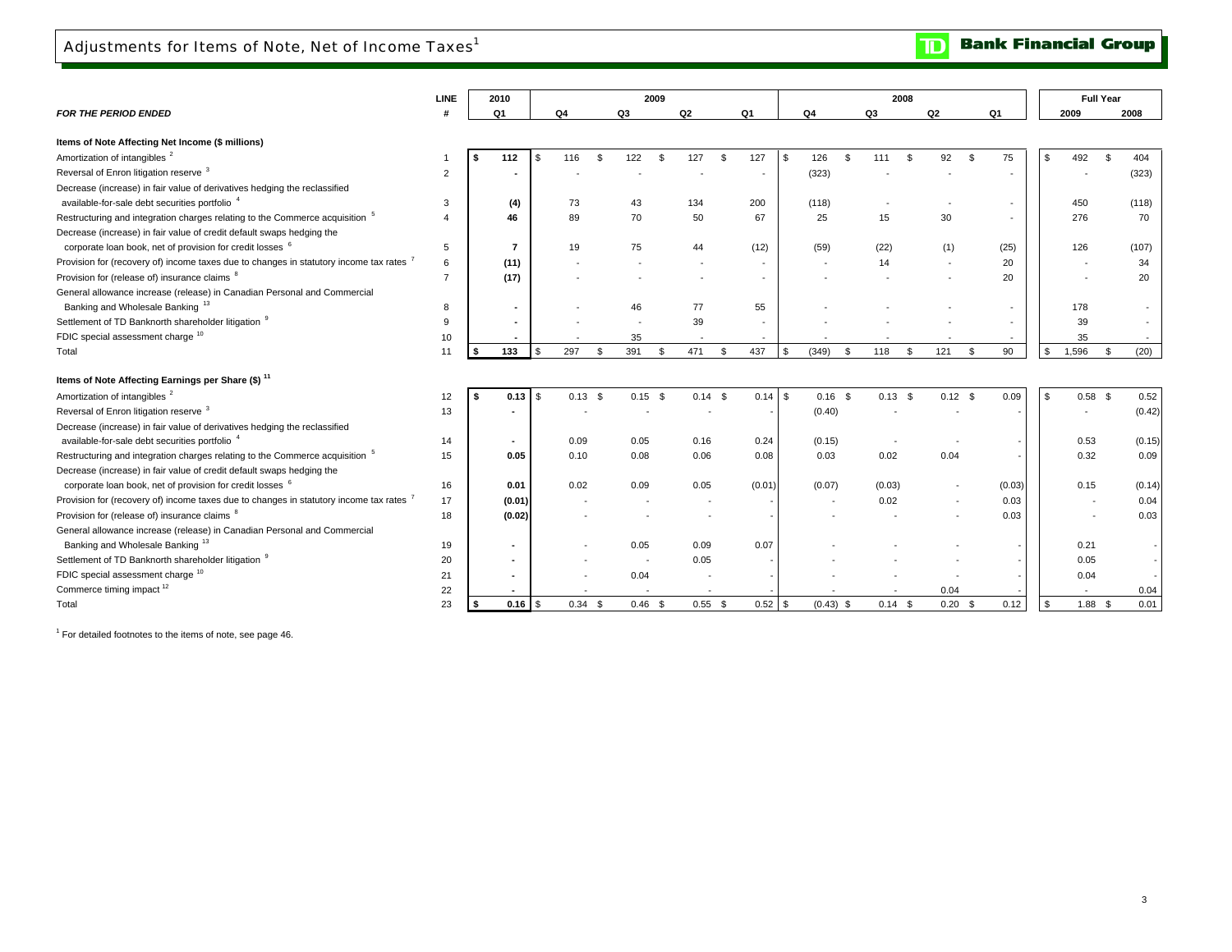# Adjustments for Items of Note, Net of Income Taxes[1]

| FOR THE PERIOD ENDED | LINE # | 2010 Q1 | 2009 Q4 | 2009 Q3 | 2009 Q2 | 2009 Q1 | 2008 Q4 | 2008 Q3 | 2008 Q2 | 2008 Q1 | Full Year 2009 | Full Year 2008 |
|---|---|---|---|---|---|---|---|---|---|---|---|---|
| **Items of Note Affecting Net Income ($ millions)** | | | | | | | | | | | | |
| Amortization of intangibles [2] | 1 | $ 112 | $ 116 | $ 122 | $ 127 | $ 127 | $ 126 | $ 111 | $ 92 | $ 75 | $ 492 | $ 404 |
| Reversal of Enron litigation reserve [3] | 2 | - | - | - | - | - | (323) | - | - | - | - | (323) |
| Decrease (increase) in fair value of derivatives hedging the reclassified available-for-sale debt securities portfolio [4] | 3 | (4) | 73 | 43 | 134 | 200 | (118) | - | - | - | 450 | (118) |
| Restructuring and integration charges relating to the Commerce acquisition [5] | 4 | 46 | 89 | 70 | 50 | 67 | 25 | 15 | 30 | - | 276 | 70 |
| Decrease (increase) in fair value of credit default swaps hedging the corporate loan book, net of provision for credit losses [6] | 5 | 7 | 19 | 75 | 44 | (12) | (59) | (22) | (1) | (25) | 126 | (107) |
| Provision for (recovery of) income taxes due to changes in statutory income tax rates [7] | 6 | (11) | - | - | - | - | - | 14 | - | 20 | - | 34 |
| Provision for (release of) insurance claims [8] | 7 | (17) | - | - | - | - | - | - | - | 20 | - | 20 |
| General allowance increase (release) in Canadian Personal and Commercial Banking and Wholesale Banking [13] | 8 | - | - | 46 | 77 | 55 | - | - | - | - | 178 | - |
| Settlement of TD Banknorth shareholder litigation [9] | 9 | - | - | - | 39 | - | - | - | - | - | 39 | - |
| FDIC special assessment charge [10] | 10 | - | - | 35 | - | - | - | - | - | - | 35 | - |
| Total | 11 | $ 133 | $ 297 | $ 391 | $ 471 | $ 437 | $ (349) | $ 118 | $ 121 | $ 90 | $ 1,596 | $ (20) |
| **Items of Note Affecting Earnings per Share ($) [11]** | | | | | | | | | | | | |
| Amortization of intangibles [2] | 12 | $ 0.13 | $ 0.13 | $ 0.15 | $ 0.14 | $ 0.14 | $ 0.16 | $ 0.13 | $ 0.12 | $ 0.09 | $ 0.58 | $ 0.52 |
| Reversal of Enron litigation reserve [3] | 13 | - | - | - | - | - | (0.40) | - | - | - | - | (0.42) |
| Decrease (increase) in fair value of derivatives hedging the reclassified available-for-sale debt securities portfolio [4] | 14 | - | 0.09 | 0.05 | 0.16 | 0.24 | (0.15) | - | - | - | 0.53 | (0.15) |
| Restructuring and integration charges relating to the Commerce acquisition [5] | 15 | 0.05 | 0.10 | 0.08 | 0.06 | 0.08 | 0.03 | 0.02 | 0.04 | - | 0.32 | 0.09 |
| Decrease (increase) in fair value of credit default swaps hedging the corporate loan book, net of provision for credit losses [6] | 16 | 0.01 | 0.02 | 0.09 | 0.05 | (0.01) | (0.07) | (0.03) | - | (0.03) | 0.15 | (0.14) |
| Provision for (recovery of) income taxes due to changes in statutory income tax rates [7] | 17 | (0.01) | - | - | - | - | - | 0.02 | - | 0.03 | - | 0.04 |
| Provision for (release of) insurance claims [8] | 18 | (0.02) | - | - | - | - | - | - | - | 0.03 | - | 0.03 |
| General allowance increase (release) in Canadian Personal and Commercial Banking and Wholesale Banking [13] | 19 | - | - | 0.05 | 0.09 | 0.07 | - | - | - | - | 0.21 | - |
| Settlement of TD Banknorth shareholder litigation [9] | 20 | - | - | - | 0.05 | - | - | - | - | - | 0.05 | - |
| FDIC special assessment charge [10] | 21 | - | - | 0.04 | - | - | - | - | - | - | 0.04 | - |
| Commerce timing impact [12] | 22 | - | - | - | - | - | - | - | 0.04 | - | - | 0.04 |
| Total | 23 | $ 0.16 | $ 0.34 | $ 0.46 | $ 0.55 | $ 0.52 | $ (0.43) | $ 0.14 | $ 0.20 | $ 0.12 | $ 1.88 | $ 0.01 |

[1] For detailed footnotes to the items of note, see page 46.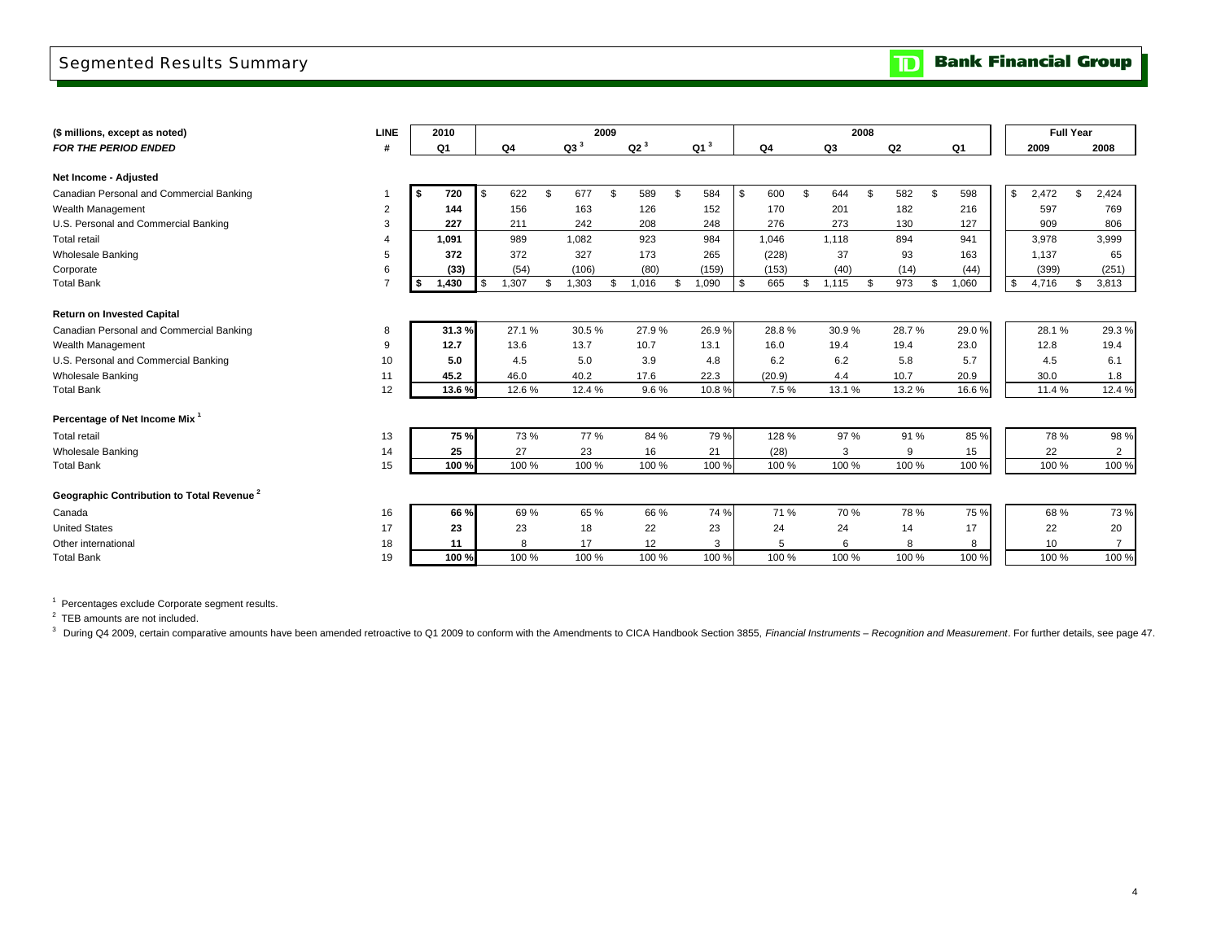# Segmented Results Summary

| ($ millions, except as noted) | LINE | 2010 | 2009 | | | | 2008 | | | | Full Year | |
|---|---|---|---|---|---|---|---|---|---|---|---|---|
| *FOR THE PERIOD ENDED* | # | Q1 | Q4 | Q3 [3] | Q2 [3] | Q1 [3] | Q4 | Q3 | Q2 | Q1 | 2009 | 2008 |
| **Net Income - Adjusted** | | | | | | | | | | | | |
| Canadian Personal and Commercial Banking | 1 | **$ 720** | $ 622 | $ 677 | $ 589 | $ 584 | $ 600 | $ 644 | $ 582 | $ 598 | $ 2,472 | $ 2,424 |
| Wealth Management | 2 | **144** | 156 | 163 | 126 | 152 | 170 | 201 | 182 | 216 | 597 | 769 |
| U.S. Personal and Commercial Banking | 3 | **227** | 211 | 242 | 208 | 248 | 276 | 273 | 130 | 127 | 909 | 806 |
| Total retail | 4 | **1,091** | 989 | 1,082 | 923 | 984 | 1,046 | 1,118 | 894 | 941 | 3,978 | 3,999 |
| Wholesale Banking | 5 | **372** | 372 | 327 | 173 | 265 | (228) | 37 | 93 | 163 | 1,137 | 65 |
| Corporate | 6 | **(33)** | (54) | (106) | (80) | (159) | (153) | (40) | (14) | (44) | (399) | (251) |
| Total Bank | 7 | **$ 1,430** | $ 1,307 | $ 1,303 | $ 1,016 | $ 1,090 | $ 665 | $ 1,115 | $ 973 | $ 1,060 | $ 4,716 | $ 3,813 |
| **Return on Invested Capital** | | | | | | | | | | | | |
| Canadian Personal and Commercial Banking | 8 | **31.3 %** | 27.1 % | 30.5 % | 27.9 % | 26.9 % | 28.8 % | 30.9 % | 28.7 % | 29.0 % | 28.1 % | 29.3 % |
| Wealth Management | 9 | **12.7** | 13.6 | 13.7 | 10.7 | 13.1 | 16.0 | 19.4 | 19.4 | 23.0 | 12.8 | 19.4 |
| U.S. Personal and Commercial Banking | 10 | **5.0** | 4.5 | 5.0 | 3.9 | 4.8 | 6.2 | 6.2 | 5.8 | 5.7 | 4.5 | 6.1 |
| Wholesale Banking | 11 | **45.2** | 46.0 | 40.2 | 17.6 | 22.3 | (20.9) | 4.4 | 10.7 | 20.9 | 30.0 | 1.8 |
| Total Bank | 12 | **13.6 %** | 12.6 % | 12.4 % | 9.6 % | 10.8 % | 7.5 % | 13.1 % | 13.2 % | 16.6 % | 11.4 % | 12.4 % |
| **Percentage of Net Income Mix [1]** | | | | | | | | | | | | |
| Total retail | 13 | **75 %** | 73 % | 77 % | 84 % | 79 % | 128 % | 97 % | 91 % | 85 % | 78 % | 98 % |
| Wholesale Banking | 14 | **25** | 27 | 23 | 16 | 21 | (28) | 3 | 9 | 15 | 22 | 2 |
| Total Bank | 15 | **100 %** | 100 % | 100 % | 100 % | 100 % | 100 % | 100 % | 100 % | 100 % | 100 % | 100 % |
| **Geographic Contribution to Total Revenue [2]** | | | | | | | | | | | | |
| Canada | 16 | **66 %** | 69 % | 65 % | 66 % | 74 % | 71 % | 70 % | 78 % | 75 % | 68 % | 73 % |
| United States | 17 | **23** | 23 | 18 | 22 | 23 | 24 | 24 | 14 | 17 | 22 | 20 |
| Other international | 18 | **11** | 8 | 17 | 12 | 3 | 5 | 6 | 8 | 8 | 10 | 7 |
| Total Bank | 19 | **100 %** | 100 % | 100 % | 100 % | 100 % | 100 % | 100 % | 100 % | 100 % | 100 % | 100 % |

[1] Percentages exclude Corporate segment results.

[2] TEB amounts are not included.

[3] During Q4 2009, certain comparative amounts have been amended retroactive to Q1 2009 to conform with the Amendments to CICA Handbook Section 3855, *Financial Instruments – Recognition and Measurement*. For further details, see page 47.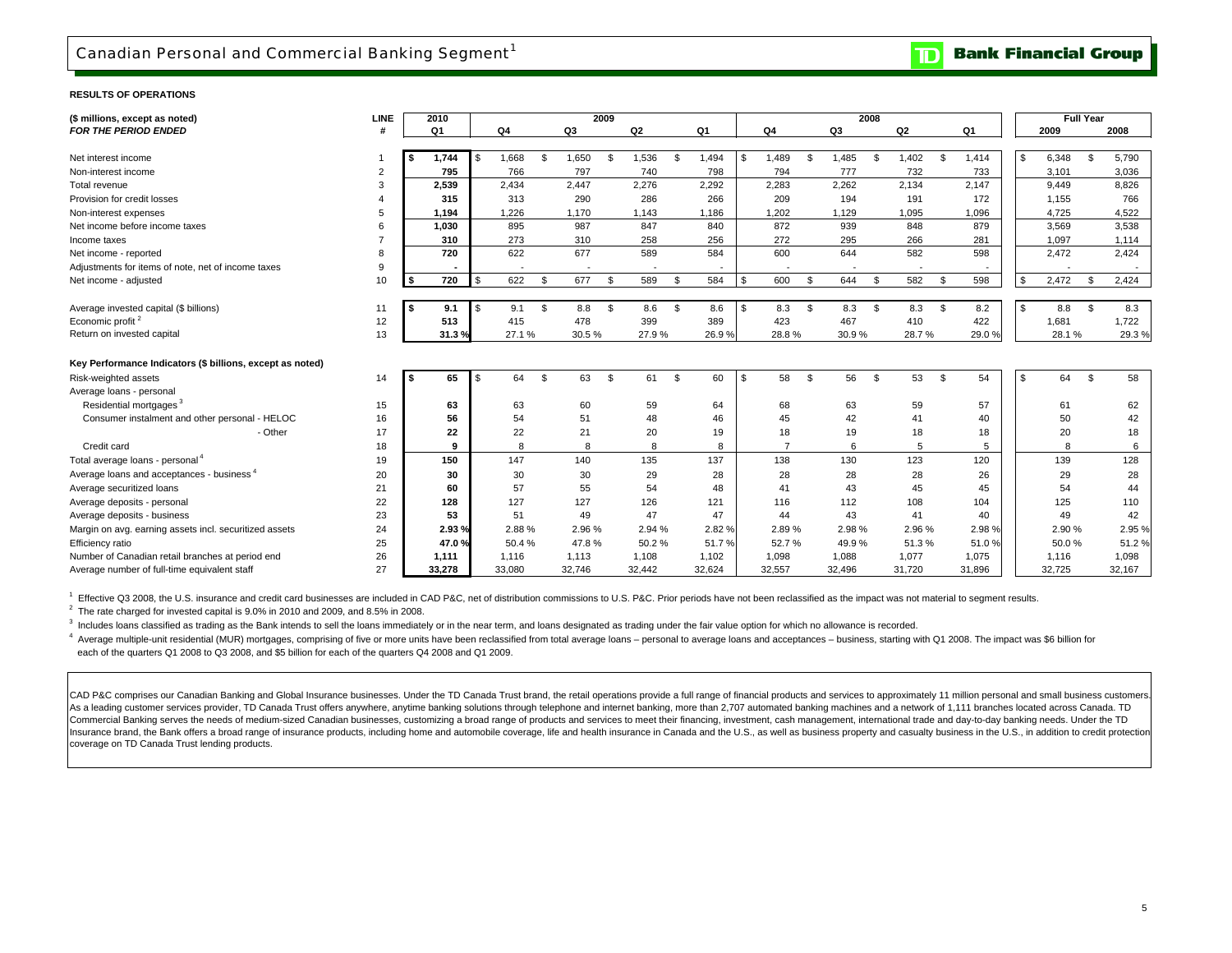# Canadian Personal and Commercial Banking Segment[1]

**RESULTS OF OPERATIONS**

| ($ millions, except as noted) *FOR THE PERIOD ENDED* | LINE # | 2010 Q1 | 2009 Q4 | 2009 Q3 | 2009 Q2 | 2009 Q1 | 2008 Q4 | 2008 Q3 | 2008 Q2 | 2008 Q1 | Full Year 2009 | Full Year 2008 |
|---|---|---|---|---|---|---|---|---|---|---|---|---|
| Net interest income | 1 | $ 1,744 | $ 1,668 | $ 1,650 | $ 1,536 | $ 1,494 | $ 1,489 | $ 1,485 | $ 1,402 | $ 1,414 | $ 6,348 | $ 5,790 |
| Non-interest income | 2 | 795 | 766 | 797 | 740 | 798 | 794 | 777 | 732 | 733 | 3,101 | 3,036 |
| Total revenue | 3 | 2,539 | 2,434 | 2,447 | 2,276 | 2,292 | 2,283 | 2,262 | 2,134 | 2,147 | 9,449 | 8,826 |
| Provision for credit losses | 4 | 315 | 313 | 290 | 286 | 266 | 209 | 194 | 191 | 172 | 1,155 | 766 |
| Non-interest expenses | 5 | 1,194 | 1,226 | 1,170 | 1,143 | 1,186 | 1,202 | 1,129 | 1,095 | 1,096 | 4,725 | 4,522 |
| Net income before income taxes | 6 | 1,030 | 895 | 987 | 847 | 840 | 872 | 939 | 848 | 879 | 3,569 | 3,538 |
| Income taxes | 7 | 310 | 273 | 310 | 258 | 256 | 272 | 295 | 266 | 281 | 1,097 | 1,114 |
| Net income - reported | 8 | 720 | 622 | 677 | 589 | 584 | 600 | 644 | 582 | 598 | 2,472 | 2,424 |
| Adjustments for items of note, net of income taxes | 9 | - | - | - | - | - | - | - | - | - | - | - |
| Net income - adjusted | 10 | $ 720 | $ 622 | $ 677 | $ 589 | $ 584 | $ 600 | $ 644 | $ 582 | $ 598 | $ 2,472 | $ 2,424 |
| Average invested capital ($ billions) | 11 | $ 9.1 | $ 9.1 | $ 8.8 | $ 8.6 | $ 8.6 | $ 8.3 | $ 8.3 | $ 8.3 | $ 8.2 | $ 8.8 | $ 8.3 |
| Economic profit[2] | 12 | 513 | 415 | 478 | 399 | 389 | 423 | 467 | 410 | 422 | 1,681 | 1,722 |
| Return on invested capital | 13 | 31.3 % | 27.1 % | 30.5 % | 27.9 % | 26.9 % | 28.8 % | 30.9 % | 28.7 % | 29.0 % | 28.1 % | 29.3 % |

**Key Performance Indicators ($ billions, except as noted)**

| | LINE # | 2010 Q1 | 2009 Q4 | 2009 Q3 | 2009 Q2 | 2009 Q1 | 2008 Q4 | 2008 Q3 | 2008 Q2 | 2008 Q1 | Full Year 2009 | Full Year 2008 |
|---|---|---|---|---|---|---|---|---|---|---|---|---|
| Risk-weighted assets | 14 | $ 65 | $ 64 | $ 63 | $ 61 | $ 60 | $ 58 | $ 56 | $ 53 | $ 54 | $ 64 | $ 58 |
| Average loans - personal | | | | | | | | | | | | |
| Residential mortgages[3] | 15 | 63 | 63 | 60 | 59 | 64 | 68 | 63 | 59 | 57 | 61 | 62 |
| Consumer instalment and other personal - HELOC | 16 | 56 | 54 | 51 | 48 | 46 | 45 | 42 | 41 | 40 | 50 | 42 |
| - Other | 17 | 22 | 22 | 21 | 20 | 19 | 18 | 19 | 18 | 18 | 20 | 18 |
| Credit card | 18 | 9 | 8 | 8 | 8 | 8 | 7 | 6 | 5 | 5 | 8 | 6 |
| Total average loans - personal[4] | 19 | 150 | 147 | 140 | 135 | 137 | 138 | 130 | 123 | 120 | 139 | 128 |
| Average loans and acceptances - business[4] | 20 | 30 | 30 | 30 | 29 | 28 | 28 | 28 | 28 | 26 | 29 | 28 |
| Average securitized loans | 21 | 60 | 57 | 55 | 54 | 48 | 41 | 43 | 45 | 45 | 54 | 44 |
| Average deposits - personal | 22 | 128 | 127 | 127 | 126 | 121 | 116 | 112 | 108 | 104 | 125 | 110 |
| Average deposits - business | 23 | 53 | 51 | 49 | 47 | 47 | 44 | 43 | 41 | 40 | 49 | 42 |
| Margin on avg. earning assets incl. securitized assets | 24 | 2.93 % | 2.88 % | 2.96 % | 2.94 % | 2.82 % | 2.89 % | 2.98 % | 2.96 % | 2.98 % | 2.90 % | 2.95 % |
| Efficiency ratio | 25 | 47.0 % | 50.4 % | 47.8 % | 50.2 % | 51.7 % | 52.7 % | 49.9 % | 51.3 % | 51.0 % | 50.0 % | 51.2 % |
| Number of Canadian retail branches at period end | 26 | 1,111 | 1,116 | 1,113 | 1,108 | 1,102 | 1,098 | 1,088 | 1,077 | 1,075 | 1,116 | 1,098 |
| Average number of full-time equivalent staff | 27 | 33,278 | 33,080 | 32,746 | 32,442 | 32,624 | 32,557 | 32,496 | 31,720 | 31,896 | 32,725 | 32,167 |

[1] Effective Q3 2008, the U.S. insurance and credit card businesses are included in CAD P&C, net of distribution commissions to U.S. P&C. Prior periods have not been reclassified as the impact was not material to segment results.

[2] The rate charged for invested capital is 9.0% in 2010 and 2009, and 8.5% in 2008.

[3] Includes loans classified as trading as the Bank intends to sell the loans immediately or in the near term, and loans designated as trading under the fair value option for which no allowance is recorded.

[4] Average multiple-unit residential (MUR) mortgages, comprising of five or more units have been reclassified from total average loans – personal to average loans and acceptances – business, starting with Q1 2008. The impact was $6 billion for each of the quarters Q1 2008 to Q3 2008, and $5 billion for each of the quarters Q4 2008 and Q1 2009.

CAD P&C comprises our Canadian Banking and Global Insurance businesses. Under the TD Canada Trust brand, the retail operations provide a full range of financial products and services to approximately 11 million personal and small business customers. As a leading customer services provider, TD Canada Trust offers anywhere, anytime banking solutions through telephone and internet banking, more than 2,707 automated banking machines and a network of 1,111 branches located across Canada. TD Commercial Banking serves the needs of medium-sized Canadian businesses, customizing a broad range of products and services to meet their financing, investment, cash management, international trade and day-to-day banking needs. Under the TD Insurance brand, the Bank offers a broad range of insurance products, including home and automobile coverage, life and health insurance in Canada and the U.S., as well as business property and casualty business in the U.S., in addition to credit protection coverage on TD Canada Trust lending products.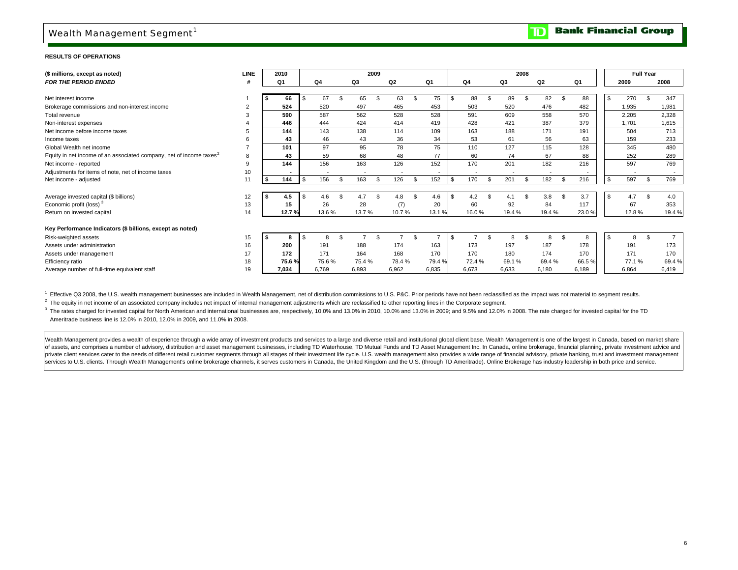# Wealth Management Segment[1]

**RESULTS OF OPERATIONS**

| **($ millions, except as noted)** *FOR THE PERIOD ENDED* | **LINE #** | **2010 Q1** | **2009 Q4** | **2009 Q3** | **2009 Q2** | **2009 Q1** | **2008 Q4** | **2008 Q3** | **2008 Q2** | **2008 Q1** | **Full Year 2009** | **Full Year 2008** |
|---|---|---|---|---|---|---|---|---|---|---|---|---|
| Net interest income | 1 | **$ 66** | $ 67 | $ 65 | $ 63 | $ 75 | $ 88 | $ 89 | $ 82 | $ 88 | $ 270 | $ 347 |
| Brokerage commissions and non-interest income | 2 | **524** | 520 | 497 | 465 | 453 | 503 | 520 | 476 | 482 | 1,935 | 1,981 |
| Total revenue | 3 | **590** | 587 | 562 | 528 | 528 | 591 | 609 | 558 | 570 | 2,205 | 2,328 |
| Non-interest expenses | 4 | **446** | 444 | 424 | 414 | 419 | 428 | 421 | 387 | 379 | 1,701 | 1,615 |
| Net income before income taxes | 5 | **144** | 143 | 138 | 114 | 109 | 163 | 188 | 171 | 191 | 504 | 713 |
| Income taxes | 6 | **43** | 46 | 43 | 36 | 34 | 53 | 61 | 56 | 63 | 159 | 233 |
| Global Wealth net income | 7 | **101** | 97 | 95 | 78 | 75 | 110 | 127 | 115 | 128 | 345 | 480 |
| Equity in net income of an associated company, net of income taxes[2] | 8 | **43** | 59 | 68 | 48 | 77 | 60 | 74 | 67 | 88 | 252 | 289 |
| Net income - reported | 9 | **144** | 156 | 163 | 126 | 152 | 170 | 201 | 182 | 216 | 597 | 769 |
| Adjustments for items of note, net of income taxes | 10 | **-** | - | - | - | - | - | - | - | - | - | - |
| Net income - adjusted | 11 | **$ 144** | $ 156 | $ 163 | $ 126 | $ 152 | $ 170 | $ 201 | $ 182 | $ 216 | $ 597 | $ 769 |
| Average invested capital ($ billions) | 12 | **$ 4.5** | $ 4.6 | $ 4.7 | $ 4.8 | $ 4.6 | $ 4.2 | $ 4.1 | $ 3.8 | $ 3.7 | $ 4.7 | $ 4.0 |
| Economic profit (loss)[3] | 13 | **15** | 26 | 28 | (7) | 20 | 60 | 92 | 84 | 117 | 67 | 353 |
| Return on invested capital | 14 | **12.7 %** | 13.6 % | 13.7 % | 10.7 % | 13.1 % | 16.0 % | 19.4 % | 19.4 % | 23.0 % | 12.8 % | 19.4 % |
| **Key Performance Indicators ($ billions, except as noted)** | | | | | | | | | | | | |
| Risk-weighted assets | 15 | **$ 8** | $ 8 | $ 7 | $ 7 | $ 7 | $ 7 | $ 8 | $ 8 | $ 8 | $ 8 | $ 7 |
| Assets under administration | 16 | **200** | 191 | 188 | 174 | 163 | 173 | 197 | 187 | 178 | 191 | 173 |
| Assets under management | 17 | **172** | 171 | 164 | 168 | 170 | 170 | 180 | 174 | 170 | 171 | 170 |
| Efficiency ratio | 18 | **75.6 %** | 75.6 % | 75.4 % | 78.4 % | 79.4 % | 72.4 % | 69.1 % | 69.4 % | 66.5 % | 77.1 % | 69.4 % |
| Average number of full-time equivalent staff | 19 | **7,034** | 6,769 | 6,893 | 6,962 | 6,835 | 6,673 | 6,633 | 6,180 | 6,189 | 6,864 | 6,419 |

[1] Effective Q3 2008, the U.S. wealth management businesses are included in Wealth Management, net of distribution commissions to U.S. P&C. Prior periods have not been reclassified as the impact was not material to segment results.

[2] The equity in net income of an associated company includes net impact of internal management adjustments which are reclassified to other reporting lines in the Corporate segment.

[3] The rates charged for invested capital for North American and international businesses are, respectively, 10.0% and 13.0% in 2010, 10.0% and 13.0% in 2009; and 9.5% and 12.0% in 2008. The rate charged for invested capital for the TD Ameritrade business line is 12.0% in 2010, 12.0% in 2009, and 11.0% in 2008.

Wealth Management provides a wealth of experience through a wide array of investment products and services to a large and diverse retail and institutional global client base. Wealth Management is one of the largest in Canada, based on market share of assets, and comprises a number of advisory, distribution and asset management businesses, including TD Waterhouse, TD Mutual Funds and TD Asset Management Inc. In Canada, online brokerage, financial planning, private investment advice and private client services cater to the needs of different retail customer segments through all stages of their investment life cycle. U.S. wealth management also provides a wide range of financial advisory, private banking, trust and investment management services to U.S. clients. Through Wealth Management's online brokerage channels, it serves customers in Canada, the United Kingdom and the U.S. (through TD Ameritrade). Online Brokerage has industry leadership in both price and service.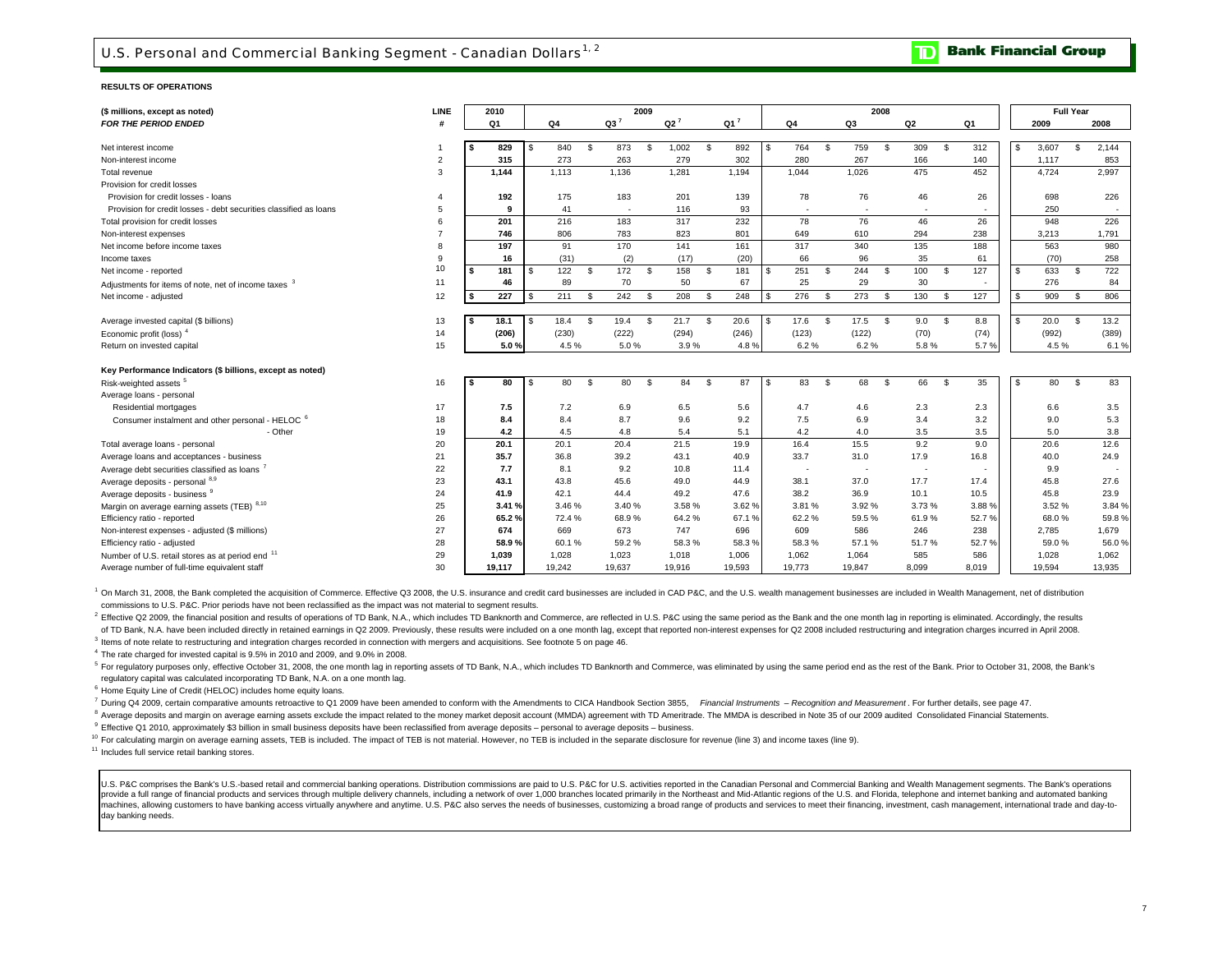# U.S. Personal and Commercial Banking Segment - Canadian Dollars[1, 2]

**RESULTS OF OPERATIONS**

| ($ millions, except as noted) | LINE | 2010 | 2009 | | | | 2008 | | | | Full Year | |
|---|---|---|---|---|---|---|---|---|---|---|---|---|
| ***FOR THE PERIOD ENDED*** | **#** | **Q1** | **Q4** | **Q3[7]** | **Q2[7]** | **Q1[7]** | **Q4** | **Q3** | **Q2** | **Q1** | **2009** | **2008** |
| Net interest income | 1 | **$ 829** | $ 840 | $ 873 | $ 1,002 | $ 892 | $ 764 | $ 759 | $ 309 | $ 312 | $ 3,607 | $ 2,144 |
| Non-interest income | 2 | **315** | 273 | 263 | 279 | 302 | 280 | 267 | 166 | 140 | 1,117 | 853 |
| Total revenue | 3 | **1,144** | 1,113 | 1,136 | 1,281 | 1,194 | 1,044 | 1,026 | 475 | 452 | 4,724 | 2,997 |
| Provision for credit losses | | | | | | | | | | | | |
| Provision for credit losses - loans | 4 | **192** | 175 | 183 | 201 | 139 | 78 | 76 | 46 | 26 | 698 | 226 |
| Provision for credit losses - debt securities classified as loans | 5 | **9** | 41 | - | 116 | 93 | - | - | - | - | 250 | - |
| Total provision for credit losses | 6 | **201** | 216 | 183 | 317 | 232 | 78 | 76 | 46 | 26 | 948 | 226 |
| Non-interest expenses | 7 | **746** | 806 | 783 | 823 | 801 | 649 | 610 | 294 | 238 | 3,213 | 1,791 |
| Net income before income taxes | 8 | **197** | 91 | 170 | 141 | 161 | 317 | 340 | 135 | 188 | 563 | 980 |
| Income taxes | 9 | **16** | (31) | (2) | (17) | (20) | 66 | 96 | 35 | 61 | (70) | 258 |
| Net income - reported | 10 | **$ 181** | $ 122 | $ 172 | $ 158 | $ 181 | $ 251 | $ 244 | $ 100 | $ 127 | $ 633 | $ 722 |
| Adjustments for items of note, net of income taxes [3] | 11 | **46** | 89 | 70 | 50 | 67 | 25 | 29 | 30 | - | 276 | 84 |
| Net income - adjusted | 12 | **$ 227** | $ 211 | $ 242 | $ 208 | $ 248 | $ 276 | $ 273 | $ 130 | $ 127 | $ 909 | $ 806 |
| Average invested capital ($ billions) | 13 | **$ 18.1** | $ 18.4 | $ 19.4 | $ 21.7 | $ 20.6 | $ 17.6 | $ 17.5 | $ 9.0 | $ 8.8 | $ 20.0 | $ 13.2 |
| Economic profit (loss) [4] | 14 | **(206)** | (230) | (222) | (294) | (246) | (123) | (122) | (70) | (74) | (992) | (389) |
| Return on invested capital | 15 | **5.0 %** | 4.5 % | 5.0 % | 3.9 % | 4.8 % | 6.2 % | 6.2 % | 5.8 % | 5.7 % | 4.5 % | 6.1 % |
| **Key Performance Indicators ($ billions, except as noted)** | | | | | | | | | | | | |
| Risk-weighted assets [5] | 16 | **$ 80** | $ 80 | $ 80 | $ 84 | $ 87 | $ 83 | $ 68 | $ 66 | $ 35 | $ 80 | $ 83 |
| Average loans - personal | | | | | | | | | | | | |
| Residential mortgages | 17 | **7.5** | 7.2 | 6.9 | 6.5 | 5.6 | 4.7 | 4.6 | 2.3 | 2.3 | 6.6 | 3.5 |
| Consumer instalment and other personal - HELOC [6] | 18 | **8.4** | 8.4 | 8.7 | 9.6 | 9.2 | 7.5 | 6.9 | 3.4 | 3.2 | 9.0 | 5.3 |
| - Other | 19 | **4.2** | 4.5 | 4.8 | 5.4 | 5.1 | 4.2 | 4.0 | 3.5 | 3.5 | 5.0 | 3.8 |
| Total average loans - personal | 20 | **20.1** | 20.1 | 20.4 | 21.5 | 19.9 | 16.4 | 15.5 | 9.2 | 9.0 | 20.6 | 12.6 |
| Average loans and acceptances - business | 21 | **35.7** | 36.8 | 39.2 | 43.1 | 40.9 | 33.7 | 31.0 | 17.9 | 16.8 | 40.0 | 24.9 |
| Average debt securities classified as loans [7] | 22 | **7.7** | 8.1 | 9.2 | 10.8 | 11.4 | - | - | - | - | 9.9 | - |
| Average deposits - personal [8,9] | 23 | **43.1** | 43.8 | 45.6 | 49.0 | 44.9 | 38.1 | 37.0 | 17.7 | 17.4 | 45.8 | 27.6 |
| Average deposits - business [9] | 24 | **41.9** | 42.1 | 44.4 | 49.2 | 47.6 | 38.2 | 36.9 | 10.1 | 10.5 | 45.8 | 23.9 |
| Margin on average earning assets (TEB) [8,10] | 25 | **3.41 %** | 3.46 % | 3.40 % | 3.58 % | 3.62 % | 3.81 % | 3.92 % | 3.73 % | 3.88 % | 3.52 % | 3.84 % |
| Efficiency ratio - reported | 26 | **65.2 %** | 72.4 % | 68.9 % | 64.2 % | 67.1 % | 62.2 % | 59.5 % | 61.9 % | 52.7 % | 68.0 % | 59.8 % |
| Non-interest expenses - adjusted ($ millions) | 27 | **674** | 669 | 673 | 747 | 696 | 609 | 586 | 246 | 238 | 2,785 | 1,679 |
| Efficiency ratio - adjusted | 28 | **58.9 %** | 60.1 % | 59.2 % | 58.3 % | 58.3 % | 58.3 % | 57.1 % | 51.7 % | 52.7 % | 59.0 % | 56.0 % |
| Number of U.S. retail stores as at period end [11] | 29 | **1,039** | 1,028 | 1,023 | 1,018 | 1,006 | 1,062 | 1,064 | 585 | 586 | 1,028 | 1,062 |
| Average number of full-time equivalent staff | 30 | **19,117** | 19,242 | 19,637 | 19,916 | 19,593 | 19,773 | 19,847 | 8,099 | 8,019 | 19,594 | 13,935 |

[1] On March 31, 2008, the Bank completed the acquisition of Commerce. Effective Q3 2008, the U.S. insurance and credit card businesses are included in CAD P&C, and the U.S. wealth management businesses are included in Wealth Management, net of distribution commissions to U.S. P&C. Prior periods have not been reclassified as the impact was not material to segment results.

[2] Effective Q2 2009, the financial position and results of operations of TD Bank, N.A., which includes TD Banknorth and Commerce, are reflected in U.S. P&C using the same period as the Bank and the one month lag in reporting is eliminated. Accordingly, the results of TD Bank, N.A. have been included directly in retained earnings in Q2 2009. Previously, these results were included on a one month lag, except that reported non-interest expenses for Q2 2008 included restructuring and integration charges incurred in April 2008.

[3] Items of note relate to restructuring and integration charges recorded in connection with mergers and acquisitions. See footnote 5 on page 46.

[4] The rate charged for invested capital is 9.5% in 2010 and 2009, and 9.0% in 2008.

[5] For regulatory purposes only, effective October 31, 2008, the one month lag in reporting assets of TD Bank, N.A., which includes TD Banknorth and Commerce, was eliminated by using the same period end as the rest of the Bank. Prior to October 31, 2008, the Bank's regulatory capital was calculated incorporating TD Bank, N.A. on a one month lag.

[6] Home Equity Line of Credit (HELOC) includes home equity loans.

[7] During Q4 2009, certain comparative amounts retroactive to Q1 2009 have been amended to conform with the Amendments to CICA Handbook Section 3855, *Financial Instruments – Recognition and Measurement*. For further details, see page 47.

[8] Average deposits and margin on average earning assets exclude the impact related to the money market deposit account (MMDA) agreement with TD Ameritrade. The MMDA is described in Note 35 of our 2009 audited Consolidated Financial Statements.

[9] Effective Q1 2010, approximately $3 billion in small business deposits have been reclassified from average deposits – personal to average deposits – business.

[10] For calculating margin on average earning assets, TEB is included. The impact of TEB is not material. However, no TEB is included in the separate disclosure for revenue (line 3) and income taxes (line 9).

[11] Includes full service retail banking stores.

U.S. P&C comprises the Bank's U.S.-based retail and commercial banking operations. Distribution commissions are paid to U.S. P&C for U.S. activities reported in the Canadian Personal and Commercial Banking and Wealth Management segments. The Bank's operations provide a full range of financial products and services through multiple delivery channels, including a network of over 1,000 branches located primarily in the Northeast and Mid-Atlantic regions of the U.S. and Florida, telephone and internet banking and automated banking machines, allowing customers to have banking access virtually anywhere and anytime. U.S. P&C also serves the needs of businesses, customizing a broad range of products and services to meet their financing, investment, cash management, international trade and day-to-day banking needs.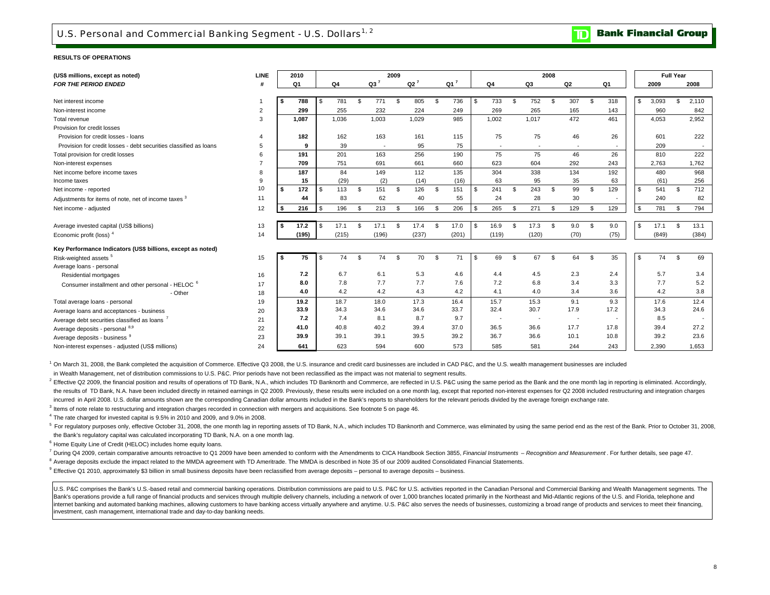# U.S. Personal and Commercial Banking Segment - U.S. Dollars[1, 2]

**Bank Financial Group**

**RESULTS OF OPERATIONS**

| (US$ millions, except as noted) | LINE | 2010 | 2009 | | | | 2008 | | | | Full Year | |
|---|---|---|---|---|---|---|---|---|---|---|---|---|
| ***FOR THE PERIOD ENDED*** | **#** | **Q1** | **Q4** | **Q3** [7] | **Q2** [7] | **Q1** [7] | **Q4** | **Q3** | **Q2** | **Q1** | **2009** | **2008** |
| Net interest income | 1 | **$ 788** | $ 781 | $ 771 | $ 805 | $ 736 | $ 733 | $ 752 | $ 307 | $ 318 | $ 3,093 | $ 2,110 |
| Non-interest income | 2 | **299** | 255 | 232 | 224 | 249 | 269 | 265 | 165 | 143 | 960 | 842 |
| Total revenue | 3 | **1,087** | 1,036 | 1,003 | 1,029 | 985 | 1,002 | 1,017 | 472 | 461 | 4,053 | 2,952 |
| Provision for credit losses | | | | | | | | | | | | |
| Provision for credit losses - loans | 4 | **182** | 162 | 163 | 161 | 115 | 75 | 75 | 46 | 26 | 601 | 222 |
| Provision for credit losses - debt securities classified as loans | 5 | **9** | 39 | - | 95 | 75 | - | - | - | - | 209 | - |
| Total provision for credit losses | 6 | **191** | 201 | 163 | 256 | 190 | 75 | 75 | 46 | 26 | 810 | 222 |
| Non-interest expenses | 7 | **709** | 751 | 691 | 661 | 660 | 623 | 604 | 292 | 243 | 2,763 | 1,762 |
| Net income before income taxes | 8 | **187** | 84 | 149 | 112 | 135 | 304 | 338 | 134 | 192 | 480 | 968 |
| Income taxes | 9 | **15** | (29) | (2) | (14) | (16) | 63 | 95 | 35 | 63 | (61) | 256 |
| Net income - reported | 10 | **$ 172** | $ 113 | $ 151 | $ 126 | $ 151 | $ 241 | $ 243 | $ 99 | $ 129 | $ 541 | $ 712 |
| Adjustments for items of note, net of income taxes [3] | 11 | **44** | 83 | 62 | 40 | 55 | 24 | 28 | 30 | - | 240 | 82 |
| Net income - adjusted | 12 | **$ 216** | $ 196 | $ 213 | $ 166 | $ 206 | $ 265 | $ 271 | $ 129 | $ 129 | $ 781 | $ 794 |
| Average invested capital (US$ billions) | 13 | **$ 17.2** | $ 17.1 | $ 17.1 | $ 17.4 | $ 17.0 | $ 16.9 | $ 17.3 | $ 9.0 | $ 9.0 | $ 17.1 | $ 13.1 |
| Economic profit (loss) [4] | 14 | **(195)** | (215) | (196) | (237) | (201) | (119) | (120) | (70) | (75) | (849) | (384) |
| **Key Performance Indicators (US$ billions, except as noted)** | | | | | | | | | | | | |
| Risk-weighted assets [5] | 15 | **$ 75** | $ 74 | $ 74 | $ 70 | $ 71 | $ 69 | $ 67 | $ 64 | $ 35 | $ 74 | $ 69 |
| Average loans - personal | | | | | | | | | | | | |
| Residential mortgages | 16 | **7.2** | 6.7 | 6.1 | 5.3 | 4.6 | 4.4 | 4.5 | 2.3 | 2.4 | 5.7 | 3.4 |
| Consumer installment and other personal - HELOC [6] | 17 | **8.0** | 7.8 | 7.7 | 7.7 | 7.6 | 7.2 | 6.8 | 3.4 | 3.3 | 7.7 | 5.2 |
| - Other | 18 | **4.0** | 4.2 | 4.2 | 4.3 | 4.2 | 4.1 | 4.0 | 3.4 | 3.6 | 4.2 | 3.8 |
| Total average loans - personal | 19 | **19.2** | 18.7 | 18.0 | 17.3 | 16.4 | 15.7 | 15.3 | 9.1 | 9.3 | 17.6 | 12.4 |
| Average loans and acceptances - business | 20 | **33.9** | 34.3 | 34.6 | 34.6 | 33.7 | 32.4 | 30.7 | 17.9 | 17.2 | 34.3 | 24.6 |
| Average debt securities classified as loans [7] | 21 | **7.2** | 7.4 | 8.1 | 8.7 | 9.7 | - | - | - | - | 8.5 | - |
| Average deposits - personal [8,9] | 22 | **41.0** | 40.8 | 40.2 | 39.4 | 37.0 | 36.5 | 36.6 | 17.7 | 17.8 | 39.4 | 27.2 |
| Average deposits - business [9] | 23 | **39.9** | 39.1 | 39.1 | 39.5 | 39.2 | 36.7 | 36.6 | 10.1 | 10.8 | 39.2 | 23.6 |
| Non-interest expenses - adjusted (US$ millions) | 24 | **641** | 623 | 594 | 600 | 573 | 585 | 581 | 244 | 243 | 2,390 | 1,653 |

[1] On March 31, 2008, the Bank completed the acquisition of Commerce. Effective Q3 2008, the U.S. insurance and credit card businesses are included in CAD P&C, and the U.S. wealth management businesses are included in Wealth Management, net of distribution commissions to U.S. P&C. Prior periods have not been reclassified as the impact was not material to segment results.

[2] Effective Q2 2009, the financial position and results of operations of TD Bank, N.A., which includes TD Banknorth and Commerce, are reflected in U.S. P&C using the same period as the Bank and the one month lag in reporting is eliminated. Accordingly, the results of TD Bank, N.A. have been included directly in retained earnings in Q2 2009. Previously, these results were included on a one month lag, except that reported non-interest expenses for Q2 2008 included restructuring and integration charges incurred in April 2008. U.S. dollar amounts shown are the corresponding Canadian dollar amounts included in the Bank's reports to shareholders for the relevant periods divided by the average foreign exchange rate.

[3] Items of note relate to restructuring and integration charges recorded in connection with mergers and acquisitions. See footnote 5 on page 46.

[4] The rate charged for invested capital is 9.5% in 2010 and 2009, and 9.0% in 2008.

[5] For regulatory purposes only, effective October 31, 2008, the one month lag in reporting assets of TD Bank, N.A., which includes TD Banknorth and Commerce, was eliminated by using the same period end as the rest of the Bank. Prior to October 31, 2008, the Bank's regulatory capital was calculated incorporating TD Bank, N.A. on a one month lag.

[6] Home Equity Line of Credit (HELOC) includes home equity loans.

[7] During Q4 2009, certain comparative amounts retroactive to Q1 2009 have been amended to conform with the Amendments to CICA Handbook Section 3855, *Financial Instruments – Recognition and Measurement*. For further details, see page 47.

[8] Average deposits exclude the impact related to the MMDA agreement with TD Ameritrade. The MMDA is described in Note 35 of our 2009 audited Consolidated Financial Statements.

[9] Effective Q1 2010, approximately $3 billion in small business deposits have been reclassified from average deposits – personal to average deposits – business.

U.S. P&C comprises the Bank's U.S.-based retail and commercial banking operations. Distribution commissions are paid to U.S. P&C for U.S. activities reported in the Canadian Personal and Commercial Banking and Wealth Management segments. The Bank's operations provide a full range of financial products and services through multiple delivery channels, including a network of over 1,000 branches located primarily in the Northeast and Mid-Atlantic regions of the U.S. and Florida, telephone and internet banking and automated banking machines, allowing customers to have banking access virtually anywhere and anytime. U.S. P&C also serves the needs of businesses, customizing a broad range of products and services to meet their financing, investment, cash management, international trade and day-to-day banking needs.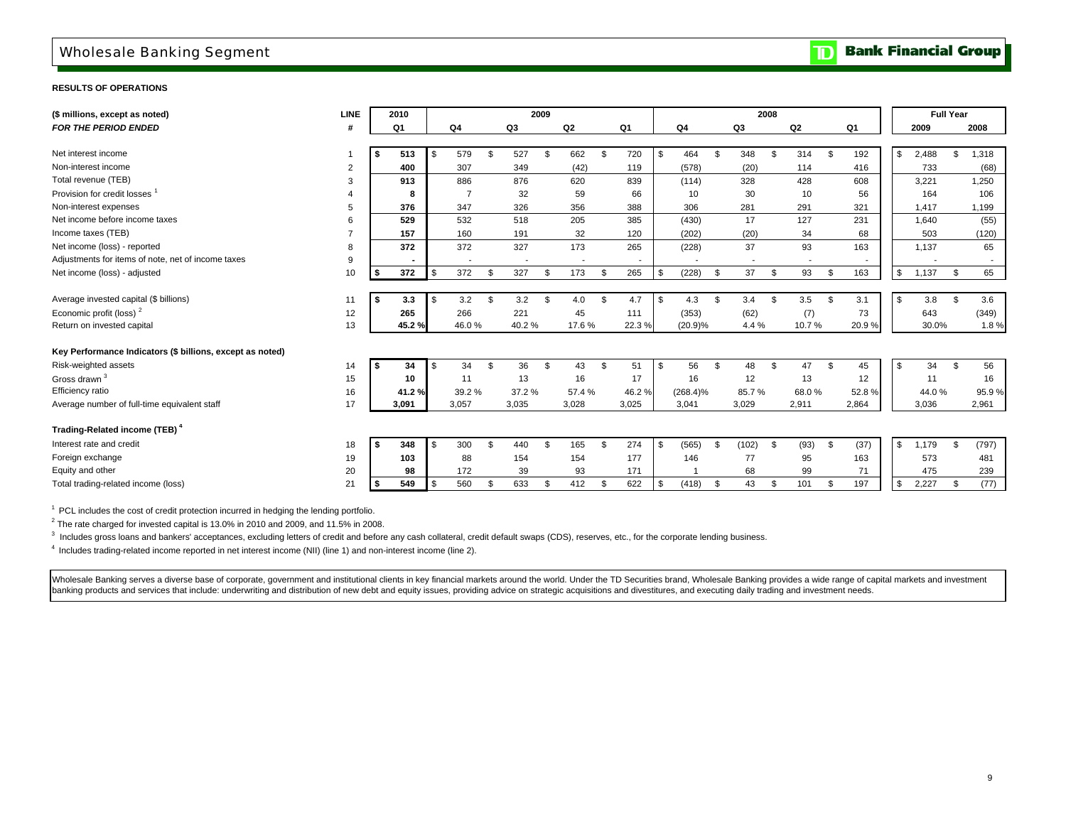# Wholesale Banking Segment

**Bank Financial Group**

**RESULTS OF OPERATIONS**

| ($ millions, except as noted) | LINE | 2010 | 2009 | | | | 2008 | | | | Full Year | |
|---|---|---|---|---|---|---|---|---|---|---|---|---|
| ***FOR THE PERIOD ENDED*** | **#** | **Q1** | **Q4** | **Q3** | **Q2** | **Q1** | **Q4** | **Q3** | **Q2** | **Q1** | **2009** | **2008** |
| Net interest income | 1 | **$ 513** | $ 579 | $ 527 | $ 662 | $ 720 | $ 464 | $ 348 | $ 314 | $ 192 | $ 2,488 | $ 1,318 |
| Non-interest income | 2 | **400** | 307 | 349 | (42) | 119 | (578) | (20) | 114 | 416 | 733 | (68) |
| Total revenue (TEB) | 3 | **913** | 886 | 876 | 620 | 839 | (114) | 328 | 428 | 608 | 3,221 | 1,250 |
| Provision for credit losses [1] | 4 | **8** | 7 | 32 | 59 | 66 | 10 | 30 | 10 | 56 | 164 | 106 |
| Non-interest expenses | 5 | **376** | 347 | 326 | 356 | 388 | 306 | 281 | 291 | 321 | 1,417 | 1,199 |
| Net income before income taxes | 6 | **529** | 532 | 518 | 205 | 385 | (430) | 17 | 127 | 231 | 1,640 | (55) |
| Income taxes (TEB) | 7 | **157** | 160 | 191 | 32 | 120 | (202) | (20) | 34 | 68 | 503 | (120) |
| Net income (loss) - reported | 8 | **372** | 372 | 327 | 173 | 265 | (228) | 37 | 93 | 163 | 1,137 | 65 |
| Adjustments for items of note, net of income taxes | 9 | **-** | - | - | - | - | - | - | - | - | - | - |
| Net income (loss) - adjusted | 10 | **$ 372** | $ 372 | $ 327 | $ 173 | $ 265 | $ (228) | $ 37 | $ 93 | $ 163 | $ 1,137 | $ 65 |
| Average invested capital ($ billions) | 11 | **$ 3.3** | $ 3.2 | $ 3.2 | $ 4.0 | $ 4.7 | $ 4.3 | $ 3.4 | $ 3.5 | $ 3.1 | $ 3.8 | $ 3.6 |
| Economic profit (loss) [2] | 12 | **265** | 266 | 221 | 45 | 111 | (353) | (62) | (7) | 73 | 643 | (349) |
| Return on invested capital | 13 | **45.2 %** | 46.0 % | 40.2 % | 17.6 % | 22.3 % | (20.9)% | 4.4 % | 10.7 % | 20.9 % | 30.0% | 1.8 % |
| **Key Performance Indicators ($ billions, except as noted)** | | | | | | | | | | | | |
| Risk-weighted assets | 14 | **$ 34** | $ 34 | $ 36 | $ 43 | $ 51 | $ 56 | $ 48 | $ 47 | $ 45 | $ 34 | $ 56 |
| Gross drawn [3] | 15 | **10** | 11 | 13 | 16 | 17 | 16 | 12 | 13 | 12 | 11 | 16 |
| Efficiency ratio | 16 | **41.2 %** | 39.2 % | 37.2 % | 57.4 % | 46.2 % | (268.4)% | 85.7 % | 68.0 % | 52.8 % | 44.0 % | 95.9 % |
| Average number of full-time equivalent staff | 17 | **3,091** | 3,057 | 3,035 | 3,028 | 3,025 | 3,041 | 3,029 | 2,911 | 2,864 | 3,036 | 2,961 |
| **Trading-Related income (TEB) [4]** | | | | | | | | | | | | |
| Interest rate and credit | 18 | **$ 348** | $ 300 | $ 440 | $ 165 | $ 274 | $ (565) | $ (102) | $ (93) | $ (37) | $ 1,179 | $ (797) |
| Foreign exchange | 19 | **103** | 88 | 154 | 154 | 177 | 146 | 77 | 95 | 163 | 573 | 481 |
| Equity and other | 20 | **98** | 172 | 39 | 93 | 171 | 1 | 68 | 99 | 71 | 475 | 239 |
| Total trading-related income (loss) | 21 | **$ 549** | $ 560 | $ 633 | $ 412 | $ 622 | $ (418) | $ 43 | $ 101 | $ 197 | $ 2,227 | $ (77) |

[1] PCL includes the cost of credit protection incurred in hedging the lending portfolio.

[2] The rate charged for invested capital is 13.0% in 2010 and 2009, and 11.5% in 2008.

[3] Includes gross loans and bankers' acceptances, excluding letters of credit and before any cash collateral, credit default swaps (CDS), reserves, etc., for the corporate lending business.

[4] Includes trading-related income reported in net interest income (NII) (line 1) and non-interest income (line 2).

Wholesale Banking serves a diverse base of corporate, government and institutional clients in key financial markets around the world. Under the TD Securities brand, Wholesale Banking provides a wide range of capital markets and investment banking products and services that include: underwriting and distribution of new debt and equity issues, providing advice on strategic acquisitions and divestitures, and executing daily trading and investment needs.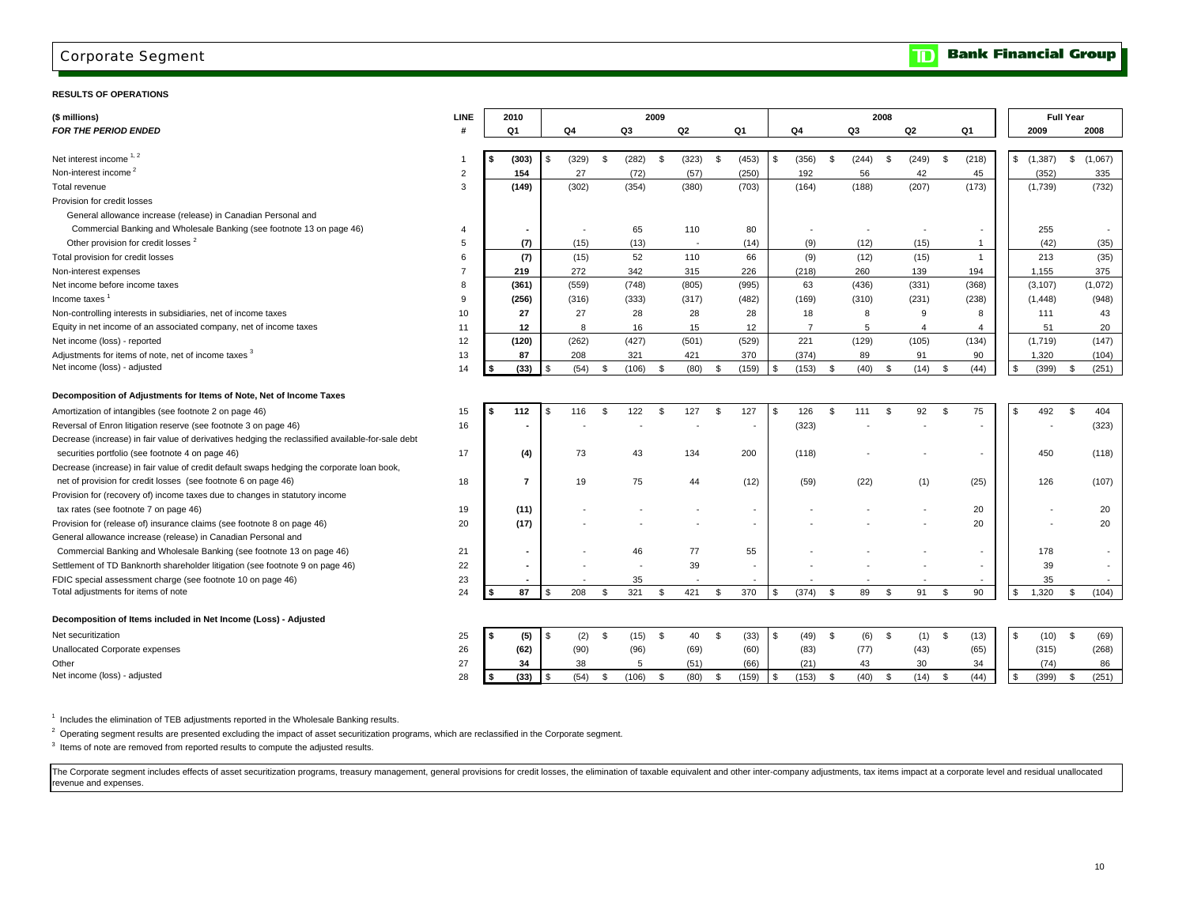# Corporate Segment

**RESULTS OF OPERATIONS**

| ($ millions) *FOR THE PERIOD ENDED* | LINE # | 2010 Q1 | 2009 Q4 | 2009 Q3 | 2009 Q2 | 2009 Q1 | 2008 Q4 | 2008 Q3 | 2008 Q2 | 2008 Q1 | Full Year 2009 | Full Year 2008 |
|---|---|---|---|---|---|---|---|---|---|---|---|---|
| Net interest income [1, 2] | 1 | **$ (303)** | $ (329) | $ (282) | $ (323) | $ (453) | $ (356) | $ (244) | $ (249) | $ (218) | $ (1,387) | $ (1,067) |
| Non-interest income [2] | 2 | **154** | 27 | (72) | (57) | (250) | 192 | 56 | 42 | 45 | (352) | 335 |
| Total revenue | 3 | **(149)** | (302) | (354) | (380) | (703) | (164) | (188) | (207) | (173) | (1,739) | (732) |
| Provision for credit losses | | | | | | | | | | | | |
| General allowance increase (release) in Canadian Personal and Commercial Banking and Wholesale Banking (see footnote 13 on page 46) | 4 | **-** | - | 65 | 110 | 80 | - | - | - | - | 255 | - |
| Other provision for credit losses [2] | 5 | **(7)** | (15) | (13) | - | (14) | (9) | (12) | (15) | 1 | (42) | (35) |
| Total provision for credit losses | 6 | **(7)** | (15) | 52 | 110 | 66 | (9) | (12) | (15) | 1 | 213 | (35) |
| Non-interest expenses | 7 | **219** | 272 | 342 | 315 | 226 | (218) | 260 | 139 | 194 | 1,155 | 375 |
| Net income before income taxes | 8 | **(361)** | (559) | (748) | (805) | (995) | 63 | (436) | (331) | (368) | (3,107) | (1,072) |
| Income taxes [1] | 9 | **(256)** | (316) | (333) | (317) | (482) | (169) | (310) | (231) | (238) | (1,448) | (948) |
| Non-controlling interests in subsidiaries, net of income taxes | 10 | **27** | 27 | 28 | 28 | 28 | 18 | 8 | 9 | 8 | 111 | 43 |
| Equity in net income of an associated company, net of income taxes | 11 | **12** | 8 | 16 | 15 | 12 | 7 | 5 | 4 | 4 | 51 | 20 |
| Net income (loss) - reported | 12 | **(120)** | (262) | (427) | (501) | (529) | 221 | (129) | (105) | (134) | (1,719) | (147) |
| Adjustments for items of note, net of income taxes [3] | 13 | **87** | 208 | 321 | 421 | 370 | (374) | 89 | 91 | 90 | 1,320 | (104) |
| Net income (loss) - adjusted | 14 | **$ (33)** | $ (54) | $ (106) | $ (80) | $ (159) | $ (153) | $ (40) | $ (14) | $ (44) | $ (399) | $ (251) |
| **Decomposition of Adjustments for Items of Note, Net of Income Taxes** | | | | | | | | | | | | |
| Amortization of intangibles (see footnote 2 on page 46) | 15 | **$ 112** | $ 116 | $ 122 | $ 127 | $ 127 | $ 126 | $ 111 | $ 92 | $ 75 | $ 492 | $ 404 |
| Reversal of Enron litigation reserve (see footnote 3 on page 46) | 16 | **-** | - | - | - | - | (323) | - | - | - | - | (323) |
| Decrease (increase) in fair value of derivatives hedging the reclassified available-for-sale debt securities portfolio (see footnote 4 on page 46) | 17 | **(4)** | 73 | 43 | 134 | 200 | (118) | - | - | - | 450 | (118) |
| Decrease (increase) in fair value of credit default swaps hedging the corporate loan book, net of provision for credit losses (see footnote 6 on page 46) | 18 | **7** | 19 | 75 | 44 | (12) | (59) | (22) | (1) | (25) | 126 | (107) |
| Provision for (recovery of) income taxes due to changes in statutory income tax rates (see footnote 7 on page 46) | 19 | **(11)** | - | - | - | - | - | - | - | 20 | - | 20 |
| Provision for (release of) insurance claims (see footnote 8 on page 46) | 20 | **(17)** | - | - | - | - | - | - | - | 20 | - | 20 |
| General allowance increase (release) in Canadian Personal and Commercial Banking and Wholesale Banking (see footnote 13 on page 46) | 21 | **-** | - | 46 | 77 | 55 | - | - | - | - | 178 | - |
| Settlement of TD Banknorth shareholder litigation (see footnote 9 on page 46) | 22 | **-** | - | - | 39 | - | - | - | - | - | 39 | - |
| FDIC special assessment charge (see footnote 10 on page 46) | 23 | **-** | - | 35 | - | - | - | - | - | - | 35 | - |
| Total adjustments for items of note | 24 | **$ 87** | $ 208 | $ 321 | $ 421 | $ 370 | $ (374) | $ 89 | $ 91 | $ 90 | $ 1,320 | $ (104) |
| **Decomposition of Items included in Net Income (Loss) - Adjusted** | | | | | | | | | | | | |
| Net securitization | 25 | **$ (5)** | $ (2) | $ (15) | $ 40 | $ (33) | $ (49) | $ (6) | $ (1) | $ (13) | $ (10) | $ (69) |
| Unallocated Corporate expenses | 26 | **(62)** | (90) | (96) | (69) | (60) | (83) | (77) | (43) | (65) | (315) | (268) |
| Other | 27 | **34** | 38 | 5 | (51) | (66) | (21) | 43 | 30 | 34 | (74) | 86 |
| Net income (loss) - adjusted | 28 | **$ (33)** | $ (54) | $ (106) | $ (80) | $ (159) | $ (153) | $ (40) | $ (14) | $ (44) | $ (399) | $ (251) |

[1] Includes the elimination of TEB adjustments reported in the Wholesale Banking results.

[2] Operating segment results are presented excluding the impact of asset securitization programs, which are reclassified in the Corporate segment.

[3] Items of note are removed from reported results to compute the adjusted results.

The Corporate segment includes effects of asset securitization programs, treasury management, general provisions for credit losses, the elimination of taxable equivalent and other inter-company adjustments, tax items impact at a corporate level and residual unallocated revenue and expenses.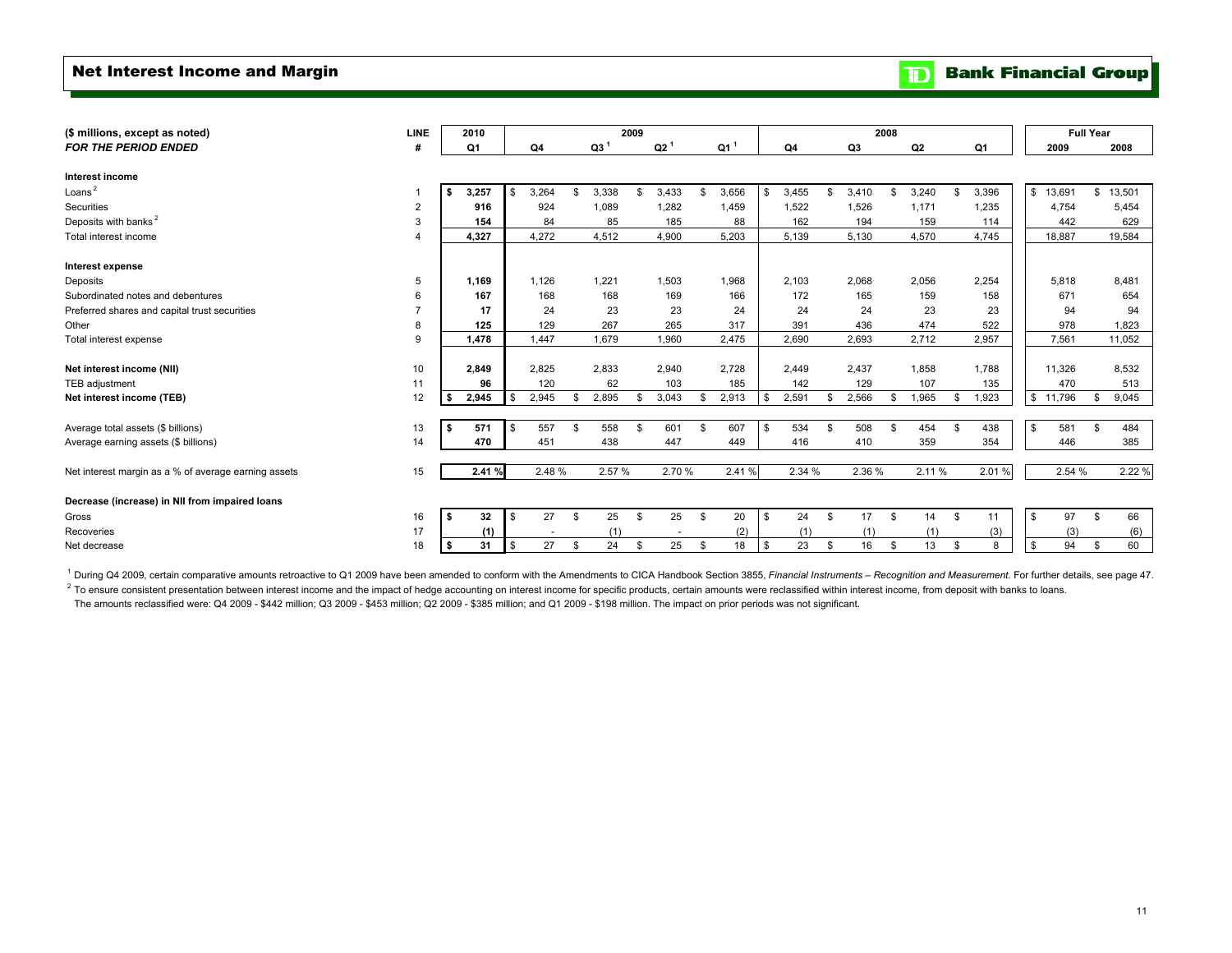## Net Interest Income and Margin

| ($ millions, except as noted) | LINE | 2010 | 2009 | | | | 2008 | | | | Full Year | |
|---|---|---|---|---|---|---|---|---|---|---|---|---|
| *FOR THE PERIOD ENDED* | # | Q1 | Q4 | Q3 [1] | Q2 [1] | Q1 [1] | Q4 | Q3 | Q2 | Q1 | 2009 | 2008 |
| **Interest income** | | | | | | | | | | | | |
| Loans [2] | 1 | **$ 3,257** | $ 3,264 | $ 3,338 | $ 3,433 | $ 3,656 | $ 3,455 | $ 3,410 | $ 3,240 | $ 3,396 | $ 13,691 | $ 13,501 |
| Securities | 2 | **916** | 924 | 1,089 | 1,282 | 1,459 | 1,522 | 1,526 | 1,171 | 1,235 | 4,754 | 5,454 |
| Deposits with banks [2] | 3 | **154** | 84 | 85 | 185 | 88 | 162 | 194 | 159 | 114 | 442 | 629 |
| Total interest income | 4 | **4,327** | 4,272 | 4,512 | 4,900 | 5,203 | 5,139 | 5,130 | 4,570 | 4,745 | 18,887 | 19,584 |
| **Interest expense** | | | | | | | | | | | | |
| Deposits | 5 | **1,169** | 1,126 | 1,221 | 1,503 | 1,968 | 2,103 | 2,068 | 2,056 | 2,254 | 5,818 | 8,481 |
| Subordinated notes and debentures | 6 | **167** | 168 | 168 | 169 | 166 | 172 | 165 | 159 | 158 | 671 | 654 |
| Preferred shares and capital trust securities | 7 | **17** | 24 | 23 | 23 | 24 | 24 | 24 | 23 | 23 | 94 | 94 |
| Other | 8 | **125** | 129 | 267 | 265 | 317 | 391 | 436 | 474 | 522 | 978 | 1,823 |
| Total interest expense | 9 | **1,478** | 1,447 | 1,679 | 1,960 | 2,475 | 2,690 | 2,693 | 2,712 | 2,957 | 7,561 | 11,052 |
| **Net interest income (NII)** | 10 | **2,849** | 2,825 | 2,833 | 2,940 | 2,728 | 2,449 | 2,437 | 1,858 | 1,788 | 11,326 | 8,532 |
| TEB adjustment | 11 | **96** | 120 | 62 | 103 | 185 | 142 | 129 | 107 | 135 | 470 | 513 |
| **Net interest income (TEB)** | 12 | **$ 2,945** | $ 2,945 | $ 2,895 | $ 3,043 | $ 2,913 | $ 2,591 | $ 2,566 | $ 1,965 | $ 1,923 | $ 11,796 | $ 9,045 |
| Average total assets ($ billions) | 13 | **$ 571** | $ 557 | $ 558 | $ 601 | $ 607 | $ 534 | $ 508 | $ 454 | $ 438 | $ 581 | $ 484 |
| Average earning assets ($ billions) | 14 | **470** | 451 | 438 | 447 | 449 | 416 | 410 | 359 | 354 | 446 | 385 |
| Net interest margin as a % of average earning assets | 15 | **2.41 %** | 2.48 % | 2.57 % | 2.70 % | 2.41 % | 2.34 % | 2.36 % | 2.11 % | 2.01 % | 2.54 % | 2.22 % |
| **Decrease (increase) in NII from impaired loans** | | | | | | | | | | | | |
| Gross | 16 | **$ 32** | $ 27 | $ 25 | $ 25 | $ 20 | $ 24 | $ 17 | $ 14 | $ 11 | $ 97 | $ 66 |
| Recoveries | 17 | **(1)** | - | (1) | - | (2) | (1) | (1) | (1) | (3) | (3) | (6) |
| Net decrease | 18 | **$ 31** | $ 27 | $ 24 | $ 25 | $ 18 | $ 23 | $ 16 | $ 13 | $ 8 | $ 94 | $ 60 |

[1] During Q4 2009, certain comparative amounts retroactive to Q1 2009 have been amended to conform with the Amendments to CICA Handbook Section 3855, *Financial Instruments – Recognition and Measurement*. For further details, see page 47.

[2] To ensure consistent presentation between interest income and the impact of hedge accounting on interest income for specific products, certain amounts were reclassified within interest income, from deposit with banks to loans.
The amounts reclassified were: Q4 2009 - $442 million; Q3 2009 - $453 million; Q2 2009 - $385 million; and Q1 2009 - $198 million. The impact on prior periods was not significant.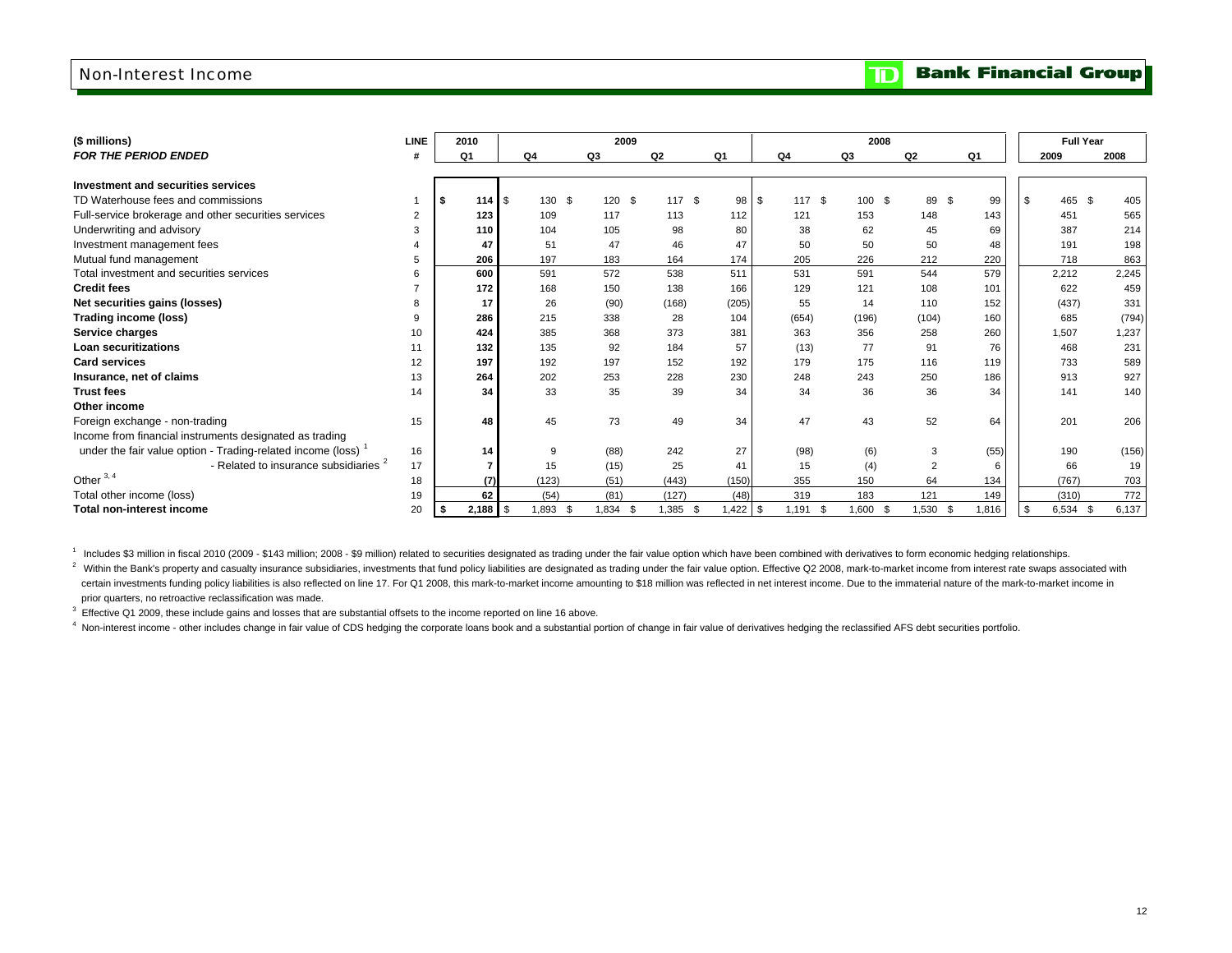## Non-Interest Income

**TD Bank Financial Group**

| ($ millions) | LINE | 2010 | 2009 | | | | 2008 | | | | Full Year | |
|---|---|---|---|---|---|---|---|---|---|---|---|---|
| *FOR THE PERIOD ENDED* | # | Q1 | Q4 | Q3 | Q2 | Q1 | Q4 | Q3 | Q2 | Q1 | 2009 | 2008 |
| **Investment and securities services** | | | | | | | | | | | | |
| TD Waterhouse fees and commissions | 1 | **$ 114** | $ 130 | $ 120 | $ 117 | $ 98 | $ 117 | $ 100 | $ 89 | $ 99 | $ 465 | $ 405 |
| Full-service brokerage and other securities services | 2 | **123** | 109 | 117 | 113 | 112 | 121 | 153 | 148 | 143 | 451 | 565 |
| Underwriting and advisory | 3 | **110** | 104 | 105 | 98 | 80 | 38 | 62 | 45 | 69 | 387 | 214 |
| Investment management fees | 4 | **47** | 51 | 47 | 46 | 47 | 50 | 50 | 50 | 48 | 191 | 198 |
| Mutual fund management | 5 | **206** | 197 | 183 | 164 | 174 | 205 | 226 | 212 | 220 | 718 | 863 |
| Total investment and securities services | 6 | **600** | 591 | 572 | 538 | 511 | 531 | 591 | 544 | 579 | 2,212 | 2,245 |
| **Credit fees** | 7 | **172** | 168 | 150 | 138 | 166 | 129 | 121 | 108 | 101 | 622 | 459 |
| **Net securities gains (losses)** | 8 | **17** | 26 | (90) | (168) | (205) | 55 | 14 | 110 | 152 | (437) | 331 |
| **Trading income (loss)** | 9 | **286** | 215 | 338 | 28 | 104 | (654) | (196) | (104) | 160 | 685 | (794) |
| **Service charges** | 10 | **424** | 385 | 368 | 373 | 381 | 363 | 356 | 258 | 260 | 1,507 | 1,237 |
| **Loan securitizations** | 11 | **132** | 135 | 92 | 184 | 57 | (13) | 77 | 91 | 76 | 468 | 231 |
| **Card services** | 12 | **197** | 192 | 197 | 152 | 192 | 179 | 175 | 116 | 119 | 733 | 589 |
| **Insurance, net of claims** | 13 | **264** | 202 | 253 | 228 | 230 | 248 | 243 | 250 | 186 | 913 | 927 |
| **Trust fees** | 14 | **34** | 33 | 35 | 39 | 34 | 34 | 36 | 36 | 34 | 141 | 140 |
| **Other income** | | | | | | | | | | | | |
| Foreign exchange - non-trading | 15 | **48** | 45 | 73 | 49 | 34 | 47 | 43 | 52 | 64 | 201 | 206 |
| Income from financial instruments designated as trading under the fair value option - Trading-related income (loss) [1] | 16 | **14** | 9 | (88) | 242 | 27 | (98) | (6) | 3 | (55) | 190 | (156) |
| - Related to insurance subsidiaries [2] | 17 | **7** | 15 | (15) | 25 | 41 | 15 | (4) | 2 | 6 | 66 | 19 |
| Other [3, 4] | 18 | **(7)** | (123) | (51) | (443) | (150) | 355 | 150 | 64 | 134 | (767) | 703 |
| Total other income (loss) | 19 | **62** | (54) | (81) | (127) | (48) | 319 | 183 | 121 | 149 | (310) | 772 |
| **Total non-interest income** | 20 | **$ 2,188** | $ 1,893 | $ 1,834 | $ 1,385 | $ 1,422 | $ 1,191 | $ 1,600 | $ 1,530 | $ 1,816 | $ 6,534 | $ 6,137 |

[1] Includes $3 million in fiscal 2010 (2009 - $143 million; 2008 - $9 million) related to securities designated as trading under the fair value option which have been combined with derivatives to form economic hedging relationships.

[2] Within the Bank's property and casualty insurance subsidiaries, investments that fund policy liabilities are designated as trading under the fair value option. Effective Q2 2008, mark-to-market income from interest rate swaps associated with certain investments funding policy liabilities is also reflected on line 17. For Q1 2008, this mark-to-market income amounting to $18 million was reflected in net interest income. Due to the immaterial nature of the mark-to-market income in prior quarters, no retroactive reclassification was made.

[3] Effective Q1 2009, these include gains and losses that are substantial offsets to the income reported on line 16 above.

[4] Non-interest income - other includes change in fair value of CDS hedging the corporate loans book and a substantial portion of change in fair value of derivatives hedging the reclassified AFS debt securities portfolio.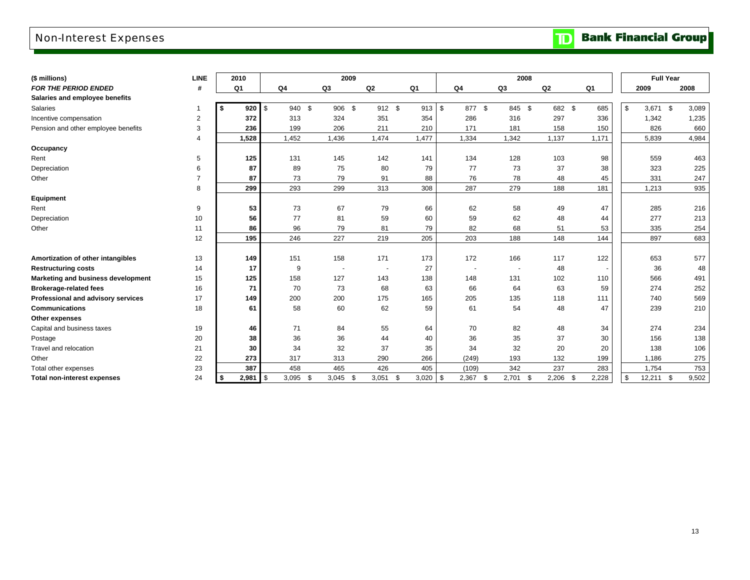## Non-Interest Expenses

| ($ millions) | LINE | 2010 | 2009 | | | | 2008 | | | | Full Year | |
|---|---|---|---|---|---|---|---|---|---|---|---|---|
| ***FOR THE PERIOD ENDED*** | **#** | **Q1** | **Q4** | **Q3** | **Q2** | **Q1** | **Q4** | **Q3** | **Q2** | **Q1** | **2009** | **2008** |
| **Salaries and employee benefits** | | | | | | | | | | | | |
| Salaries | 1 | **$ 920** | $ 940 | $ 906 | $ 912 | $ 913 | $ 877 | $ 845 | $ 682 | $ 685 | $ 3,671 | $ 3,089 |
| Incentive compensation | 2 | **372** | 313 | 324 | 351 | 354 | 286 | 316 | 297 | 336 | 1,342 | 1,235 |
| Pension and other employee benefits | 3 | **236** | 199 | 206 | 211 | 210 | 171 | 181 | 158 | 150 | 826 | 660 |
| | 4 | **1,528** | 1,452 | 1,436 | 1,474 | 1,477 | 1,334 | 1,342 | 1,137 | 1,171 | 5,839 | 4,984 |
| **Occupancy** | | | | | | | | | | | | |
| Rent | 5 | **125** | 131 | 145 | 142 | 141 | 134 | 128 | 103 | 98 | 559 | 463 |
| Depreciation | 6 | **87** | 89 | 75 | 80 | 79 | 77 | 73 | 37 | 38 | 323 | 225 |
| Other | 7 | **87** | 73 | 79 | 91 | 88 | 76 | 78 | 48 | 45 | 331 | 247 |
| | 8 | **299** | 293 | 299 | 313 | 308 | 287 | 279 | 188 | 181 | 1,213 | 935 |
| **Equipment** | | | | | | | | | | | | |
| Rent | 9 | **53** | 73 | 67 | 79 | 66 | 62 | 58 | 49 | 47 | 285 | 216 |
| Depreciation | 10 | **56** | 77 | 81 | 59 | 60 | 59 | 62 | 48 | 44 | 277 | 213 |
| Other | 11 | **86** | 96 | 79 | 81 | 79 | 82 | 68 | 51 | 53 | 335 | 254 |
| | 12 | **195** | 246 | 227 | 219 | 205 | 203 | 188 | 148 | 144 | 897 | 683 |
| **Amortization of other intangibles** | 13 | **149** | 151 | 158 | 171 | 173 | 172 | 166 | 117 | 122 | 653 | 577 |
| **Restructuring costs** | 14 | **17** | 9 | - | - | 27 | - | - | 48 | - | 36 | 48 |
| **Marketing and business development** | 15 | **125** | 158 | 127 | 143 | 138 | 148 | 131 | 102 | 110 | 566 | 491 |
| **Brokerage-related fees** | 16 | **71** | 70 | 73 | 68 | 63 | 66 | 64 | 63 | 59 | 274 | 252 |
| **Professional and advisory services** | 17 | **149** | 200 | 200 | 175 | 165 | 205 | 135 | 118 | 111 | 740 | 569 |
| **Communications** | 18 | **61** | 58 | 60 | 62 | 59 | 61 | 54 | 48 | 47 | 239 | 210 |
| **Other expenses** | | | | | | | | | | | | |
| Capital and business taxes | 19 | **46** | 71 | 84 | 55 | 64 | 70 | 82 | 48 | 34 | 274 | 234 |
| Postage | 20 | **38** | 36 | 36 | 44 | 40 | 36 | 35 | 37 | 30 | 156 | 138 |
| Travel and relocation | 21 | **30** | 34 | 32 | 37 | 35 | 34 | 32 | 20 | 20 | 138 | 106 |
| Other | 22 | **273** | 317 | 313 | 290 | 266 | (249) | 193 | 132 | 199 | 1,186 | 275 |
| Total other expenses | 23 | **387** | 458 | 465 | 426 | 405 | (109) | 342 | 237 | 283 | 1,754 | 753 |
| **Total non-interest expenses** | 24 | **$ 2,981** | $ 3,095 | $ 3,045 | $ 3,051 | $ 3,020 | $ 2,367 | $ 2,701 | $ 2,206 | $ 2,228 | $ 12,211 | $ 9,502 |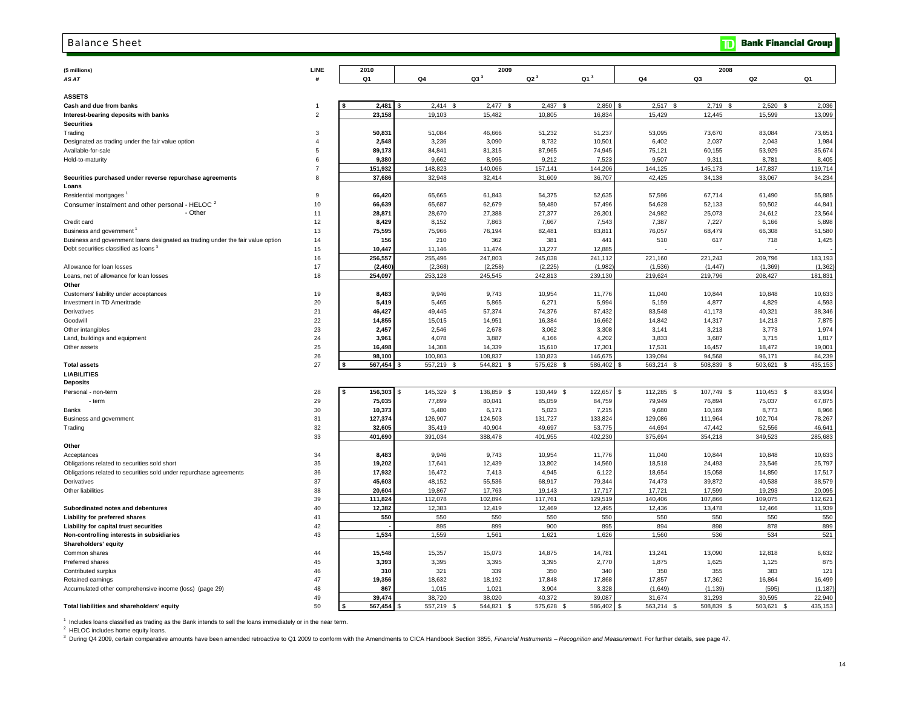# Balance Sheet

**Bank Financial Group**

| ($ millions) | LINE | 2010 | 2009 | | | | 2008 | | | |
|---|---|---|---|---|---|---|---|---|---|---|
| *AS AT* | # | Q1 | Q4 | Q3 [3] | Q2 [3] | Q1 [3] | Q4 | Q3 | Q2 | Q1 |
| **ASSETS** | | | | | | | | | | |
| **Cash and due from banks** | 1 | **$ 2,481** | $ 2,414 | $ 2,477 | $ 2,437 | $ 2,850 | $ 2,517 | $ 2,719 | $ 2,520 | $ 2,036 |
| **Interest-bearing deposits with banks** | 2 | **23,158** | 19,103 | 15,482 | 10,805 | 16,834 | 15,429 | 12,445 | 15,599 | 13,099 |
| **Securities** | | | | | | | | | | |
| Trading | 3 | **50,831** | 51,084 | 46,666 | 51,232 | 51,237 | 53,095 | 73,670 | 83,084 | 73,651 |
| Designated as trading under the fair value option | 4 | **2,548** | 3,236 | 3,090 | 8,732 | 10,501 | 6,402 | 2,037 | 2,043 | 1,984 |
| Available-for-sale | 5 | **89,173** | 84,841 | 81,315 | 87,965 | 74,945 | 75,121 | 60,155 | 53,929 | 35,674 |
| Held-to-maturity | 6 | **9,380** | 9,662 | 8,995 | 9,212 | 7,523 | 9,507 | 9,311 | 8,781 | 8,405 |
| | 7 | **151,932** | 148,823 | 140,066 | 157,141 | 144,206 | 144,125 | 145,173 | 147,837 | 119,714 |
| **Securities purchased under reverse repurchase agreements** | 8 | **37,686** | 32,948 | 32,414 | 31,609 | 36,707 | 42,425 | 34,138 | 33,067 | 34,234 |
| **Loans** | | | | | | | | | | |
| Residential mortgages [1] | 9 | **66,420** | 65,665 | 61,843 | 54,375 | 52,635 | 57,596 | 67,714 | 61,490 | 55,885 |
| Consumer instalment and other personal - HELOC [2] | 10 | **66,639** | 65,687 | 62,679 | 59,480 | 57,496 | 54,628 | 52,133 | 50,502 | 44,841 |
| - Other | 11 | **28,871** | 28,670 | 27,388 | 27,377 | 26,301 | 24,982 | 25,073 | 24,612 | 23,564 |
| Credit card | 12 | **8,429** | 8,152 | 7,863 | 7,667 | 7,543 | 7,387 | 7,227 | 6,166 | 5,898 |
| Business and government [1] | 13 | **75,595** | 75,966 | 76,194 | 82,481 | 83,811 | 76,057 | 68,479 | 66,308 | 51,580 |
| Business and government loans designated as trading under the fair value option | 14 | **156** | 210 | 362 | 381 | 441 | 510 | 617 | 718 | 1,425 |
| Debt securities classified as loans [3] | 15 | **10,447** | 11,146 | 11,474 | 13,277 | 12,885 | - | - | - | - |
| | 16 | **256,557** | 255,496 | 247,803 | 245,038 | 241,112 | 221,160 | 221,243 | 209,796 | 183,193 |
| Allowance for loan losses | 17 | **(2,460)** | (2,368) | (2,258) | (2,225) | (1,982) | (1,536) | (1,447) | (1,369) | (1,362) |
| Loans, net of allowance for loan losses | 18 | **254,097** | 253,128 | 245,545 | 242,813 | 239,130 | 219,624 | 219,796 | 208,427 | 181,831 |
| **Other** | | | | | | | | | | |
| Customers' liability under acceptances | 19 | **8,483** | 9,946 | 9,743 | 10,954 | 11,776 | 11,040 | 10,844 | 10,848 | 10,633 |
| Investment in TD Ameritrade | 20 | **5,419** | 5,465 | 5,865 | 6,271 | 5,994 | 5,159 | 4,877 | 4,829 | 4,593 |
| Derivatives | 21 | **46,427** | 49,445 | 57,374 | 74,376 | 87,432 | 83,548 | 41,173 | 40,321 | 38,346 |
| Goodwill | 22 | **14,855** | 15,015 | 14,951 | 16,384 | 16,662 | 14,842 | 14,317 | 14,213 | 7,875 |
| Other intangibles | 23 | **2,457** | 2,546 | 2,678 | 3,062 | 3,308 | 3,141 | 3,213 | 3,773 | 1,974 |
| Land, buildings and equipment | 24 | **3,961** | 4,078 | 3,887 | 4,166 | 4,202 | 3,833 | 3,687 | 3,715 | 1,817 |
| Other assets | 25 | **16,498** | 14,308 | 14,339 | 15,610 | 17,301 | 17,531 | 16,457 | 18,472 | 19,001 |
| | 26 | **98,100** | 100,803 | 108,837 | 130,823 | 146,675 | 139,094 | 94,568 | 96,171 | 84,239 |
| **Total assets** | 27 | **$ 567,454** | $ 557,219 | $ 544,821 | $ 575,628 | $ 586,402 | $ 563,214 | $ 508,839 | $ 503,621 | $ 435,153 |
| **LIABILITIES** | | | | | | | | | | |
| **Deposits** | | | | | | | | | | |
| Personal - non-term | 28 | **$ 156,303** | $ 145,329 | $ 136,859 | $ 130,449 | $ 122,657 | $ 112,285 | $ 107,749 | $ 110,453 | $ 83,934 |
| - term | 29 | **75,035** | 77,899 | 80,041 | 85,059 | 84,759 | 79,949 | 76,894 | 75,037 | 67,875 |
| Banks | 30 | **10,373** | 5,480 | 6,171 | 5,023 | 7,215 | 9,680 | 10,169 | 8,773 | 8,966 |
| Business and government | 31 | **127,374** | 126,907 | 124,503 | 131,727 | 133,824 | 129,086 | 111,964 | 102,704 | 78,267 |
| Trading | 32 | **32,605** | 35,419 | 40,904 | 49,697 | 53,775 | 44,694 | 47,442 | 52,556 | 46,641 |
| | 33 | **401,690** | 391,034 | 388,478 | 401,955 | 402,230 | 375,694 | 354,218 | 349,523 | 285,683 |
| **Other** | | | | | | | | | | |
| Acceptances | 34 | **8,483** | 9,946 | 9,743 | 10,954 | 11,776 | 11,040 | 10,844 | 10,848 | 10,633 |
| Obligations related to securities sold short | 35 | **19,202** | 17,641 | 12,439 | 13,802 | 14,560 | 18,518 | 24,493 | 23,546 | 25,797 |
| Obligations related to securities sold under repurchase agreements | 36 | **17,932** | 16,472 | 7,413 | 4,945 | 6,122 | 18,654 | 15,058 | 14,850 | 17,517 |
| Derivatives | 37 | **45,603** | 48,152 | 55,536 | 68,917 | 79,344 | 74,473 | 39,872 | 40,538 | 38,579 |
| Other liabilities | 38 | **20,604** | 19,867 | 17,763 | 19,143 | 17,717 | 17,721 | 17,599 | 19,293 | 20,095 |
| | 39 | **111,824** | 112,078 | 102,894 | 117,761 | 129,519 | 140,406 | 107,866 | 109,075 | 112,621 |
| **Subordinated notes and debentures** | 40 | **12,382** | 12,383 | 12,419 | 12,469 | 12,495 | 12,436 | 13,478 | 12,466 | 11,939 |
| **Liability for preferred shares** | 41 | **550** | 550 | 550 | 550 | 550 | 550 | 550 | 550 | 550 |
| **Liability for capital trust securities** | 42 | **-** | 895 | 899 | 900 | 895 | 894 | 898 | 878 | 899 |
| **Non-controlling interests in subsidiaries** | 43 | **1,534** | 1,559 | 1,561 | 1,621 | 1,626 | 1,560 | 536 | 534 | 521 |
| **Shareholders' equity** | | | | | | | | | | |
| Common shares | 44 | **15,548** | 15,357 | 15,073 | 14,875 | 14,781 | 13,241 | 13,090 | 12,818 | 6,632 |
| Preferred shares | 45 | **3,393** | 3,395 | 3,395 | 3,395 | 2,770 | 1,875 | 1,625 | 1,125 | 875 |
| Contributed surplus | 46 | **310** | 321 | 339 | 350 | 340 | 350 | 355 | 383 | 121 |
| Retained earnings | 47 | **19,356** | 18,632 | 18,192 | 17,848 | 17,868 | 17,857 | 17,362 | 16,864 | 16,499 |
| Accumulated other comprehensive income (loss) (page 29) | 48 | **867** | 1,015 | 1,021 | 3,904 | 3,328 | (1,649) | (1,139) | (595) | (1,187) |
| | 49 | **39,474** | 38,720 | 38,020 | 40,372 | 39,087 | 31,674 | 31,293 | 30,595 | 22,940 |
| **Total liabilities and shareholders' equity** | 50 | **$ 567,454** | $ 557,219 | $ 544,821 | $ 575,628 | $ 586,402 | $ 563,214 | $ 508,839 | $ 503,621 | $ 435,153 |

[1] Includes loans classified as trading as the Bank intends to sell the loans immediately or in the near term.

[2] HELOC includes home equity loans.

[3] During Q4 2009, certain comparative amounts have been amended retroactive to Q1 2009 to conform with the Amendments to CICA Handbook Section 3855, *Financial Instruments – Recognition and Measurement*. For further details, see page 47.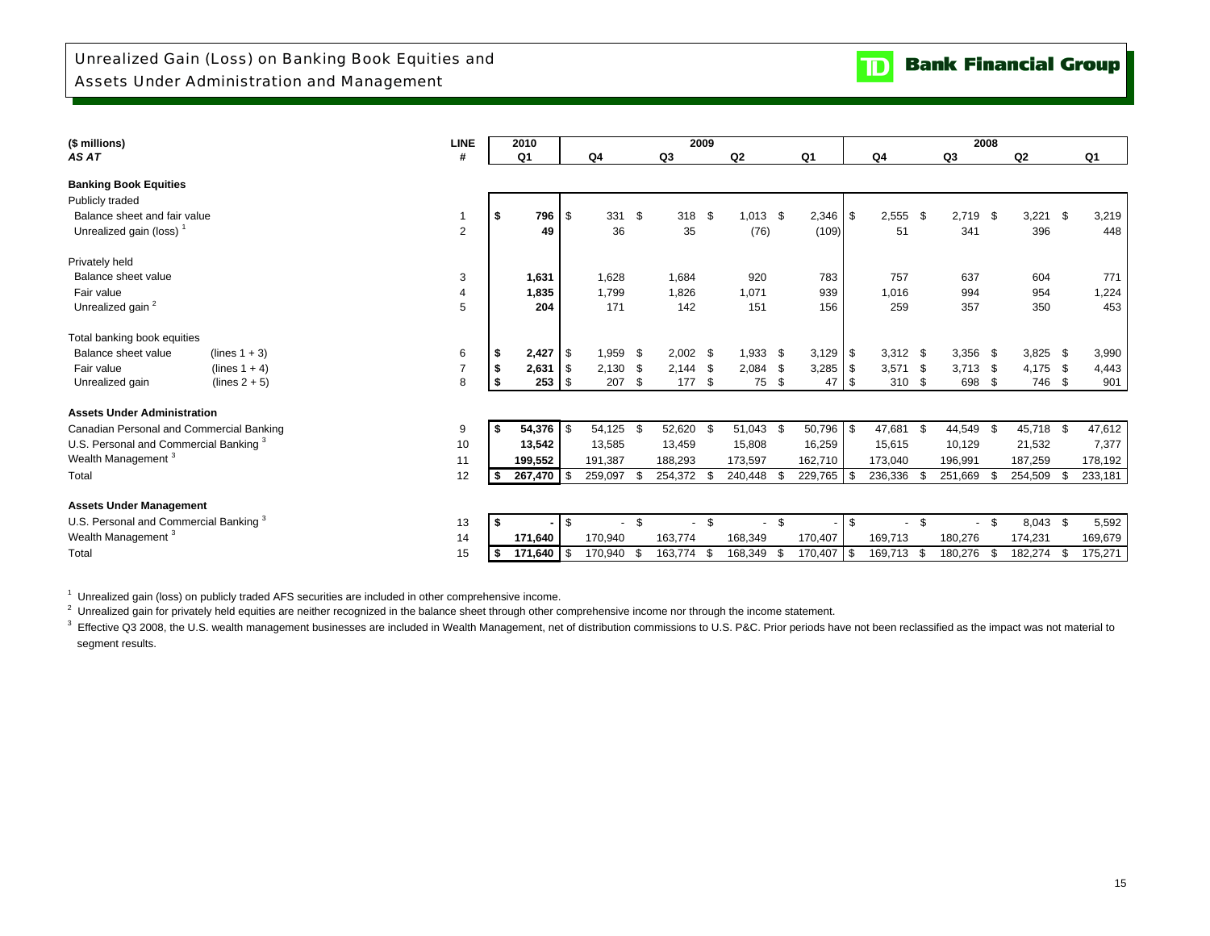# Unrealized Gain (Loss) on Banking Book Equities and Assets Under Administration and Management

TD Bank Financial Group

| ($ millions) *AS AT* | | LINE # | 2010 Q1 | 2009 Q4 | 2009 Q3 | 2009 Q2 | 2009 Q1 | 2008 Q4 | 2008 Q3 | 2008 Q2 | 2008 Q1 |
|---|---|---|---|---|---|---|---|---|---|---|---|
| **Banking Book Equities** | | | | | | | | | | | |
| Publicly traded | | | | | | | | | | | |
| Balance sheet and fair value | | 1 | $ **796** | $ 331 | $ 318 | $ 1,013 | $ 2,346 | $ 2,555 | $ 2,719 | $ 3,221 | $ 3,219 |
| Unrealized gain (loss) [1] | | 2 | **49** | 36 | 35 | (76) | (109) | 51 | 341 | 396 | 448 |
| Privately held | | | | | | | | | | | |
| Balance sheet value | | 3 | **1,631** | 1,628 | 1,684 | 920 | 783 | 757 | 637 | 604 | 771 |
| Fair value | | 4 | **1,835** | 1,799 | 1,826 | 1,071 | 939 | 1,016 | 994 | 954 | 1,224 |
| Unrealized gain [2] | | 5 | **204** | 171 | 142 | 151 | 156 | 259 | 357 | 350 | 453 |
| Total banking book equities | | | | | | | | | | | |
| Balance sheet value | (lines 1 + 3) | 6 | $ **2,427** | $ 1,959 | $ 2,002 | $ 1,933 | $ 3,129 | $ 3,312 | $ 3,356 | $ 3,825 | $ 3,990 |
| Fair value | (lines 1 + 4) | 7 | $ **2,631** | $ 2,130 | $ 2,144 | $ 2,084 | $ 3,285 | $ 3,571 | $ 3,713 | $ 4,175 | $ 4,443 |
| Unrealized gain | (lines 2 + 5) | 8 | $ **253** | $ 207 | $ 177 | $ 75 | $ 47 | $ 310 | $ 698 | $ 746 | $ 901 |
| **Assets Under Administration** | | | | | | | | | | | |
| Canadian Personal and Commercial Banking | | 9 | $ **54,376** | $ 54,125 | $ 52,620 | $ 51,043 | $ 50,796 | $ 47,681 | $ 44,549 | $ 45,718 | $ 47,612 |
| U.S. Personal and Commercial Banking [3] | | 10 | **13,542** | 13,585 | 13,459 | 15,808 | 16,259 | 15,615 | 10,129 | 21,532 | 7,377 |
| Wealth Management [3] | | 11 | **199,552** | 191,387 | 188,293 | 173,597 | 162,710 | 173,040 | 196,991 | 187,259 | 178,192 |
| Total | | 12 | $ **267,470** | $ 259,097 | $ 254,372 | $ 240,448 | $ 229,765 | $ 236,336 | $ 251,669 | $ 254,509 | $ 233,181 |
| **Assets Under Management** | | | | | | | | | | | |
| U.S. Personal and Commercial Banking [3] | | 13 | $ **-** | $ - | $ - | $ - | $ - | $ - | $ - | $ 8,043 | $ 5,592 |
| Wealth Management [3] | | 14 | **171,640** | 170,940 | 163,774 | 168,349 | 170,407 | 169,713 | 180,276 | 174,231 | 169,679 |
| Total | | 15 | $ **171,640** | $ 170,940 | $ 163,774 | $ 168,349 | $ 170,407 | $ 169,713 | $ 180,276 | $ 182,274 | $ 175,271 |

[1] Unrealized gain (loss) on publicly traded AFS securities are included in other comprehensive income.

[2] Unrealized gain for privately held equities are neither recognized in the balance sheet through other comprehensive income nor through the income statement.

[3] Effective Q3 2008, the U.S. wealth management businesses are included in Wealth Management, net of distribution commissions to U.S. P&C. Prior periods have not been reclassified as the impact was not material to segment results.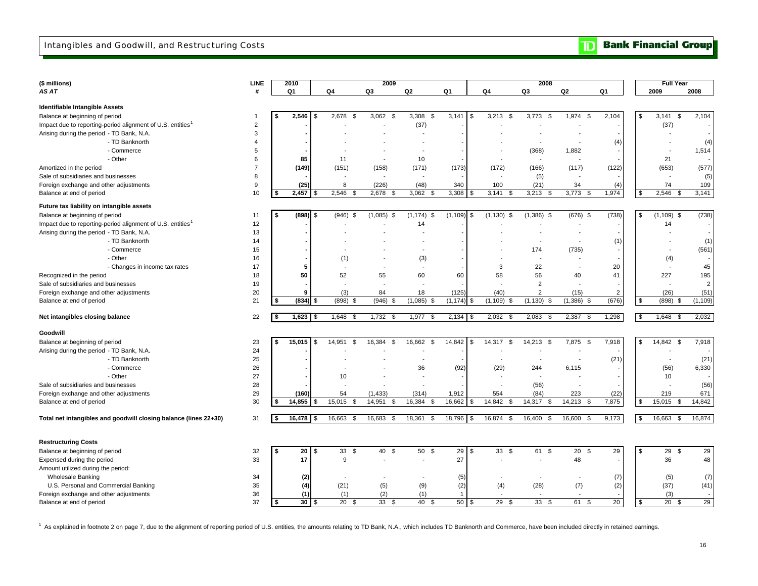# Intangibles and Goodwill, and Restructuring Costs

| ($ millions) AS AT | LINE # | 2010 Q1 | 2009 Q4 | 2009 Q3 | 2009 Q2 | 2009 Q1 | 2008 Q4 | 2008 Q3 | 2008 Q2 | 2008 Q1 | Full Year 2009 | Full Year 2008 |
|---|---|---|---|---|---|---|---|---|---|---|---|---|
| **Identifiable Intangible Assets** | | | | | | | | | | | | |
| Balance at beginning of period | 1 | $ 2,546 | $ 2,678 | $ 3,062 | $ 3,308 | $ 3,141 | $ 3,213 | $ 3,773 | $ 1,974 | $ 2,104 | $ 3,141 | $ 2,104 |
| Impact due to reporting-period alignment of U.S. entities[1] | 2 | - | - | - | (37) | - | - | - | - | - | (37) | - |
| Arising during the period - TD Bank, N.A. | 3 | - | - | - | - | - | - | - | - | - | - | - |
| - TD Banknorth | 4 | - | - | - | - | - | - | - | - | (4) | - | (4) |
| - Commerce | 5 | - | - | - | - | - | - | (368) | 1,882 | - | - | 1,514 |
| - Other | 6 | 85 | 11 | - | 10 | - | - | - | - | - | 21 | - |
| Amortized in the period | 7 | (149) | (151) | (158) | (171) | (173) | (172) | (166) | (117) | (122) | (653) | (577) |
| Sale of subsidiaries and businesses | 8 | - | - | - | - | - | - | (5) | - | - | - | (5) |
| Foreign exchange and other adjustments | 9 | (25) | 8 | (226) | (48) | 340 | 100 | (21) | 34 | (4) | 74 | 109 |
| Balance at end of period | 10 | $ 2,457 | $ 2,546 | $ 2,678 | $ 3,062 | $ 3,308 | $ 3,141 | $ 3,213 | $ 3,773 | $ 1,974 | $ 2,546 | $ 3,141 |
| **Future tax liability on intangible assets** | | | | | | | | | | | | |
| Balance at beginning of period | 11 | $ (898) | $ (946) | $ (1,085) | $ (1,174) | $ (1,109) | $ (1,130) | $ (1,386) | $ (676) | $ (738) | $ (1,109) | $ (738) |
| Impact due to reporting-period alignment of U.S. entities[1] | 12 | - | - | - | 14 | - | - | - | - | - | 14 | - |
| Arising during the period - TD Bank, N.A. | 13 | - | - | - | - | - | - | - | - | - | - | - |
| - TD Banknorth | 14 | - | - | - | - | - | - | - | - | (1) | - | (1) |
| - Commerce | 15 | - | - | - | - | - | - | 174 | (735) | - | - | (561) |
| - Other | 16 | - | (1) | - | (3) | - | - | - | - | - | (4) | - |
| - Changes in income tax rates | 17 | 5 | - | - | - | - | 3 | 22 | - | 20 | - | 45 |
| Recognized in the period | 18 | 50 | 52 | 55 | 60 | 60 | 58 | 56 | 40 | 41 | 227 | 195 |
| Sale of subsidiaries and businesses | 19 | - | - | - | - | - | - | 2 | - | - | - | 2 |
| Foreign exchange and other adjustments | 20 | 9 | (3) | 84 | 18 | (125) | (40) | 2 | (15) | 2 | (26) | (51) |
| Balance at end of period | 21 | $ (834) | $ (898) | $ (946) | $ (1,085) | $ (1,174) | $ (1,109) | $ (1,130) | $ (1,386) | $ (676) | $ (898) | $ (1,109) |
| **Net intangibles closing balance** | 22 | $ 1,623 | $ 1,648 | $ 1,732 | $ 1,977 | $ 2,134 | $ 2,032 | $ 2,083 | $ 2,387 | $ 1,298 | $ 1,648 | $ 2,032 |
| **Goodwill** | | | | | | | | | | | | |
| Balance at beginning of period | 23 | $ 15,015 | $ 14,951 | $ 16,384 | $ 16,662 | $ 14,842 | $ 14,317 | $ 14,213 | $ 7,875 | $ 7,918 | $ 14,842 | $ 7,918 |
| Arising during the period - TD Bank, N.A. | 24 | - | - | - | - | - | - | - | - | - | - | - |
| - TD Banknorth | 25 | - | - | - | - | - | - | - | - | (21) | - | (21) |
| - Commerce | 26 | - | - | - | 36 | (92) | (29) | 244 | 6,115 | - | (56) | 6,330 |
| - Other | 27 | - | 10 | - | - | - | - | - | - | - | 10 | - |
| Sale of subsidiaries and businesses | 28 | - | - | - | - | - | - | (56) | - | - | - | (56) |
| Foreign exchange and other adjustments | 29 | (160) | 54 | (1,433) | (314) | 1,912 | 554 | (84) | 223 | (22) | 219 | 671 |
| Balance at end of period | 30 | $ 14,855 | $ 15,015 | $ 14,951 | $ 16,384 | $ 16,662 | $ 14,842 | $ 14,317 | $ 14,213 | $ 7,875 | $ 15,015 | $ 14,842 |
| **Total net intangibles and goodwill closing balance (lines 22+30)** | 31 | $ 16,478 | $ 16,663 | $ 16,683 | $ 18,361 | $ 18,796 | $ 16,874 | $ 16,400 | $ 16,600 | $ 9,173 | $ 16,663 | $ 16,874 |
| **Restructuring Costs** | | | | | | | | | | | | |
| Balance at beginning of period | 32 | $ 20 | $ 33 | $ 40 | $ 50 | $ 29 | $ 33 | $ 61 | $ 20 | $ 29 | $ 29 | $ 29 |
| Expensed during the period | 33 | 17 | 9 | - | - | 27 | - | - | 48 | - | 36 | 48 |
| Amount utilized during the period: | | | | | | | | | | | | |
| Wholesale Banking | 34 | (2) | - | - | - | (5) | - | - | - | (7) | (5) | (7) |
| U.S. Personal and Commercial Banking | 35 | (4) | (21) | (5) | (9) | (2) | (4) | (28) | (7) | (2) | (37) | (41) |
| Foreign exchange and other adjustments | 36 | (1) | (1) | (2) | (1) | 1 | - | - | - | - | (3) | - |
| Balance at end of period | 37 | $ 30 | $ 20 | $ 33 | $ 40 | $ 50 | $ 29 | $ 33 | $ 61 | $ 20 | $ 20 | $ 29 |

[1] As explained in footnote 2 on page 7, due to the alignment of reporting period of U.S. entities, the amounts relating to TD Bank, N.A., which includes TD Banknorth and Commerce, have been included directly in retained earnings.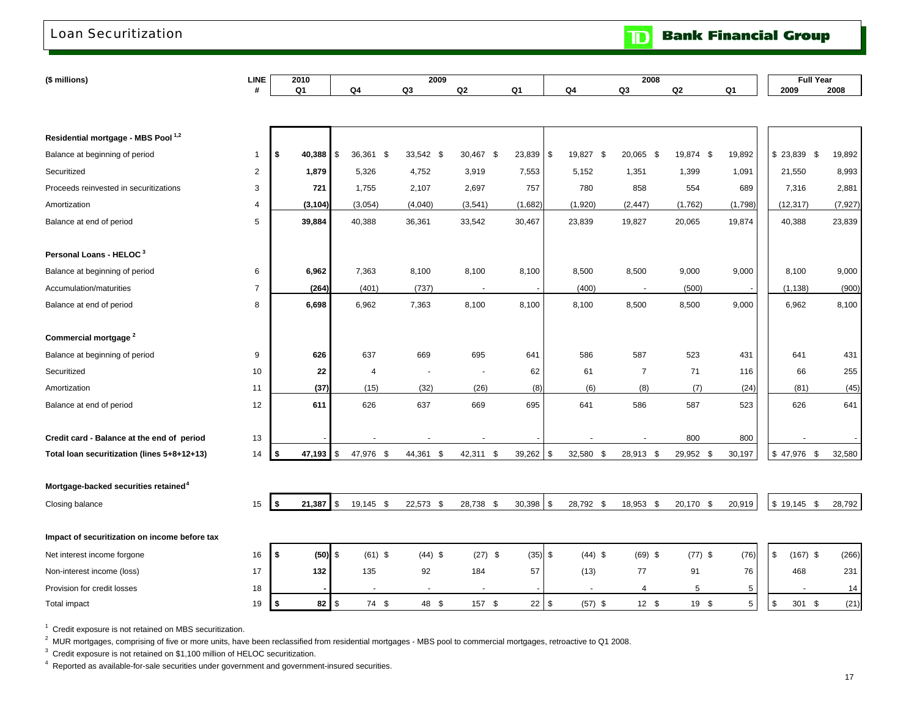# Loan Securitization

| ($ millions) | LINE # | 2010 Q1 | 2009 Q4 | 2009 Q3 | 2009 Q2 | 2009 Q1 | 2008 Q4 | 2008 Q3 | 2008 Q2 | 2008 Q1 | Full Year 2009 | Full Year 2008 |
|---|---|---|---|---|---|---|---|---|---|---|---|---|
| **Residential mortgage - MBS Pool [1,2]** | | | | | | | | | | | | |
| Balance at beginning of period | 1 | **$ 40,388** | $ 36,361 | $ 33,542 | $ 30,467 | $ 23,839 | $ 19,827 | $ 20,065 | $ 19,874 | $ 19,892 | $ 23,839 | $ 19,892 |
| Securitized | 2 | **1,879** | 5,326 | 4,752 | 3,919 | 7,553 | 5,152 | 1,351 | 1,399 | 1,091 | 21,550 | 8,993 |
| Proceeds reinvested in securitizations | 3 | **721** | 1,755 | 2,107 | 2,697 | 757 | 780 | 858 | 554 | 689 | 7,316 | 2,881 |
| Amortization | 4 | **(3,104)** | (3,054) | (4,040) | (3,541) | (1,682) | (1,920) | (2,447) | (1,762) | (1,798) | (12,317) | (7,927) |
| Balance at end of period | 5 | **39,884** | 40,388 | 36,361 | 33,542 | 30,467 | 23,839 | 19,827 | 20,065 | 19,874 | 40,388 | 23,839 |
| **Personal Loans - HELOC [3]** | | | | | | | | | | | | |
| Balance at beginning of period | 6 | **6,962** | 7,363 | 8,100 | 8,100 | 8,100 | 8,500 | 8,500 | 9,000 | 9,000 | 8,100 | 9,000 |
| Accumulation/maturities | 7 | **(264)** | (401) | (737) | - | - | (400) | - | (500) | - | (1,138) | (900) |
| Balance at end of period | 8 | **6,698** | 6,962 | 7,363 | 8,100 | 8,100 | 8,100 | 8,500 | 8,500 | 9,000 | 6,962 | 8,100 |
| **Commercial mortgage [2]** | | | | | | | | | | | | |
| Balance at beginning of period | 9 | **626** | 637 | 669 | 695 | 641 | 586 | 587 | 523 | 431 | 641 | 431 |
| Securitized | 10 | **22** | 4 | - | - | 62 | 61 | 7 | 71 | 116 | 66 | 255 |
| Amortization | 11 | **(37)** | (15) | (32) | (26) | (8) | (6) | (8) | (7) | (24) | (81) | (45) |
| Balance at end of period | 12 | **611** | 626 | 637 | 669 | 695 | 641 | 586 | 587 | 523 | 626 | 641 |
| **Credit card - Balance at the end of period** | 13 | **-** | - | - | - | - | - | - | 800 | 800 | - | - |
| **Total loan securitization (lines 5+8+12+13)** | 14 | **$ 47,193** | $ 47,976 | $ 44,361 | $ 42,311 | $ 39,262 | $ 32,580 | $ 28,913 | $ 29,952 | $ 30,197 | $ 47,976 | $ 32,580 |
| **Mortgage-backed securities retained [4]** | | | | | | | | | | | | |
| Closing balance | 15 | **$ 21,387** | $ 19,145 | $ 22,573 | $ 28,738 | $ 30,398 | $ 28,792 | $ 18,953 | $ 20,170 | $ 20,919 | $ 19,145 | $ 28,792 |
| **Impact of securitization on income before tax** | | | | | | | | | | | | |
| Net interest income forgone | 16 | **$ (50)** | $ (61) | $ (44) | $ (27) | $ (35) | $ (44) | $ (69) | $ (77) | $ (76) | $ (167) | $ (266) |
| Non-interest income (loss) | 17 | **132** | 135 | 92 | 184 | 57 | (13) | 77 | 91 | 76 | 468 | 231 |
| Provision for credit losses | 18 | **-** | - | - | - | - | - | 4 | 5 | 5 | - | 14 |
| Total impact | 19 | **$ 82** | $ 74 | $ 48 | $ 157 | $ 22 | $ (57) | $ 12 | $ 19 | $ 5 | $ 301 | $ (21) |

[1] Credit exposure is not retained on MBS securitization.

[2] MUR mortgages, comprising of five or more units, have been reclassified from residential mortgages - MBS pool to commercial mortgages, retroactive to Q1 2008.

[3] Credit exposure is not retained on $1,100 million of HELOC securitization.

[4] Reported as available-for-sale securities under government and government-insured securities.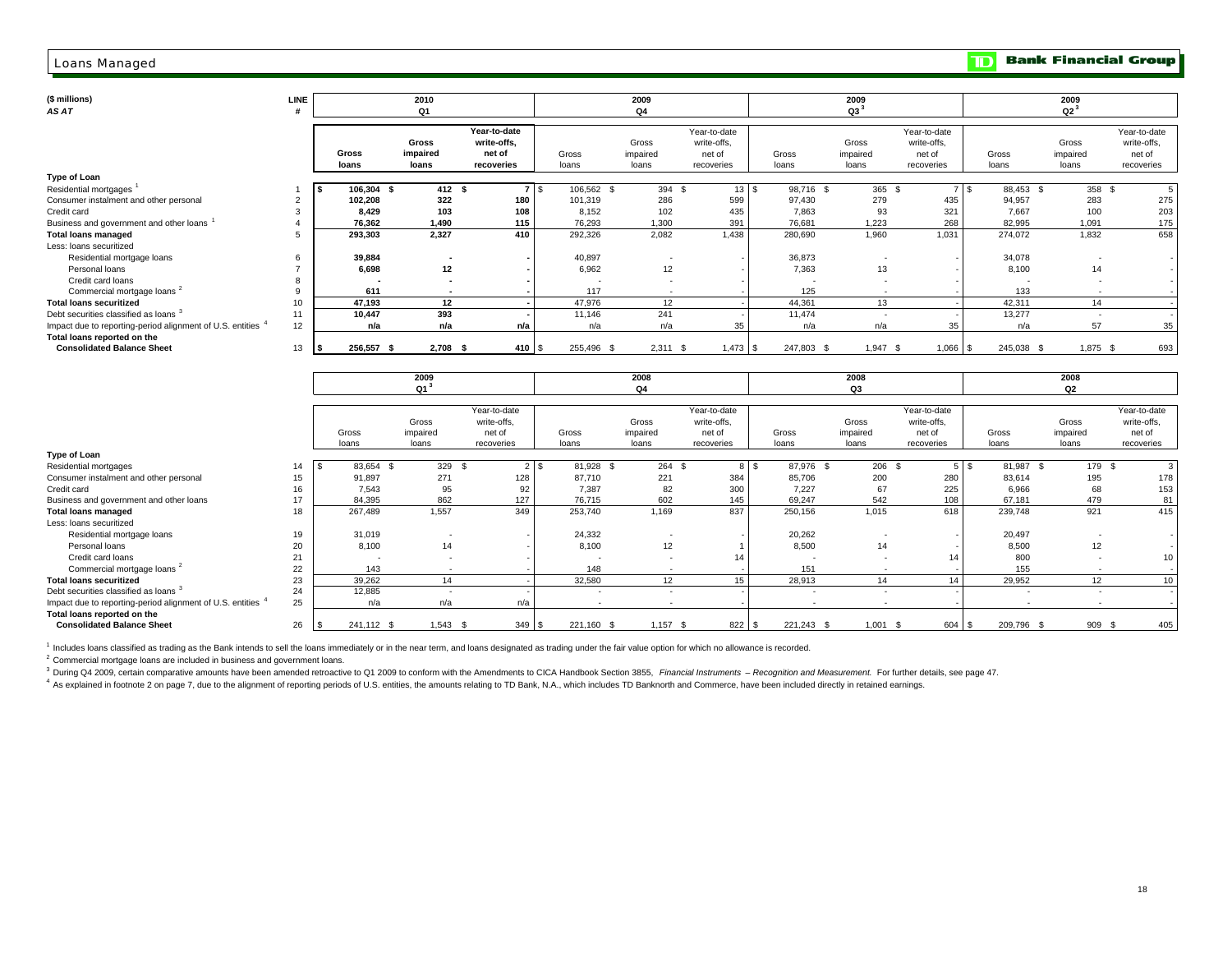# Loans Managed

TD Bank Financial Group

| ($ millions) AS AT | LINE # | 2010 Q1 Gross loans | 2010 Q1 Gross impaired loans | 2010 Q1 Year-to-date write-offs, net of recoveries | 2009 Q4 Gross loans | 2009 Q4 Gross impaired loans | 2009 Q4 Year-to-date write-offs, net of recoveries | 2009 Q3[3] Gross loans | 2009 Q3[3] Gross impaired loans | 2009 Q3[3] Year-to-date write-offs, net of recoveries | 2009 Q2[3] Gross loans | 2009 Q2[3] Gross impaired loans | 2009 Q2[3] Year-to-date write-offs, net of recoveries |
|---|---|---|---|---|---|---|---|---|---|---|---|---|---|
| **Type of Loan** | | | | | | | | | | | | | |
| Residential mortgages [1] | 1 | $ 106,304 | $ 412 | $ 7 | $ 106,562 | $ 394 | $ 13 | $ 98,716 | $ 365 | $ 7 | $ 88,453 | $ 358 | $ 5 |
| Consumer instalment and other personal | 2 | 102,208 | 322 | 180 | 101,319 | 286 | 599 | 97,430 | 279 | 435 | 94,957 | 283 | 275 |
| Credit card | 3 | 8,429 | 103 | 108 | 8,152 | 102 | 435 | 7,863 | 93 | 321 | 7,667 | 100 | 203 |
| Business and government and other loans [1] | 4 | 76,362 | 1,490 | 115 | 76,293 | 1,300 | 391 | 76,681 | 1,223 | 268 | 82,995 | 1,091 | 175 |
| **Total loans managed** | 5 | 293,303 | 2,327 | 410 | 292,326 | 2,082 | 1,438 | 280,690 | 1,960 | 1,031 | 274,072 | 1,832 | 658 |
| Less: loans securitized | | | | | | | | | | | | | |
| Residential mortgage loans | 6 | 39,884 | - | - | 40,897 | - | - | 36,873 | - | - | 34,078 | - | - |
| Personal loans | 7 | 6,698 | 12 | - | 6,962 | 12 | - | 7,363 | 13 | - | 8,100 | 14 | - |
| Credit card loans | 8 | - | - | - | - | - | - | - | - | - | - | - | - |
| Commercial mortgage loans [2] | 9 | 611 | - | - | 117 | - | - | 125 | - | - | 133 | - | - |
| **Total loans securitized** | 10 | 47,193 | 12 | - | 47,976 | 12 | - | 44,361 | 13 | - | 42,311 | 14 | - |
| Debt securities classified as loans [3] | 11 | 10,447 | 393 | - | 11,146 | 241 | - | 11,474 | - | - | 13,277 | - | - |
| Impact due to reporting-period alignment of U.S. entities [4] | 12 | n/a | n/a | n/a | n/a | n/a | 35 | n/a | n/a | 35 | n/a | 57 | 35 |
| **Total loans reported on the Consolidated Balance Sheet** | 13 | $ 256,557 | $ 2,708 | $ 410 | $ 255,496 | $ 2,311 | $ 1,473 | $ 247,803 | $ 1,947 | $ 1,066 | $ 245,038 | $ 1,875 | $ 693 |

| | LINE # | 2009 Q1[3] Gross loans | 2009 Q1[3] Gross impaired loans | 2009 Q1[3] Year-to-date write-offs, net of recoveries | 2008 Q4 Gross loans | 2008 Q4 Gross impaired loans | 2008 Q4 Year-to-date write-offs, net of recoveries | 2008 Q3 Gross loans | 2008 Q3 Gross impaired loans | 2008 Q3 Year-to-date write-offs, net of recoveries | 2008 Q2 Gross loans | 2008 Q2 Gross impaired loans | 2008 Q2 Year-to-date write-offs, net of recoveries |
|---|---|---|---|---|---|---|---|---|---|---|---|---|---|
| **Type of Loan** | | | | | | | | | | | | | |
| Residential mortgages | 14 | $ 83,654 | $ 329 | $ 2 | $ 81,928 | $ 264 | $ 8 | $ 87,976 | $ 206 | $ 5 | $ 81,987 | $ 179 | $ 3 |
| Consumer instalment and other personal | 15 | 91,897 | 271 | 128 | 87,710 | 221 | 384 | 85,706 | 200 | 280 | 83,614 | 195 | 178 |
| Credit card | 16 | 7,543 | 95 | 92 | 7,387 | 82 | 300 | 7,227 | 67 | 225 | 6,966 | 68 | 153 |
| Business and government and other loans | 17 | 84,395 | 862 | 127 | 76,715 | 602 | 145 | 69,247 | 542 | 108 | 67,181 | 479 | 81 |
| **Total loans managed** | 18 | 267,489 | 1,557 | 349 | 253,740 | 1,169 | 837 | 250,156 | 1,015 | 618 | 239,748 | 921 | 415 |
| Less: loans securitized | | | | | | | | | | | | | |
| Residential mortgage loans | 19 | 31,019 | - | - | 24,332 | - | - | 20,262 | - | - | 20,497 | - | - |
| Personal loans | 20 | 8,100 | 14 | - | 8,100 | 12 | 1 | 8,500 | 14 | - | 8,500 | 12 | - |
| Credit card loans | 21 | - | - | - | - | - | 14 | - | - | 14 | 800 | - | 10 |
| Commercial mortgage loans [2] | 22 | 143 | - | - | 148 | - | - | 151 | - | - | 155 | - | - |
| **Total loans securitized** | 23 | 39,262 | 14 | - | 32,580 | 12 | 15 | 28,913 | 14 | 14 | 29,952 | 12 | 10 |
| Debt securities classified as loans [3] | 24 | 12,885 | - | - | - | - | - | - | - | - | - | - | - |
| Impact due to reporting-period alignment of U.S. entities [4] | 25 | n/a | n/a | n/a | - | - | - | - | - | - | - | - | - |
| **Total loans reported on the Consolidated Balance Sheet** | 26 | $ 241,112 | $ 1,543 | $ 349 | $ 221,160 | $ 1,157 | $ 822 | $ 221,243 | $ 1,001 | $ 604 | $ 209,796 | $ 909 | $ 405 |

[1] Includes loans classified as trading as the Bank intends to sell the loans immediately or in the near term, and loans designated as trading under the fair value option for which no allowance is recorded.

[2] Commercial mortgage loans are included in business and government loans.

[3] During Q4 2009, certain comparative amounts have been amended retroactive to Q1 2009 to conform with the Amendments to CICA Handbook Section 3855, *Financial Instruments – Recognition and Measurement.* For further details, see page 47.

[4] As explained in footnote 2 on page 7, due to the alignment of reporting periods of U.S. entities, the amounts relating to TD Bank, N.A., which includes TD Banknorth and Commerce, have been included directly in retained earnings.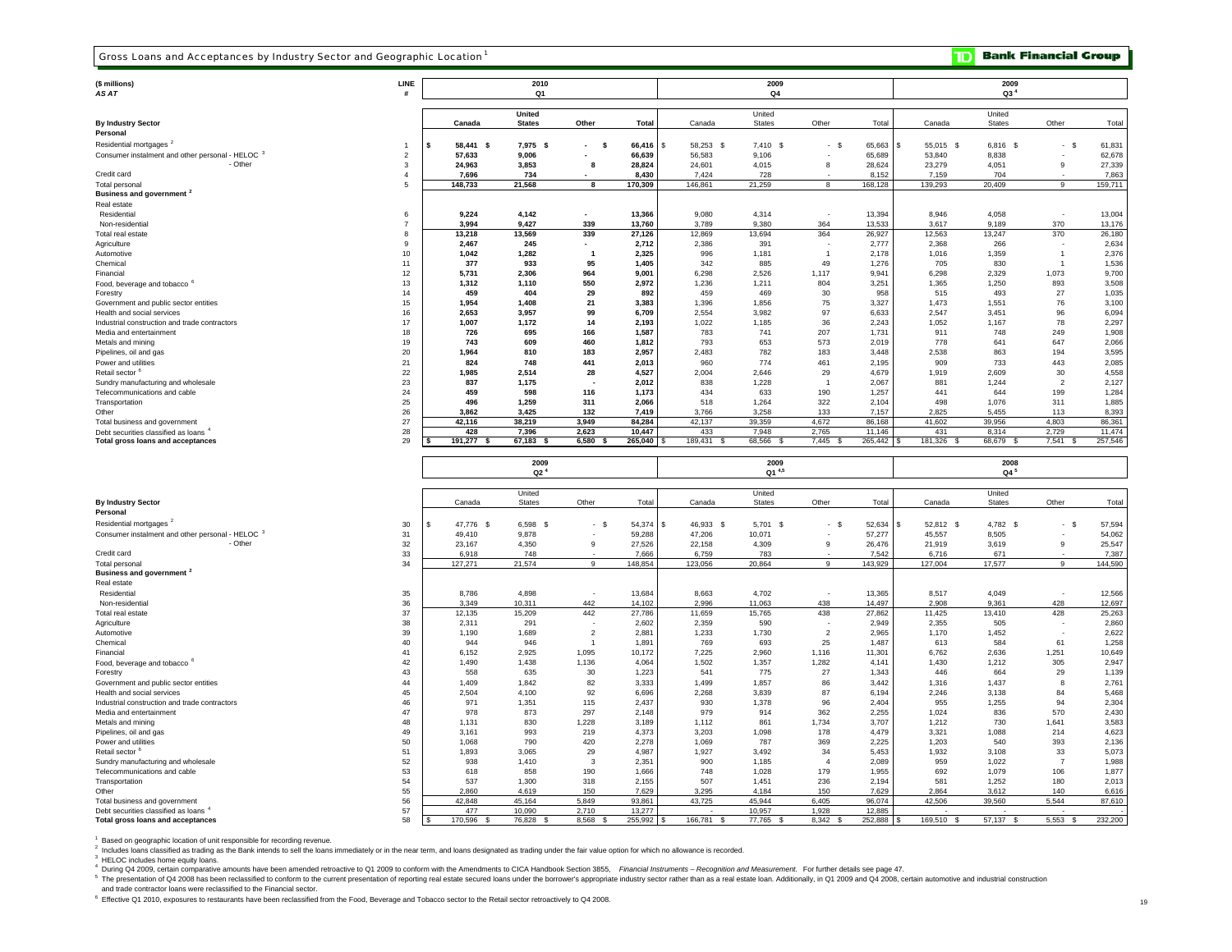## Gross Loans and Acceptances by Industry Sector and Geographic Location[1]

**Bank Financial Group**

| ($ millions) AS AT | LINE # | 2010 Q1 | | | | 2009 Q4 | | | | 2009 Q3[4] | | | |
|---|---|---|---|---|---|---|---|---|---|---|---|---|---|
| **By Industry Sector** | | Canada | United States | Other | Total | Canada | United States | Other | Total | Canada | United States | Other | Total |
| **Personal** | | | | | | | | | | | | | |
| Residential mortgages[2] | 1 | $ 58,441 | $ 7,975 | $ - | $ 66,416 | $ 58,253 | $ 7,410 | $ - | $ 65,663 | $ 55,015 | $ 6,816 | $ - | $ 61,831 |
| Consumer instalment and other personal - HELOC[3] | 2 | 57,633 | 9,006 | - | 66,639 | 56,583 | 9,106 | - | 65,689 | 53,840 | 8,838 | - | 62,678 |
| - Other | 3 | 24,963 | 3,853 | 8 | 28,824 | 24,601 | 4,015 | 8 | 28,624 | 23,279 | 4,051 | 9 | 27,339 |
| Credit card | 4 | 7,696 | 734 | - | 8,430 | 7,424 | 728 | - | 8,152 | 7,159 | 704 | - | 7,863 |
| Total personal | 5 | 148,733 | 21,568 | 8 | 170,309 | 146,861 | 21,259 | 8 | 168,128 | 139,293 | 20,409 | 9 | 159,711 |
| **Business and government[2]** | | | | | | | | | | | | | |
| Real estate | | | | | | | | | | | | | |
| Residential | 6 | 9,224 | 4,142 | - | 13,366 | 9,080 | 4,314 | - | 13,394 | 8,946 | 4,058 | - | 13,004 |
| Non-residential | 7 | 3,994 | 9,427 | 339 | 13,760 | 3,789 | 9,380 | 364 | 13,533 | 3,617 | 9,189 | 370 | 13,176 |
| Total real estate | 8 | 13,218 | 13,569 | 339 | 27,126 | 12,869 | 13,694 | 364 | 26,927 | 12,563 | 13,247 | 370 | 26,180 |
| Agriculture | 9 | 2,467 | 245 | - | 2,712 | 2,386 | 391 | - | 2,777 | 2,368 | 266 | - | 2,634 |
| Automotive | 10 | 1,042 | 1,282 | 1 | 2,325 | 996 | 1,181 | 1 | 2,178 | 1,016 | 1,359 | 1 | 2,376 |
| Chemical | 11 | 377 | 933 | 95 | 1,405 | 342 | 885 | 49 | 1,276 | 705 | 830 | 1 | 1,536 |
| Financial | 12 | 5,731 | 2,306 | 964 | 9,001 | 6,298 | 2,526 | 1,117 | 9,941 | 6,298 | 2,329 | 1,073 | 9,700 |
| Food, beverage and tobacco[6] | 13 | 1,312 | 1,110 | 550 | 2,972 | 1,236 | 1,211 | 804 | 3,251 | 1,365 | 1,250 | 893 | 3,508 |
| Forestry | 14 | 459 | 404 | 29 | 892 | 459 | 469 | 30 | 958 | 515 | 493 | 27 | 1,035 |
| Government and public sector entities | 15 | 1,954 | 1,408 | 21 | 3,383 | 1,396 | 1,856 | 75 | 3,327 | 1,473 | 1,551 | 76 | 3,100 |
| Health and social services | 16 | 2,653 | 3,957 | 99 | 6,709 | 2,554 | 3,982 | 97 | 6,633 | 2,547 | 3,451 | 96 | 6,094 |
| Industrial construction and trade contractors | 17 | 1,007 | 1,172 | 14 | 2,193 | 1,022 | 1,185 | 36 | 2,243 | 1,052 | 1,167 | 78 | 2,297 |
| Media and entertainment | 18 | 726 | 695 | 166 | 1,587 | 783 | 741 | 207 | 1,731 | 911 | 748 | 249 | 1,908 |
| Metals and mining | 19 | 743 | 609 | 460 | 1,812 | 793 | 653 | 573 | 2,019 | 778 | 641 | 647 | 2,066 |
| Pipelines, oil and gas | 20 | 1,964 | 810 | 183 | 2,957 | 2,483 | 782 | 183 | 3,448 | 2,538 | 863 | 194 | 3,595 |
| Power and utilities | 21 | 824 | 748 | 441 | 2,013 | 960 | 774 | 461 | 2,195 | 909 | 733 | 443 | 2,085 |
| Retail sector[6] | 22 | 1,985 | 2,514 | 28 | 4,527 | 2,004 | 2,646 | 29 | 4,679 | 1,919 | 2,609 | 30 | 4,558 |
| Sundry manufacturing and wholesale | 23 | 837 | 1,175 | - | 2,012 | 838 | 1,228 | 1 | 2,067 | 881 | 1,244 | 2 | 2,127 |
| Telecommunications and cable | 24 | 459 | 598 | 116 | 1,173 | 434 | 633 | 190 | 1,257 | 441 | 644 | 199 | 1,284 |
| Transportation | 25 | 496 | 1,259 | 311 | 2,066 | 518 | 1,264 | 322 | 2,104 | 498 | 1,076 | 311 | 1,885 |
| Other | 26 | 3,862 | 3,425 | 132 | 7,419 | 3,766 | 3,258 | 133 | 7,157 | 2,825 | 5,455 | 113 | 8,393 |
| Total business and government | 27 | 42,116 | 38,219 | 3,949 | 84,284 | 42,137 | 39,359 | 4,672 | 86,168 | 41,602 | 39,956 | 4,803 | 86,361 |
| Debt securities classified as loans[4] | 28 | 428 | 7,396 | 2,623 | 10,447 | 433 | 7,948 | 2,765 | 11,146 | 431 | 8,314 | 2,729 | 11,474 |
| **Total gross loans and acceptances** | 29 | $ 191,277 | $ 67,183 | $ 6,580 | $ 265,040 | $ 189,431 | $ 68,566 | $ 7,445 | $ 265,442 | $ 181,326 | $ 68,679 | $ 7,541 | $ 257,546 |

| | | 2009 Q2[4] | | | | 2009 Q1[4,5] | | | | 2008 Q4[5] | | | |
|---|---|---|---|---|---|---|---|---|---|---|---|---|---|
| **By Industry Sector** | | Canada | United States | Other | Total | Canada | United States | Other | Total | Canada | United States | Other | Total |
| **Personal** | | | | | | | | | | | | | |
| Residential mortgages[2] | 30 | $ 47,776 | $ 6,598 | $ - | $ 54,374 | $ 46,933 | $ 5,701 | $ - | $ 52,634 | $ 52,812 | $ 4,782 | $ - | $ 57,594 |
| Consumer instalment and other personal - HELOC[3] | 31 | 49,410 | 9,878 | - | 59,288 | 47,206 | 10,071 | - | 57,277 | 45,557 | 8,505 | - | 54,062 |
| - Other | 32 | 23,167 | 4,350 | 9 | 27,526 | 22,158 | 4,309 | 9 | 26,476 | 21,919 | 3,619 | 9 | 25,547 |
| Credit card | 33 | 6,918 | 748 | - | 7,666 | 6,759 | 783 | - | 7,542 | 6,716 | 671 | - | 7,387 |
| Total personal | 34 | 127,271 | 21,574 | 9 | 148,854 | 123,056 | 20,864 | 9 | 143,929 | 127,004 | 17,577 | 9 | 144,590 |
| **Business and government[2]** | | | | | | | | | | | | | |
| Real estate | | | | | | | | | | | | | |
| Residential | 35 | 8,786 | 4,898 | - | 13,684 | 8,663 | 4,702 | - | 13,365 | 8,517 | 4,049 | - | 12,566 |
| Non-residential | 36 | 3,349 | 10,311 | 442 | 14,102 | 2,996 | 11,063 | 438 | 14,497 | 2,908 | 9,361 | 428 | 12,697 |
| Total real estate | 37 | 12,135 | 15,209 | 442 | 27,786 | 11,659 | 15,765 | 438 | 27,862 | 11,425 | 13,410 | 428 | 25,263 |
| Agriculture | 38 | 2,311 | 291 | - | 2,602 | 2,359 | 590 | - | 2,949 | 2,355 | 505 | - | 2,860 |
| Automotive | 39 | 1,190 | 1,689 | 2 | 2,881 | 1,233 | 1,730 | 2 | 2,965 | 1,170 | 1,452 | - | 2,622 |
| Chemical | 40 | 944 | 946 | 1 | 1,891 | 769 | 693 | 25 | 1,487 | 613 | 584 | 61 | 1,258 |
| Financial | 41 | 6,152 | 2,925 | 1,095 | 10,172 | 7,225 | 2,960 | 1,116 | 11,301 | 6,762 | 2,636 | 1,251 | 10,649 |
| Food, beverage and tobacco[6] | 42 | 1,490 | 1,438 | 1,136 | 4,064 | 1,502 | 1,357 | 1,282 | 4,141 | 1,430 | 1,212 | 305 | 2,947 |
| Forestry | 43 | 558 | 635 | 30 | 1,223 | 541 | 775 | 27 | 1,343 | 446 | 664 | 29 | 1,139 |
| Government and public sector entities | 44 | 1,409 | 1,842 | 82 | 3,333 | 1,499 | 1,857 | 86 | 3,442 | 1,316 | 1,437 | 8 | 2,761 |
| Health and social services | 45 | 2,504 | 4,100 | 92 | 6,696 | 2,268 | 3,839 | 87 | 6,194 | 2,246 | 3,138 | 84 | 5,468 |
| Industrial construction and trade contractors | 46 | 971 | 1,351 | 115 | 2,437 | 930 | 1,378 | 96 | 2,404 | 955 | 1,255 | 94 | 2,304 |
| Media and entertainment | 47 | 978 | 873 | 297 | 2,148 | 979 | 914 | 362 | 2,255 | 1,024 | 836 | 570 | 2,430 |
| Metals and mining | 48 | 1,131 | 830 | 1,228 | 3,189 | 1,112 | 861 | 1,734 | 3,707 | 1,212 | 730 | 1,641 | 3,583 |
| Pipelines, oil and gas | 49 | 3,161 | 993 | 219 | 4,373 | 3,203 | 1,098 | 178 | 4,479 | 3,321 | 1,088 | 214 | 4,623 |
| Power and utilities | 50 | 1,068 | 790 | 420 | 2,278 | 1,069 | 787 | 369 | 2,225 | 1,203 | 540 | 393 | 2,136 |
| Retail sector[6] | 51 | 1,893 | 3,065 | 29 | 4,987 | 1,927 | 3,492 | 34 | 5,453 | 1,932 | 3,108 | 33 | 5,073 |
| Sundry manufacturing and wholesale | 52 | 938 | 1,410 | 3 | 2,351 | 900 | 1,185 | 4 | 2,089 | 959 | 1,022 | 7 | 1,988 |
| Telecommunications and cable | 53 | 618 | 858 | 190 | 1,666 | 748 | 1,028 | 179 | 1,955 | 692 | 1,079 | 106 | 1,877 |
| Transportation | 54 | 537 | 1,300 | 318 | 2,155 | 507 | 1,451 | 236 | 2,194 | 581 | 1,252 | 180 | 2,013 |
| Other | 55 | 2,860 | 4,619 | 150 | 7,629 | 3,295 | 4,184 | 150 | 7,629 | 2,864 | 3,612 | 140 | 6,616 |
| Total business and government | 56 | 42,848 | 45,164 | 5,849 | 93,861 | 43,725 | 45,944 | 6,405 | 96,074 | 42,506 | 39,560 | 5,544 | 87,610 |
| Debt securities classified as loans[4] | 57 | 477 | 10,090 | 2,710 | 13,277 | - | 10,957 | 1,928 | 12,885 | - | - | - | - |
| **Total gross loans and acceptances** | 58 | $ 170,596 | $ 76,828 | $ 8,568 | $ 255,992 | $ 166,781 | $ 77,765 | $ 8,342 | $ 252,888 | $ 169,510 | $ 57,137 | $ 5,553 | $ 232,200 |

[1] Based on geographic location of unit responsible for recording revenue.

[2] Includes loans classified as trading as the Bank intends to sell the loans immediately or in the near term, and loans designated as trading under the fair value option for which no allowance is recorded.

[3] HELOC includes home equity loans.

[4] During Q4 2009, certain comparative amounts have been amended retroactive to Q1 2009 to conform with the Amendments to CICA Handbook Section 3855, *Financial Instruments – Recognition and Measurement*. For further details see page 47.

[5] The presentation of Q4 2008 has been reclassified to conform to the current presentation of reporting real estate secured loans under the borrower's appropriate industry sector rather than as a real estate loan. Additionally, in Q1 2009 and Q4 2008, certain automotive and industrial construction and trade contractor loans were reclassified to the Financial sector.

[6] Effective Q1 2010, exposures to restaurants have been reclassified from the Food, Beverage and Tobacco sector to the Retail sector retroactively to Q4 2008.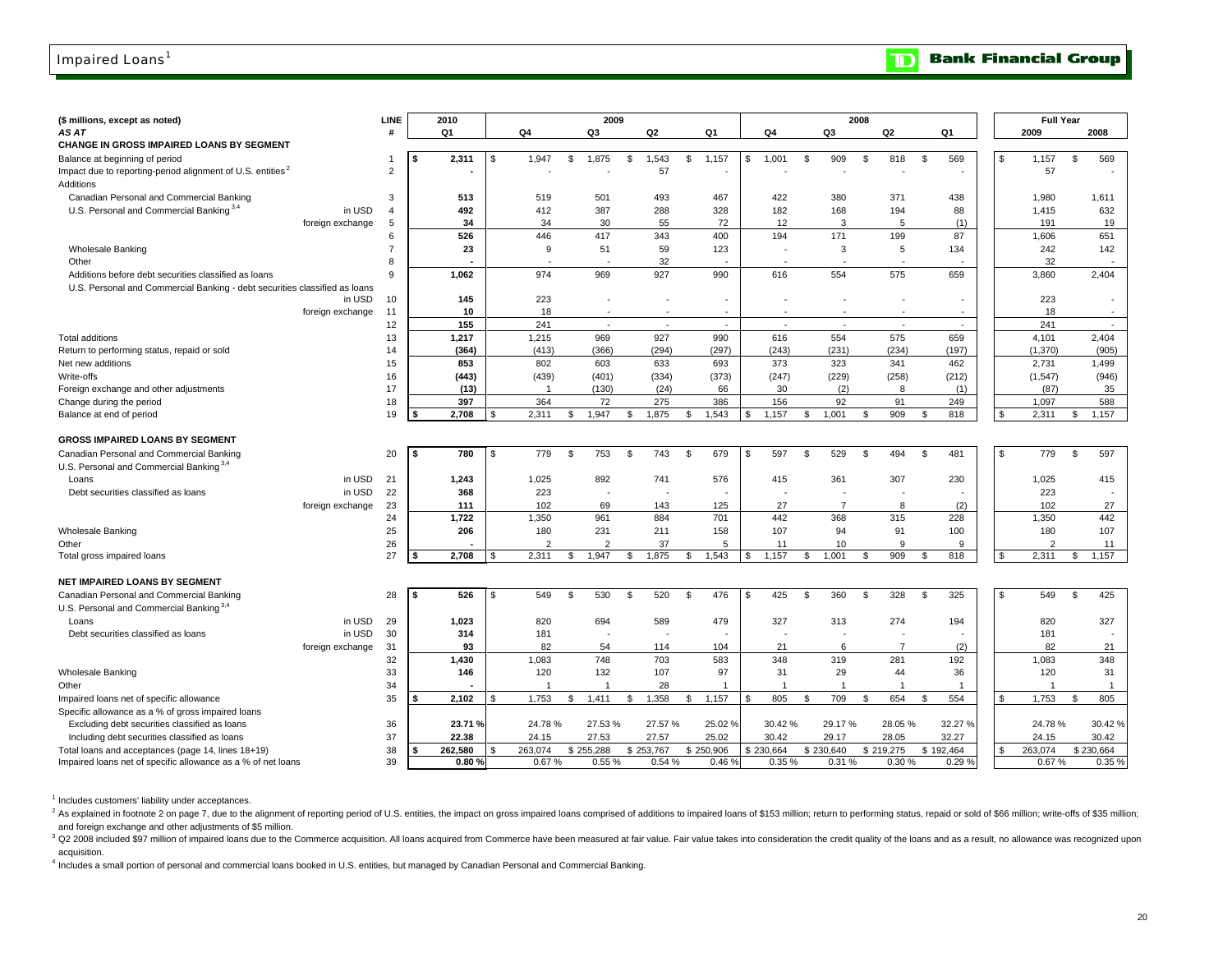# Impaired Loans[1]

| ($ millions, except as noted) | | LINE | 2010 | 2009 | | | | 2008 | | | | Full Year | |
|---|---|---|---|---|---|---|---|---|---|---|---|---|---|
| *AS AT* | | # | Q1 | Q4 | Q3 | Q2 | Q1 | Q4 | Q3 | Q2 | Q1 | 2009 | 2008 |
| **CHANGE IN GROSS IMPAIRED LOANS BY SEGMENT** | | | | | | | | | | | | | |
| Balance at beginning of period | | 1 | $ 2,311 | $ 1,947 | $ 1,875 | $ 1,543 | $ 1,157 | $ 1,001 | $ 909 | $ 818 | $ 569 | $ 1,157 | $ 569 |
| Impact due to reporting-period alignment of U.S. entities[2] | | 2 | - | - | - | 57 | - | - | - | - | - | 57 | - |
| Additions | | | | | | | | | | | | | |
| Canadian Personal and Commercial Banking | | 3 | 513 | 519 | 501 | 493 | 467 | 422 | 380 | 371 | 438 | 1,980 | 1,611 |
| U.S. Personal and Commercial Banking[3,4] | in USD | 4 | 492 | 412 | 387 | 288 | 328 | 182 | 168 | 194 | 88 | 1,415 | 632 |
| | foreign exchange | 5 | 34 | 34 | 30 | 55 | 72 | 12 | 3 | 5 | (1) | 191 | 19 |
| | | 6 | 526 | 446 | 417 | 343 | 400 | 194 | 171 | 199 | 87 | 1,606 | 651 |
| Wholesale Banking | | 7 | 23 | 9 | 51 | 59 | 123 | - | 3 | 5 | 134 | 242 | 142 |
| Other | | 8 | - | - | - | 32 | - | - | - | - | - | 32 | - |
| Additions before debt securities classified as loans | | 9 | 1,062 | 974 | 969 | 927 | 990 | 616 | 554 | 575 | 659 | 3,860 | 2,404 |
| U.S. Personal and Commercial Banking - debt securities classified as loans | in USD | 10 | 145 | 223 | - | - | - | - | - | - | - | 223 | - |
| | foreign exchange | 11 | 10 | 18 | - | - | - | - | - | - | - | 18 | - |
| | | 12 | 155 | 241 | - | - | - | - | - | - | - | 241 | - |
| Total additions | | 13 | 1,217 | 1,215 | 969 | 927 | 990 | 616 | 554 | 575 | 659 | 4,101 | 2,404 |
| Return to performing status, repaid or sold | | 14 | (364) | (413) | (366) | (294) | (297) | (243) | (231) | (234) | (197) | (1,370) | (905) |
| Net new additions | | 15 | 853 | 802 | 603 | 633 | 693 | 373 | 323 | 341 | 462 | 2,731 | 1,499 |
| Write-offs | | 16 | (443) | (439) | (401) | (334) | (373) | (247) | (229) | (258) | (212) | (1,547) | (946) |
| Foreign exchange and other adjustments | | 17 | (13) | 1 | (130) | (24) | 66 | 30 | (2) | 8 | (1) | (87) | 35 |
| Change during the period | | 18 | 397 | 364 | 72 | 275 | 386 | 156 | 92 | 91 | 249 | 1,097 | 588 |
| Balance at end of period | | 19 | $ 2,708 | $ 2,311 | $ 1,947 | $ 1,875 | $ 1,543 | $ 1,157 | $ 1,001 | $ 909 | $ 818 | $ 2,311 | $ 1,157 |
| **GROSS IMPAIRED LOANS BY SEGMENT** | | | | | | | | | | | | | |
| Canadian Personal and Commercial Banking | | 20 | $ 780 | $ 779 | $ 753 | $ 743 | $ 679 | $ 597 | $ 529 | $ 494 | $ 481 | $ 779 | $ 597 |
| U.S. Personal and Commercial Banking[3,4] | | | | | | | | | | | | | |
| Loans | in USD | 21 | 1,243 | 1,025 | 892 | 741 | 576 | 415 | 361 | 307 | 230 | 1,025 | 415 |
| Debt securities classified as loans | in USD | 22 | 368 | 223 | - | - | - | - | - | - | - | 223 | - |
| | foreign exchange | 23 | 111 | 102 | 69 | 143 | 125 | 27 | 7 | 8 | (2) | 102 | 27 |
| | | 24 | 1,722 | 1,350 | 961 | 884 | 701 | 442 | 368 | 315 | 228 | 1,350 | 442 |
| Wholesale Banking | | 25 | 206 | 180 | 231 | 211 | 158 | 107 | 94 | 91 | 100 | 180 | 107 |
| Other | | 26 | - | 2 | 2 | 37 | 5 | 11 | 10 | 9 | 9 | 2 | 11 |
| Total gross impaired loans | | 27 | $ 2,708 | $ 2,311 | $ 1,947 | $ 1,875 | $ 1,543 | $ 1,157 | $ 1,001 | $ 909 | $ 818 | $ 2,311 | $ 1,157 |
| **NET IMPAIRED LOANS BY SEGMENT** | | | | | | | | | | | | | |
| Canadian Personal and Commercial Banking | | 28 | $ 526 | $ 549 | $ 530 | $ 520 | $ 476 | $ 425 | $ 360 | $ 328 | $ 325 | $ 549 | $ 425 |
| U.S. Personal and Commercial Banking[3,4] | | | | | | | | | | | | | |
| Loans | in USD | 29 | 1,023 | 820 | 694 | 589 | 479 | 327 | 313 | 274 | 194 | 820 | 327 |
| Debt securities classified as loans | in USD | 30 | 314 | 181 | - | - | - | - | - | - | - | 181 | - |
| | foreign exchange | 31 | 93 | 82 | 54 | 114 | 104 | 21 | 6 | 7 | (2) | 82 | 21 |
| | | 32 | 1,430 | 1,083 | 748 | 703 | 583 | 348 | 319 | 281 | 192 | 1,083 | 348 |
| Wholesale Banking | | 33 | 146 | 120 | 132 | 107 | 97 | 31 | 29 | 44 | 36 | 120 | 31 |
| Other | | 34 | - | 1 | 1 | 28 | 1 | 1 | 1 | 1 | 1 | 1 | 1 |
| Impaired loans net of specific allowance | | 35 | $ 2,102 | $ 1,753 | $ 1,411 | $ 1,358 | $ 1,157 | $ 805 | $ 709 | $ 654 | $ 554 | $ 1,753 | $ 805 |
| Specific allowance as a % of gross impaired loans | | | | | | | | | | | | | |
| Excluding debt securities classified as loans | | 36 | 23.71 % | 24.78 % | 27.53 % | 27.57 % | 25.02 % | 30.42 % | 29.17 % | 28.05 % | 32.27 % | 24.78 % | 30.42 % |
| Including debt securities classified as loans | | 37 | 22.38 | 24.15 | 27.53 | 27.57 | 25.02 | 30.42 | 29.17 | 28.05 | 32.27 | 24.15 | 30.42 |
| Total loans and acceptances (page 14, lines 18+19) | | 38 | $ 262,580 | $ 263,074 | $ 255,288 | $ 253,767 | $ 250,906 | $ 230,664 | $ 230,640 | $ 219,275 | $ 192,464 | $ 263,074 | $ 230,664 |
| Impaired loans net of specific allowance as a % of net loans | | 39 | 0.80 % | 0.67 % | 0.55 % | 0.54 % | 0.46 % | 0.35 % | 0.31 % | 0.30 % | 0.29 % | 0.67 % | 0.35 % |

[1] Includes customers' liability under acceptances.

[2] As explained in footnote 2 on page 7, due to the alignment of reporting period of U.S. entities, the impact on gross impaired loans comprised of additions to impaired loans of $153 million; return to performing status, repaid or sold of $66 million; write-offs of $35 million; and foreign exchange and other adjustments of $5 million.

[3] Q2 2008 included $97 million of impaired loans due to the Commerce acquisition. All loans acquired from Commerce have been measured at fair value. Fair value takes into consideration the credit quality of the loans and as a result, no allowance was recognized upon acquisition.

[4] Includes a small portion of personal and commercial loans booked in U.S. entities, but managed by Canadian Personal and Commercial Banking.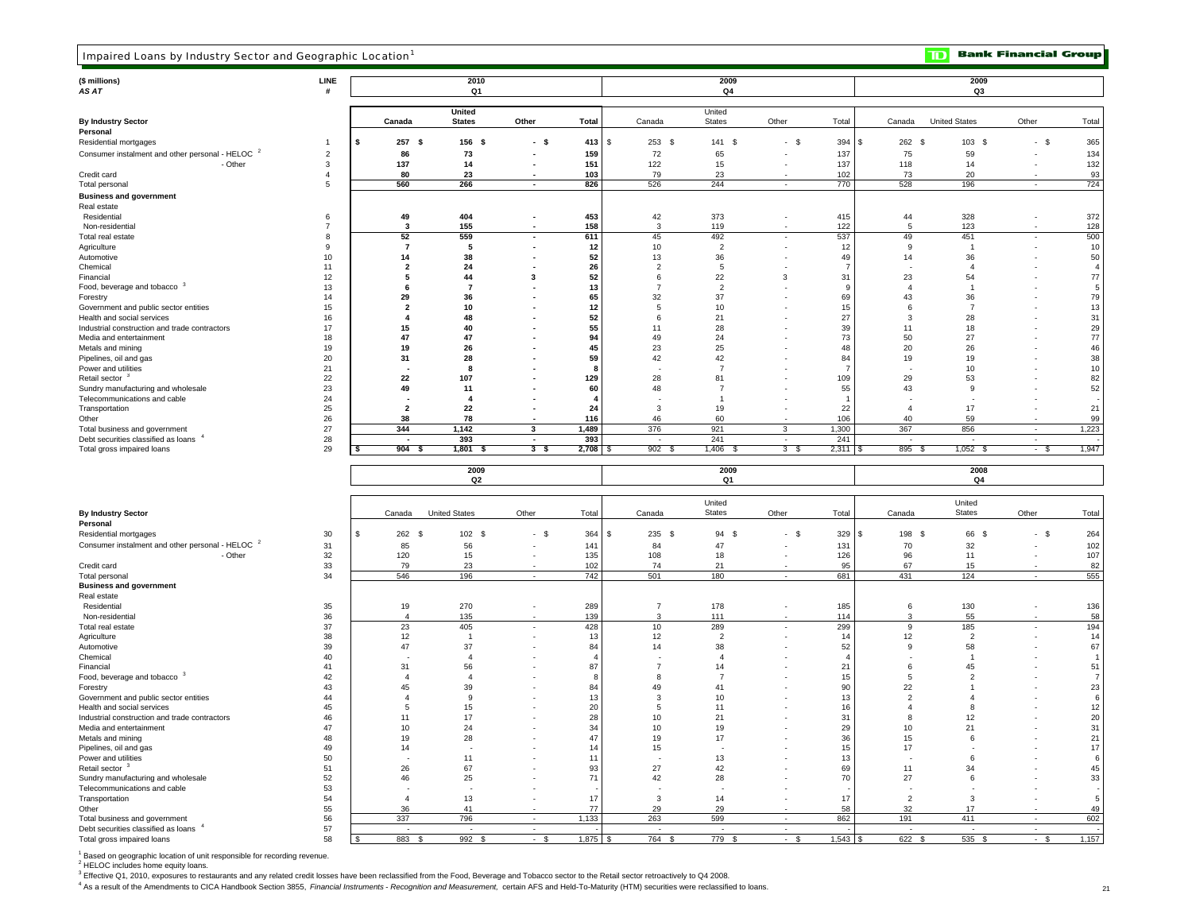## Impaired Loans by Industry Sector and Geographic Location[1]

TD Bank Financial Group

| ($ millions) AS AT | LINE # | 2010 Q1 | | | | 2009 Q4 | | | | 2009 Q3 | | | |
|---|---|---|---|---|---|---|---|---|---|---|---|---|---|
| **By Industry Sector** | | Canada | United States | Other | Total | Canada | United States | Other | Total | Canada | United States | Other | Total |
| **Personal** | | | | | | | | | | | | | |
| Residential mortgages | 1 | $ 257 | $ 156 | $ - | $ 413 | $ 253 | $ 141 | $ - | $ 394 | $ 262 | $ 103 | $ - | $ 365 |
| Consumer instalment and other personal - HELOC [2] | 2 | 86 | 73 | - | 159 | 72 | 65 | - | 137 | 75 | 59 | - | 134 |
| - Other | 3 | 137 | 14 | - | 151 | 122 | 15 | - | 137 | 118 | 14 | - | 132 |
| Credit card | 4 | 80 | 23 | - | 103 | 79 | 23 | - | 102 | 73 | 20 | - | 93 |
| Total personal | 5 | 560 | 266 | - | 826 | 526 | 244 | - | 770 | 528 | 196 | - | 724 |
| **Business and government** | | | | | | | | | | | | | |
| Real estate | | | | | | | | | | | | | |
| Residential | 6 | 49 | 404 | - | 453 | 42 | 373 | - | 415 | 44 | 328 | - | 372 |
| Non-residential | 7 | 3 | 155 | - | 158 | 3 | 119 | - | 122 | 5 | 123 | - | 128 |
| Total real estate | 8 | 52 | 559 | - | 611 | 45 | 492 | - | 537 | 49 | 451 | - | 500 |
| Agriculture | 9 | 7 | 5 | - | 12 | 10 | 2 | - | 12 | 9 | 1 | - | 10 |
| Automotive | 10 | 14 | 38 | - | 52 | 13 | 36 | - | 49 | 14 | 36 | - | 50 |
| Chemical | 11 | 2 | 24 | - | 26 | 2 | 5 | - | 7 | - | 4 | - | 4 |
| Financial | 12 | 5 | 44 | 3 | 52 | 6 | 22 | 3 | 31 | 23 | 54 | - | 77 |
| Food, beverage and tobacco [3] | 13 | 6 | 7 | - | 13 | 7 | 2 | - | 9 | 4 | 1 | - | 5 |
| Forestry | 14 | 29 | 36 | - | 65 | 32 | 37 | - | 69 | 43 | 36 | - | 79 |
| Government and public sector entities | 15 | 2 | 10 | - | 12 | 5 | 10 | - | 15 | 6 | 7 | - | 13 |
| Health and social services | 16 | 4 | 48 | - | 52 | 6 | 21 | - | 27 | 3 | 28 | - | 31 |
| Industrial construction and trade contractors | 17 | 15 | 40 | - | 55 | 11 | 28 | - | 39 | 11 | 18 | - | 29 |
| Media and entertainment | 18 | 47 | 47 | - | 94 | 49 | 24 | - | 73 | 50 | 27 | - | 77 |
| Metals and mining | 19 | 19 | 26 | - | 45 | 23 | 25 | - | 48 | 20 | 26 | - | 46 |
| Pipelines, oil and gas | 20 | 31 | 28 | - | 59 | 42 | 42 | - | 84 | 19 | 19 | - | 38 |
| Power and utilities | 21 | - | 8 | - | 8 | - | 7 | - | 7 | - | 10 | - | 10 |
| Retail sector [3] | 22 | 22 | 107 | - | 129 | 28 | 81 | - | 109 | 29 | 53 | - | 82 |
| Sundry manufacturing and wholesale | 23 | 49 | 11 | - | 60 | 48 | 7 | - | 55 | 43 | 9 | - | 52 |
| Telecommunications and cable | 24 | - | 4 | - | 4 | - | 1 | - | 1 | - | - | - | - |
| Transportation | 25 | 2 | 22 | - | 24 | 3 | 19 | - | 22 | 4 | 17 | - | 21 |
| Other | 26 | 38 | 78 | - | 116 | 46 | 60 | - | 106 | 40 | 59 | - | 99 |
| Total business and government | 27 | 344 | 1,142 | 3 | 1,489 | 376 | 921 | 3 | 1,300 | 367 | 856 | - | 1,223 |
| Debt securities classified as loans [4] | 28 | - | 393 | - | 393 | - | 241 | - | 241 | - | - | - | - |
| Total gross impaired loans | 29 | $ 904 | $ 1,801 | $ 3 | $ 2,708 | $ 902 | $ 1,406 | $ 3 | $ 2,311 | $ 895 | $ 1,052 | $ - | $ 1,947 |

| | LINE # | 2009 Q2 | | | | 2009 Q1 | | | | 2008 Q4 | | | |
|---|---|---|---|---|---|---|---|---|---|---|---|---|---|
| **By Industry Sector** | | Canada | United States | Other | Total | Canada | United States | Other | Total | Canada | United States | Other | Total |
| **Personal** | | | | | | | | | | | | | |
| Residential mortgages | 30 | $ 262 | $ 102 | $ - | $ 364 | $ 235 | $ 94 | $ - | $ 329 | $ 198 | $ 66 | $ - | $ 264 |
| Consumer instalment and other personal - HELOC [2] | 31 | 85 | 56 | - | 141 | 84 | 47 | - | 131 | 70 | 32 | - | 102 |
| - Other | 32 | 120 | 15 | - | 135 | 108 | 18 | - | 126 | 96 | 11 | - | 107 |
| Credit card | 33 | 79 | 23 | - | 102 | 74 | 21 | - | 95 | 67 | 15 | - | 82 |
| Total personal | 34 | 546 | 196 | - | 742 | 501 | 180 | - | 681 | 431 | 124 | - | 555 |
| **Business and government** | | | | | | | | | | | | | |
| Real estate | | | | | | | | | | | | | |
| Residential | 35 | 19 | 270 | - | 289 | 7 | 178 | - | 185 | 6 | 130 | - | 136 |
| Non-residential | 36 | 4 | 135 | - | 139 | 3 | 111 | - | 114 | 3 | 55 | - | 58 |
| Total real estate | 37 | 23 | 405 | - | 428 | 10 | 289 | - | 299 | 9 | 185 | - | 194 |
| Agriculture | 38 | 12 | 1 | - | 13 | 12 | 2 | - | 14 | 12 | 2 | - | 14 |
| Automotive | 39 | 47 | 37 | - | 84 | 14 | 38 | - | 52 | 9 | 58 | - | 67 |
| Chemical | 40 | - | 4 | - | 4 | - | 4 | - | 4 | - | 1 | - | 1 |
| Financial | 41 | 31 | 56 | - | 87 | 7 | 14 | - | 21 | 6 | 45 | - | 51 |
| Food, beverage and tobacco [3] | 42 | 4 | 4 | - | 8 | 8 | 7 | - | 15 | 5 | 2 | - | 7 |
| Forestry | 43 | 45 | 39 | - | 84 | 49 | 41 | - | 90 | 22 | 1 | - | 23 |
| Government and public sector entities | 44 | 4 | 9 | - | 13 | 3 | 10 | - | 13 | 2 | 4 | - | 6 |
| Health and social services | 45 | 5 | 15 | - | 20 | 5 | 11 | - | 16 | 4 | 8 | - | 12 |
| Industrial construction and trade contractors | 46 | 11 | 17 | - | 28 | 10 | 21 | - | 31 | 8 | 12 | - | 20 |
| Media and entertainment | 47 | 10 | 24 | - | 34 | 10 | 19 | - | 29 | 10 | 21 | - | 31 |
| Metals and mining | 48 | 19 | 28 | - | 47 | 19 | 17 | - | 36 | 15 | 6 | - | 21 |
| Pipelines, oil and gas | 49 | 14 | - | - | 14 | 15 | - | - | 15 | 17 | - | - | 17 |
| Power and utilities | 50 | - | 11 | - | 11 | - | 13 | - | 13 | - | 6 | - | 6 |
| Retail sector [3] | 51 | 26 | 67 | - | 93 | 27 | 42 | - | 69 | 11 | 34 | - | 45 |
| Sundry manufacturing and wholesale | 52 | 46 | 25 | - | 71 | 42 | 28 | - | 70 | 27 | 6 | - | 33 |
| Telecommunications and cable | 53 | - | - | - | - | - | - | - | - | - | - | - | - |
| Transportation | 54 | 4 | 13 | - | 17 | 3 | 14 | - | 17 | 2 | 3 | - | 5 |
| Other | 55 | 36 | 41 | - | 77 | 29 | 29 | - | 58 | 32 | 17 | - | 49 |
| Total business and government | 56 | 337 | 796 | - | 1,133 | 263 | 599 | - | 862 | 191 | 411 | - | 602 |
| Debt securities classified as loans [4] | 57 | - | - | - | - | - | - | - | - | - | - | - | - |
| Total gross impaired loans | 58 | $ 883 | $ 992 | $ - | $ 1,875 | $ 764 | $ 779 | $ - | $ 1,543 | $ 622 | $ 535 | $ - | $ 1,157 |

[1] Based on geographic location of unit responsible for recording revenue.
[2] HELOC includes home equity loans.
[3] Effective Q1, 2010, exposures to restaurants and any related credit losses have been reclassified from the Food, Beverage and Tobacco sector to the Retail sector retroactively to Q4 2008.
[4] As a result of the Amendments to CICA Handbook Section 3855, *Financial Instruments - Recognition and Measurement*, certain AFS and Held-To-Maturity (HTM) securities were reclassified to loans.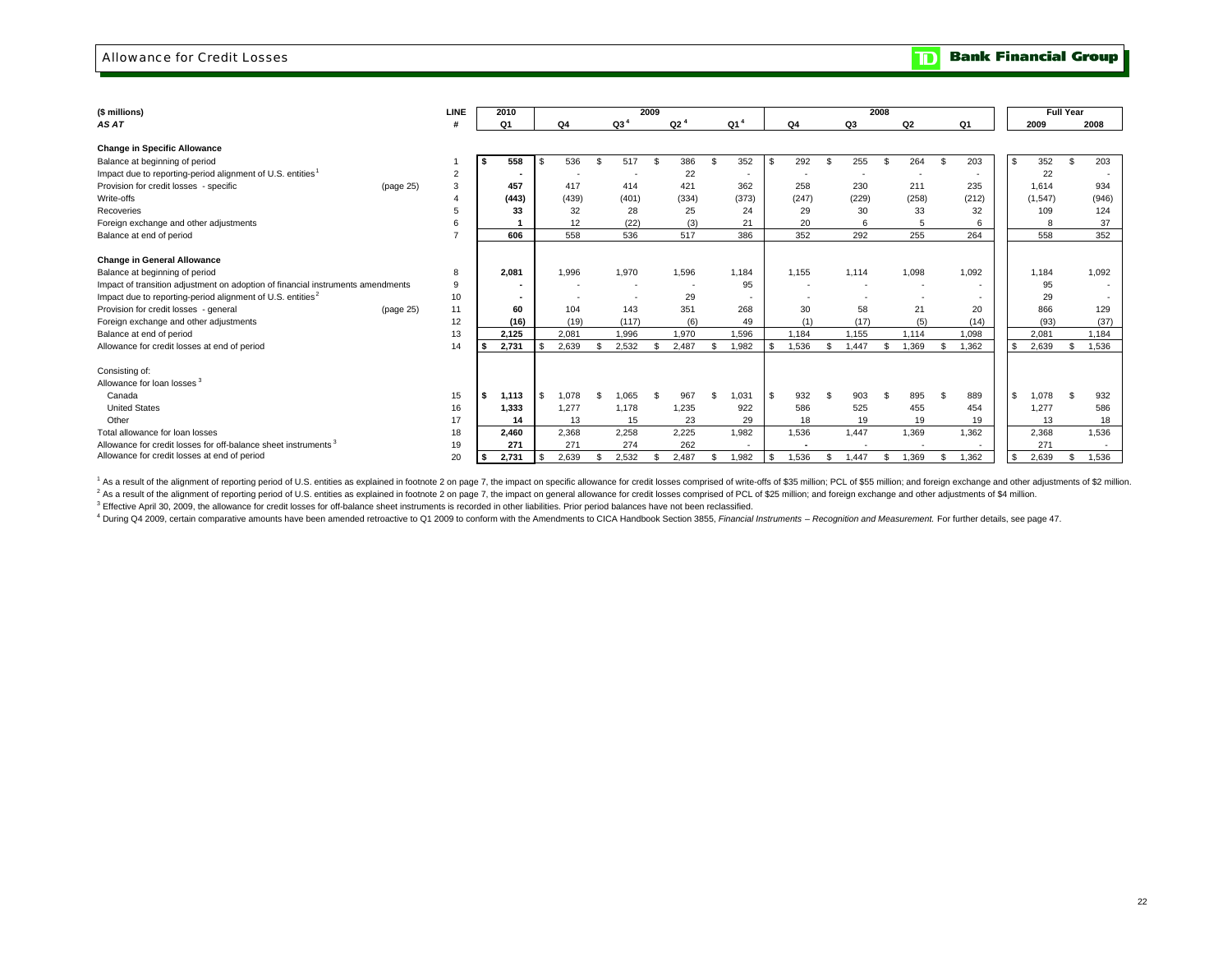## Allowance for Credit Losses

TD Bank Financial Group

| ($ millions) *AS AT* | | LINE # | 2010 Q1 | 2009 Q4 | 2009 Q3 [4] | 2009 Q2 [4] | 2009 Q1 [4] | 2008 Q4 | 2008 Q3 | 2008 Q2 | 2008 Q1 | Full Year 2009 | Full Year 2008 |
|---|---|---|---|---|---|---|---|---|---|---|---|---|---|
| **Change in Specific Allowance** | | | | | | | | | | | | | |
| Balance at beginning of period | | 1 | **$ 558** | $ 536 | $ 517 | $ 386 | $ 352 | $ 292 | $ 255 | $ 264 | $ 203 | $ 352 | $ 203 |
| Impact due to reporting-period alignment of U.S. entities [1] | | 2 | **-** | - | - | 22 | - | - | - | - | - | 22 | - |
| Provision for credit losses - specific | (page 25) | 3 | **457** | 417 | 414 | 421 | 362 | 258 | 230 | 211 | 235 | 1,614 | 934 |
| Write-offs | | 4 | **(443)** | (439) | (401) | (334) | (373) | (247) | (229) | (258) | (212) | (1,547) | (946) |
| Recoveries | | 5 | **33** | 32 | 28 | 25 | 24 | 29 | 30 | 33 | 32 | 109 | 124 |
| Foreign exchange and other adjustments | | 6 | **1** | 12 | (22) | (3) | 21 | 20 | 6 | 5 | 6 | 8 | 37 |
| Balance at end of period | | 7 | **606** | 558 | 536 | 517 | 386 | 352 | 292 | 255 | 264 | 558 | 352 |
| **Change in General Allowance** | | | | | | | | | | | | | |
| Balance at beginning of period | | 8 | **2,081** | 1,996 | 1,970 | 1,596 | 1,184 | 1,155 | 1,114 | 1,098 | 1,092 | 1,184 | 1,092 |
| Impact of transition adjustment on adoption of financial instruments amendments | | 9 | **-** | - | - | - | 95 | - | - | - | - | 95 | - |
| Impact due to reporting-period alignment of U.S. entities [2] | | 10 | **-** | - | - | 29 | - | - | - | - | - | 29 | - |
| Provision for credit losses - general | (page 25) | 11 | **60** | 104 | 143 | 351 | 268 | 30 | 58 | 21 | 20 | 866 | 129 |
| Foreign exchange and other adjustments | | 12 | **(16)** | (19) | (117) | (6) | 49 | (1) | (17) | (5) | (14) | (93) | (37) |
| Balance at end of period | | 13 | **2,125** | 2,081 | 1,996 | 1,970 | 1,596 | 1,184 | 1,155 | 1,114 | 1,098 | 2,081 | 1,184 |
| Allowance for credit losses at end of period | | 14 | **$ 2,731** | $ 2,639 | $ 2,532 | $ 2,487 | $ 1,982 | $ 1,536 | $ 1,447 | $ 1,369 | $ 1,362 | $ 2,639 | $ 1,536 |
| Consisting of: | | | | | | | | | | | | | |
| Allowance for loan losses [3] | | | | | | | | | | | | | |
| Canada | | 15 | **$ 1,113** | $ 1,078 | $ 1,065 | $ 967 | $ 1,031 | $ 932 | $ 903 | $ 895 | $ 889 | $ 1,078 | $ 932 |
| United States | | 16 | **1,333** | 1,277 | 1,178 | 1,235 | 922 | 586 | 525 | 455 | 454 | 1,277 | 586 |
| Other | | 17 | **14** | 13 | 15 | 23 | 29 | 18 | 19 | 19 | 19 | 13 | 18 |
| Total allowance for loan losses | | 18 | **2,460** | 2,368 | 2,258 | 2,225 | 1,982 | 1,536 | 1,447 | 1,369 | 1,362 | 2,368 | 1,536 |
| Allowance for credit losses for off-balance sheet instruments [3] | | 19 | **271** | 271 | 274 | 262 | - | - | - | - | - | 271 | - |
| Allowance for credit losses at end of period | | 20 | **$ 2,731** | $ 2,639 | $ 2,532 | $ 2,487 | $ 1,982 | $ 1,536 | $ 1,447 | $ 1,369 | $ 1,362 | $ 2,639 | $ 1,536 |

[1] As a result of the alignment of reporting period of U.S. entities as explained in footnote 2 on page 7, the impact on specific allowance for credit losses comprised of write-offs of $35 million; PCL of $55 million; and foreign exchange and other adjustments of $2 million.

[2] As a result of the alignment of reporting period of U.S. entities as explained in footnote 2 on page 7, the impact on general allowance for credit losses comprised of PCL of $25 million; and foreign exchange and other adjustments of $4 million.

[3] Effective April 30, 2009, the allowance for credit losses for off-balance sheet instruments is recorded in other liabilities. Prior period balances have not been reclassified.

[4] During Q4 2009, certain comparative amounts have been amended retroactive to Q1 2009 to conform with the Amendments to CICA Handbook Section 3855, *Financial Instruments – Recognition and Measurement.* For further details, see page 47.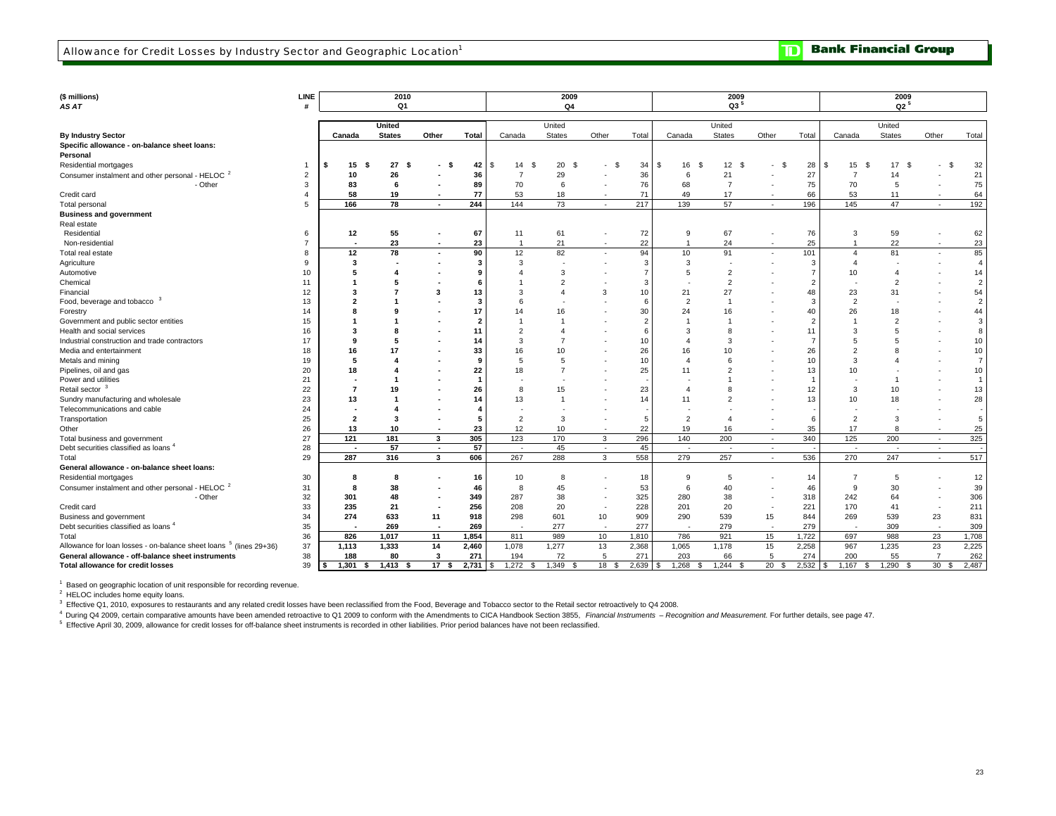# Allowance for Credit Losses by Industry Sector and Geographic Location[1]

| ($ millions) AS AT | LINE # | 2010 Q1 | | | | 2009 Q4 | | | | 2009 Q3[5] | | | | 2009 Q2[5] | | | |
|---|---|---|---|---|---|---|---|---|---|---|---|---|---|---|---|---|---|
| By Industry Sector | | Canada | United States | Other | Total | Canada | United States | Other | Total | Canada | United States | Other | Total | Canada | United States | Other | Total |
| **Specific allowance - on-balance sheet loans:** | | | | | | | | | | | | | | | | | |
| **Personal** | | | | | | | | | | | | | | | | | |
| Residential mortgages | 1 | $ 15 | $ 27 | $ - | $ 42 | $ 14 | $ 20 | $ - | $ 34 | $ 16 | $ 12 | $ - | $ 28 | $ 15 | $ 17 | $ - | $ 32 |
| Consumer instalment and other personal - HELOC[2] | 2 | 10 | 26 | - | 36 | 7 | 29 | - | 36 | 6 | 21 | - | 27 | 7 | 14 | - | 21 |
| - Other | 3 | 83 | 6 | - | 89 | 70 | 6 | - | 76 | 68 | 7 | - | 75 | 70 | 5 | - | 75 |
| Credit card | 4 | 58 | 19 | - | 77 | 53 | 18 | - | 71 | 49 | 17 | - | 66 | 53 | 11 | - | 64 |
| Total personal | 5 | 166 | 78 | - | 244 | 144 | 73 | - | 217 | 139 | 57 | - | 196 | 145 | 47 | - | 192 |
| **Business and government** | | | | | | | | | | | | | | | | | |
| Real estate | | | | | | | | | | | | | | | | | |
| Residential | 6 | 12 | 55 | - | 67 | 11 | 61 | - | 72 | 9 | 67 | - | 76 | 3 | 59 | - | 62 |
| Non-residential | 7 | - | 23 | - | 23 | 1 | 21 | - | 22 | 1 | 24 | - | 25 | 1 | 22 | - | 23 |
| Total real estate | 8 | 12 | 78 | - | 90 | 12 | 82 | - | 94 | 10 | 91 | - | 101 | 4 | 81 | - | 85 |
| Agriculture | 9 | 3 | - | - | 3 | 3 | - | - | 3 | 3 | - | - | 3 | 4 | - | - | 4 |
| Automotive | 10 | 5 | 4 | - | 9 | 4 | 3 | - | 7 | 5 | 2 | - | 7 | 10 | 4 | - | 14 |
| Chemical | 11 | 1 | 5 | - | 6 | 1 | 2 | - | 3 | - | 2 | - | 2 | - | 2 | - | 2 |
| Financial | 12 | 3 | 7 | 3 | 13 | 3 | 4 | 3 | 10 | 21 | 27 | - | 48 | 23 | 31 | - | 54 |
| Food, beverage and tobacco[3] | 13 | 2 | 1 | - | 3 | 6 | - | - | 6 | 2 | 1 | - | 3 | 2 | - | - | 2 |
| Forestry | 14 | 8 | 9 | - | 17 | 14 | 16 | - | 30 | 24 | 16 | - | 40 | 26 | 18 | - | 44 |
| Government and public sector entities | 15 | 1 | 1 | - | 2 | 1 | 1 | - | 2 | 1 | 1 | - | 2 | 1 | 2 | - | 3 |
| Health and social services | 16 | 3 | 8 | - | 11 | 2 | 4 | - | 6 | 3 | 8 | - | 11 | 3 | 5 | - | 8 |
| Industrial construction and trade contractors | 17 | 9 | 5 | - | 14 | 3 | 7 | - | 10 | 4 | 3 | - | 7 | 5 | 5 | - | 10 |
| Media and entertainment | 18 | 16 | 17 | - | 33 | 16 | 10 | - | 26 | 16 | 10 | - | 26 | 2 | 8 | - | 10 |
| Metals and mining | 19 | 5 | 4 | - | 9 | 5 | 5 | - | 10 | 4 | 6 | - | 10 | 3 | 4 | - | 7 |
| Pipelines, oil and gas | 20 | 18 | 4 | - | 22 | 18 | 7 | - | 25 | 11 | 2 | - | 13 | 10 | - | - | 10 |
| Power and utilities | 21 | - | 1 | - | 1 | - | - | - | - | - | 1 | - | 1 | - | 1 | - | 1 |
| Retail sector[3] | 22 | 7 | 19 | - | 26 | 8 | 15 | - | 23 | 4 | 8 | - | 12 | 3 | 10 | - | 13 |
| Sundry manufacturing and wholesale | 23 | 13 | 1 | - | 14 | 13 | 1 | - | 14 | 11 | 2 | - | 13 | 10 | 18 | - | 28 |
| Telecommunications and cable | 24 | - | 4 | - | 4 | - | - | - | - | - | - | - | - | - | - | - | - |
| Transportation | 25 | 2 | 3 | - | 5 | 2 | 3 | - | 5 | 2 | 4 | - | 6 | 2 | 3 | - | 5 |
| Other | 26 | 13 | 10 | - | 23 | 12 | 10 | - | 22 | 19 | 16 | - | 35 | 17 | 8 | - | 25 |
| Total business and government | 27 | 121 | 181 | 3 | 305 | 123 | 170 | 3 | 296 | 140 | 200 | - | 340 | 125 | 200 | - | 325 |
| Debt securities classified as loans[4] | 28 | - | 57 | - | 57 | - | 45 | - | 45 | - | - | - | - | - | - | - | - |
| Total | 29 | 287 | 316 | 3 | 606 | 267 | 288 | 3 | 558 | 279 | 257 | - | 536 | 270 | 247 | - | 517 |
| **General allowance - on-balance sheet loans:** | | | | | | | | | | | | | | | | | |
| Residential mortgages | 30 | 8 | 8 | - | 16 | 10 | 8 | - | 18 | 9 | 5 | - | 14 | 7 | 5 | - | 12 |
| Consumer instalment and other personal - HELOC[2] | 31 | 8 | 38 | - | 46 | 8 | 45 | - | 53 | 6 | 40 | - | 46 | 9 | 30 | - | 39 |
| - Other | 32 | 301 | 48 | - | 349 | 287 | 38 | - | 325 | 280 | 38 | - | 318 | 242 | 64 | - | 306 |
| Credit card | 33 | 235 | 21 | - | 256 | 208 | 20 | - | 228 | 201 | 20 | - | 221 | 170 | 41 | - | 211 |
| Business and government | 34 | 274 | 633 | 11 | 918 | 298 | 601 | 10 | 909 | 290 | 539 | 15 | 844 | 269 | 539 | 23 | 831 |
| Debt securities classified as loans[4] | 35 | - | 269 | - | 269 | - | 277 | - | 277 | - | 279 | - | 279 | - | 309 | - | 309 |
| Total | 36 | 826 | 1,017 | 11 | 1,854 | 811 | 989 | 10 | 1,810 | 786 | 921 | 15 | 1,722 | 697 | 988 | 23 | 1,708 |
| Allowance for loan losses - on-balance sheet loans[5] (lines 29+36) | 37 | 1,113 | 1,333 | 14 | 2,460 | 1,078 | 1,277 | 13 | 2,368 | 1,065 | 1,178 | 15 | 2,258 | 967 | 1,235 | 23 | 2,225 |
| **General allowance - off-balance sheet instruments** | 38 | 188 | 80 | 3 | 271 | 194 | 72 | 5 | 271 | 203 | 66 | 5 | 274 | 200 | 55 | 7 | 262 |
| **Total allowance for credit losses** | 39 | $ 1,301 | $ 1,413 | $ 17 | $ 2,731 | $ 1,272 | $ 1,349 | $ 18 | $ 2,639 | $ 1,268 | $ 1,244 | $ 20 | $ 2,532 | $ 1,167 | $ 1,290 | $ 30 | $ 2,487 |

[1] Based on geographic location of unit responsible for recording revenue.

[2] HELOC includes home equity loans.

[3] Effective Q1, 2010, exposures to restaurants and any related credit losses have been reclassified from the Food, Beverage and Tobacco sector to the Retail sector retroactively to Q4 2008.

[4] During Q4 2009, certain comparative amounts have been amended retroactive to Q1 2009 to conform with the Amendments to CICA Handbook Section 3855, *Financial Instruments – Recognition and Measurement.* For further details, see page 47.

[5] Effective April 30, 2009, allowance for credit losses for off-balance sheet instruments is recorded in other liabilities. Prior period balances have not been reclassified.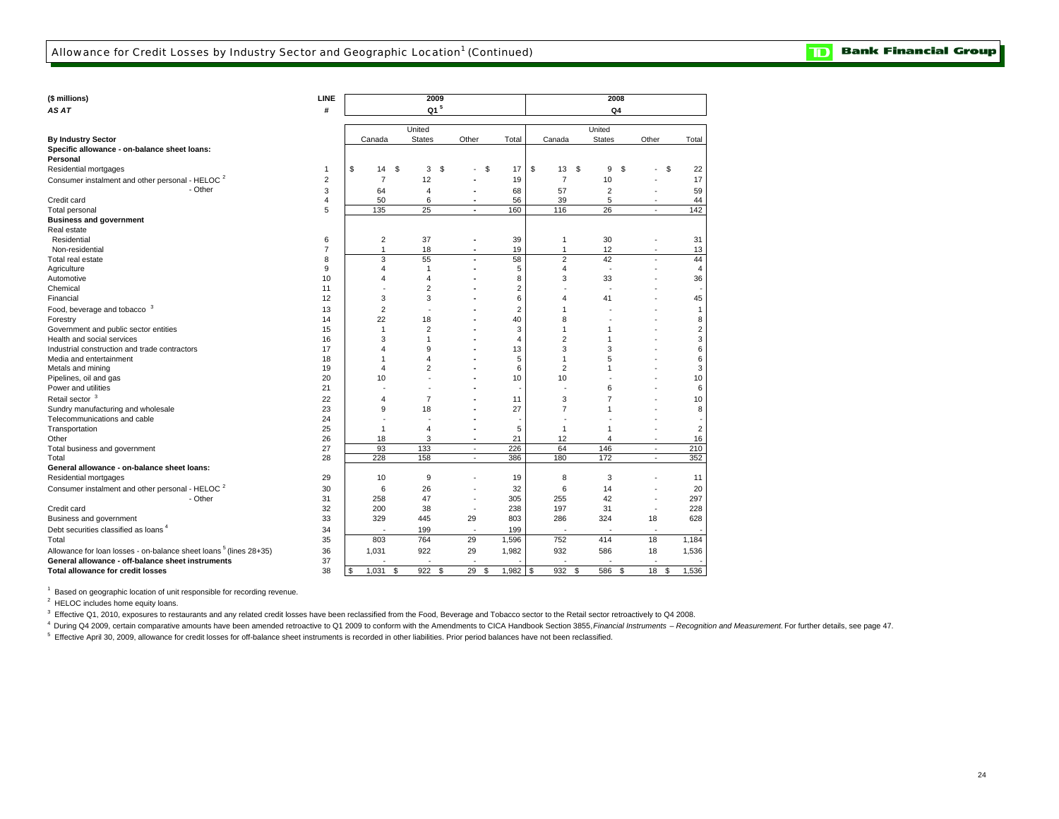## Allowance for Credit Losses by Industry Sector and Geographic Location[1] (Continued)

| ($ millions) | LINE | 2009 | | | | 2008 | | | |
|---|---|---|---|---|---|---|---|---|---|
| *AS AT* | # | Q1[5] | | | | Q4 | | | |
| | | Canada | United States | Other | Total | Canada | United States | Other | Total |
| **By Industry Sector** | | | | | | | | | |
| **Specific allowance - on-balance sheet loans:** | | | | | | | | | |
| **Personal** | | | | | | | | | |
| Residential mortgages | 1 | $ 14 | $ 3 | $ - | $ 17 | $ 13 | $ 9 | $ - | $ 22 |
| Consumer instalment and other personal - HELOC[2] | 2 | 7 | 12 | - | 19 | 7 | 10 | - | 17 |
| - Other | 3 | 64 | 4 | - | 68 | 57 | 2 | - | 59 |
| Credit card | 4 | 50 | 6 | - | 56 | 39 | 5 | - | 44 |
| Total personal | 5 | 135 | 25 | - | 160 | 116 | 26 | - | 142 |
| **Business and government** | | | | | | | | | |
| Real estate | | | | | | | | | |
| Residential | 6 | 2 | 37 | - | 39 | 1 | 30 | - | 31 |
| Non-residential | 7 | 1 | 18 | - | 19 | 1 | 12 | - | 13 |
| Total real estate | 8 | 3 | 55 | - | 58 | 2 | 42 | - | 44 |
| Agriculture | 9 | 4 | 1 | - | 5 | 4 | - | - | 4 |
| Automotive | 10 | 4 | 4 | - | 8 | 3 | 33 | - | 36 |
| Chemical | 11 | - | 2 | - | 2 | - | - | - | - |
| Financial | 12 | 3 | 3 | - | 6 | 4 | 41 | - | 45 |
| Food, beverage and tobacco[3] | 13 | 2 | - | - | 2 | 1 | - | - | 1 |
| Forestry | 14 | 22 | 18 | - | 40 | 8 | - | - | 8 |
| Government and public sector entities | 15 | 1 | 2 | - | 3 | 1 | 1 | - | 2 |
| Health and social services | 16 | 3 | 1 | - | 4 | 2 | 1 | - | 3 |
| Industrial construction and trade contractors | 17 | 4 | 9 | - | 13 | 3 | 3 | - | 6 |
| Media and entertainment | 18 | 1 | 4 | - | 5 | 1 | 5 | - | 6 |
| Metals and mining | 19 | 4 | 2 | - | 6 | 2 | 1 | - | 3 |
| Pipelines, oil and gas | 20 | 10 | - | - | 10 | 10 | - | - | 10 |
| Power and utilities | 21 | - | - | - | - | - | 6 | - | 6 |
| Retail sector[3] | 22 | 4 | 7 | - | 11 | 3 | 7 | - | 10 |
| Sundry manufacturing and wholesale | 23 | 9 | 18 | - | 27 | 7 | 1 | - | 8 |
| Telecommunications and cable | 24 | - | - | - | - | - | - | - | - |
| Transportation | 25 | 1 | 4 | - | 5 | 1 | 1 | - | 2 |
| Other | 26 | 18 | 3 | - | 21 | 12 | 4 | - | 16 |
| Total business and government | 27 | 93 | 133 | - | 226 | 64 | 146 | - | 210 |
| Total | 28 | 228 | 158 | - | 386 | 180 | 172 | - | 352 |
| **General allowance - on-balance sheet loans:** | | | | | | | | | |
| Residential mortgages | 29 | 10 | 9 | - | 19 | 8 | 3 | - | 11 |
| Consumer instalment and other personal - HELOC[2] | 30 | 6 | 26 | - | 32 | 6 | 14 | - | 20 |
| - Other | 31 | 258 | 47 | - | 305 | 255 | 42 | - | 297 |
| Credit card | 32 | 200 | 38 | - | 238 | 197 | 31 | - | 228 |
| Business and government | 33 | 329 | 445 | 29 | 803 | 286 | 324 | 18 | 628 |
| Debt securities classified as loans[4] | 34 | - | 199 | - | 199 | - | - | - | - |
| Total | 35 | 803 | 764 | 29 | 1,596 | 752 | 414 | 18 | 1,184 |
| Allowance for loan losses - on-balance sheet loans[5] (lines 28+35) | 36 | 1,031 | 922 | 29 | 1,982 | 932 | 586 | 18 | 1,536 |
| **General allowance - off-balance sheet instruments** | 37 | - | - | - | - | - | - | - | - |
| **Total allowance for credit losses** | 38 | $ 1,031 | $ 922 | $ 29 | $ 1,982 | $ 932 | $ 586 | $ 18 | $ 1,536 |

[1] Based on geographic location of unit responsible for recording revenue.

[2] HELOC includes home equity loans.

[3] Effective Q1, 2010, exposures to restaurants and any related credit losses have been reclassified from the Food, Beverage and Tobacco sector to the Retail sector retroactively to Q4 2008.

[4] During Q4 2009, certain comparative amounts have been amended retroactive to Q1 2009 to conform with the Amendments to CICA Handbook Section 3855, *Financial Instruments – Recognition and Measurement.* For further details, see page 47.

[5] Effective April 30, 2009, allowance for credit losses for off-balance sheet instruments is recorded in other liabilities. Prior period balances have not been reclassified.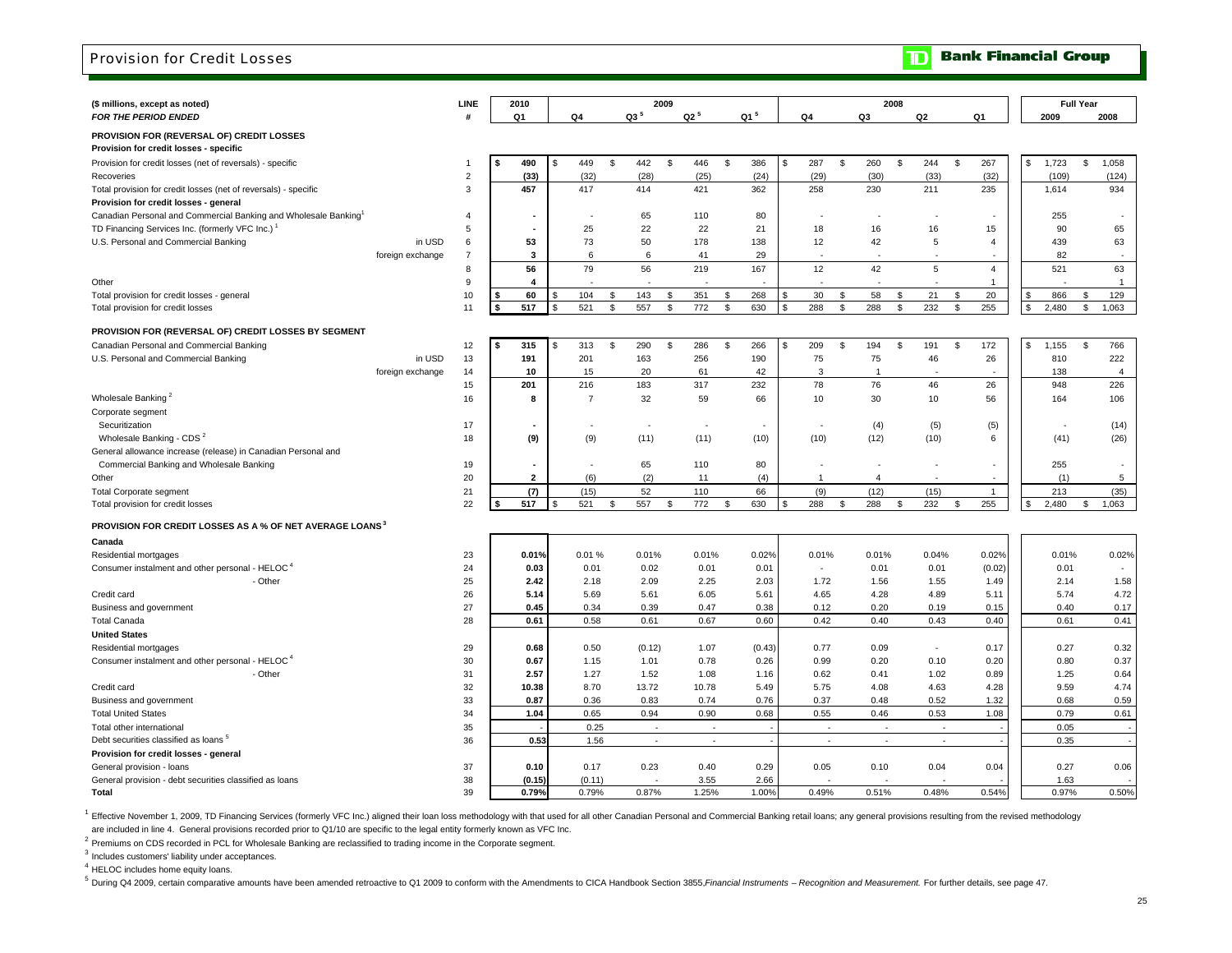# Provision for Credit Losses

| ($ millions, except as noted) *FOR THE PERIOD ENDED* | | LINE # | 2010 Q1 | 2009 Q4 | 2009 Q3[5] | 2009 Q2[5] | 2009 Q1[5] | 2008 Q4 | 2008 Q3 | 2008 Q2 | 2008 Q1 | Full Year 2009 | Full Year 2008 |
|---|---|---|---|---|---|---|---|---|---|---|---|---|---|
| **PROVISION FOR (REVERSAL OF) CREDIT LOSSES** | | | | | | | | | | | | | |
| **Provision for credit losses - specific** | | | | | | | | | | | | | |
| Provision for credit losses (net of reversals) - specific | | 1 | $ 490 | $ 449 | $ 442 | $ 446 | $ 386 | $ 287 | $ 260 | $ 244 | $ 267 | $ 1,723 | $ 1,058 |
| Recoveries | | 2 | (33) | (32) | (28) | (25) | (24) | (29) | (30) | (33) | (32) | (109) | (124) |
| Total provision for credit losses (net of reversals) - specific | | 3 | 457 | 417 | 414 | 421 | 362 | 258 | 230 | 211 | 235 | 1,614 | 934 |
| **Provision for credit losses - general** | | | | | | | | | | | | | |
| Canadian Personal and Commercial Banking and Wholesale Banking[1] | | 4 | - | - | 65 | 110 | 80 | - | - | - | - | 255 | - |
| TD Financing Services Inc. (formerly VFC Inc.)[1] | | 5 | - | 25 | 22 | 22 | 21 | 18 | 16 | 16 | 15 | 90 | 65 |
| U.S. Personal and Commercial Banking | in USD | 6 | 53 | 73 | 50 | 178 | 138 | 12 | 42 | 5 | 4 | 439 | 63 |
| | foreign exchange | 7 | 3 | 6 | 6 | 41 | 29 | - | - | - | - | 82 | - |
| | | 8 | 56 | 79 | 56 | 219 | 167 | 12 | 42 | 5 | 4 | 521 | 63 |
| Other | | 9 | 4 | - | - | - | - | - | - | - | 1 | - | 1 |
| Total provision for credit losses - general | | 10 | $ 60 | $ 104 | $ 143 | $ 351 | $ 268 | $ 30 | $ 58 | $ 21 | $ 20 | $ 866 | $ 129 |
| Total provision for credit losses | | 11 | $ 517 | $ 521 | $ 557 | $ 772 | $ 630 | $ 288 | $ 288 | $ 232 | $ 255 | $ 2,480 | $ 1,063 |
| **PROVISION FOR (REVERSAL OF) CREDIT LOSSES BY SEGMENT** | | | | | | | | | | | | | |
| Canadian Personal and Commercial Banking | | 12 | $ 315 | $ 313 | $ 290 | $ 286 | $ 266 | $ 209 | $ 194 | $ 191 | $ 172 | $ 1,155 | $ 766 |
| U.S. Personal and Commercial Banking | in USD | 13 | 191 | 201 | 163 | 256 | 190 | 75 | 75 | 46 | 26 | 810 | 222 |
| | foreign exchange | 14 | 10 | 15 | 20 | 61 | 42 | 3 | 1 | - | - | 138 | 4 |
| | | 15 | 201 | 216 | 183 | 317 | 232 | 78 | 76 | 46 | 26 | 948 | 226 |
| Wholesale Banking[2] | | 16 | 8 | 7 | 32 | 59 | 66 | 10 | 30 | 10 | 56 | 164 | 106 |
| Corporate segment | | | | | | | | | | | | | |
| Securitization | | 17 | - | - | - | - | - | - | (4) | (5) | (5) | - | (14) |
| Wholesale Banking - CDS[2] | | 18 | (9) | (9) | (11) | (11) | (10) | (10) | (12) | (10) | 6 | (41) | (26) |
| General allowance increase (release) in Canadian Personal and Commercial Banking and Wholesale Banking | | 19 | - | - | 65 | 110 | 80 | - | - | - | - | 255 | - |
| Other | | 20 | 2 | (6) | (2) | 11 | (4) | 1 | 4 | - | - | (1) | 5 |
| Total Corporate segment | | 21 | (7) | (15) | 52 | 110 | 66 | (9) | (12) | (15) | 1 | 213 | (35) |
| Total provision for credit losses | | 22 | $ 517 | $ 521 | $ 557 | $ 772 | $ 630 | $ 288 | $ 288 | $ 232 | $ 255 | $ 2,480 | $ 1,063 |
| **PROVISION FOR CREDIT LOSSES AS A % OF NET AVERAGE LOANS[3]** | | | | | | | | | | | | | |
| **Canada** | | | | | | | | | | | | | |
| Residential mortgages | | 23 | 0.01% | 0.01 % | 0.01% | 0.01% | 0.02% | 0.01% | 0.01% | 0.04% | 0.02% | 0.01% | 0.02% |
| Consumer instalment and other personal - HELOC[4] | | 24 | 0.03 | 0.01 | 0.02 | 0.01 | 0.01 | - | 0.01 | 0.01 | (0.02) | 0.01 | - |
| - Other | | 25 | 2.42 | 2.18 | 2.09 | 2.25 | 2.03 | 1.72 | 1.56 | 1.55 | 1.49 | 2.14 | 1.58 |
| Credit card | | 26 | 5.14 | 5.69 | 5.61 | 6.05 | 5.61 | 4.65 | 4.28 | 4.89 | 5.11 | 5.74 | 4.72 |
| Business and government | | 27 | 0.45 | 0.34 | 0.39 | 0.47 | 0.38 | 0.12 | 0.20 | 0.19 | 0.15 | 0.40 | 0.17 |
| Total Canada | | 28 | 0.61 | 0.58 | 0.61 | 0.67 | 0.60 | 0.42 | 0.40 | 0.43 | 0.40 | 0.61 | 0.41 |
| **United States** | | | | | | | | | | | | | |
| Residential mortgages | | 29 | 0.68 | 0.50 | (0.12) | 1.07 | (0.43) | 0.77 | 0.09 | - | 0.17 | 0.27 | 0.32 |
| Consumer instalment and other personal - HELOC[4] | | 30 | 0.67 | 1.15 | 1.01 | 0.78 | 0.26 | 0.99 | 0.20 | 0.10 | 0.20 | 0.80 | 0.37 |
| - Other | | 31 | 2.57 | 1.27 | 1.52 | 1.08 | 1.16 | 0.62 | 0.41 | 1.02 | 0.89 | 1.25 | 0.64 |
| Credit card | | 32 | 10.38 | 8.70 | 13.72 | 10.78 | 5.49 | 5.75 | 4.08 | 4.63 | 4.28 | 9.59 | 4.74 |
| Business and government | | 33 | 0.87 | 0.36 | 0.83 | 0.74 | 0.76 | 0.37 | 0.48 | 0.52 | 1.32 | 0.68 | 0.59 |
| Total United States | | 34 | 1.04 | 0.65 | 0.94 | 0.90 | 0.68 | 0.55 | 0.46 | 0.53 | 1.08 | 0.79 | 0.61 |
| Total other international | | 35 | - | 0.25 | - | - | - | - | - | - | - | 0.05 | - |
| Debt securities classified as loans[5] | | 36 | 0.53 | 1.56 | - | - | - | - | - | - | - | 0.35 | - |
| **Provision for credit losses - general** | | | | | | | | | | | | | |
| General provision - loans | | 37 | 0.10 | 0.17 | 0.23 | 0.40 | 0.29 | 0.05 | 0.10 | 0.04 | 0.04 | 0.27 | 0.06 |
| General provision - debt securities classified as loans | | 38 | (0.15) | (0.11) | - | 3.55 | 2.66 | - | - | - | - | 1.63 | - |
| **Total** | | 39 | 0.79% | 0.79% | 0.87% | 1.25% | 1.00% | 0.49% | 0.51% | 0.48% | 0.54% | 0.97% | 0.50% |

[1] Effective November 1, 2009, TD Financing Services (formerly VFC Inc.) aligned their loan loss methodology with that used for all other Canadian Personal and Commercial Banking retail loans; any general provisions resulting from the revised methodology are included in line 4. General provisions recorded prior to Q1/10 are specific to the legal entity formerly known as VFC Inc.

[2] Premiums on CDS recorded in PCL for Wholesale Banking are reclassified to trading income in the Corporate segment.

[3] Includes customers' liability under acceptances.

[4] HELOC includes home equity loans.

[5] During Q4 2009, certain comparative amounts have been amended retroactive to Q1 2009 to conform with the Amendments to CICA Handbook Section 3855, *Financial Instruments – Recognition and Measurement.* For further details, see page 47.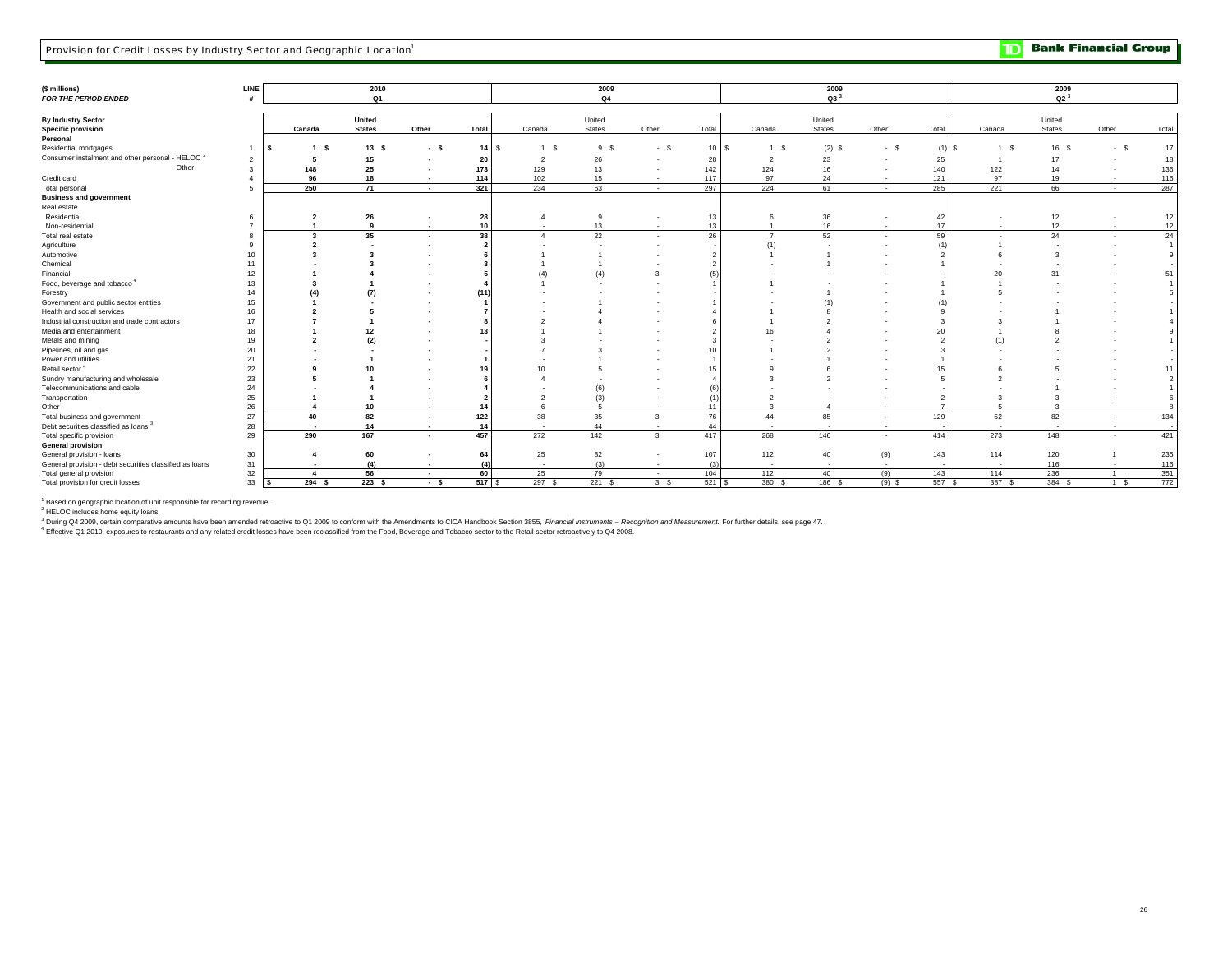## Provision for Credit Losses by Industry Sector and Geographic Location[1]

| ($ millions) FOR THE PERIOD ENDED | LINE # | 2010 Q1 | | | | 2009 Q4 | | | | 2009 Q3[3] | | | | 2009 Q2[3] | | | |
|---|---|---|---|---|---|---|---|---|---|---|---|---|---|---|---|---|---|
| **By Industry Sector** | | | | | | | | | | | | | | | | | |
| **Specific provision** | | **Canada** | **United States** | **Other** | **Total** | Canada | United States | Other | Total | Canada | United States | Other | Total | Canada | United States | Other | Total |
| **Personal** | | | | | | | | | | | | | | | | | |
| Residential mortgages | 1 | $ 1 | $ 13 | $ - | $ 14 | $ 1 | $ 9 | $ - | $ 10 | $ 1 | $ (2) | $ - | $ (1) | $ 1 | $ 16 | $ - | $ 17 |
| Consumer instalment and other personal - HELOC[2] | 2 | 5 | 15 | - | 20 | 2 | 26 | - | 28 | 2 | 23 | - | 25 | 1 | 17 | - | 18 |
| - Other | 3 | 148 | 25 | - | 173 | 129 | 13 | - | 142 | 124 | 16 | - | 140 | 122 | 14 | - | 136 |
| Credit card | 4 | 96 | 18 | - | 114 | 102 | 15 | - | 117 | 97 | 24 | - | 121 | 97 | 19 | - | 116 |
| Total personal | 5 | 250 | 71 | - | 321 | 234 | 63 | - | 297 | 224 | 61 | - | 285 | 221 | 66 | - | 287 |
| **Business and government** | | | | | | | | | | | | | | | | | |
| Real estate | | | | | | | | | | | | | | | | | |
| Residential | 6 | 2 | 26 | - | 28 | 4 | 9 | - | 13 | 6 | 36 | - | 42 | - | 12 | - | 12 |
| Non-residential | 7 | 1 | 9 | - | 10 | - | 13 | - | 13 | 1 | 16 | - | 17 | - | 12 | - | 12 |
| Total real estate | 8 | 3 | 35 | - | 38 | 4 | 22 | - | 26 | 7 | 52 | - | 59 | - | 24 | - | 24 |
| Agriculture | 9 | 2 | - | - | 2 | - | - | - | - | (1) | - | - | (1) | 1 | - | - | 1 |
| Automotive | 10 | 3 | 3 | - | 6 | 1 | 1 | - | 2 | 1 | 1 | - | 2 | 6 | 3 | - | 9 |
| Chemical | 11 | - | 3 | - | 3 | 1 | 1 | - | 2 | - | 1 | - | 1 | - | - | - | - |
| Financial | 12 | 1 | 4 | - | 5 | (4) | (4) | 3 | (5) | - | - | - | - | 20 | 31 | - | 51 |
| Food, beverage and tobacco[4] | 13 | 3 | 1 | - | 4 | 1 | - | - | 1 | 1 | - | - | 1 | 1 | - | - | 1 |
| Forestry | 14 | (4) | (7) | - | (11) | - | - | - | - | - | 1 | - | 1 | 5 | - | - | 5 |
| Government and public sector entities | 15 | 1 | - | - | 1 | - | 1 | - | 1 | - | (1) | - | (1) | - | - | - | - |
| Health and social services | 16 | 2 | 5 | - | 7 | - | 4 | - | 4 | 1 | 8 | - | 9 | - | 1 | - | 1 |
| Industrial construction and trade contractors | 17 | 7 | 1 | - | 8 | 2 | 4 | - | 6 | 1 | 2 | - | 3 | 3 | 1 | - | 4 |
| Media and entertainment | 18 | 1 | 12 | - | 13 | 1 | 1 | - | 2 | 16 | 4 | - | 20 | 1 | 8 | - | 9 |
| Metals and mining | 19 | 2 | (2) | - | - | 3 | - | - | 3 | - | 2 | - | 2 | (1) | 2 | - | 1 |
| Pipelines, oil and gas | 20 | - | - | - | - | 7 | 3 | - | 10 | 1 | 2 | - | 3 | - | - | - | - |
| Power and utilities | 21 | - | 1 | - | 1 | - | 1 | - | 1 | - | 1 | - | 1 | - | - | - | - |
| Retail sector[4] | 22 | 9 | 10 | - | 19 | 10 | 5 | - | 15 | 9 | 6 | - | 15 | 6 | 5 | - | 11 |
| Sundry manufacturing and wholesale | 23 | 5 | 1 | - | 6 | 4 | - | - | 4 | 3 | 2 | - | 5 | 2 | - | - | 2 |
| Telecommunications and cable | 24 | - | 4 | - | 4 | - | (6) | - | (6) | - | - | - | - | - | 1 | - | 1 |
| Transportation | 25 | 1 | 1 | - | 2 | 2 | (3) | - | (1) | 2 | - | - | 2 | 3 | 3 | - | 6 |
| Other | 26 | 4 | 10 | - | 14 | 6 | 5 | - | 11 | 3 | 4 | - | 7 | 5 | 3 | - | 8 |
| Total business and government | 27 | 40 | 82 | - | 122 | 38 | 35 | 3 | 76 | 44 | 85 | - | 129 | 52 | 82 | - | 134 |
| Debt securities classified as loans[3] | 28 | - | 14 | - | 14 | - | 44 | - | 44 | - | - | - | - | - | - | - | - |
| Total specific provision | 29 | 290 | 167 | - | 457 | 272 | 142 | 3 | 417 | 268 | 146 | - | 414 | 273 | 148 | - | 421 |
| **General provision** | | | | | | | | | | | | | | | | | |
| General provision - loans | 30 | 4 | 60 | - | 64 | 25 | 82 | - | 107 | 112 | 40 | (9) | 143 | 114 | 120 | 1 | 235 |
| General provision - debt securities classified as loans | 31 | - | (4) | - | (4) | - | (3) | - | (3) | - | - | - | - | - | 116 | - | 116 |
| Total general provision | 32 | 4 | 56 | - | 60 | 25 | 79 | - | 104 | 112 | 40 | (9) | 143 | 114 | 236 | 1 | 351 |
| Total provision for credit losses | 33 | $ 294 | $ 223 | $ - | $ 517 | $ 297 | $ 221 | $ 3 | $ 521 | $ 380 | $ 186 | $ (9) | $ 557 | $ 387 | $ 384 | $ 1 | $ 772 |

[1] Based on geographic location of unit responsible for recording revenue.
[2] HELOC includes home equity loans.
[3] During Q4 2009, certain comparative amounts have been amended retroactive to Q1 2009 to conform with the Amendments to CICA Handbook Section 3855, *Financial Instruments – Recognition and Measurement.* For further details, see page 47.
[4] Effective Q1 2010, exposures to restaurants and any related credit losses have been reclassified from the Food, Beverage and Tobacco sector to the Retail sector retroactively to Q4 2008.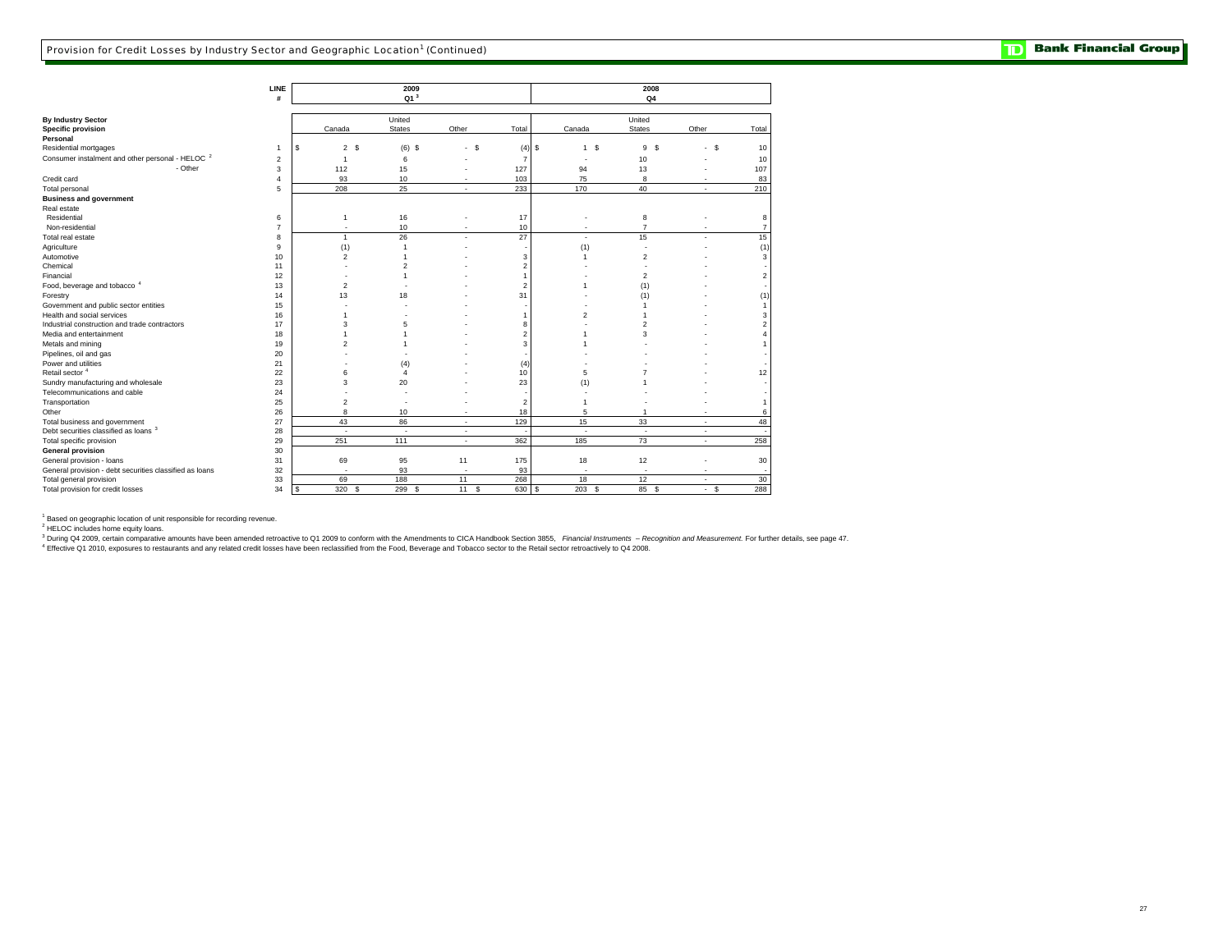## Provision for Credit Losses by Industry Sector and Geographic Location[1] (Continued)

| | LINE # | 2009 Q1[3] | | | | 2008 Q4 | | | |
|---|---|---|---|---|---|---|---|---|---|
| **By Industry Sector** | | Canada | United States | Other | Total | Canada | United States | Other | Total |
| **Specific provision** | | | | | | | | | |
| **Personal** | | | | | | | | | |
| Residential mortgages | 1 | $ 2 | $ (6) | $ - | $ (4) | $ 1 | $ 9 | $ - | $ 10 |
| Consumer instalment and other personal - HELOC[2] | 2 | 1 | 6 | - | 7 | - | 10 | - | 10 |
| - Other | 3 | 112 | 15 | - | 127 | 94 | 13 | - | 107 |
| Credit card | 4 | 93 | 10 | - | 103 | 75 | 8 | - | 83 |
| Total personal | 5 | 208 | 25 | - | 233 | 170 | 40 | - | 210 |
| **Business and government** | | | | | | | | | |
| Real estate | | | | | | | | | |
| Residential | 6 | 1 | 16 | - | 17 | - | 8 | - | 8 |
| Non-residential | 7 | - | 10 | - | 10 | - | 7 | - | 7 |
| Total real estate | 8 | 1 | 26 | - | 27 | - | 15 | - | 15 |
| Agriculture | 9 | (1) | 1 | - | - | (1) | - | - | (1) |
| Automotive | 10 | 2 | 1 | - | 3 | 1 | 2 | - | 3 |
| Chemical | 11 | - | 2 | - | 2 | - | - | - | - |
| Financial | 12 | - | 1 | - | 1 | - | 2 | - | 2 |
| Food, beverage and tobacco[4] | 13 | 2 | - | - | 2 | 1 | (1) | - | - |
| Forestry | 14 | 13 | 18 | - | 31 | - | (1) | - | (1) |
| Government and public sector entities | 15 | - | - | - | - | - | 1 | - | 1 |
| Health and social services | 16 | 1 | - | - | 1 | 2 | 1 | - | 3 |
| Industrial construction and trade contractors | 17 | 3 | 5 | - | 8 | - | 2 | - | 2 |
| Media and entertainment | 18 | 1 | 1 | - | 2 | 1 | 3 | - | 4 |
| Metals and mining | 19 | 2 | 1 | - | 3 | 1 | - | - | 1 |
| Pipelines, oil and gas | 20 | - | - | - | - | - | - | - | - |
| Power and utilities | 21 | - | (4) | - | (4) | - | - | - | - |
| Retail sector[4] | 22 | 6 | 4 | - | 10 | 5 | 7 | - | 12 |
| Sundry manufacturing and wholesale | 23 | 3 | 20 | - | 23 | (1) | 1 | - | - |
| Telecommunications and cable | 24 | - | - | - | - | - | - | - | - |
| Transportation | 25 | 2 | - | - | 2 | 1 | - | - | 1 |
| Other | 26 | 8 | 10 | - | 18 | 5 | 1 | - | 6 |
| Total business and government | 27 | 43 | 86 | - | 129 | 15 | 33 | - | 48 |
| Debt securities classified as loans[3] | 28 | - | - | - | - | - | - | - | - |
| Total specific provision | 29 | 251 | 111 | - | 362 | 185 | 73 | - | 258 |
| **General provision** | 30 | | | | | | | | |
| General provision - loans | 31 | 69 | 95 | 11 | 175 | 18 | 12 | - | 30 |
| General provision - debt securities classified as loans | 32 | - | 93 | - | 93 | - | - | - | - |
| Total general provision | 33 | 69 | 188 | 11 | 268 | 18 | 12 | - | 30 |
| Total provision for credit losses | 34 | $ 320 | $ 299 | $ 11 | $ 630 | $ 203 | $ 85 | $ - | $ 288 |

[1] Based on geographic location of unit responsible for recording revenue.
[2] HELOC includes home equity loans.
[3] During Q4 2009, certain comparative amounts have been amended retroactive to Q1 2009 to conform with the Amendments to CICA Handbook Section 3855, *Financial Instruments – Recognition and Measurement.* For further details, see page 47.
[4] Effective Q1 2010, exposures to restaurants and any related credit losses have been reclassified from the Food, Beverage and Tobacco sector to the Retail sector retroactively to Q4 2008.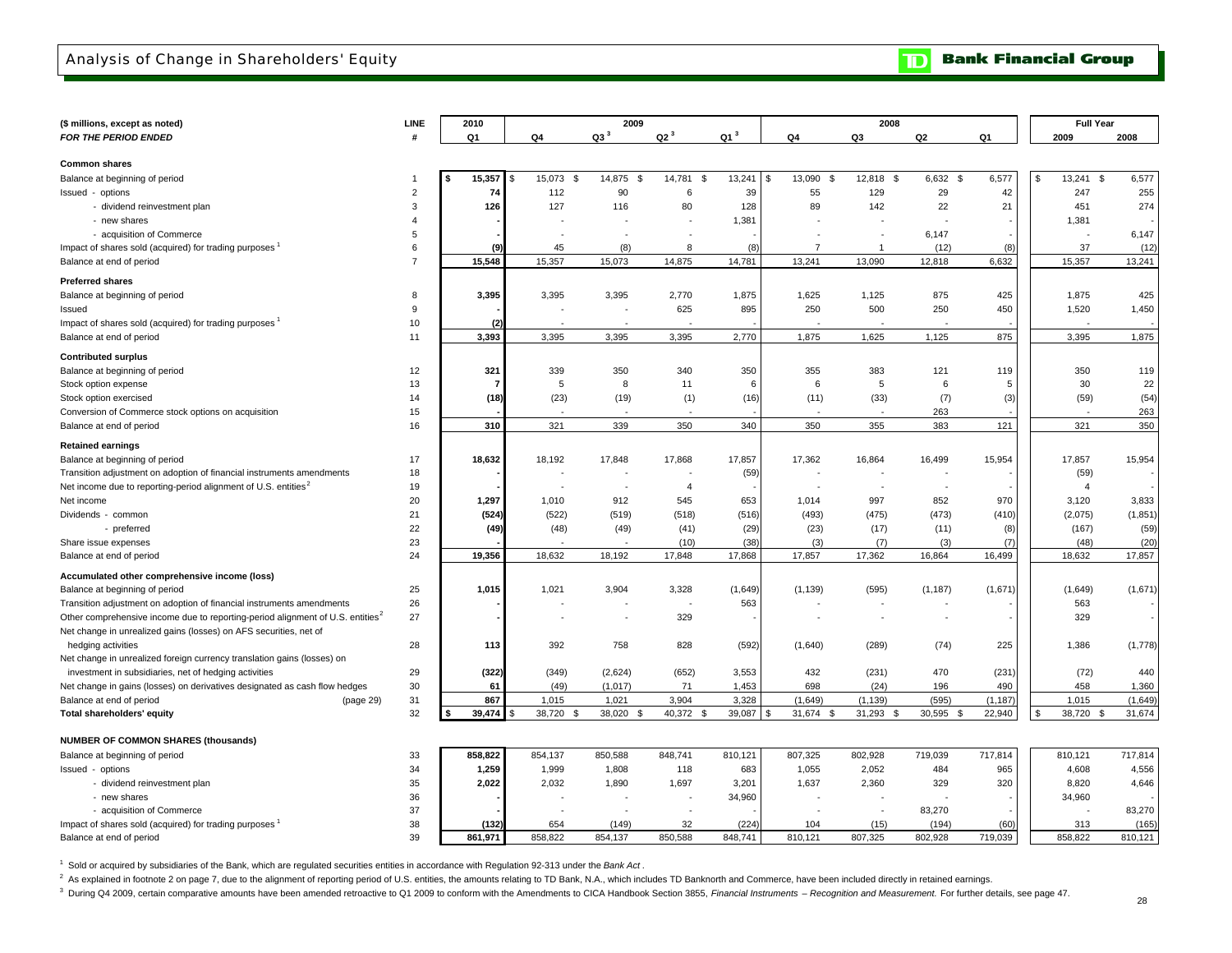# Analysis of Change in Shareholders' Equity

**TD Bank Financial Group**

| ($ millions, except as noted) | LINE | 2010 | 2009 | | | | 2008 | | | | Full Year | |
|---|---|---|---|---|---|---|---|---|---|---|---|---|
| *FOR THE PERIOD ENDED* | # | Q1 | Q4 | Q3 [3] | Q2 [3] | Q1 [3] | Q4 | Q3 | Q2 | Q1 | 2009 | 2008 |
| **Common shares** | | | | | | | | | | | | |
| Balance at beginning of period | 1 | $ 15,357 | $ 15,073 | $ 14,875 | $ 14,781 | $ 13,241 | $ 13,090 | $ 12,818 | $ 6,632 | $ 6,577 | $ 13,241 | $ 6,577 |
| Issued - options | 2 | 74 | 112 | 90 | 6 | 39 | 55 | 129 | 29 | 42 | 247 | 255 |
| - dividend reinvestment plan | 3 | 126 | 127 | 116 | 80 | 128 | 89 | 142 | 22 | 21 | 451 | 274 |
| - new shares | 4 | - | - | - | - | 1,381 | - | - | - | - | 1,381 | - |
| - acquisition of Commerce | 5 | - | - | - | - | - | - | - | 6,147 | - | - | 6,147 |
| Impact of shares sold (acquired) for trading purposes [1] | 6 | (9) | 45 | (8) | 8 | (8) | 7 | 1 | (12) | (8) | 37 | (12) |
| Balance at end of period | 7 | 15,548 | 15,357 | 15,073 | 14,875 | 14,781 | 13,241 | 13,090 | 12,818 | 6,632 | 15,357 | 13,241 |
| **Preferred shares** | | | | | | | | | | | | |
| Balance at beginning of period | 8 | 3,395 | 3,395 | 3,395 | 2,770 | 1,875 | 1,625 | 1,125 | 875 | 425 | 1,875 | 425 |
| Issued | 9 | - | - | - | 625 | 895 | 250 | 500 | 250 | 450 | 1,520 | 1,450 |
| Impact of shares sold (acquired) for trading purposes [1] | 10 | (2) | - | - | - | - | - | - | - | - | - | - |
| Balance at end of period | 11 | 3,393 | 3,395 | 3,395 | 3,395 | 2,770 | 1,875 | 1,625 | 1,125 | 875 | 3,395 | 1,875 |
| **Contributed surplus** | | | | | | | | | | | | |
| Balance at beginning of period | 12 | 321 | 339 | 350 | 340 | 350 | 355 | 383 | 121 | 119 | 350 | 119 |
| Stock option expense | 13 | 7 | 5 | 8 | 11 | 6 | 6 | 5 | 6 | 5 | 30 | 22 |
| Stock option exercised | 14 | (18) | (23) | (19) | (1) | (16) | (11) | (33) | (7) | (3) | (59) | (54) |
| Conversion of Commerce stock options on acquisition | 15 | - | - | - | - | - | - | - | 263 | - | - | 263 |
| Balance at end of period | 16 | 310 | 321 | 339 | 350 | 340 | 350 | 355 | 383 | 121 | 321 | 350 |
| **Retained earnings** | | | | | | | | | | | | |
| Balance at beginning of period | 17 | 18,632 | 18,192 | 17,848 | 17,868 | 17,857 | 17,362 | 16,864 | 16,499 | 15,954 | 17,857 | 15,954 |
| Transition adjustment on adoption of financial instruments amendments | 18 | - | - | - | - | (59) | - | - | - | - | (59) | - |
| Net income due to reporting-period alignment of U.S. entities [2] | 19 | - | - | - | 4 | - | - | - | - | - | 4 | - |
| Net income | 20 | 1,297 | 1,010 | 912 | 545 | 653 | 1,014 | 997 | 852 | 970 | 3,120 | 3,833 |
| Dividends - common | 21 | (524) | (522) | (519) | (518) | (516) | (493) | (475) | (473) | (410) | (2,075) | (1,851) |
| - preferred | 22 | (49) | (48) | (49) | (41) | (29) | (23) | (17) | (11) | (8) | (167) | (59) |
| Share issue expenses | 23 | - | - | - | (10) | (38) | (3) | (7) | (3) | (7) | (48) | (20) |
| Balance at end of period | 24 | 19,356 | 18,632 | 18,192 | 17,848 | 17,868 | 17,857 | 17,362 | 16,864 | 16,499 | 18,632 | 17,857 |
| **Accumulated other comprehensive income (loss)** | | | | | | | | | | | | |
| Balance at beginning of period | 25 | 1,015 | 1,021 | 3,904 | 3,328 | (1,649) | (1,139) | (595) | (1,187) | (1,671) | (1,649) | (1,671) |
| Transition adjustment on adoption of financial instruments amendments | 26 | - | - | - | - | 563 | - | - | - | - | 563 | - |
| Other comprehensive income due to reporting-period alignment of U.S. entities [2] | 27 | - | - | - | 329 | - | - | - | - | - | 329 | - |
| Net change in unrealized gains (losses) on AFS securities, net of hedging activities | 28 | 113 | 392 | 758 | 828 | (592) | (1,640) | (289) | (74) | 225 | 1,386 | (1,778) |
| Net change in unrealized foreign currency translation gains (losses) on investment in subsidiaries, net of hedging activities | 29 | (322) | (349) | (2,624) | (652) | 3,553 | 432 | (231) | 470 | (231) | (72) | 440 |
| Net change in gains (losses) on derivatives designated as cash flow hedges | 30 | 61 | (49) | (1,017) | 71 | 1,453 | 698 | (24) | 196 | 490 | 458 | 1,360 |
| Balance at end of period (page 29) | 31 | 867 | 1,015 | 1,021 | 3,904 | 3,328 | (1,649) | (1,139) | (595) | (1,187) | 1,015 | (1,649) |
| **Total shareholders' equity** | 32 | $ 39,474 | $ 38,720 | $ 38,020 | $ 40,372 | $ 39,087 | $ 31,674 | $ 31,293 | $ 30,595 | $ 22,940 | $ 38,720 | $ 31,674 |
| **NUMBER OF COMMON SHARES (thousands)** | | | | | | | | | | | | |
| Balance at beginning of period | 33 | 858,822 | 854,137 | 850,588 | 848,741 | 810,121 | 807,325 | 802,928 | 719,039 | 717,814 | 810,121 | 717,814 |
| Issued - options | 34 | 1,259 | 1,999 | 1,808 | 118 | 683 | 1,055 | 2,052 | 484 | 965 | 4,608 | 4,556 |
| - dividend reinvestment plan | 35 | 2,022 | 2,032 | 1,890 | 1,697 | 3,201 | 1,637 | 2,360 | 329 | 320 | 8,820 | 4,646 |
| - new shares | 36 | - | - | - | - | 34,960 | - | - | - | - | 34,960 | - |
| - acquisition of Commerce | 37 | - | - | - | - | - | - | - | 83,270 | - | - | 83,270 |
| Impact of shares sold (acquired) for trading purposes [1] | 38 | (132) | 654 | (149) | 32 | (224) | 104 | (15) | (194) | (60) | 313 | (165) |
| Balance at end of period | 39 | 861,971 | 858,822 | 854,137 | 850,588 | 848,741 | 810,121 | 807,325 | 802,928 | 719,039 | 858,822 | 810,121 |

[1] Sold or acquired by subsidiaries of the Bank, which are regulated securities entities in accordance with Regulation 92-313 under the *Bank Act*.

[2] As explained in footnote 2 on page 7, due to the alignment of reporting period of U.S. entities, the amounts relating to TD Bank, N.A., which includes TD Banknorth and Commerce, have been included directly in retained earnings.

[3] During Q4 2009, certain comparative amounts have been amended retroactive to Q1 2009 to conform with the Amendments to CICA Handbook Section 3855, *Financial Instruments – Recognition and Measurement.* For further details, see page 47.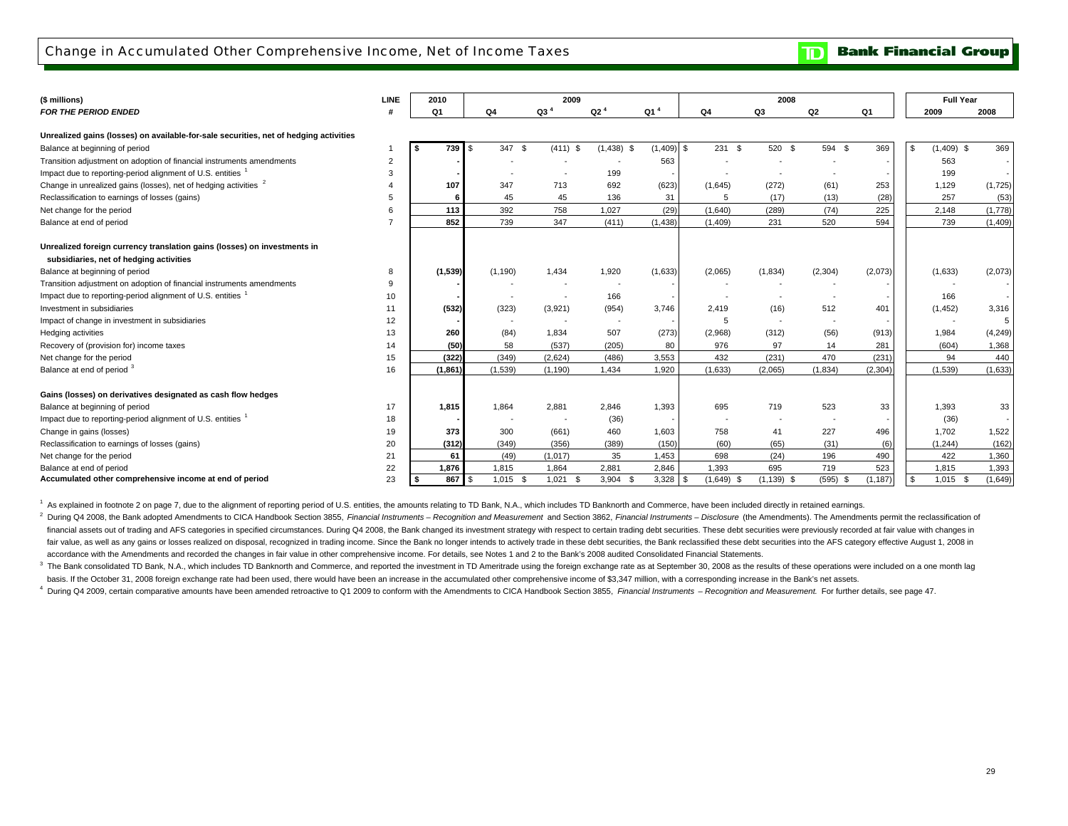## Change in Accumulated Other Comprehensive Income, Net of Income Taxes

| ($ millions) | LINE | 2010 | 2009 | | | | 2008 | | | | Full Year | |
|---|---|---|---|---|---|---|---|---|---|---|---|---|
| *FOR THE PERIOD ENDED* | # | Q1 | Q4 | Q3 [4] | Q2 [4] | Q1 [4] | Q4 | Q3 | Q2 | Q1 | 2009 | 2008 |
| **Unrealized gains (losses) on available-for-sale securities, net of hedging activities** | | | | | | | | | | | | |
| Balance at beginning of period | 1 | **$ 739** | $ 347 | $ (411) | $ (1,438) | $ (1,409) | $ 231 | $ 520 | $ 594 | $ 369 | $ (1,409) | $ 369 |
| Transition adjustment on adoption of financial instruments amendments | 2 | **-** | - | - | - | 563 | - | - | - | - | 563 | - |
| Impact due to reporting-period alignment of U.S. entities [1] | 3 | **-** | - | - | 199 | - | - | - | - | - | 199 | - |
| Change in unrealized gains (losses), net of hedging activities [2] | 4 | **107** | 347 | 713 | 692 | (623) | (1,645) | (272) | (61) | 253 | 1,129 | (1,725) |
| Reclassification to earnings of losses (gains) | 5 | **6** | 45 | 45 | 136 | 31 | 5 | (17) | (13) | (28) | 257 | (53) |
| Net change for the period | 6 | **113** | 392 | 758 | 1,027 | (29) | (1,640) | (289) | (74) | 225 | 2,148 | (1,778) |
| Balance at end of period | 7 | **852** | 739 | 347 | (411) | (1,438) | (1,409) | 231 | 520 | 594 | 739 | (1,409) |
| **Unrealized foreign currency translation gains (losses) on investments in subsidiaries, net of hedging activities** | | | | | | | | | | | | |
| Balance at beginning of period | 8 | **(1,539)** | (1,190) | 1,434 | 1,920 | (1,633) | (2,065) | (1,834) | (2,304) | (2,073) | (1,633) | (2,073) |
| Transition adjustment on adoption of financial instruments amendments | 9 | **-** | - | - | - | - | - | - | - | - | - | - |
| Impact due to reporting-period alignment of U.S. entities [1] | 10 | **-** | - | - | 166 | - | - | - | - | - | 166 | - |
| Investment in subsidiaries | 11 | **(532)** | (323) | (3,921) | (954) | 3,746 | 2,419 | (16) | 512 | 401 | (1,452) | 3,316 |
| Impact of change in investment in subsidiaries | 12 | **-** | - | - | - | - | 5 | - | - | - | - | 5 |
| Hedging activities | 13 | **260** | (84) | 1,834 | 507 | (273) | (2,968) | (312) | (56) | (913) | 1,984 | (4,249) |
| Recovery of (provision for) income taxes | 14 | **(50)** | 58 | (537) | (205) | 80 | 976 | 97 | 14 | 281 | (604) | 1,368 |
| Net change for the period | 15 | **(322)** | (349) | (2,624) | (486) | 3,553 | 432 | (231) | 470 | (231) | 94 | 440 |
| Balance at end of period [3] | 16 | **(1,861)** | (1,539) | (1,190) | 1,434 | 1,920 | (1,633) | (2,065) | (1,834) | (2,304) | (1,539) | (1,633) |
| **Gains (losses) on derivatives designated as cash flow hedges** | | | | | | | | | | | | |
| Balance at beginning of period | 17 | **1,815** | 1,864 | 2,881 | 2,846 | 1,393 | 695 | 719 | 523 | 33 | 1,393 | 33 |
| Impact due to reporting-period alignment of U.S. entities [1] | 18 | **-** | - | - | (36) | - | - | - | - | - | (36) | - |
| Change in gains (losses) | 19 | **373** | 300 | (661) | 460 | 1,603 | 758 | 41 | 227 | 496 | 1,702 | 1,522 |
| Reclassification to earnings of losses (gains) | 20 | **(312)** | (349) | (356) | (389) | (150) | (60) | (65) | (31) | (6) | (1,244) | (162) |
| Net change for the period | 21 | **61** | (49) | (1,017) | 35 | 1,453 | 698 | (24) | 196 | 490 | 422 | 1,360 |
| Balance at end of period | 22 | **1,876** | 1,815 | 1,864 | 2,881 | 2,846 | 1,393 | 695 | 719 | 523 | 1,815 | 1,393 |
| **Accumulated other comprehensive income at end of period** | 23 | **$ 867** | $ 1,015 | $ 1,021 | $ 3,904 | $ 3,328 | $ (1,649) | $ (1,139) | $ (595) | $ (1,187) | $ 1,015 | $ (1,649) |

[1] As explained in footnote 2 on page 7, due to the alignment of reporting period of U.S. entities, the amounts relating to TD Bank, N.A., which includes TD Banknorth and Commerce, have been included directly in retained earnings.

[2] During Q4 2008, the Bank adopted Amendments to CICA Handbook Section 3855, *Financial Instruments – Recognition and Measurement* and Section 3862, *Financial Instruments – Disclosure* (the Amendments). The Amendments permit the reclassification of financial assets out of trading and AFS categories in specified circumstances. During Q4 2008, the Bank changed its investment strategy with respect to certain trading debt securities. These debt securities were previously recorded at fair value with changes in fair value, as well as any gains or losses realized on disposal, recognized in trading income. Since the Bank no longer intends to actively trade in these debt securities, the Bank reclassified these debt securities into the AFS category effective August 1, 2008 in accordance with the Amendments and recorded the changes in fair value in other comprehensive income. For details, see Notes 1 and 2 to the Bank's 2008 audited Consolidated Financial Statements.

[3] The Bank consolidated TD Bank, N.A., which includes TD Banknorth and Commerce, and reported the investment in TD Ameritrade using the foreign exchange rate as at September 30, 2008 as the results of these operations were included on a one month lag basis. If the October 31, 2008 foreign exchange rate had been used, there would have been an increase in the accumulated other comprehensive income of $3,347 million, with a corresponding increase in the Bank's net assets.

[4] During Q4 2009, certain comparative amounts have been amended retroactive to Q1 2009 to conform with the Amendments to CICA Handbook Section 3855, *Financial Instruments – Recognition and Measurement.* For further details, see page 47.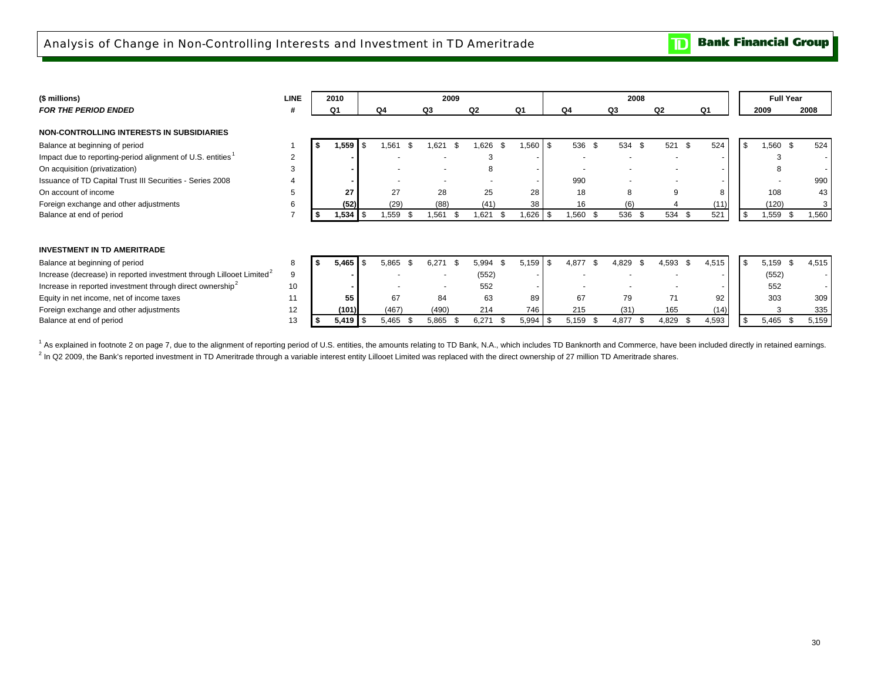# Analysis of Change in Non-Controlling Interests and Investment in TD Ameritrade

| ($ millions) | LINE | 2010 | 2009 | | | | 2008 | | | | Full Year | |
|---|---|---|---|---|---|---|---|---|---|---|---|---|
| *FOR THE PERIOD ENDED* | # | Q1 | Q4 | Q3 | Q2 | Q1 | Q4 | Q3 | Q2 | Q1 | 2009 | 2008 |
| **NON-CONTROLLING INTERESTS IN SUBSIDIARIES** | | | | | | | | | | | | |
| Balance at beginning of period | 1 | **$ 1,559** | $ 1,561 | $ 1,621 | $ 1,626 | $ 1,560 | $ 536 | $ 534 | $ 521 | $ 524 | $ 1,560 | $ 524 |
| Impact due to reporting-period alignment of U.S. entities[1] | 2 | **-** | - | - | 3 | - | - | - | - | - | 3 | - |
| On acquisition (privatization) | 3 | **-** | - | - | 8 | - | - | - | - | - | 8 | - |
| Issuance of TD Capital Trust III Securities - Series 2008 | 4 | **-** | - | - | - | - | 990 | - | - | - | - | 990 |
| On account of income | 5 | **27** | 27 | 28 | 25 | 28 | 18 | 8 | 9 | 8 | 108 | 43 |
| Foreign exchange and other adjustments | 6 | **(52)** | (29) | (88) | (41) | 38 | 16 | (6) | 4 | (11) | (120) | 3 |
| Balance at end of period | 7 | **$ 1,534** | $ 1,559 | $ 1,561 | $ 1,621 | $ 1,626 | $ 1,560 | $ 536 | $ 534 | $ 521 | $ 1,559 | $ 1,560 |
| **INVESTMENT IN TD AMERITRADE** | | | | | | | | | | | | |
| Balance at beginning of period | 8 | **$ 5,465** | $ 5,865 | $ 6,271 | $ 5,994 | $ 5,159 | $ 4,877 | $ 4,829 | $ 4,593 | $ 4,515 | $ 5,159 | $ 4,515 |
| Increase (decrease) in reported investment through Lillooet Limited[2] | 9 | **-** | - | - | (552) | - | - | - | - | - | (552) | - |
| Increase in reported investment through direct ownership[2] | 10 | **-** | - | - | 552 | - | - | - | - | - | 552 | - |
| Equity in net income, net of income taxes | 11 | **55** | 67 | 84 | 63 | 89 | 67 | 79 | 71 | 92 | 303 | 309 |
| Foreign exchange and other adjustments | 12 | **(101)** | (467) | (490) | 214 | 746 | 215 | (31) | 165 | (14) | 3 | 335 |
| Balance at end of period | 13 | **$ 5,419** | $ 5,465 | $ 5,865 | $ 6,271 | $ 5,994 | $ 5,159 | $ 4,877 | $ 4,829 | $ 4,593 | $ 5,465 | $ 5,159 |

[1] As explained in footnote 2 on page 7, due to the alignment of reporting period of U.S. entities, the amounts relating to TD Bank, N.A., which includes TD Banknorth and Commerce, have been included directly in retained earnings.

[2] In Q2 2009, the Bank's reported investment in TD Ameritrade through a variable interest entity Lillooet Limited was replaced with the direct ownership of 27 million TD Ameritrade shares.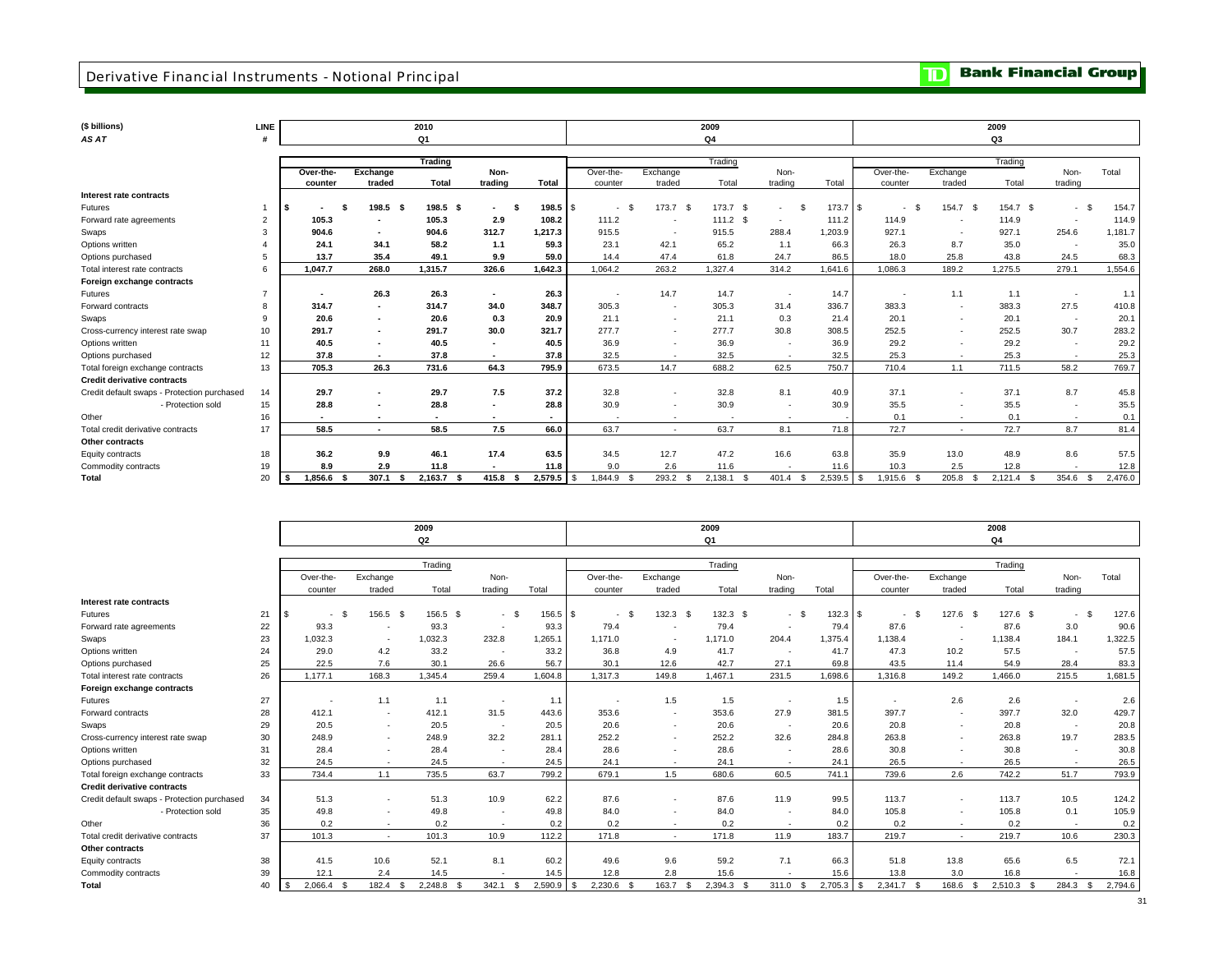# Derivative Financial Instruments - Notional Principal

**Bank Financial Group**

| ($ billions) AS AT | LINE # | 2010 Q1 Trading Over-the-counter | Exchange traded | Total | Non-trading | Total | 2009 Q4 Trading Over-the-counter | Exchange traded | Total | Non-trading | Total | 2009 Q3 Trading Over-the-counter | Exchange traded | Total | Non-trading | Total |
|---|---|---|---|---|---|---|---|---|---|---|---|---|---|---|---|---|
| **Interest rate contracts** | | | | | | | | | | | | | | | | |
| Futures | 1 | $ - | $ 198.5 | $ 198.5 | $ - | $ 198.5 | $ - | $ 173.7 | $ 173.7 | $ - | $ 173.7 | $ - | $ 154.7 | $ 154.7 | $ - | $ 154.7 |
| Forward rate agreements | 2 | 105.3 | - | 105.3 | 2.9 | 108.2 | 111.2 | - | 111.2 | $ - | 111.2 | 114.9 | - | 114.9 | - | 114.9 |
| Swaps | 3 | 904.6 | - | 904.6 | 312.7 | 1,217.3 | 915.5 | - | 915.5 | 288.4 | 1,203.9 | 927.1 | - | 927.1 | 254.6 | 1,181.7 |
| Options written | 4 | 24.1 | 34.1 | 58.2 | 1.1 | 59.3 | 23.1 | 42.1 | 65.2 | 1.1 | 66.3 | 26.3 | 8.7 | 35.0 | - | 35.0 |
| Options purchased | 5 | 13.7 | 35.4 | 49.1 | 9.9 | 59.0 | 14.4 | 47.4 | 61.8 | 24.7 | 86.5 | 18.0 | 25.8 | 43.8 | 24.5 | 68.3 |
| Total interest rate contracts | 6 | 1,047.7 | 268.0 | 1,315.7 | 326.6 | 1,642.3 | 1,064.2 | 263.2 | 1,327.4 | 314.2 | 1,641.6 | 1,086.3 | 189.2 | 1,275.5 | 279.1 | 1,554.6 |
| **Foreign exchange contracts** | | | | | | | | | | | | | | | | |
| Futures | 7 | - | 26.3 | 26.3 | - | 26.3 | - | 14.7 | 14.7 | - | 14.7 | - | 1.1 | 1.1 | - | 1.1 |
| Forward contracts | 8 | 314.7 | - | 314.7 | 34.0 | 348.7 | 305.3 | - | 305.3 | 31.4 | 336.7 | 383.3 | - | 383.3 | 27.5 | 410.8 |
| Swaps | 9 | 20.6 | - | 20.6 | 0.3 | 20.9 | 21.1 | - | 21.1 | 0.3 | 21.4 | 20.1 | - | 20.1 | - | 20.1 |
| Cross-currency interest rate swap | 10 | 291.7 | - | 291.7 | 30.0 | 321.7 | 277.7 | - | 277.7 | 30.8 | 308.5 | 252.5 | - | 252.5 | 30.7 | 283.2 |
| Options written | 11 | 40.5 | - | 40.5 | - | 40.5 | 36.9 | - | 36.9 | - | 36.9 | 29.2 | - | 29.2 | - | 29.2 |
| Options purchased | 12 | 37.8 | - | 37.8 | - | 37.8 | 32.5 | - | 32.5 | - | 32.5 | 25.3 | - | 25.3 | - | 25.3 |
| Total foreign exchange contracts | 13 | 705.3 | 26.3 | 731.6 | 64.3 | 795.9 | 673.5 | 14.7 | 688.2 | 62.5 | 750.7 | 710.4 | 1.1 | 711.5 | 58.2 | 769.7 |
| **Credit derivative contracts** | | | | | | | | | | | | | | | | |
| Credit default swaps - Protection purchased | 14 | 29.7 | - | 29.7 | 7.5 | 37.2 | 32.8 | - | 32.8 | 8.1 | 40.9 | 37.1 | - | 37.1 | 8.7 | 45.8 |
| - Protection sold | 15 | 28.8 | - | 28.8 | - | 28.8 | 30.9 | - | 30.9 | - | 30.9 | 35.5 | - | 35.5 | - | 35.5 |
| Other | 16 | - | - | - | - | - | - | - | - | - | - | 0.1 | - | 0.1 | - | 0.1 |
| Total credit derivative contracts | 17 | 58.5 | - | 58.5 | 7.5 | 66.0 | 63.7 | - | 63.7 | 8.1 | 71.8 | 72.7 | - | 72.7 | 8.7 | 81.4 |
| **Other contracts** | | | | | | | | | | | | | | | | |
| Equity contracts | 18 | 36.2 | 9.9 | 46.1 | 17.4 | 63.5 | 34.5 | 12.7 | 47.2 | 16.6 | 63.8 | 35.9 | 13.0 | 48.9 | 8.6 | 57.5 |
| Commodity contracts | 19 | 8.9 | 2.9 | 11.8 | - | 11.8 | 9.0 | 2.6 | 11.6 | - | 11.6 | 10.3 | 2.5 | 12.8 | - | 12.8 |
| **Total** | 20 | $ 1,856.6 | $ 307.1 | $ 2,163.7 | $ 415.8 | $ 2,579.5 | $ 1,844.9 | $ 293.2 | $ 2,138.1 | $ 401.4 | $ 2,539.5 | $ 1,915.6 | $ 205.8 | $ 2,121.4 | $ 354.6 | $ 2,476.0 |

| | LINE # | 2009 Q2 Trading Over-the-counter | Exchange traded | Total | Non-trading | Total | 2009 Q1 Trading Over-the-counter | Exchange traded | Total | Non-trading | Total | 2008 Q4 Trading Over-the-counter | Exchange traded | Total | Non-trading | Total |
|---|---|---|---|---|---|---|---|---|---|---|---|---|---|---|---|---|
| **Interest rate contracts** | | | | | | | | | | | | | | | | |
| Futures | 21 | $ - | $ 156.5 | $ 156.5 | $ - | $ 156.5 | $ - | $ 132.3 | $ 132.3 | $ - | $ 132.3 | $ - | $ 127.6 | $ 127.6 | $ - | $ 127.6 |
| Forward rate agreements | 22 | 93.3 | - | 93.3 | - | 93.3 | 79.4 | - | 79.4 | - | 79.4 | 87.6 | - | 87.6 | 3.0 | 90.6 |
| Swaps | 23 | 1,032.3 | - | 1,032.3 | 232.8 | 1,265.1 | 1,171.0 | - | 1,171.0 | 204.4 | 1,375.4 | 1,138.4 | - | 1,138.4 | 184.1 | 1,322.5 |
| Options written | 24 | 29.0 | 4.2 | 33.2 | - | 33.2 | 36.8 | 4.9 | 41.7 | - | 41.7 | 47.3 | 10.2 | 57.5 | - | 57.5 |
| Options purchased | 25 | 22.5 | 7.6 | 30.1 | 26.6 | 56.7 | 30.1 | 12.6 | 42.7 | 27.1 | 69.8 | 43.5 | 11.4 | 54.9 | 28.4 | 83.3 |
| Total interest rate contracts | 26 | 1,177.1 | 168.3 | 1,345.4 | 259.4 | 1,604.8 | 1,317.3 | 149.8 | 1,467.1 | 231.5 | 1,698.6 | 1,316.8 | 149.2 | 1,466.0 | 215.5 | 1,681.5 |
| **Foreign exchange contracts** | | | | | | | | | | | | | | | | |
| Futures | 27 | - | 1.1 | 1.1 | - | 1.1 | - | 1.5 | 1.5 | - | 1.5 | - | 2.6 | 2.6 | - | 2.6 |
| Forward contracts | 28 | 412.1 | - | 412.1 | 31.5 | 443.6 | 353.6 | - | 353.6 | 27.9 | 381.5 | 397.7 | - | 397.7 | 32.0 | 429.7 |
| Swaps | 29 | 20.5 | - | 20.5 | - | 20.5 | 20.6 | - | 20.6 | - | 20.6 | 20.8 | - | 20.8 | - | 20.8 |
| Cross-currency interest rate swap | 30 | 248.9 | - | 248.9 | 32.2 | 281.1 | 252.2 | - | 252.2 | 32.6 | 284.8 | 263.8 | - | 263.8 | 19.7 | 283.5 |
| Options written | 31 | 28.4 | - | 28.4 | - | 28.4 | 28.6 | - | 28.6 | - | 28.6 | 30.8 | - | 30.8 | - | 30.8 |
| Options purchased | 32 | 24.5 | - | 24.5 | - | 24.5 | 24.1 | - | 24.1 | - | 24.1 | 26.5 | - | 26.5 | - | 26.5 |
| Total foreign exchange contracts | 33 | 734.4 | 1.1 | 735.5 | 63.7 | 799.2 | 679.1 | 1.5 | 680.6 | 60.5 | 741.1 | 739.6 | 2.6 | 742.2 | 51.7 | 793.9 |
| **Credit derivative contracts** | | | | | | | | | | | | | | | | |
| Credit default swaps - Protection purchased | 34 | 51.3 | - | 51.3 | 10.9 | 62.2 | 87.6 | - | 87.6 | 11.9 | 99.5 | 113.7 | - | 113.7 | 10.5 | 124.2 |
| - Protection sold | 35 | 49.8 | - | 49.8 | - | 49.8 | 84.0 | - | 84.0 | - | 84.0 | 105.8 | - | 105.8 | 0.1 | 105.9 |
| Other | 36 | 0.2 | - | 0.2 | - | 0.2 | 0.2 | - | 0.2 | - | 0.2 | 0.2 | - | 0.2 | - | 0.2 |
| Total credit derivative contracts | 37 | 101.3 | - | 101.3 | 10.9 | 112.2 | 171.8 | - | 171.8 | 11.9 | 183.7 | 219.7 | - | 219.7 | 10.6 | 230.3 |
| **Other contracts** | | | | | | | | | | | | | | | | |
| Equity contracts | 38 | 41.5 | 10.6 | 52.1 | 8.1 | 60.2 | 49.6 | 9.6 | 59.2 | 7.1 | 66.3 | 51.8 | 13.8 | 65.6 | 6.5 | 72.1 |
| Commodity contracts | 39 | 12.1 | 2.4 | 14.5 | - | 14.5 | 12.8 | 2.8 | 15.6 | - | 15.6 | 13.8 | 3.0 | 16.8 | - | 16.8 |
| **Total** | 40 | $ 2,066.4 | $ 182.4 | $ 2,248.8 | $ 342.1 | $ 2,590.9 | $ 2,230.6 | $ 163.7 | $ 2,394.3 | $ 311.0 | $ 2,705.3 | $ 2,341.7 | $ 168.6 | $ 2,510.3 | $ 284.3 | $ 2,794.6 |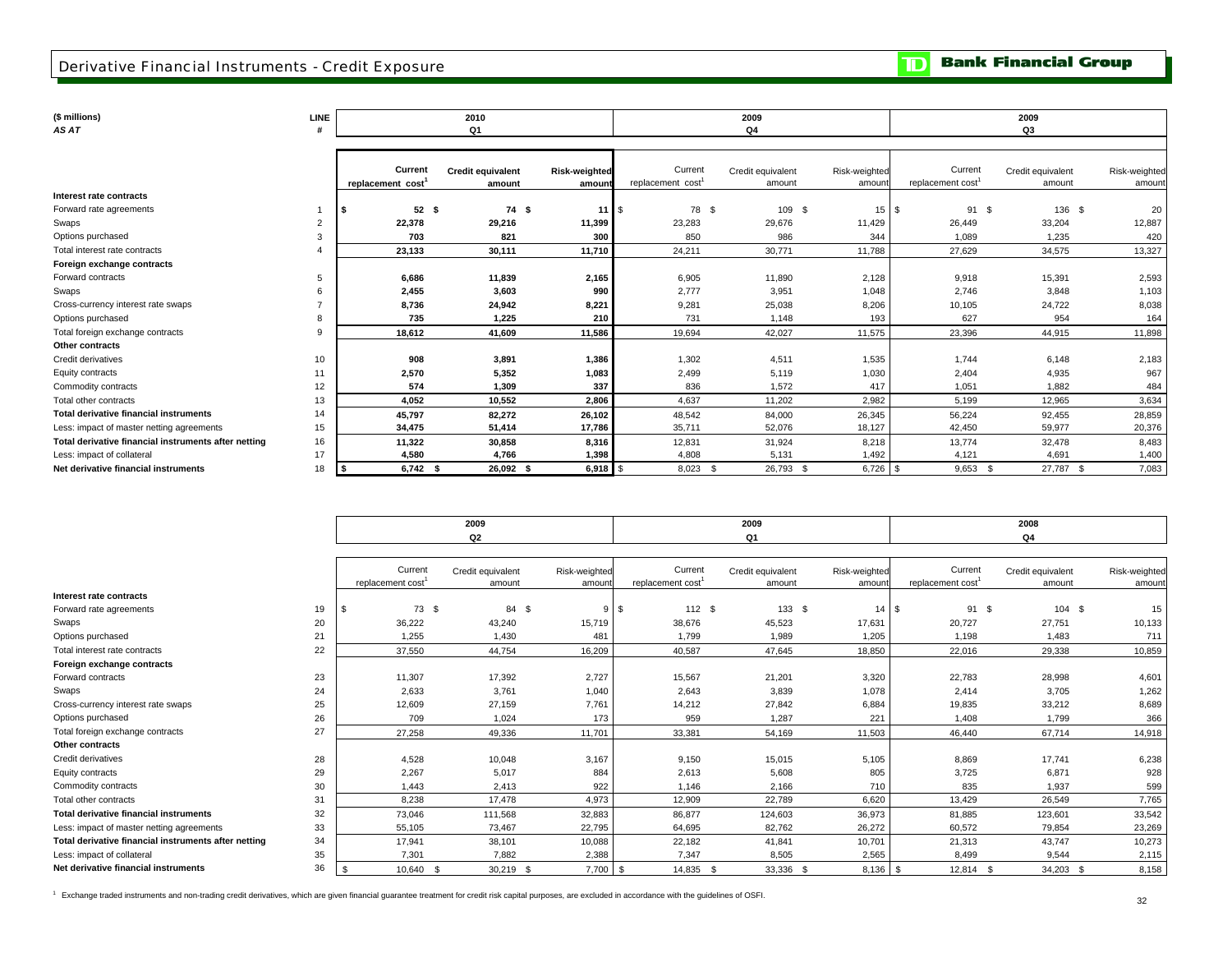# Derivative Financial Instruments - Credit Exposure

**TD Bank Financial Group**

| ($ millions) *AS AT* | LINE # | 2010 Q1 Current replacement cost[1] | 2010 Q1 Credit equivalent amount | 2010 Q1 Risk-weighted amount | 2009 Q4 Current replacement cost[1] | 2009 Q4 Credit equivalent amount | 2009 Q4 Risk-weighted amount | 2009 Q3 Current replacement cost[1] | 2009 Q3 Credit equivalent amount | 2009 Q3 Risk-weighted amount |
|---|---|---|---|---|---|---|---|---|---|---|
| **Interest rate contracts** | | | | | | | | | | |
| Forward rate agreements | 1 | $ 52 | $ 74 | $ 11 | $ 78 | $ 109 | $ 15 | $ 91 | $ 136 | $ 20 |
| Swaps | 2 | 22,378 | 29,216 | 11,399 | 23,283 | 29,676 | 11,429 | 26,449 | 33,204 | 12,887 |
| Options purchased | 3 | 703 | 821 | 300 | 850 | 986 | 344 | 1,089 | 1,235 | 420 |
| Total interest rate contracts | 4 | 23,133 | 30,111 | 11,710 | 24,211 | 30,771 | 11,788 | 27,629 | 34,575 | 13,327 |
| **Foreign exchange contracts** | | | | | | | | | | |
| Forward contracts | 5 | 6,686 | 11,839 | 2,165 | 6,905 | 11,890 | 2,128 | 9,918 | 15,391 | 2,593 |
| Swaps | 6 | 2,455 | 3,603 | 990 | 2,777 | 3,951 | 1,048 | 2,746 | 3,848 | 1,103 |
| Cross-currency interest rate swaps | 7 | 8,736 | 24,942 | 8,221 | 9,281 | 25,038 | 8,206 | 10,105 | 24,722 | 8,038 |
| Options purchased | 8 | 735 | 1,225 | 210 | 731 | 1,148 | 193 | 627 | 954 | 164 |
| Total foreign exchange contracts | 9 | 18,612 | 41,609 | 11,586 | 19,694 | 42,027 | 11,575 | 23,396 | 44,915 | 11,898 |
| **Other contracts** | | | | | | | | | | |
| Credit derivatives | 10 | 908 | 3,891 | 1,386 | 1,302 | 4,511 | 1,535 | 1,744 | 6,148 | 2,183 |
| Equity contracts | 11 | 2,570 | 5,352 | 1,083 | 2,499 | 5,119 | 1,030 | 2,404 | 4,935 | 967 |
| Commodity contracts | 12 | 574 | 1,309 | 337 | 836 | 1,572 | 417 | 1,051 | 1,882 | 484 |
| Total other contracts | 13 | 4,052 | 10,552 | 2,806 | 4,637 | 11,202 | 2,982 | 5,199 | 12,965 | 3,634 |
| **Total derivative financial instruments** | 14 | 45,797 | 82,272 | 26,102 | 48,542 | 84,000 | 26,345 | 56,224 | 92,455 | 28,859 |
| Less: impact of master netting agreements | 15 | 34,475 | 51,414 | 17,786 | 35,711 | 52,076 | 18,127 | 42,450 | 59,977 | 20,376 |
| **Total derivative financial instruments after netting** | 16 | 11,322 | 30,858 | 8,316 | 12,831 | 31,924 | 8,218 | 13,774 | 32,478 | 8,483 |
| Less: impact of collateral | 17 | 4,580 | 4,766 | 1,398 | 4,808 | 5,131 | 1,492 | 4,121 | 4,691 | 1,400 |
| **Net derivative financial instruments** | 18 | $ 6,742 | $ 26,092 | $ 6,918 | $ 8,023 | $ 26,793 | $ 6,726 | $ 9,653 | $ 27,787 | $ 7,083 |

| | LINE # | 2009 Q2 Current replacement cost[1] | 2009 Q2 Credit equivalent amount | 2009 Q2 Risk-weighted amount | 2009 Q1 Current replacement cost[1] | 2009 Q1 Credit equivalent amount | 2009 Q1 Risk-weighted amount | 2008 Q4 Current replacement cost[1] | 2008 Q4 Credit equivalent amount | 2008 Q4 Risk-weighted amount |
|---|---|---|---|---|---|---|---|---|---|---|
| **Interest rate contracts** | | | | | | | | | | |
| Forward rate agreements | 19 | $ 73 | $ 84 | $ 9 | $ 112 | $ 133 | $ 14 | $ 91 | $ 104 | $ 15 |
| Swaps | 20 | 36,222 | 43,240 | 15,719 | 38,676 | 45,523 | 17,631 | 20,727 | 27,751 | 10,133 |
| Options purchased | 21 | 1,255 | 1,430 | 481 | 1,799 | 1,989 | 1,205 | 1,198 | 1,483 | 711 |
| Total interest rate contracts | 22 | 37,550 | 44,754 | 16,209 | 40,587 | 47,645 | 18,850 | 22,016 | 29,338 | 10,859 |
| **Foreign exchange contracts** | | | | | | | | | | |
| Forward contracts | 23 | 11,307 | 17,392 | 2,727 | 15,567 | 21,201 | 3,320 | 22,783 | 28,998 | 4,601 |
| Swaps | 24 | 2,633 | 3,761 | 1,040 | 2,643 | 3,839 | 1,078 | 2,414 | 3,705 | 1,262 |
| Cross-currency interest rate swaps | 25 | 12,609 | 27,159 | 7,761 | 14,212 | 27,842 | 6,884 | 19,835 | 33,212 | 8,689 |
| Options purchased | 26 | 709 | 1,024 | 173 | 959 | 1,287 | 221 | 1,408 | 1,799 | 366 |
| Total foreign exchange contracts | 27 | 27,258 | 49,336 | 11,701 | 33,381 | 54,169 | 11,503 | 46,440 | 67,714 | 14,918 |
| **Other contracts** | | | | | | | | | | |
| Credit derivatives | 28 | 4,528 | 10,048 | 3,167 | 9,150 | 15,015 | 5,105 | 8,869 | 17,741 | 6,238 |
| Equity contracts | 29 | 2,267 | 5,017 | 884 | 2,613 | 5,608 | 805 | 3,725 | 6,871 | 928 |
| Commodity contracts | 30 | 1,443 | 2,413 | 922 | 1,146 | 2,166 | 710 | 835 | 1,937 | 599 |
| Total other contracts | 31 | 8,238 | 17,478 | 4,973 | 12,909 | 22,789 | 6,620 | 13,429 | 26,549 | 7,765 |
| **Total derivative financial instruments** | 32 | 73,046 | 111,568 | 32,883 | 86,877 | 124,603 | 36,973 | 81,885 | 123,601 | 33,542 |
| Less: impact of master netting agreements | 33 | 55,105 | 73,467 | 22,795 | 64,695 | 82,762 | 26,272 | 60,572 | 79,854 | 23,269 |
| **Total derivative financial instruments after netting** | 34 | 17,941 | 38,101 | 10,088 | 22,182 | 41,841 | 10,701 | 21,313 | 43,747 | 10,273 |
| Less: impact of collateral | 35 | 7,301 | 7,882 | 2,388 | 7,347 | 8,505 | 2,565 | 8,499 | 9,544 | 2,115 |
| **Net derivative financial instruments** | 36 | $ 10,640 | $ 30,219 | $ 7,700 | $ 14,835 | $ 33,336 | $ 8,136 | $ 12,814 | $ 34,203 | $ 8,158 |

[1] Exchange traded instruments and non-trading credit derivatives, which are given financial guarantee treatment for credit risk capital purposes, are excluded in accordance with the guidelines of OSFI.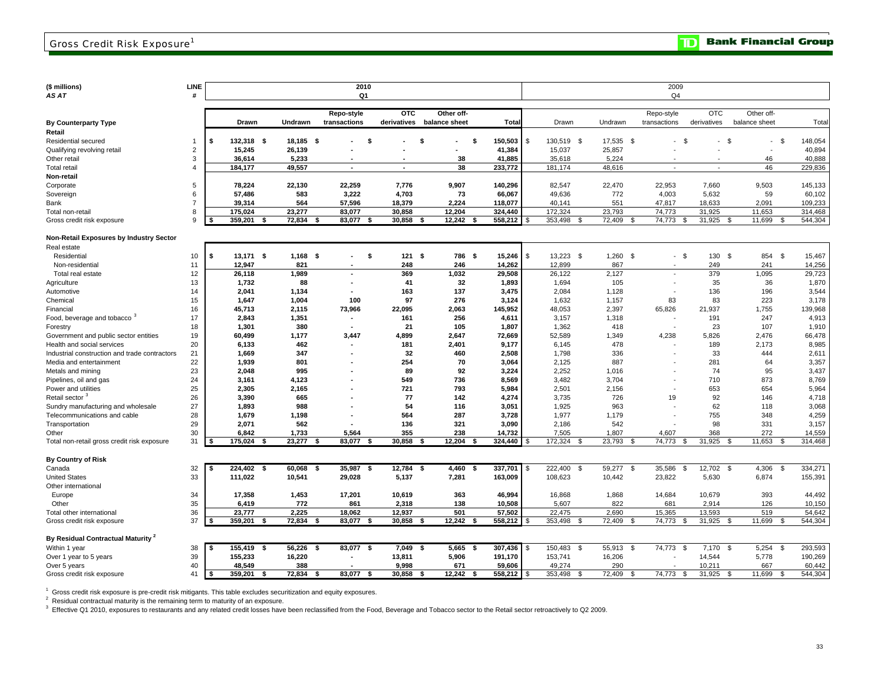## Gross Credit Risk Exposure[1]

| ($ millions) AS AT | LINE # | 2010 Q1 Drawn | 2010 Q1 Undrawn | 2010 Q1 Repo-style transactions | 2010 Q1 OTC derivatives | 2010 Q1 Other off-balance sheet | 2010 Q1 Total | 2009 Q4 Drawn | 2009 Q4 Undrawn | 2009 Q4 Repo-style transactions | 2009 Q4 OTC derivatives | 2009 Q4 Other off-balance sheet | 2009 Q4 Total |
|---|---|---|---|---|---|---|---|---|---|---|---|---|---|
| **By Counterparty Type** | | | | | | | | | | | | | |
| **Retail** | | | | | | | | | | | | | |
| Residential secured | 1 | $ 132,318 | $ 18,185 | $ - | $ - | $ - | $ 150,503 | $ 130,519 | $ 17,535 | $ - | $ - | $ - | $ 148,054 |
| Qualifying revolving retail | 2 | 15,245 | 26,139 | - | - | - | 41,384 | 15,037 | 25,857 | - | - | - | 40,894 |
| Other retail | 3 | 36,614 | 5,233 | - | - | 38 | 41,885 | 35,618 | 5,224 | - | - | 46 | 40,888 |
| Total retail | 4 | 184,177 | 49,557 | - | - | 38 | 233,772 | 181,174 | 48,616 | - | - | 46 | 229,836 |
| **Non-retail** | | | | | | | | | | | | | |
| Corporate | 5 | 78,224 | 22,130 | 22,259 | 7,776 | 9,907 | 140,296 | 82,547 | 22,470 | 22,953 | 7,660 | 9,503 | 145,133 |
| Sovereign | 6 | 57,486 | 583 | 3,222 | 4,703 | 73 | 66,067 | 49,636 | 772 | 4,003 | 5,632 | 59 | 60,102 |
| Bank | 7 | 39,314 | 564 | 57,596 | 18,379 | 2,224 | 118,077 | 40,141 | 551 | 47,817 | 18,633 | 2,091 | 109,233 |
| Total non-retail | 8 | 175,024 | 23,277 | 83,077 | 30,858 | 12,204 | 324,440 | 172,324 | 23,793 | 74,773 | 31,925 | 11,653 | 314,468 |
| Gross credit risk exposure | 9 | $ 359,201 | $ 72,834 | $ 83,077 | $ 30,858 | $ 12,242 | $ 558,212 | $ 353,498 | $ 72,409 | $ 74,773 | $ 31,925 | $ 11,699 | $ 544,304 |
| **Non-Retail Exposures by Industry Sector** | | | | | | | | | | | | | |
| Real estate | | | | | | | | | | | | | |
| Residential | 10 | $ 13,171 | $ 1,168 | $ - | $ 121 | $ 786 | $ 15,246 | $ 13,223 | $ 1,260 | $ - | $ 130 | $ 854 | $ 15,467 |
| Non-residential | 11 | 12,947 | 821 | - | 248 | 246 | 14,262 | 12,899 | 867 | - | 249 | 241 | 14,256 |
| Total real estate | 12 | 26,118 | 1,989 | - | 369 | 1,032 | 29,508 | 26,122 | 2,127 | - | 379 | 1,095 | 29,723 |
| Agriculture | 13 | 1,732 | 88 | - | 41 | 32 | 1,893 | 1,694 | 105 | - | 35 | 36 | 1,870 |
| Automotive | 14 | 2,041 | 1,134 | - | 163 | 137 | 3,475 | 2,084 | 1,128 | - | 136 | 196 | 3,544 |
| Chemical | 15 | 1,647 | 1,004 | 100 | 97 | 276 | 3,124 | 1,632 | 1,157 | 83 | 83 | 223 | 3,178 |
| Financial | 16 | 45,713 | 2,115 | 73,966 | 22,095 | 2,063 | 145,952 | 48,053 | 2,397 | 65,826 | 21,937 | 1,755 | 139,968 |
| Food, beverage and tobacco [3] | 17 | 2,843 | 1,351 | - | 161 | 256 | 4,611 | 3,157 | 1,318 | - | 191 | 247 | 4,913 |
| Forestry | 18 | 1,301 | 380 | - | 21 | 105 | 1,807 | 1,362 | 418 | - | 23 | 107 | 1,910 |
| Government and public sector entities | 19 | 60,499 | 1,177 | 3,447 | 4,899 | 2,647 | 72,669 | 52,589 | 1,349 | 4,238 | 5,826 | 2,476 | 66,478 |
| Health and social services | 20 | 6,133 | 462 | - | 181 | 2,401 | 9,177 | 6,145 | 478 | - | 189 | 2,173 | 8,985 |
| Industrial construction and trade contractors | 21 | 1,669 | 347 | - | 32 | 460 | 2,508 | 1,798 | 336 | - | 33 | 444 | 2,611 |
| Media and entertainment | 22 | 1,939 | 801 | - | 254 | 70 | 3,064 | 2,125 | 887 | - | 281 | 64 | 3,357 |
| Metals and mining | 23 | 2,048 | 995 | - | 89 | 92 | 3,224 | 2,252 | 1,016 | - | 74 | 95 | 3,437 |
| Pipelines, oil and gas | 24 | 3,161 | 4,123 | - | 549 | 736 | 8,569 | 3,482 | 3,704 | - | 710 | 873 | 8,769 |
| Power and utilities | 25 | 2,305 | 2,165 | - | 721 | 793 | 5,984 | 2,501 | 2,156 | - | 653 | 654 | 5,964 |
| Retail sector [3] | 26 | 3,390 | 665 | - | 77 | 142 | 4,274 | 3,735 | 726 | 19 | 92 | 146 | 4,718 |
| Sundry manufacturing and wholesale | 27 | 1,893 | 988 | - | 54 | 116 | 3,051 | 1,925 | 963 | - | 62 | 118 | 3,068 |
| Telecommunications and cable | 28 | 1,679 | 1,198 | - | 564 | 287 | 3,728 | 1,977 | 1,179 | - | 755 | 348 | 4,259 |
| Transportation | 29 | 2,071 | 562 | - | 136 | 321 | 3,090 | 2,186 | 542 | - | 98 | 331 | 3,157 |
| Other | 30 | 6,842 | 1,733 | 5,564 | 355 | 238 | 14,732 | 7,505 | 1,807 | 4,607 | 368 | 272 | 14,559 |
| Total non-retail gross credit risk exposure | 31 | $ 175,024 | $ 23,277 | $ 83,077 | $ 30,858 | $ 12,204 | $ 324,440 | $ 172,324 | $ 23,793 | $ 74,773 | $ 31,925 | $ 11,653 | $ 314,468 |
| **By Country of Risk** | | | | | | | | | | | | | |
| Canada | 32 | $ 224,402 | $ 60,068 | $ 35,987 | $ 12,784 | $ 4,460 | $ 337,701 | $ 222,400 | $ 59,277 | $ 35,586 | $ 12,702 | $ 4,306 | $ 334,271 |
| United States | 33 | 111,022 | 10,541 | 29,028 | 5,137 | 7,281 | 163,009 | 108,623 | 10,442 | 23,822 | 5,630 | 6,874 | 155,391 |
| Other international | | | | | | | | | | | | | |
| Europe | 34 | 17,358 | 1,453 | 17,201 | 10,619 | 363 | 46,994 | 16,868 | 1,868 | 14,684 | 10,679 | 393 | 44,492 |
| Other | 35 | 6,419 | 772 | 861 | 2,318 | 138 | 10,508 | 5,607 | 822 | 681 | 2,914 | 126 | 10,150 |
| Total other international | 36 | 23,777 | 2,225 | 18,062 | 12,937 | 501 | 57,502 | 22,475 | 2,690 | 15,365 | 13,593 | 519 | 54,642 |
| Gross credit risk exposure | 37 | $ 359,201 | $ 72,834 | $ 83,077 | $ 30,858 | $ 12,242 | $ 558,212 | $ 353,498 | $ 72,409 | $ 74,773 | $ 31,925 | $ 11,699 | $ 544,304 |
| **By Residual Contractual Maturity [2]** | | | | | | | | | | | | | |
| Within 1 year | 38 | $ 155,419 | $ 56,226 | $ 83,077 | $ 7,049 | $ 5,665 | $ 307,436 | $ 150,483 | $ 55,913 | $ 74,773 | $ 7,170 | $ 5,254 | $ 293,593 |
| Over 1 year to 5 years | 39 | 155,233 | 16,220 | - | 13,811 | 5,906 | 191,170 | 153,741 | 16,206 | - | 14,544 | 5,778 | 190,269 |
| Over 5 years | 40 | 48,549 | 388 | - | 9,998 | 671 | 59,606 | 49,274 | 290 | - | 10,211 | 667 | 60,442 |
| Gross credit risk exposure | 41 | $ 359,201 | $ 72,834 | $ 83,077 | $ 30,858 | $ 12,242 | $ 558,212 | $ 353,498 | $ 72,409 | $ 74,773 | $ 31,925 | $ 11,699 | $ 544,304 |

[1] Gross credit risk exposure is pre-credit risk mitigants. This table excludes securitization and equity exposures.

[2] Residual contractual maturity is the remaining term to maturity of an exposure.

[3] Effective Q1 2010, exposures to restaurants and any related credit losses have been reclassified from the Food, Beverage and Tobacco sector to the Retail sector retroactively to Q2 2009.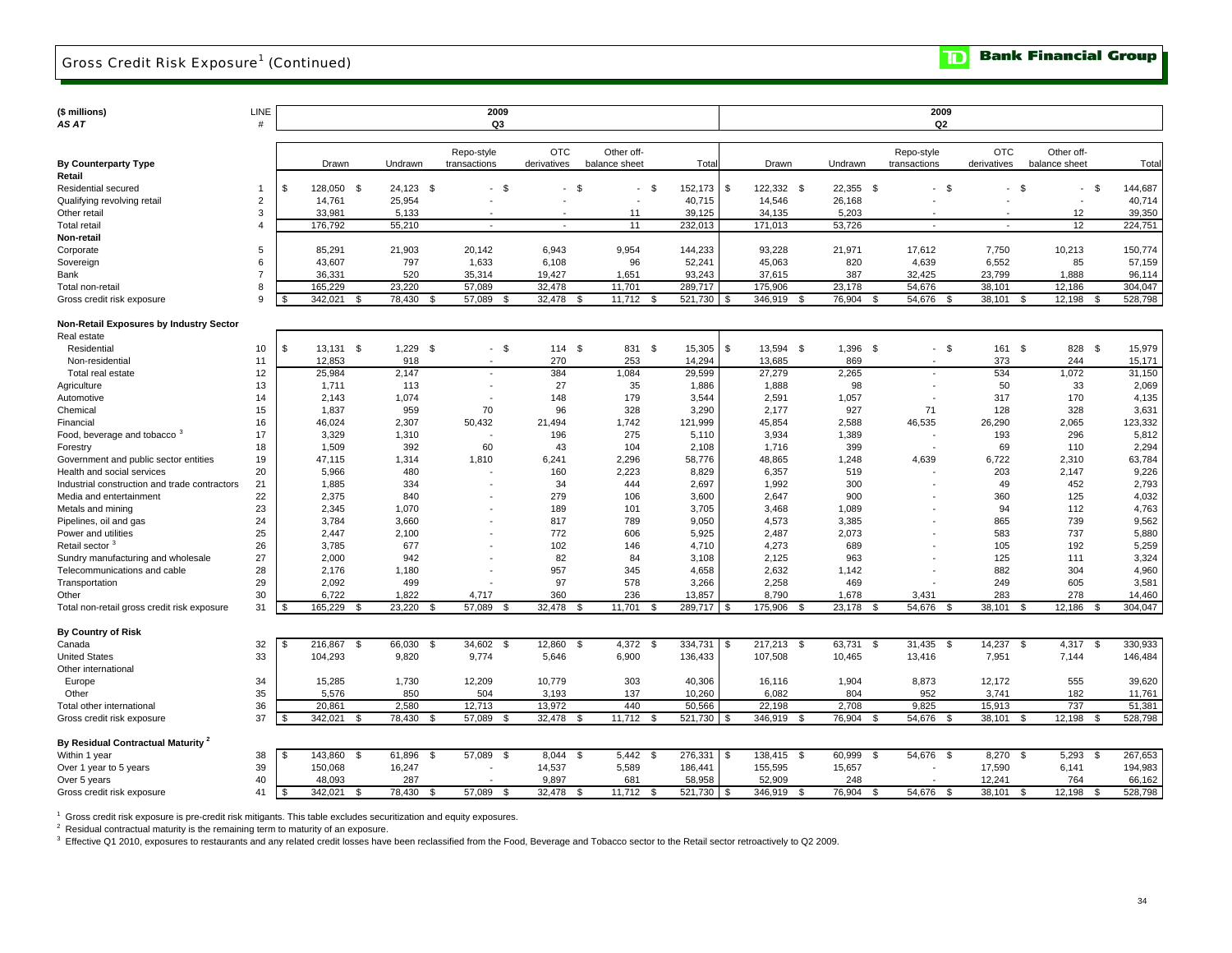# Gross Credit Risk Exposure[1] (Continued)

**TD Bank Financial Group**

| ($ millions) | LINE | 2009 | | | | | | 2009 | | | | | |
|---|---|---|---|---|---|---|---|---|---|---|---|---|---|
| *AS AT* | # | Q3 | | | | | | Q2 | | | | | |
| **By Counterparty Type** | | Drawn | Undrawn | Repo-style transactions | OTC derivatives | Other off-balance sheet | Total | Drawn | Undrawn | Repo-style transactions | OTC derivatives | Other off-balance sheet | Total |
| **Retail** | | | | | | | | | | | | | |
| Residential secured | 1 | $ 128,050 | $ 24,123 | $ - | $ - | $ - | $ 152,173 | $ 122,332 | $ 22,355 | $ - | $ - | $ - | $ 144,687 |
| Qualifying revolving retail | 2 | 14,761 | 25,954 | - | - | - | 40,715 | 14,546 | 26,168 | - | - | - | 40,714 |
| Other retail | 3 | 33,981 | 5,133 | - | - | 11 | 39,125 | 34,135 | 5,203 | - | - | 12 | 39,350 |
| Total retail | 4 | 176,792 | 55,210 | - | - | 11 | 232,013 | 171,013 | 53,726 | - | - | 12 | 224,751 |
| **Non-retail** | | | | | | | | | | | | | |
| Corporate | 5 | 85,291 | 21,903 | 20,142 | 6,943 | 9,954 | 144,233 | 93,228 | 21,971 | 17,612 | 7,750 | 10,213 | 150,774 |
| Sovereign | 6 | 43,607 | 797 | 1,633 | 6,108 | 96 | 52,241 | 45,063 | 820 | 4,639 | 6,552 | 85 | 57,159 |
| Bank | 7 | 36,331 | 520 | 35,314 | 19,427 | 1,651 | 93,243 | 37,615 | 387 | 32,425 | 23,799 | 1,888 | 96,114 |
| Total non-retail | 8 | 165,229 | 23,220 | 57,089 | 32,478 | 11,701 | 289,717 | 175,906 | 23,178 | 54,676 | 38,101 | 12,186 | 304,047 |
| Gross credit risk exposure | 9 | $ 342,021 | $ 78,430 | $ 57,089 | $ 32,478 | $ 11,712 | $ 521,730 | $ 346,919 | $ 76,904 | $ 54,676 | $ 38,101 | $ 12,198 | $ 528,798 |
| **Non-Retail Exposures by Industry Sector** | | | | | | | | | | | | | |
| Real estate | | | | | | | | | | | | | |
| Residential | 10 | $ 13,131 | $ 1,229 | $ - | $ 114 | $ 831 | $ 15,305 | $ 13,594 | $ 1,396 | $ - | $ 161 | $ 828 | $ 15,979 |
| Non-residential | 11 | 12,853 | 918 | - | 270 | 253 | 14,294 | 13,685 | 869 | - | 373 | 244 | 15,171 |
| Total real estate | 12 | 25,984 | 2,147 | - | 384 | 1,084 | 29,599 | 27,279 | 2,265 | - | 534 | 1,072 | 31,150 |
| Agriculture | 13 | 1,711 | 113 | - | 27 | 35 | 1,886 | 1,888 | 98 | - | 50 | 33 | 2,069 |
| Automotive | 14 | 2,143 | 1,074 | - | 148 | 179 | 3,544 | 2,591 | 1,057 | - | 317 | 170 | 4,135 |
| Chemical | 15 | 1,837 | 959 | 70 | 96 | 328 | 3,290 | 2,177 | 927 | 71 | 128 | 328 | 3,631 |
| Financial | 16 | 46,024 | 2,307 | 50,432 | 21,494 | 1,742 | 121,999 | 45,854 | 2,588 | 46,535 | 26,290 | 2,065 | 123,332 |
| Food, beverage and tobacco [3] | 17 | 3,329 | 1,310 | - | 196 | 275 | 5,110 | 3,934 | 1,389 | - | 193 | 296 | 5,812 |
| Forestry | 18 | 1,509 | 392 | 60 | 43 | 104 | 2,108 | 1,716 | 399 | - | 69 | 110 | 2,294 |
| Government and public sector entities | 19 | 47,115 | 1,314 | 1,810 | 6,241 | 2,296 | 58,776 | 48,865 | 1,248 | 4,639 | 6,722 | 2,310 | 63,784 |
| Health and social services | 20 | 5,966 | 480 | - | 160 | 2,223 | 8,829 | 6,357 | 519 | - | 203 | 2,147 | 9,226 |
| Industrial construction and trade contractors | 21 | 1,885 | 334 | - | 34 | 444 | 2,697 | 1,992 | 300 | - | 49 | 452 | 2,793 |
| Media and entertainment | 22 | 2,375 | 840 | - | 279 | 106 | 3,600 | 2,647 | 900 | - | 360 | 125 | 4,032 |
| Metals and mining | 23 | 2,345 | 1,070 | - | 189 | 101 | 3,705 | 3,468 | 1,089 | - | 94 | 112 | 4,763 |
| Pipelines, oil and gas | 24 | 3,784 | 3,660 | - | 817 | 789 | 9,050 | 4,573 | 3,385 | - | 865 | 739 | 9,562 |
| Power and utilities | 25 | 2,447 | 2,100 | - | 772 | 606 | 5,925 | 2,487 | 2,073 | - | 583 | 737 | 5,880 |
| Retail sector [3] | 26 | 3,785 | 677 | - | 102 | 146 | 4,710 | 4,273 | 689 | - | 105 | 192 | 5,259 |
| Sundry manufacturing and wholesale | 27 | 2,000 | 942 | - | 82 | 84 | 3,108 | 2,125 | 963 | - | 125 | 111 | 3,324 |
| Telecommunications and cable | 28 | 2,176 | 1,180 | - | 957 | 345 | 4,658 | 2,632 | 1,142 | - | 882 | 304 | 4,960 |
| Transportation | 29 | 2,092 | 499 | - | 97 | 578 | 3,266 | 2,258 | 469 | - | 249 | 605 | 3,581 |
| Other | 30 | 6,722 | 1,822 | 4,717 | 360 | 236 | 13,857 | 8,790 | 1,678 | 3,431 | 283 | 278 | 14,460 |
| Total non-retail gross credit risk exposure | 31 | $ 165,229 | $ 23,220 | $ 57,089 | $ 32,478 | $ 11,701 | $ 289,717 | $ 175,906 | $ 23,178 | $ 54,676 | $ 38,101 | $ 12,186 | $ 304,047 |
| **By Country of Risk** | | | | | | | | | | | | | |
| Canada | 32 | $ 216,867 | $ 66,030 | $ 34,602 | $ 12,860 | $ 4,372 | $ 334,731 | $ 217,213 | $ 63,731 | $ 31,435 | $ 14,237 | $ 4,317 | $ 330,933 |
| United States | 33 | 104,293 | 9,820 | 9,774 | 5,646 | 6,900 | 136,433 | 107,508 | 10,465 | 13,416 | 7,951 | 7,144 | 146,484 |
| Other international | | | | | | | | | | | | | |
| Europe | 34 | 15,285 | 1,730 | 12,209 | 10,779 | 303 | 40,306 | 16,116 | 1,904 | 8,873 | 12,172 | 555 | 39,620 |
| Other | 35 | 5,576 | 850 | 504 | 3,193 | 137 | 10,260 | 6,082 | 804 | 952 | 3,741 | 182 | 11,761 |
| Total other international | 36 | 20,861 | 2,580 | 12,713 | 13,972 | 440 | 50,566 | 22,198 | 2,708 | 9,825 | 15,913 | 737 | 51,381 |
| Gross credit risk exposure | 37 | $ 342,021 | $ 78,430 | $ 57,089 | $ 32,478 | $ 11,712 | $ 521,730 | $ 346,919 | $ 76,904 | $ 54,676 | $ 38,101 | $ 12,198 | $ 528,798 |
| **By Residual Contractual Maturity [2]** | | | | | | | | | | | | | |
| Within 1 year | 38 | $ 143,860 | $ 61,896 | $ 57,089 | $ 8,044 | $ 5,442 | $ 276,331 | $ 138,415 | $ 60,999 | $ 54,676 | $ 8,270 | $ 5,293 | $ 267,653 |
| Over 1 year to 5 years | 39 | 150,068 | 16,247 | - | 14,537 | 5,589 | 186,441 | 155,595 | 15,657 | - | 17,590 | 6,141 | 194,983 |
| Over 5 years | 40 | 48,093 | 287 | - | 9,897 | 681 | 58,958 | 52,909 | 248 | - | 12,241 | 764 | 66,162 |
| Gross credit risk exposure | 41 | $ 342,021 | $ 78,430 | $ 57,089 | $ 32,478 | $ 11,712 | $ 521,730 | $ 346,919 | $ 76,904 | $ 54,676 | $ 38,101 | $ 12,198 | $ 528,798 |

[1] Gross credit risk exposure is pre-credit risk mitigants. This table excludes securitization and equity exposures.

[2] Residual contractual maturity is the remaining term to maturity of an exposure.

[3] Effective Q1 2010, exposures to restaurants and any related credit losses have been reclassified from the Food, Beverage and Tobacco sector to the Retail sector retroactively to Q2 2009.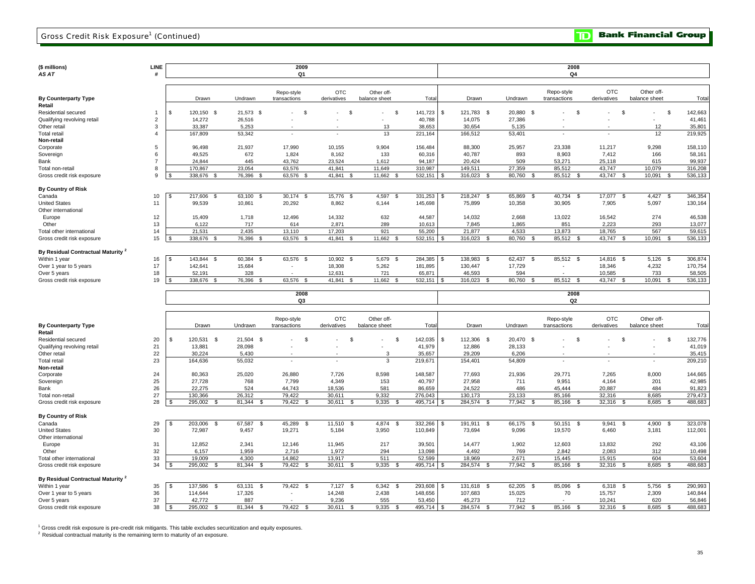# Gross Credit Risk Exposure[1] (Continued)

| ($ millions) AS AT | LINE # | 2009 Q1 Drawn | Undrawn | Repo-style transactions | OTC derivatives | Other off-balance sheet | Total | 2008 Q4 Drawn | Undrawn | Repo-style transactions | OTC derivatives | Other off-balance sheet | Total |
|---|---|---|---|---|---|---|---|---|---|---|---|---|---|
| **By Counterparty Type** | | | | | | | | | | | | | |
| **Retail** | | | | | | | | | | | | | |
| Residential secured | 1 | $ 120,150 | $ 21,573 | $ - | $ - | $ - | $ 141,723 | $ 121,783 | $ 20,880 | $ - | $ - | $ - | $ 142,663 |
| Qualifying revolving retail | 2 | 14,272 | 26,516 | - | - | - | 40,788 | 14,075 | 27,386 | - | - | - | 41,461 |
| Other retail | 3 | 33,387 | 5,253 | - | - | 13 | 38,653 | 30,654 | 5,135 | - | - | 12 | 35,801 |
| Total retail | 4 | 167,809 | 53,342 | - | - | 13 | 221,164 | 166,512 | 53,401 | - | - | 12 | 219,925 |
| **Non-retail** | | | | | | | | | | | | | |
| Corporate | 5 | 96,498 | 21,937 | 17,990 | 10,155 | 9,904 | 156,484 | 88,300 | 25,957 | 23,338 | 11,217 | 9,298 | 158,110 |
| Sovereign | 6 | 49,525 | 672 | 1,824 | 8,162 | 133 | 60,316 | 40,787 | 893 | 8,903 | 7,412 | 166 | 58,161 |
| Bank | 7 | 24,844 | 445 | 43,762 | 23,524 | 1,612 | 94,187 | 20,424 | 509 | 53,271 | 25,118 | 615 | 99,937 |
| Total non-retail | 8 | 170,867 | 23,054 | 63,576 | 41,841 | 11,649 | 310,987 | 149,511 | 27,359 | 85,512 | 43,747 | 10,079 | 316,208 |
| Gross credit risk exposure | 9 | $ 338,676 | $ 76,396 | $ 63,576 | $ 41,841 | $ 11,662 | $ 532,151 | $ 316,023 | $ 80,760 | $ 85,512 | $ 43,747 | $ 10,091 | $ 536,133 |
| **By Country of Risk** | | | | | | | | | | | | | |
| Canada | 10 | $ 217,606 | $ 63,100 | $ 30,174 | $ 15,776 | $ 4,597 | $ 331,253 | $ 218,247 | $ 65,869 | $ 40,734 | $ 17,077 | $ 4,427 | $ 346,354 |
| United States | 11 | 99,539 | 10,861 | 20,292 | 8,862 | 6,144 | 145,698 | 75,899 | 10,358 | 30,905 | 7,905 | 5,097 | 130,164 |
| Other international | | | | | | | | | | | | | |
| Europe | 12 | 15,409 | 1,718 | 12,496 | 14,332 | 632 | 44,587 | 14,032 | 2,668 | 13,022 | 16,542 | 274 | 46,538 |
| Other | 13 | 6,122 | 717 | 614 | 2,871 | 289 | 10,613 | 7,845 | 1,865 | 851 | 2,223 | 293 | 13,077 |
| Total other international | 14 | 21,531 | 2,435 | 13,110 | 17,203 | 921 | 55,200 | 21,877 | 4,533 | 13,873 | 18,765 | 567 | 59,615 |
| Gross credit risk exposure | 15 | $ 338,676 | $ 76,396 | $ 63,576 | $ 41,841 | $ 11,662 | $ 532,151 | $ 316,023 | $ 80,760 | $ 85,512 | $ 43,747 | $ 10,091 | $ 536,133 |
| **By Residual Contractual Maturity [2]** | | | | | | | | | | | | | |
| Within 1 year | 16 | $ 143,844 | $ 60,384 | $ 63,576 | $ 10,902 | $ 5,679 | $ 284,385 | $ 138,983 | $ 62,437 | $ 85,512 | $ 14,816 | $ 5,126 | $ 306,874 |
| Over 1 year to 5 years | 17 | 142,641 | 15,684 | - | 18,308 | 5,262 | 181,895 | 130,447 | 17,729 | - | 18,346 | 4,232 | 170,754 |
| Over 5 years | 18 | 52,191 | 328 | - | 12,631 | 721 | 65,871 | 46,593 | 594 | - | 10,585 | 733 | 58,505 |
| Gross credit risk exposure | 19 | $ 338,676 | $ 76,396 | $ 63,576 | $ 41,841 | $ 11,662 | $ 532,151 | $ 316,023 | $ 80,760 | $ 85,512 | $ 43,747 | $ 10,091 | $ 536,133 |

| ($ millions) AS AT | LINE # | 2008 Q3 Drawn | Undrawn | Repo-style transactions | OTC derivatives | Other off-balance sheet | Total | 2008 Q2 Drawn | Undrawn | Repo-style transactions | OTC derivatives | Other off-balance sheet | Total |
|---|---|---|---|---|---|---|---|---|---|---|---|---|---|
| **By Counterparty Type** | | | | | | | | | | | | | |
| **Retail** | | | | | | | | | | | | | |
| Residential secured | 20 | $ 120,531 | $ 21,504 | $ - | $ - | $ - | $ 142,035 | $ 112,306 | $ 20,470 | $ - | $ - | $ - | $ 132,776 |
| Qualifying revolving retail | 21 | 13,881 | 28,098 | - | - | - | 41,979 | 12,886 | 28,133 | - | - | - | 41,019 |
| Other retail | 22 | 30,224 | 5,430 | - | - | 3 | 35,657 | 29,209 | 6,206 | - | - | - | 35,415 |
| Total retail | 23 | 164,636 | 55,032 | - | - | 3 | 219,671 | 154,401 | 54,809 | - | - | - | 209,210 |
| **Non-retail** | | | | | | | | | | | | | |
| Corporate | 24 | 80,363 | 25,020 | 26,880 | 7,726 | 8,598 | 148,587 | 77,693 | 21,936 | 29,771 | 7,265 | 8,000 | 144,665 |
| Sovereign | 25 | 27,728 | 768 | 7,799 | 4,349 | 153 | 40,797 | 27,958 | 711 | 9,951 | 4,164 | 201 | 42,985 |
| Bank | 26 | 22,275 | 524 | 44,743 | 18,536 | 581 | 86,659 | 24,522 | 486 | 45,444 | 20,887 | 484 | 91,823 |
| Total non-retail | 27 | 130,366 | 26,312 | 79,422 | 30,611 | 9,332 | 276,043 | 130,173 | 23,133 | 85,166 | 32,316 | 8,685 | 279,473 |
| Gross credit risk exposure | 28 | $ 295,002 | $ 81,344 | $ 79,422 | $ 30,611 | $ 9,335 | $ 495,714 | $ 284,574 | $ 77,942 | $ 85,166 | $ 32,316 | $ 8,685 | $ 488,683 |
| **By Country of Risk** | | | | | | | | | | | | | |
| Canada | 29 | $ 203,006 | $ 67,587 | $ 45,289 | $ 11,510 | $ 4,874 | $ 332,266 | $ 191,911 | $ 66,175 | $ 50,151 | $ 9,941 | $ 4,900 | $ 323,078 |
| United States | 30 | 72,987 | 9,457 | 19,271 | 5,184 | 3,950 | 110,849 | 73,694 | 9,096 | 19,570 | 6,460 | 3,181 | 112,001 |
| Other international | | | | | | | | | | | | | |
| Europe | 31 | 12,852 | 2,341 | 12,146 | 11,945 | 217 | 39,501 | 14,477 | 1,902 | 12,603 | 13,832 | 292 | 43,106 |
| Other | 32 | 6,157 | 1,959 | 2,716 | 1,972 | 294 | 13,098 | 4,492 | 769 | 2,842 | 2,083 | 312 | 10,498 |
| Total other international | 33 | 19,009 | 4,300 | 14,862 | 13,917 | 511 | 52,599 | 18,969 | 2,671 | 15,445 | 15,915 | 604 | 53,604 |
| Gross credit risk exposure | 34 | $ 295,002 | $ 81,344 | $ 79,422 | $ 30,611 | $ 9,335 | $ 495,714 | $ 284,574 | $ 77,942 | $ 85,166 | $ 32,316 | $ 8,685 | $ 488,683 |
| **By Residual Contractual Maturity [2]** | | | | | | | | | | | | | |
| Within 1 year | 35 | $ 137,586 | $ 63,131 | $ 79,422 | $ 7,127 | $ 6,342 | $ 293,608 | $ 131,618 | $ 62,205 | $ 85,096 | $ 6,318 | $ 5,756 | $ 290,993 |
| Over 1 year to 5 years | 36 | 114,644 | 17,326 | - | 14,248 | 2,438 | 148,656 | 107,683 | 15,025 | 70 | 15,757 | 2,309 | 140,844 |
| Over 5 years | 37 | 42,772 | 887 | - | 9,236 | 555 | 53,450 | 45,273 | 712 | - | 10,241 | 620 | 56,846 |
| Gross credit risk exposure | 38 | $ 295,002 | $ 81,344 | $ 79,422 | $ 30,611 | $ 9,335 | $ 495,714 | $ 284,574 | $ 77,942 | $ 85,166 | $ 32,316 | $ 8,685 | $ 488,683 |

[1] Gross credit risk exposure is pre-credit risk mitigants. This table excludes securitization and equity exposures.
[2] Residual contractual maturity is the remaining term to maturity of an exposure.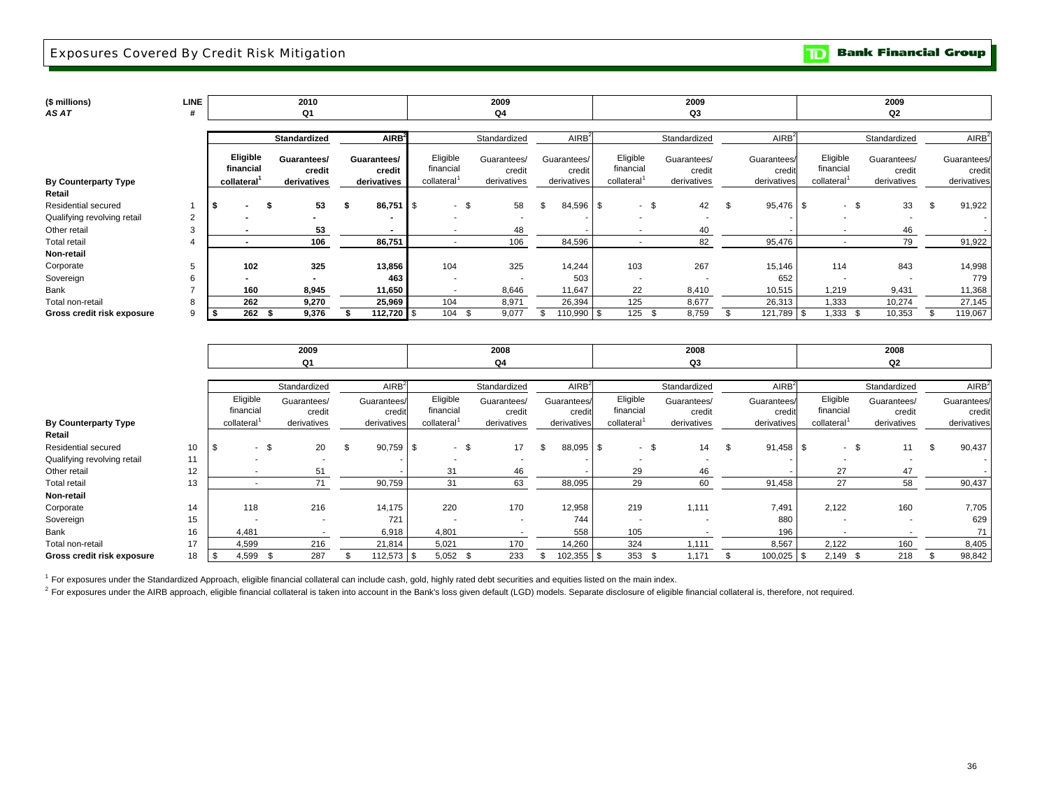# Exposures Covered By Credit Risk Mitigation

| ($ millions) *AS AT* | LINE # | 2010 Q1 | | | 2009 Q4 | | | 2009 Q3 | | | 2009 Q2 | | |
|---|---|---|---|---|---|---|---|---|---|---|---|---|---|
| | | **Standardized** | | **AIRB[2]** | Standardized | | AIRB[2] | Standardized | | AIRB[2] | Standardized | | AIRB[2] |
| **By Counterparty Type** | | **Eligible financial collateral[1]** | **Guarantees/ credit derivatives** | **Guarantees/ credit derivatives** | Eligible financial collateral[1] | Guarantees/ credit derivatives | Guarantees/ credit derivatives | Eligible financial collateral[1] | Guarantees/ credit derivatives | Guarantees/ credit derivatives | Eligible financial collateral[1] | Guarantees/ credit derivatives | Guarantees/ credit derivatives |
| **Retail** | | | | | | | | | | | | | |
| Residential secured | 1 | $ - | $ 53 | $ 86,751 | $ - | $ 58 | $ 84,596 | $ - | $ 42 | $ 95,476 | $ - | $ 33 | $ 91,922 |
| Qualifying revolving retail | 2 | - | - | - | - | - | - | - | - | - | - | - | - |
| Other retail | 3 | - | 53 | - | - | 48 | - | - | 40 | - | - | 46 | - |
| Total retail | 4 | - | 106 | 86,751 | - | 106 | 84,596 | - | 82 | 95,476 | - | 79 | 91,922 |
| **Non-retail** | | | | | | | | | | | | | |
| Corporate | 5 | 102 | 325 | 13,856 | 104 | 325 | 14,244 | 103 | 267 | 15,146 | 114 | 843 | 14,998 |
| Sovereign | 6 | - | - | 463 | - | - | 503 | - | - | 652 | - | - | 779 |
| Bank | 7 | 160 | 8,945 | 11,650 | - | 8,646 | 11,647 | 22 | 8,410 | 10,515 | 1,219 | 9,431 | 11,368 |
| Total non-retail | 8 | 262 | 9,270 | 25,969 | 104 | 8,971 | 26,394 | 125 | 8,677 | 26,313 | 1,333 | 10,274 | 27,145 |
| **Gross credit risk exposure** | 9 | $ 262 | $ 9,376 | $ 112,720 | $ 104 | $ 9,077 | $ 110,990 | $ 125 | $ 8,759 | $ 121,789 | $ 1,333 | $ 10,353 | $ 119,067 |

| | | 2009 Q1 | | | 2008 Q4 | | | 2008 Q3 | | | 2008 Q2 | | |
|---|---|---|---|---|---|---|---|---|---|---|---|---|---|
| | | Standardized | | AIRB[2] | Standardized | | AIRB[2] | Standardized | | AIRB[2] | Standardized | | AIRB[2] |
| **By Counterparty Type** | | Eligible financial collateral[1] | Guarantees/ credit derivatives | Guarantees/ credit derivatives | Eligible financial collateral[1] | Guarantees/ credit derivatives | Guarantees/ credit derivatives | Eligible financial collateral[1] | Guarantees/ credit derivatives | Guarantees/ credit derivatives | Eligible financial collateral[1] | Guarantees/ credit derivatives | Guarantees/ credit derivatives |
| **Retail** | | | | | | | | | | | | | |
| Residential secured | 10 | $ - | $ 20 | $ 90,759 | $ - | $ 17 | $ 88,095 | $ - | $ 14 | $ 91,458 | $ - | $ 11 | $ 90,437 |
| Qualifying revolving retail | 11 | - | - | - | - | - | - | - | - | - | - | - | - |
| Other retail | 12 | - | 51 | - | 31 | 46 | - | 29 | 46 | - | 27 | 47 | - |
| Total retail | 13 | - | 71 | 90,759 | 31 | 63 | 88,095 | 29 | 60 | 91,458 | 27 | 58 | 90,437 |
| **Non-retail** | | | | | | | | | | | | | |
| Corporate | 14 | 118 | 216 | 14,175 | 220 | 170 | 12,958 | 219 | 1,111 | 7,491 | 2,122 | 160 | 7,705 |
| Sovereign | 15 | - | - | 721 | - | - | 744 | - | - | 880 | - | - | 629 |
| Bank | 16 | 4,481 | - | 6,918 | 4,801 | - | 558 | 105 | - | 196 | - | - | 71 |
| Total non-retail | 17 | 4,599 | 216 | 21,814 | 5,021 | 170 | 14,260 | 324 | 1,111 | 8,567 | 2,122 | 160 | 8,405 |
| **Gross credit risk exposure** | 18 | $ 4,599 | $ 287 | $ 112,573 | $ 5,052 | $ 233 | $ 102,355 | $ 353 | $ 1,171 | $ 100,025 | $ 2,149 | $ 218 | $ 98,842 |

[1] For exposures under the Standardized Approach, eligible financial collateral can include cash, gold, highly rated debt securities and equities listed on the main index.

[2] For exposures under the AIRB approach, eligible financial collateral is taken into account in the Bank's loss given default (LGD) models. Separate disclosure of eligible financial collateral is, therefore, not required.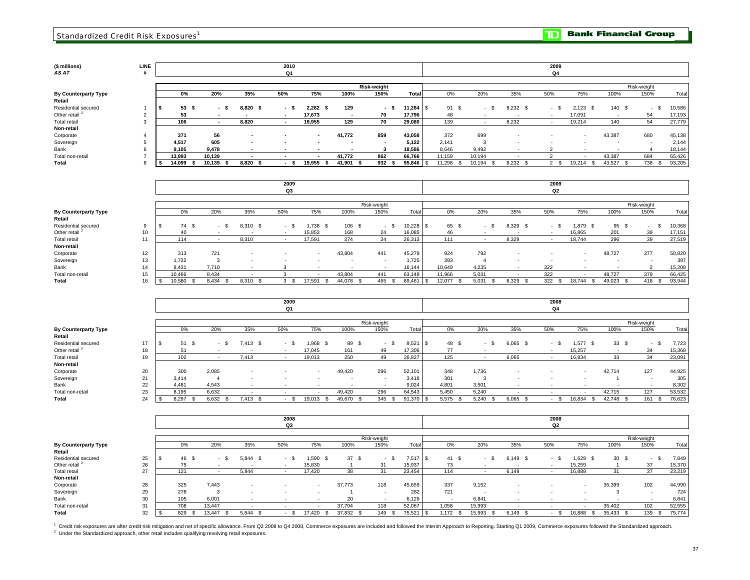# Standardized Credit Risk Exposures[1]

**TD Bank Financial Group**

| ($ millions) AS AT | LINE # | 2010 Q1 | | | | | | | | 2009 Q4 | | | | | | | |
|---|---|---|---|---|---|---|---|---|---|---|---|---|---|---|---|---|---|
| | | Risk-weight | | | | | | | | Risk-weight | | | | | | | |
| **By Counterparty Type** | | 0% | 20% | 35% | 50% | 75% | 100% | 150% | Total | 0% | 20% | 35% | 50% | 75% | 100% | 150% | Total |
| **Retail** | | | | | | | | | | | | | | | | | |
| Residential secured | 1 | $ 53 | $ - | $ 8,820 | $ - | $ 2,282 | $ 129 | $ - | $ 11,284 | $ 91 | $ - | $ 8,232 | $ - | $ 2,123 | $ 140 | $ - | $ 10,586 |
| Other retail [2] | 2 | 53 | - | - | - | 17,673 | - | 70 | 17,796 | 48 | - | - | - | 17,091 | - | 54 | 17,193 |
| Total retail | 3 | 106 | - | 8,820 | - | 19,955 | 129 | 70 | 29,080 | 139 | - | 8,232 | - | 19,214 | 140 | 54 | 27,779 |
| **Non-retail** | | | | | | | | | | | | | | | | | |
| Corporate | 4 | 371 | 56 | - | - | - | 41,772 | 859 | 43,058 | 372 | 699 | - | - | - | 43,387 | 680 | 45,138 |
| Sovereign | 5 | 4,517 | 605 | - | - | - | - | - | 5,122 | 2,141 | 3 | - | - | - | - | - | 2,144 |
| Bank | 6 | 9,105 | 9,478 | - | - | - | - | 3 | 18,586 | 8,646 | 9,492 | - | 2 | - | - | 4 | 18,144 |
| Total non-retail | 7 | 13,993 | 10,139 | - | - | - | 41,772 | 862 | 66,766 | 11,159 | 10,194 | - | 2 | - | 43,387 | 684 | 65,426 |
| **Total** | 8 | $ 14,099 | $ 10,139 | $ 8,820 | $ - | $ 19,955 | $ 41,901 | $ 932 | $ 95,846 | $ 11,298 | $ 10,194 | $ 8,232 | $ 2 | $ 19,214 | $ 43,527 | $ 738 | $ 93,205 |

| | | 2009 Q3 | | | | | | | | 2009 Q2 | | | | | | | |
|---|---|---|---|---|---|---|---|---|---|---|---|---|---|---|---|---|---|
| | | Risk-weight | | | | | | | | Risk-weight | | | | | | | |
| **By Counterparty Type** | | 0% | 20% | 35% | 50% | 75% | 100% | 150% | Total | 0% | 20% | 35% | 50% | 75% | 100% | 150% | Total |
| **Retail** | | | | | | | | | | | | | | | | | |
| Residential secured | 9 | $ 74 | $ - | $ 8,310 | $ - | $ 1,738 | $ 106 | $ - | $ 10,228 | $ 65 | $ - | $ 8,329 | $ - | $ 1,879 | $ 95 | $ - | $ 10,368 |
| Other retail [2] | 10 | 40 | - | - | - | 15,853 | 168 | 24 | 16,085 | 46 | - | - | - | 16,865 | 201 | 39 | 17,151 |
| Total retail | 11 | 114 | - | 8,310 | - | 17,591 | 274 | 24 | 26,313 | 111 | - | 8,329 | - | 18,744 | 296 | 39 | 27,519 |
| **Non-retail** | | | | | | | | | | | | | | | | | |
| Corporate | 12 | 313 | 721 | - | - | - | 43,804 | 441 | 45,279 | 924 | 792 | - | - | - | 48,727 | 377 | 50,820 |
| Sovereign | 13 | 1,722 | 3 | - | - | - | - | - | 1,725 | 393 | 4 | - | - | - | - | - | 397 |
| Bank | 14 | 8,431 | 7,710 | - | 3 | - | - | - | 16,144 | 10,649 | 4,235 | - | 322 | - | - | 2 | 15,208 |
| Total non-retail | 15 | 10,466 | 8,434 | - | 3 | - | 43,804 | 441 | 63,148 | 11,966 | 5,031 | - | 322 | - | 48,727 | 379 | 66,425 |
| **Total** | 16 | $ 10,580 | $ 8,434 | $ 8,310 | $ 3 | $ 17,591 | $ 44,078 | $ 465 | $ 89,461 | $ 12,077 | $ 5,031 | $ 8,329 | $ 322 | $ 18,744 | $ 49,023 | $ 418 | $ 93,944 |

| | | 2009 Q1 | | | | | | | | 2008 Q4 | | | | | | | |
|---|---|---|---|---|---|---|---|---|---|---|---|---|---|---|---|---|---|
| | | Risk-weight | | | | | | | | Risk-weight | | | | | | | |
| **By Counterparty Type** | | 0% | 20% | 35% | 50% | 75% | 100% | 150% | Total | 0% | 20% | 35% | 50% | 75% | 100% | 150% | Total |
| **Retail** | | | | | | | | | | | | | | | | | |
| Residential secured | 17 | $ 51 | $ - | $ 7,413 | $ - | $ 1,968 | $ 89 | $ - | $ 9,521 | $ 48 | $ - | $ 6,065 | $ - | $ 1,577 | $ 33 | $ - | $ 7,723 |
| Other retail [2] | 18 | 51 | - | - | - | 17,045 | 161 | 49 | 17,306 | 77 | - | - | - | 15,257 | - | 34 | 15,368 |
| Total retail | 19 | 102 | - | 7,413 | - | 19,013 | 250 | 49 | 26,827 | 125 | - | 6,065 | - | 16,834 | 33 | 34 | 23,091 |
| **Non-retail** | | | | | | | | | | | | | | | | | |
| Corporate | 20 | 300 | 2,085 | - | - | - | 49,420 | 296 | 52,101 | 348 | 1,736 | - | - | - | 42,714 | 127 | 44,925 |
| Sovereign | 21 | 3,414 | 4 | - | - | - | - | - | 3,418 | 301 | 3 | - | - | - | 1 | - | 305 |
| Bank | 22 | 4,481 | 4,543 | - | - | - | - | - | 9,024 | 4,801 | 3,501 | - | - | - | - | - | 8,302 |
| Total non-retail | 23 | 8,195 | 6,632 | - | - | - | 49,420 | 296 | 64,543 | 5,450 | 5,240 | - | - | - | 42,715 | 127 | 53,532 |
| **Total** | 24 | $ 8,297 | $ 6,632 | $ 7,413 | $ - | $ 19,013 | $ 49,670 | $ 345 | $ 91,370 | $ 5,575 | $ 5,240 | $ 6,065 | $ - | $ 16,834 | $ 42,748 | $ 161 | $ 76,623 |

| | | 2008 Q3 | | | | | | | | 2008 Q2 | | | | | | | |
|---|---|---|---|---|---|---|---|---|---|---|---|---|---|---|---|---|---|
| | | Risk-weight | | | | | | | | Risk-weight | | | | | | | |
| **By Counterparty Type** | | 0% | 20% | 35% | 50% | 75% | 100% | 150% | Total | 0% | 20% | 35% | 50% | 75% | 100% | 150% | Total |
| **Retail** | | | | | | | | | | | | | | | | | |
| Residential secured | 25 | $ 46 | $ - | $ 5,844 | $ - | $ 1,590 | $ 37 | $ - | $ 7,517 | $ 41 | $ - | $ 6,149 | $ - | $ 1,629 | $ 30 | $ - | $ 7,849 |
| Other retail [2] | 26 | 75 | - | - | - | 15,830 | 1 | 31 | 15,937 | 73 | - | - | - | 15,259 | 1 | 37 | 15,370 |
| Total retail | 27 | 121 | - | 5,844 | - | 17,420 | 38 | 31 | 23,454 | 114 | - | 6,149 | - | 16,888 | 31 | 37 | 23,219 |
| **Non-retail** | | | | | | | | | | | | | | | | | |
| Corporate | 28 | 325 | 7,443 | - | - | - | 37,773 | 118 | 45,659 | 337 | 9,152 | - | - | - | 35,399 | 102 | 44,990 |
| Sovereign | 29 | 278 | 3 | - | - | - | 1 | - | 282 | 721 | - | - | - | - | 3 | - | 724 |
| Bank | 30 | 105 | 6,001 | - | - | - | 20 | - | 6,126 | - | 6,841 | - | - | - | - | - | 6,841 |
| Total non-retail | 31 | 708 | 13,447 | - | - | - | 37,794 | 118 | 52,067 | 1,058 | 15,993 | - | - | - | 35,402 | 102 | 52,555 |
| **Total** | 32 | $ 829 | $ 13,447 | $ 5,844 | $ - | $ 17,420 | $ 37,832 | $ 149 | $ 75,521 | $ 1,172 | $ 15,993 | $ 6,149 | $ - | $ 16,888 | $ 35,433 | $ 139 | $ 75,774 |

[1] Credit risk exposures are after credit risk mitigation and net of specific allowance. From Q2 2008 to Q4 2008, Commerce exposures are included and followed the Interim Approach to Reporting. Starting Q1 2009, Commerce exposures followed the Standardized approach.

[2] Under the Standardized approach, other retail includes qualifying revolving retail exposures.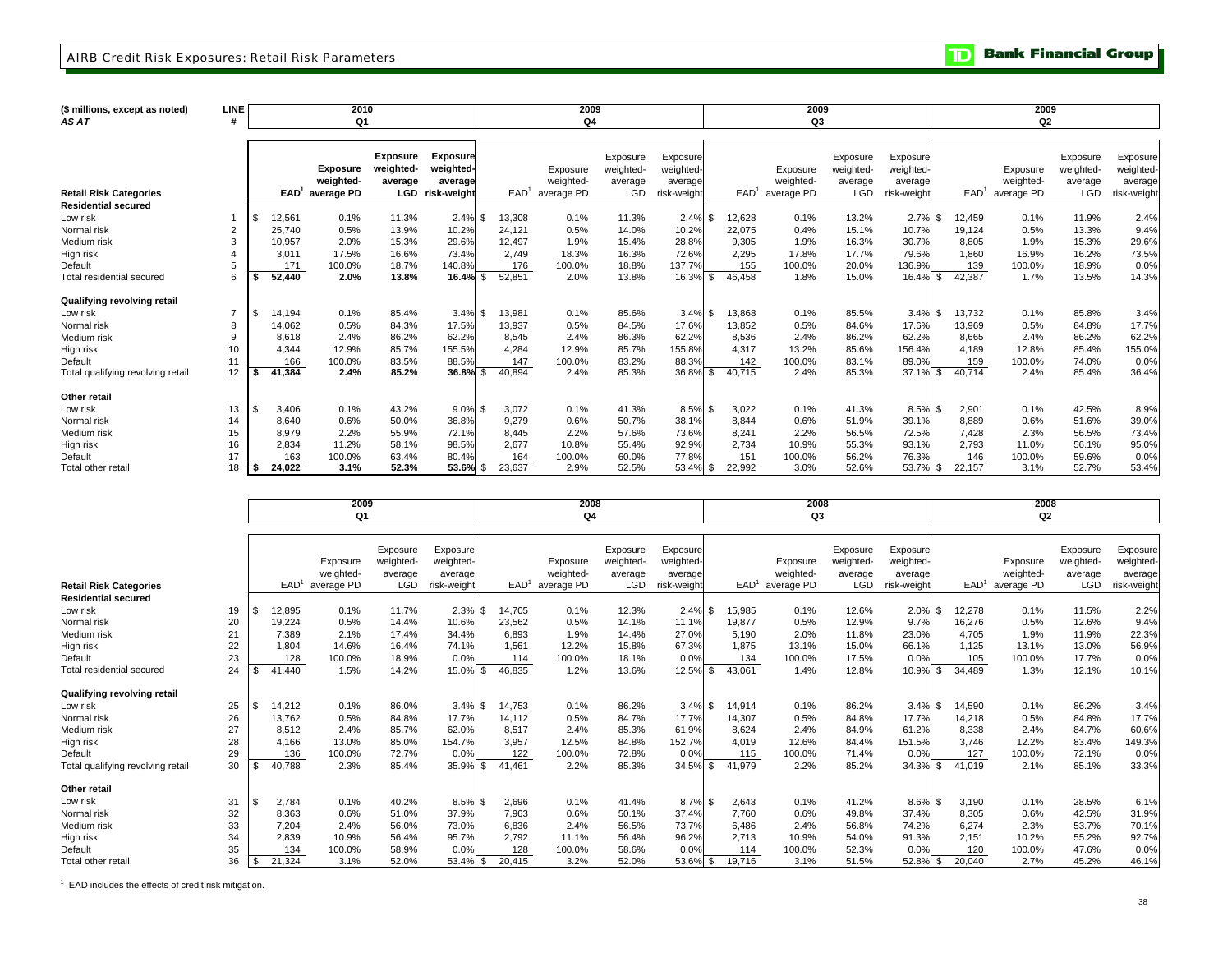# AIRB Credit Risk Exposures: Retail Risk Parameters

**Bank Financial Group**

| ($ millions, except as noted) *AS AT* | LINE # | 2010 Q1 | | | | 2009 Q4 | | | | 2009 Q3 | | | | 2009 Q2 | | | |
|---|---|---|---|---|---|---|---|---|---|---|---|---|---|---|---|---|---|
| **Retail Risk Categories** | | **EAD[1]** | **Exposure weighted-average PD** | **Exposure weighted-average LGD** | **Exposure weighted-average risk-weight** | EAD[1] | Exposure weighted-average PD | Exposure weighted-average LGD | Exposure weighted-average risk-weight | EAD[1] | Exposure weighted-average PD | Exposure weighted-average LGD | Exposure weighted-average risk-weight | EAD[1] | Exposure weighted-average PD | Exposure weighted-average LGD | Exposure weighted-average risk-weight |
| **Residential secured** | | | | | | | | | | | | | | | | | |
| Low risk | 1 | $ 12,561 | 0.1% | 11.3% | 2.4% | $ 13,308 | 0.1% | 11.3% | 2.4% | $ 12,628 | 0.1% | 13.2% | 2.7% | $ 12,459 | 0.1% | 11.9% | 2.4% |
| Normal risk | 2 | 25,740 | 0.5% | 13.9% | 10.2% | 24,121 | 0.5% | 14.0% | 10.2% | 22,075 | 0.4% | 15.1% | 10.7% | 19,124 | 0.5% | 13.3% | 9.4% |
| Medium risk | 3 | 10,957 | 2.0% | 15.3% | 29.6% | 12,497 | 1.9% | 15.4% | 28.8% | 9,305 | 1.9% | 16.3% | 30.7% | 8,805 | 1.9% | 15.3% | 29.6% |
| High risk | 4 | 3,011 | 17.5% | 16.6% | 73.4% | 2,749 | 18.3% | 16.3% | 72.6% | 2,295 | 17.8% | 17.7% | 79.6% | 1,860 | 16.9% | 16.2% | 73.5% |
| Default | 5 | 171 | 100.0% | 18.7% | 140.8% | 176 | 100.0% | 18.8% | 137.7% | 155 | 100.0% | 20.0% | 136.9% | 139 | 100.0% | 18.9% | 0.0% |
| Total residential secured | 6 | **$ 52,440** | **2.0%** | **13.8%** | **16.4%** | $ 52,851 | 2.0% | 13.8% | 16.3% | $ 46,458 | 1.8% | 15.0% | 16.4% | $ 42,387 | 1.7% | 13.5% | 14.3% |
| **Qualifying revolving retail** | | | | | | | | | | | | | | | | | |
| Low risk | 7 | $ 14,194 | 0.1% | 85.4% | 3.4% | $ 13,981 | 0.1% | 85.6% | 3.4% | $ 13,868 | 0.1% | 85.5% | 3.4% | $ 13,732 | 0.1% | 85.8% | 3.4% |
| Normal risk | 8 | 14,062 | 0.5% | 84.3% | 17.5% | 13,937 | 0.5% | 84.5% | 17.6% | 13,852 | 0.5% | 84.6% | 17.6% | 13,969 | 0.5% | 84.8% | 17.7% |
| Medium risk | 9 | 8,618 | 2.4% | 86.2% | 62.2% | 8,545 | 2.4% | 86.3% | 62.2% | 8,536 | 2.4% | 86.2% | 62.2% | 8,665 | 2.4% | 86.2% | 62.2% |
| High risk | 10 | 4,344 | 12.9% | 85.7% | 155.5% | 4,284 | 12.9% | 85.7% | 155.8% | 4,317 | 13.2% | 85.6% | 156.4% | 4,189 | 12.8% | 85.4% | 155.0% |
| Default | 11 | 166 | 100.0% | 83.5% | 88.5% | 147 | 100.0% | 83.2% | 88.3% | 142 | 100.0% | 83.1% | 89.0% | 159 | 100.0% | 74.0% | 0.0% |
| Total qualifying revolving retail | 12 | **$ 41,384** | **2.4%** | **85.2%** | **36.8%** | $ 40,894 | 2.4% | 85.3% | 36.8% | $ 40,715 | 2.4% | 85.3% | 37.1% | $ 40,714 | 2.4% | 85.4% | 36.4% |
| **Other retail** | | | | | | | | | | | | | | | | | |
| Low risk | 13 | $ 3,406 | 0.1% | 43.2% | 9.0% | $ 3,072 | 0.1% | 41.3% | 8.5% | $ 3,022 | 0.1% | 41.3% | 8.5% | $ 2,901 | 0.1% | 42.5% | 8.9% |
| Normal risk | 14 | 8,640 | 0.6% | 50.0% | 36.8% | 9,279 | 0.6% | 50.7% | 38.1% | 8,844 | 0.6% | 51.9% | 39.1% | 8,889 | 0.6% | 51.6% | 39.0% |
| Medium risk | 15 | 8,979 | 2.2% | 55.9% | 72.1% | 8,445 | 2.2% | 57.6% | 73.6% | 8,241 | 2.2% | 56.5% | 72.5% | 7,428 | 2.3% | 56.5% | 73.4% |
| High risk | 16 | 2,834 | 11.2% | 58.1% | 98.5% | 2,677 | 10.8% | 55.4% | 92.9% | 2,734 | 10.9% | 55.3% | 93.1% | 2,793 | 11.0% | 56.1% | 95.0% |
| Default | 17 | 163 | 100.0% | 63.4% | 80.4% | 164 | 100.0% | 60.0% | 77.8% | 151 | 100.0% | 56.2% | 76.3% | 146 | 100.0% | 59.6% | 0.0% |
| Total other retail | 18 | **$ 24,022** | **3.1%** | **52.3%** | **53.6%** | $ 23,637 | 2.9% | 52.5% | 53.4% | $ 22,992 | 3.0% | 52.6% | 53.7% | $ 22,157 | 3.1% | 52.7% | 53.4% |

| | | 2009 Q1 | | | | 2008 Q4 | | | | 2008 Q3 | | | | 2008 Q2 | | | |
|---|---|---|---|---|---|---|---|---|---|---|---|---|---|---|---|---|---|
| **Retail Risk Categories** | | EAD[1] | Exposure weighted-average PD | Exposure weighted-average LGD | Exposure weighted-average risk-weight | EAD[1] | Exposure weighted-average PD | Exposure weighted-average LGD | Exposure weighted-average risk-weight | EAD[1] | Exposure weighted-average PD | Exposure weighted-average LGD | Exposure weighted-average risk-weight | EAD[1] | Exposure weighted-average PD | Exposure weighted-average LGD | Exposure weighted-average risk-weight |
| **Residential secured** | | | | | | | | | | | | | | | | | |
| Low risk | 19 | $ 12,895 | 0.1% | 11.7% | 2.3% | $ 14,705 | 0.1% | 12.3% | 2.4% | $ 15,985 | 0.1% | 12.6% | 2.0% | $ 12,278 | 0.1% | 11.5% | 2.2% |
| Normal risk | 20 | 19,224 | 0.5% | 14.4% | 10.6% | 23,562 | 0.5% | 14.1% | 11.1% | 19,877 | 0.5% | 12.9% | 9.7% | 16,276 | 0.5% | 12.6% | 9.4% |
| Medium risk | 21 | 7,389 | 2.1% | 17.4% | 34.4% | 6,893 | 1.9% | 14.4% | 27.0% | 5,190 | 2.0% | 11.8% | 23.0% | 4,705 | 1.9% | 11.9% | 22.3% |
| High risk | 22 | 1,804 | 14.6% | 16.4% | 74.1% | 1,561 | 12.2% | 15.8% | 67.3% | 1,875 | 13.1% | 15.0% | 66.1% | 1,125 | 13.1% | 13.0% | 56.9% |
| Default | 23 | 128 | 100.0% | 18.9% | 0.0% | 114 | 100.0% | 18.1% | 0.0% | 134 | 100.0% | 17.5% | 0.0% | 105 | 100.0% | 17.7% | 0.0% |
| Total residential secured | 24 | $ 41,440 | 1.5% | 14.2% | 15.0% | $ 46,835 | 1.2% | 13.6% | 12.5% | $ 43,061 | 1.4% | 12.8% | 10.9% | $ 34,489 | 1.3% | 12.1% | 10.1% |
| **Qualifying revolving retail** | | | | | | | | | | | | | | | | | |
| Low risk | 25 | $ 14,212 | 0.1% | 86.0% | 3.4% | $ 14,753 | 0.1% | 86.2% | 3.4% | $ 14,914 | 0.1% | 86.2% | 3.4% | $ 14,590 | 0.1% | 86.2% | 3.4% |
| Normal risk | 26 | 13,762 | 0.5% | 84.8% | 17.7% | 14,112 | 0.5% | 84.7% | 17.7% | 14,307 | 0.5% | 84.8% | 17.7% | 14,218 | 0.5% | 84.8% | 17.7% |
| Medium risk | 27 | 8,512 | 2.4% | 85.7% | 62.0% | 8,517 | 2.4% | 85.3% | 61.9% | 8,624 | 2.4% | 84.9% | 61.2% | 8,338 | 2.4% | 84.7% | 60.6% |
| High risk | 28 | 4,166 | 13.0% | 85.0% | 154.7% | 3,957 | 12.5% | 84.8% | 152.7% | 4,019 | 12.6% | 84.4% | 151.5% | 3,746 | 12.2% | 83.4% | 149.3% |
| Default | 29 | 136 | 100.0% | 72.7% | 0.0% | 122 | 100.0% | 72.8% | 0.0% | 115 | 100.0% | 71.4% | 0.0% | 127 | 100.0% | 72.1% | 0.0% |
| Total qualifying revolving retail | 30 | $ 40,788 | 2.3% | 85.4% | 35.9% | $ 41,461 | 2.2% | 85.3% | 34.5% | $ 41,979 | 2.2% | 85.2% | 34.3% | $ 41,019 | 2.1% | 85.1% | 33.3% |
| **Other retail** | | | | | | | | | | | | | | | | | |
| Low risk | 31 | $ 2,784 | 0.1% | 40.2% | 8.5% | $ 2,696 | 0.1% | 41.4% | 8.7% | $ 2,643 | 0.1% | 41.2% | 8.6% | $ 3,190 | 0.1% | 28.5% | 6.1% |
| Normal risk | 32 | 8,363 | 0.6% | 51.0% | 37.9% | 7,963 | 0.6% | 50.1% | 37.4% | 7,760 | 0.6% | 49.8% | 37.4% | 8,305 | 0.6% | 42.5% | 31.9% |
| Medium risk | 33 | 7,204 | 2.4% | 56.0% | 73.0% | 6,836 | 2.4% | 56.5% | 73.7% | 6,486 | 2.4% | 56.8% | 74.2% | 6,274 | 2.3% | 53.7% | 70.1% |
| High risk | 34 | 2,839 | 10.9% | 56.4% | 95.7% | 2,792 | 11.1% | 56.4% | 96.2% | 2,713 | 10.9% | 54.0% | 91.3% | 2,151 | 10.2% | 55.2% | 92.7% |
| Default | 35 | 134 | 100.0% | 58.9% | 0.0% | 128 | 100.0% | 58.6% | 0.0% | 114 | 100.0% | 52.3% | 0.0% | 120 | 100.0% | 47.6% | 0.0% |
| Total other retail | 36 | $ 21,324 | 3.1% | 52.0% | 53.4% | $ 20,415 | 3.2% | 52.0% | 53.6% | $ 19,716 | 3.1% | 51.5% | 52.8% | $ 20,040 | 2.7% | 45.2% | 46.1% |

[1] EAD includes the effects of credit risk mitigation.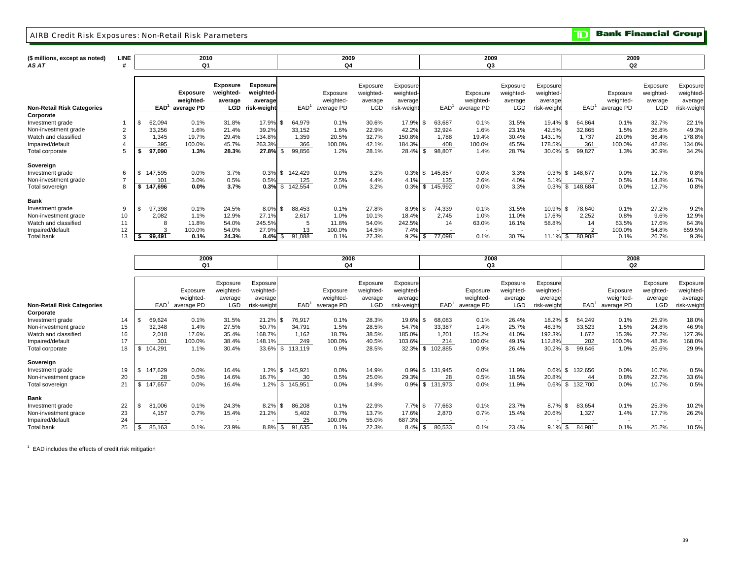## AIRB Credit Risk Exposures: Non-Retail Risk Parameters

| ($ millions, except as noted) *AS AT* | LINE # | 2010 Q1 | | | | 2009 Q4 | | | | 2009 Q3 | | | | 2009 Q2 | | | |
|---|---|---|---|---|---|---|---|---|---|---|---|---|---|---|---|---|---|
| **Non-Retail Risk Categories** | | EAD[1] | Exposure weighted-average PD | Exposure weighted-average LGD | Exposure weighted-average risk-weight | EAD[1] | Exposure weighted-average PD | Exposure weighted-average LGD | Exposure weighted-average risk-weight | EAD[1] | Exposure weighted-average PD | Exposure weighted-average LGD | Exposure weighted-average risk-weight | EAD[1] | Exposure weighted-average PD | Exposure weighted-average LGD | Exposure weighted-average risk-weight |
| **Corporate** | | | | | | | | | | | | | | | | | |
| Investment grade | 1 | $ 62,094 | 0.1% | 31.8% | 17.9% | $ 64,979 | 0.1% | 30.6% | 17.9% | $ 63,687 | 0.1% | 31.5% | 19.4% | $ 64,864 | 0.1% | 32.7% | 22.1% |
| Non-investment grade | 2 | 33,256 | 1.6% | 21.4% | 39.2% | 33,152 | 1.6% | 22.9% | 42.2% | 32,924 | 1.6% | 23.1% | 42.5% | 32,865 | 1.5% | 26.8% | 49.3% |
| Watch and classified | 3 | 1,345 | 19.7% | 29.4% | 134.8% | 1,359 | 20.5% | 32.7% | 150.8% | 1,788 | 19.4% | 30.4% | 143.1% | 1,737 | 20.0% | 36.4% | 178.8% |
| Impaired/default | 4 | 395 | 100.0% | 45.7% | 263.3% | 366 | 100.0% | 42.1% | 184.3% | 408 | 100.0% | 45.5% | 178.5% | 361 | 100.0% | 42.8% | 134.0% |
| Total corporate | 5 | **$ 97,090** | **1.3%** | **28.3%** | **27.8%** | $ 99,856 | 1.2% | 28.1% | 28.4% | $ 98,807 | 1.4% | 28.7% | 30.0% | $ 99,827 | 1.3% | 30.9% | 34.2% |
| **Sovereign** | | | | | | | | | | | | | | | | | |
| Investment grade | 6 | $ 147,595 | 0.0% | 3.7% | 0.3% | $ 142,429 | 0.0% | 3.2% | 0.3% | $ 145,857 | 0.0% | 3.3% | 0.3% | $ 148,677 | 0.0% | 12.7% | 0.8% |
| Non-investment grade | 7 | 101 | 3.0% | 0.5% | 0.5% | 125 | 2.5% | 4.4% | 4.1% | 135 | 2.6% | 4.0% | 5.1% | 7 | 0.5% | 14.8% | 16.7% |
| Total sovereign | 8 | **$ 147,696** | **0.0%** | **3.7%** | **0.3%** | $ 142,554 | 0.0% | 3.2% | 0.3% | $ 145,992 | 0.0% | 3.3% | 0.3% | $ 148,684 | 0.0% | 12.7% | 0.8% |
| **Bank** | | | | | | | | | | | | | | | | | |
| Investment grade | 9 | $ 97,398 | 0.1% | 24.5% | 8.0% | $ 88,453 | 0.1% | 27.8% | 8.9% | $ 74,339 | 0.1% | 31.5% | 10.9% | $ 78,640 | 0.1% | 27.2% | 9.2% |
| Non-investment grade | 10 | 2,082 | 1.1% | 12.9% | 27.1% | 2,617 | 1.0% | 10.1% | 18.4% | 2,745 | 1.0% | 11.0% | 17.6% | 2,252 | 0.8% | 9.6% | 12.9% |
| Watch and classified | 11 | 8 | 11.8% | 54.0% | 245.5% | 5 | 11.8% | 54.0% | 242.5% | 14 | 63.0% | 16.1% | 58.8% | 14 | 63.5% | 17.6% | 64.3% |
| Impaired/default | 12 | 3 | 100.0% | 54.0% | 27.9% | 13 | 100.0% | 14.5% | 7.4% | - | - | - | - | 2 | 100.0% | 54.8% | 659.5% |
| Total bank | 13 | **$ 99,491** | **0.1%** | **24.3%** | **8.4%** | $ 91,088 | 0.1% | 27.3% | 9.2% | $ 77,098 | 0.1% | 30.7% | 11.1% | $ 80,908 | 0.1% | 26.7% | 9.3% |

| | | 2009 Q1 | | | | 2008 Q4 | | | | 2008 Q3 | | | | 2008 Q2 | | | |
|---|---|---|---|---|---|---|---|---|---|---|---|---|---|---|---|---|---|
| **Non-Retail Risk Categories** | | EAD[1] | Exposure weighted-average PD | Exposure weighted-average LGD | Exposure weighted-average risk-weight | EAD[1] | Exposure weighted-average PD | Exposure weighted-average LGD | Exposure weighted-average risk-weight | EAD[1] | Exposure weighted-average PD | Exposure weighted-average LGD | Exposure weighted-average risk-weight | EAD[1] | Exposure weighted-average PD | Exposure weighted-average LGD | Exposure weighted-average risk-weight |
| **Corporate** | | | | | | | | | | | | | | | | | |
| Investment grade | 14 | $ 69,624 | 0.1% | 31.5% | 21.2% | $ 76,917 | 0.1% | 28.3% | 19.6% | $ 68,083 | 0.1% | 26.4% | 18.2% | $ 64,249 | 0.1% | 25.9% | 18.0% |
| Non-investment grade | 15 | 32,348 | 1.4% | 27.5% | 50.7% | 34,791 | 1.5% | 28.5% | 54.7% | 33,387 | 1.4% | 25.7% | 48.3% | 33,523 | 1.5% | 24.8% | 46.9% |
| Watch and classified | 16 | 2,018 | 17.6% | 35.4% | 168.7% | 1,162 | 18.7% | 38.5% | 185.0% | 1,201 | 15.2% | 41.0% | 192.3% | 1,672 | 15.3% | 27.2% | 127.3% |
| Impaired/default | 17 | 301 | 100.0% | 38.4% | 148.1% | 249 | 100.0% | 40.5% | 103.6% | 214 | 100.0% | 49.1% | 112.8% | 202 | 100.0% | 48.3% | 168.0% |
| Total corporate | 18 | $ 104,291 | 1.1% | 30.4% | 33.6% | $ 113,119 | 0.9% | 28.5% | 32.3% | $ 102,885 | 0.9% | 26.4% | 30.2% | $ 99,646 | 1.0% | 25.6% | 29.9% |
| **Sovereign** | | | | | | | | | | | | | | | | | |
| Investment grade | 19 | $ 147,629 | 0.0% | 16.4% | 1.2% | $ 145,921 | 0.0% | 14.9% | 0.9% | $ 131,945 | 0.0% | 11.9% | 0.6% | $ 132,656 | 0.0% | 10.7% | 0.5% |
| Non-investment grade | 20 | 28 | 0.5% | 14.6% | 16.7% | 30 | 0.5% | 25.0% | 29.3% | 28 | 0.5% | 18.5% | 20.8% | 44 | 0.8% | 22.7% | 33.6% |
| Total sovereign | 21 | $ 147,657 | 0.0% | 16.4% | 1.2% | $ 145,951 | 0.0% | 14.9% | 0.9% | $ 131,973 | 0.0% | 11.9% | 0.6% | $ 132,700 | 0.0% | 10.7% | 0.5% |
| **Bank** | | | | | | | | | | | | | | | | | |
| Investment grade | 22 | $ 81,006 | 0.1% | 24.3% | 8.2% | $ 86,208 | 0.1% | 22.9% | 7.7% | $ 77,663 | 0.1% | 23.7% | 8.7% | $ 83,654 | 0.1% | 25.3% | 10.2% |
| Non-investment grade | 23 | 4,157 | 0.7% | 15.4% | 21.2% | 5,402 | 0.7% | 13.7% | 17.6% | 2,870 | 0.7% | 15.4% | 20.6% | 1,327 | 1.4% | 17.7% | 26.2% |
| Impaired/default | 24 | - | - | - | - | 25 | 100.0% | 55.0% | 687.3% | - | - | - | - | - | - | - | - |
| Total bank | 25 | $ 85,163 | 0.1% | 23.9% | 8.8% | $ 91,635 | 0.1% | 22.3% | 8.4% | $ 80,533 | 0.1% | 23.4% | 9.1% | $ 84,981 | 0.1% | 25.2% | 10.5% |

[1] EAD includes the effects of credit risk mitigation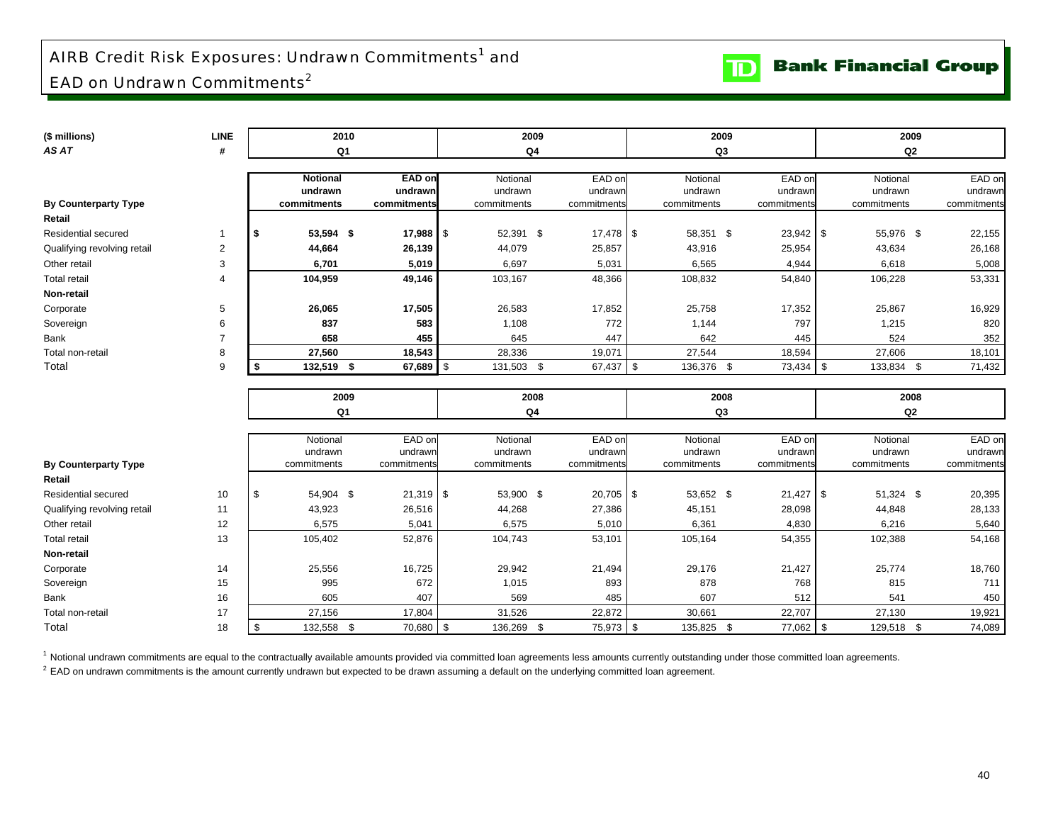# AIRB Credit Risk Exposures: Undrawn Commitments[1] and EAD on Undrawn Commitments[2]

| ($ millions) *AS AT* | LINE # | 2010 Q1 Notional undrawn commitments | 2010 Q1 EAD on undrawn commitments | 2009 Q4 Notional undrawn commitments | 2009 Q4 EAD on undrawn commitments | 2009 Q3 Notional undrawn commitments | 2009 Q3 EAD on undrawn commitments | 2009 Q2 Notional undrawn commitments | 2009 Q2 EAD on undrawn commitments |
|---|---|---|---|---|---|---|---|---|---|
| **By Counterparty Type** | | | | | | | | | |
| **Retail** | | | | | | | | | |
| Residential secured | 1 | **$ 53,594** | **$ 17,988** | $ 52,391 | $ 17,478 | $ 58,351 | $ 23,942 | $ 55,976 | $ 22,155 |
| Qualifying revolving retail | 2 | **44,664** | **26,139** | 44,079 | 25,857 | 43,916 | 25,954 | 43,634 | 26,168 |
| Other retail | 3 | **6,701** | **5,019** | 6,697 | 5,031 | 6,565 | 4,944 | 6,618 | 5,008 |
| Total retail | 4 | **104,959** | **49,146** | 103,167 | 48,366 | 108,832 | 54,840 | 106,228 | 53,331 |
| **Non-retail** | | | | | | | | | |
| Corporate | 5 | **26,065** | **17,505** | 26,583 | 17,852 | 25,758 | 17,352 | 25,867 | 16,929 |
| Sovereign | 6 | **837** | **583** | 1,108 | 772 | 1,144 | 797 | 1,215 | 820 |
| Bank | 7 | **658** | **455** | 645 | 447 | 642 | 445 | 524 | 352 |
| Total non-retail | 8 | **27,560** | **18,543** | 28,336 | 19,071 | 27,544 | 18,594 | 27,606 | 18,101 |
| Total | 9 | **$ 132,519** | **$ 67,689** | $ 131,503 | $ 67,437 | $ 136,376 | $ 73,434 | $ 133,834 | $ 71,432 |

| | | 2009 Q1 Notional undrawn commitments | 2009 Q1 EAD on undrawn commitments | 2008 Q4 Notional undrawn commitments | 2008 Q4 EAD on undrawn commitments | 2008 Q3 Notional undrawn commitments | 2008 Q3 EAD on undrawn commitments | 2008 Q2 Notional undrawn commitments | 2008 Q2 EAD on undrawn commitments |
|---|---|---|---|---|---|---|---|---|---|
| **By Counterparty Type** | | | | | | | | | |
| **Retail** | | | | | | | | | |
| Residential secured | 10 | $ 54,904 | $ 21,319 | $ 53,900 | $ 20,705 | $ 53,652 | $ 21,427 | $ 51,324 | $ 20,395 |
| Qualifying revolving retail | 11 | 43,923 | 26,516 | 44,268 | 27,386 | 45,151 | 28,098 | 44,848 | 28,133 |
| Other retail | 12 | 6,575 | 5,041 | 6,575 | 5,010 | 6,361 | 4,830 | 6,216 | 5,640 |
| Total retail | 13 | 105,402 | 52,876 | 104,743 | 53,101 | 105,164 | 54,355 | 102,388 | 54,168 |
| **Non-retail** | | | | | | | | | |
| Corporate | 14 | 25,556 | 16,725 | 29,942 | 21,494 | 29,176 | 21,427 | 25,774 | 18,760 |
| Sovereign | 15 | 995 | 672 | 1,015 | 893 | 878 | 768 | 815 | 711 |
| Bank | 16 | 605 | 407 | 569 | 485 | 607 | 512 | 541 | 450 |
| Total non-retail | 17 | 27,156 | 17,804 | 31,526 | 22,872 | 30,661 | 22,707 | 27,130 | 19,921 |
| Total | 18 | $ 132,558 | $ 70,680 | $ 136,269 | $ 75,973 | $ 135,825 | $ 77,062 | $ 129,518 | $ 74,089 |

[1] Notional undrawn commitments are equal to the contractually available amounts provided via committed loan agreements less amounts currently outstanding under those committed loan agreements.

[2] EAD on undrawn commitments is the amount currently undrawn but expected to be drawn assuming a default on the underlying committed loan agreement.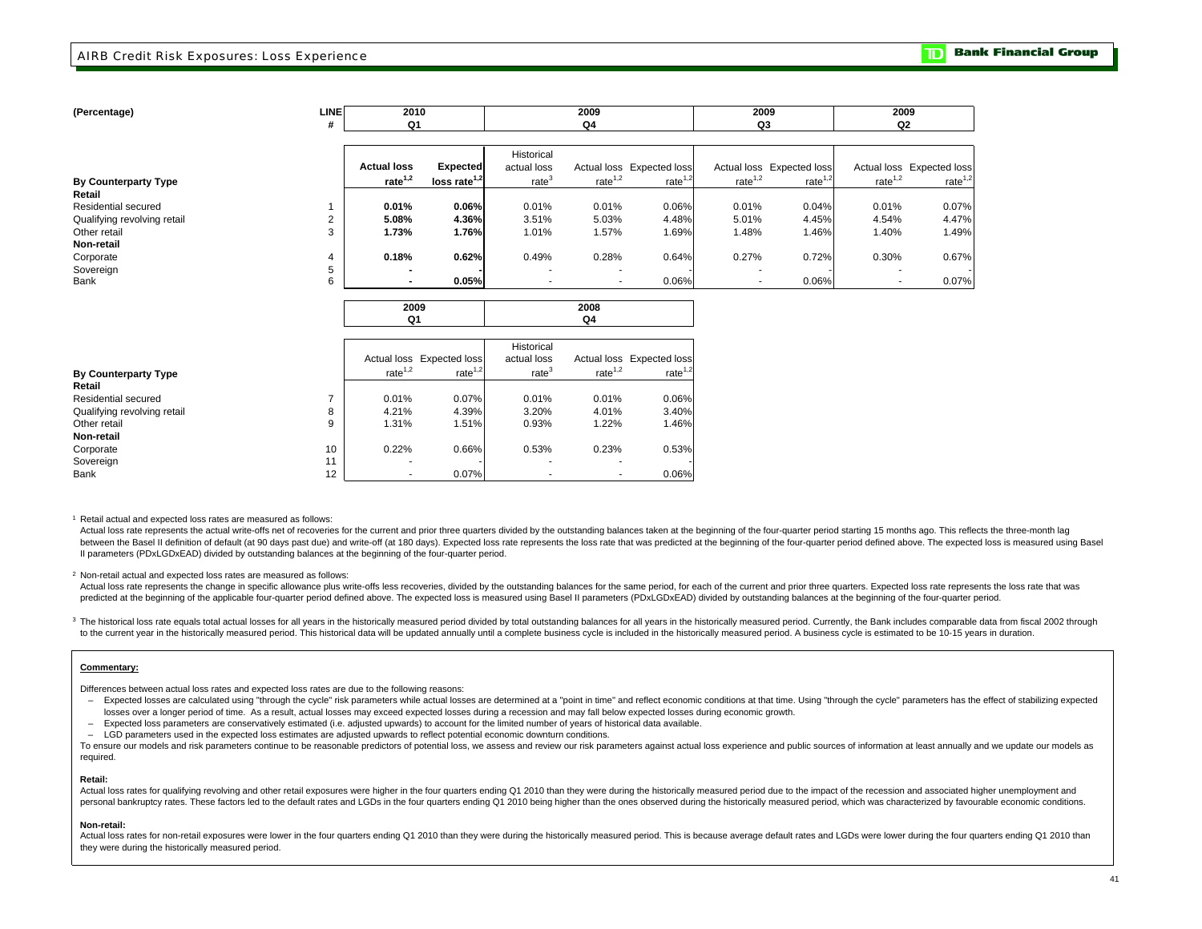## AIRB Credit Risk Exposures: Loss Experience

| (Percentage) | LINE # | 2010 Q1 | | 2009 Q4 | | | 2009 Q3 | | 2009 Q2 | |
|---|---|---|---|---|---|---|---|---|---|---|
| **By Counterparty Type** | | **Actual loss rate[1,2]** | **Expected loss rate[1,2]** | Historical actual loss rate[3] | Actual loss rate[1,2] | Expected loss rate[1,2] | Actual loss rate[1,2] | Expected loss rate[1,2] | Actual loss rate[1,2] | Expected loss rate[1,2] |
| **Retail** | | | | | | | | | | |
| Residential secured | 1 | **0.01%** | **0.06%** | 0.01% | 0.01% | 0.06% | 0.01% | 0.04% | 0.01% | 0.07% |
| Qualifying revolving retail | 2 | **5.08%** | **4.36%** | 3.51% | 5.03% | 4.48% | 5.01% | 4.45% | 4.54% | 4.47% |
| Other retail | 3 | **1.73%** | **1.76%** | 1.01% | 1.57% | 1.69% | 1.48% | 1.46% | 1.40% | 1.49% |
| **Non-retail** | | | | | | | | | | |
| Corporate | 4 | **0.18%** | **0.62%** | 0.49% | 0.28% | 0.64% | 0.27% | 0.72% | 0.30% | 0.67% |
| Sovereign | 5 | **-** | **-** | - | - | - | - | - | - | - |
| Bank | 6 | **-** | **0.05%** | - | - | 0.06% | - | 0.06% | - | 0.07% |

| | | 2009 Q1 | | 2008 Q4 | | |
|---|---|---|---|---|---|---|
| **By Counterparty Type** | | Actual loss rate[1,2] | Expected loss rate[1,2] | Historical actual loss rate[3] | Actual loss rate[1,2] | Expected loss rate[1,2] |
| **Retail** | | | | | | |
| Residential secured | 7 | 0.01% | 0.07% | 0.01% | 0.01% | 0.06% |
| Qualifying revolving retail | 8 | 4.21% | 4.39% | 3.20% | 4.01% | 3.40% |
| Other retail | 9 | 1.31% | 1.51% | 0.93% | 1.22% | 1.46% |
| **Non-retail** | | | | | | |
| Corporate | 10 | 0.22% | 0.66% | 0.53% | 0.23% | 0.53% |
| Sovereign | 11 | - | - | - | - | - |
| Bank | 12 | - | 0.07% | - | - | 0.06% |

[1] Retail actual and expected loss rates are measured as follows:
Actual loss rate represents the actual write-offs net of recoveries for the current and prior three quarters divided by the outstanding balances taken at the beginning of the four-quarter period starting 15 months ago. This reflects the three-month lag between the Basel II definition of default (at 90 days past due) and write-off (at 180 days). Expected loss rate represents the loss rate that was predicted at the beginning of the four-quarter period defined above. The expected loss is measured using Basel II parameters (PDxLGDxEAD) divided by outstanding balances at the beginning of the four-quarter period.

[2] Non-retail actual and expected loss rates are measured as follows:
Actual loss rate represents the change in specific allowance plus write-offs less recoveries, divided by the outstanding balances for the same period, for each of the current and prior three quarters. Expected loss rate represents the loss rate that was predicted at the beginning of the applicable four-quarter period defined above. The expected loss is measured using Basel II parameters (PDxLGDxEAD) divided by outstanding balances at the beginning of the four-quarter period.

[3] The historical loss rate equals total actual losses for all years in the historically measured period divided by total outstanding balances for all years in the historically measured period. Currently, the Bank includes comparable data from fiscal 2002 through to the current year in the historically measured period. This historical data will be updated annually until a complete business cycle is included in the historically measured period. A business cycle is estimated to be 10-15 years in duration.

**Commentary:**

Differences between actual loss rates and expected loss rates are due to the following reasons:

- Expected losses are calculated using "through the cycle" risk parameters while actual losses are determined at a "point in time" and reflect economic conditions at that time. Using "through the cycle" parameters has the effect of stabilizing expected losses over a longer period of time. As a result, actual losses may exceed expected losses during a recession and may fall below expected losses during economic growth.
- Expected loss parameters are conservatively estimated (i.e. adjusted upwards) to account for the limited number of years of historical data available.
- LGD parameters used in the expected loss estimates are adjusted upwards to reflect potential economic downturn conditions.

To ensure our models and risk parameters continue to be reasonable predictors of potential loss, we assess and review our risk parameters against actual loss experience and public sources of information at least annually and we update our models as required.

**Retail:**

Actual loss rates for qualifying revolving and other retail exposures were higher in the four quarters ending Q1 2010 than they were during the historically measured period due to the impact of the recession and associated higher unemployment and personal bankruptcy rates. These factors led to the default rates and LGDs in the four quarters ending Q1 2010 being higher than the ones observed during the historically measured period, which was characterized by favourable economic conditions.

**Non-retail:**

Actual loss rates for non-retail exposures were lower in the four quarters ending Q1 2010 than they were during the historically measured period. This is because average default rates and LGDs were lower during the four quarters ending Q1 2010 than they were during the historically measured period.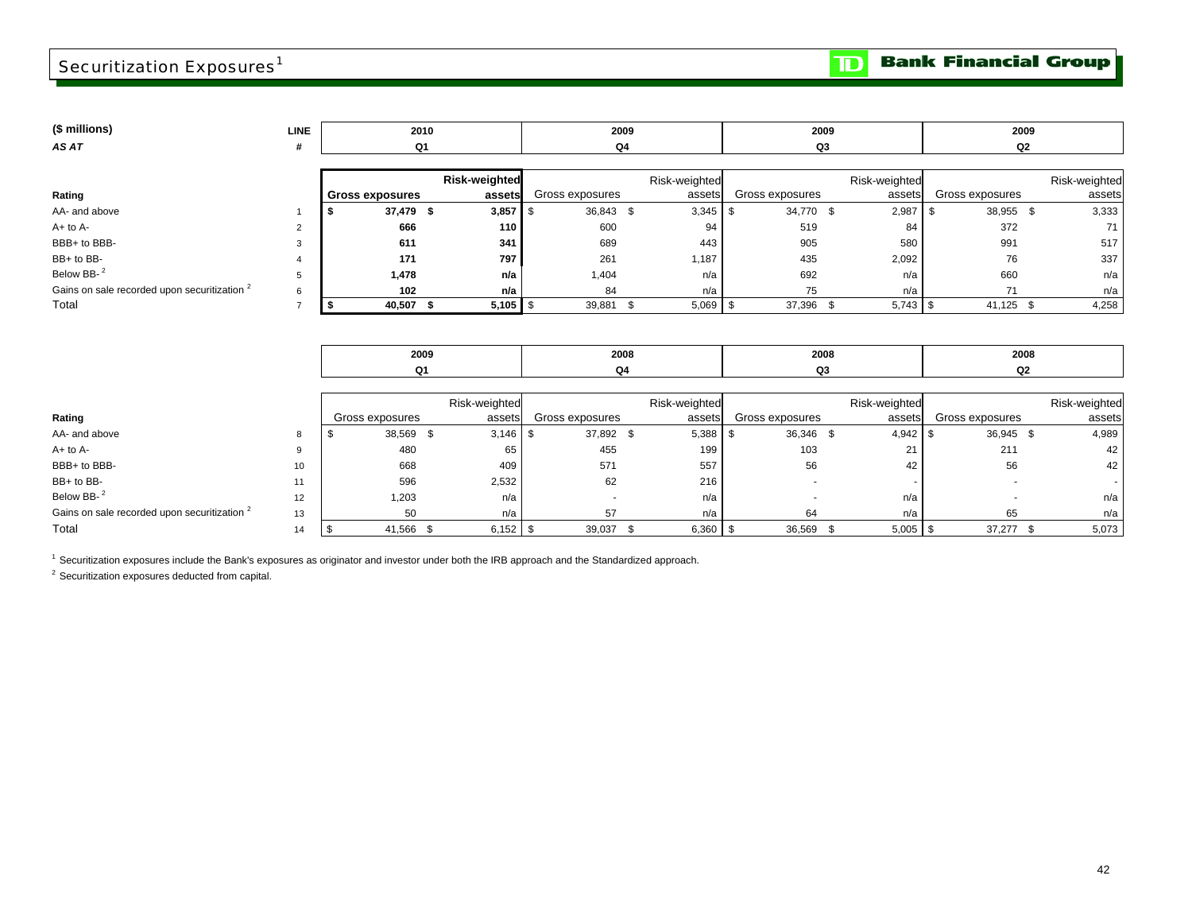# Securitization Exposures[1]

| ($ millions) *AS AT* | LINE # | 2010 Q1 | | 2009 Q4 | | 2009 Q3 | | 2009 Q2 | |
|---|---|---|---|---|---|---|---|---|---|
| **Rating** | | **Gross exposures** | **Risk-weighted assets** | Gross exposures | Risk-weighted assets | Gross exposures | Risk-weighted assets | Gross exposures | Risk-weighted assets |
| AA- and above | 1 | **$ 37,479** | **$ 3,857** | $ 36,843 | $ 3,345 | $ 34,770 | $ 2,987 | $ 38,955 | $ 3,333 |
| A+ to A- | 2 | **666** | **110** | 600 | 94 | 519 | 84 | 372 | 71 |
| BBB+ to BBB- | 3 | **611** | **341** | 689 | 443 | 905 | 580 | 991 | 517 |
| BB+ to BB- | 4 | **171** | **797** | 261 | 1,187 | 435 | 2,092 | 76 | 337 |
| Below BB-[2] | 5 | **1,478** | **n/a** | 1,404 | n/a | 692 | n/a | 660 | n/a |
| Gains on sale recorded upon securitization[2] | 6 | **102** | **n/a** | 84 | n/a | 75 | n/a | 71 | n/a |
| Total | 7 | **$ 40,507** | **$ 5,105** | $ 39,881 | $ 5,069 | $ 37,396 | $ 5,743 | $ 41,125 | $ 4,258 |

| | | 2009 Q1 | | 2008 Q4 | | 2008 Q3 | | 2008 Q2 | |
|---|---|---|---|---|---|---|---|---|---|
| **Rating** | | Gross exposures | Risk-weighted assets | Gross exposures | Risk-weighted assets | Gross exposures | Risk-weighted assets | Gross exposures | Risk-weighted assets |
| AA- and above | 8 | $ 38,569 | $ 3,146 | $ 37,892 | $ 5,388 | $ 36,346 | $ 4,942 | $ 36,945 | $ 4,989 |
| A+ to A- | 9 | 480 | 65 | 455 | 199 | 103 | 21 | 211 | 42 |
| BBB+ to BBB- | 10 | 668 | 409 | 571 | 557 | 56 | 42 | 56 | 42 |
| BB+ to BB- | 11 | 596 | 2,532 | 62 | 216 | - | - | - | - |
| Below BB-[2] | 12 | 1,203 | n/a | - | n/a | - | n/a | - | n/a |
| Gains on sale recorded upon securitization[2] | 13 | 50 | n/a | 57 | n/a | 64 | n/a | 65 | n/a |
| Total | 14 | $ 41,566 | $ 6,152 | $ 39,037 | $ 6,360 | $ 36,569 | $ 5,005 | $ 37,277 | $ 5,073 |

[1] Securitization exposures include the Bank's exposures as originator and investor under both the IRB approach and the Standardized approach.

[2] Securitization exposures deducted from capital.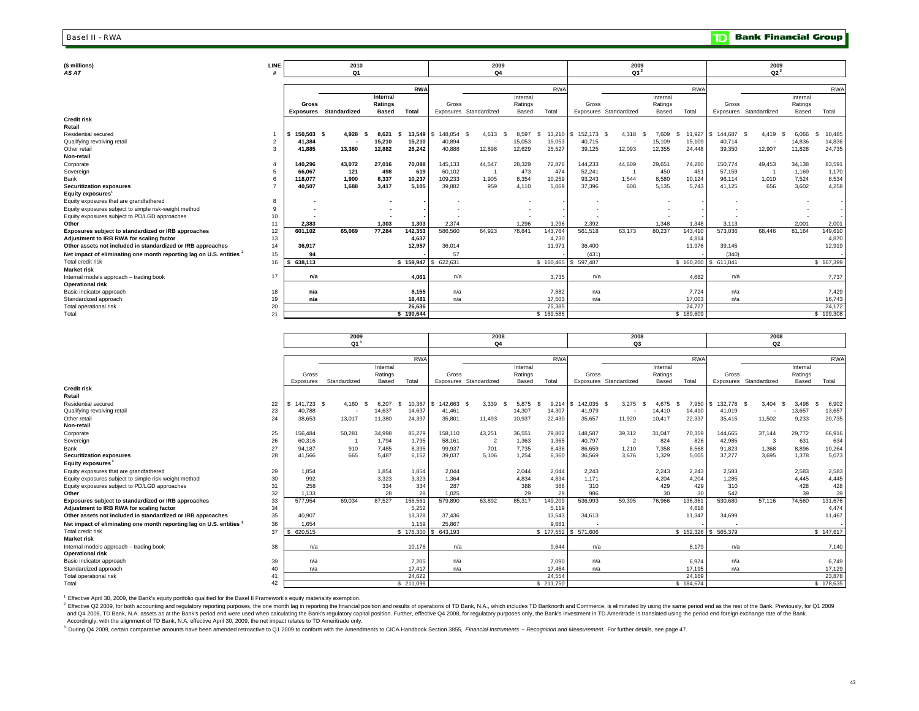## Basel II - RWA

| ($ millions) AS AT | LINE # | 2010 Q1 | | | | 2009 Q4 | | | | 2009 Q3[3] | | | | 2009 Q2[3] | | | |
|---|---|---|---|---|---|---|---|---|---|---|---|---|---|---|---|---|---|
| | | | | | RWA | | | | RWA | | | | RWA | | | | RWA |
| | | Gross Exposures | Standardized | Internal Ratings Based | Total | Gross Exposures | Standardized | Internal Ratings Based | Total | Gross Exposures | Standardized | Internal Ratings Based | Total | Gross Exposures | Standardized | Internal Ratings Based | Total |
| **Credit risk** | | | | | | | | | | | | | | | | | |
| **Retail** | | | | | | | | | | | | | | | | | |
| Residential secured | 1 | $ 150,503 | $ 4,928 | $ 8,621 | $ 13,549 | $ 148,054 | $ 4,613 | $ 8,597 | $ 13,210 | $ 152,173 | $ 4,318 | $ 7,609 | $ 11,927 | $ 144,687 | $ 4,419 | $ 6,066 | $ 10,485 |
| Qualifying revolving retail | 2 | 41,384 | - | 15,210 | 15,210 | 40,894 | - | 15,053 | 15,053 | 40,715 | - | 15,109 | 15,109 | 40,714 | - | 14,836 | 14,836 |
| Other retail | 3 | 41,885 | 13,360 | 12,882 | 26,242 | 40,888 | 12,898 | 12,629 | 25,527 | 39,125 | 12,093 | 12,355 | 24,448 | 39,350 | 12,907 | 11,828 | 24,735 |
| **Non-retail** | | | | | | | | | | | | | | | | | |
| Corporate | 4 | 140,296 | 43,072 | 27,016 | 70,088 | 145,133 | 44,547 | 28,329 | 72,876 | 144,233 | 44,609 | 29,651 | 74,260 | 150,774 | 49,453 | 34,138 | 83,591 |
| Sovereign | 5 | 66,067 | 121 | 498 | 619 | 60,102 | 1 | 473 | 474 | 52,241 | 1 | 450 | 451 | 57,159 | 1 | 1,169 | 1,170 |
| Bank | 6 | 118,077 | 1,900 | 8,337 | 10,237 | 109,233 | 1,905 | 8,354 | 10,259 | 93,243 | 1,544 | 8,580 | 10,124 | 96,114 | 1,010 | 7,524 | 8,534 |
| **Securitization exposures** | 7 | 40,507 | 1,688 | 3,417 | 5,105 | 39,882 | 959 | 4,110 | 5,069 | 37,396 | 608 | 5,135 | 5,743 | 41,125 | 656 | 3,602 | 4,258 |
| **Equity exposures[1]** | | | | | | | | | | | | | | | | | |
| Equity exposures that are grandfathered | 8 | - | | - | - | - | | - | - | - | | - | - | - | | - | - |
| Equity exposures subject to simple risk-weight method | 9 | - | | - | - | - | | - | - | - | | - | - | - | | - | - |
| Equity exposures subject to PD/LGD approaches | 10 | - | | - | - | - | | - | - | - | | - | - | - | | - | - |
| **Other** | 11 | 2,383 | | 1,303 | 1,303 | 2,374 | | 1,296 | 1,296 | 2,392 | | 1,348 | 1,348 | 3,113 | | 2,001 | 2,001 |
| **Exposures subject to standardized or IRB approaches** | 12 | 601,102 | 65,069 | 77,284 | 142,353 | 586,560 | 64,923 | 78,841 | 143,764 | 561,518 | 63,173 | 80,237 | 143,410 | 573,036 | 68,446 | 81,164 | 149,610 |
| **Adjustment to IRB RWA for scaling factor** | 13 | | | | 4,637 | | | | 4,730 | | | | 4,814 | | | | 4,870 |
| **Other assets not included in standardized or IRB approaches** | 14 | 36,917 | | | 12,957 | 36,014 | | | 11,971 | 36,400 | | | 11,976 | 39,145 | | | 12,919 |
| **Net impact of eliminating one month reporting lag on U.S. entities[2]** | 15 | 94 | | | - | 57 | | | - | (431) | | | - | (340) | | | - |
| Total credit risk | 16 | $ 638,113 | | | $ 159,947 | $ 622,631 | | | $ 160,465 | $ 597,487 | | | $ 160,200 | $ 611,841 | | | $ 167,399 |
| **Market risk** | | | | | | | | | | | | | | | | | |
| Internal models approach – trading book | 17 | n/a | | | 4,061 | n/a | | | 3,735 | n/a | | | 4,682 | n/a | | | 7,737 |
| **Operational risk** | | | | | | | | | | | | | | | | | |
| Basic indicator approach | 18 | n/a | | | 8,155 | n/a | | | 7,882 | n/a | | | 7,724 | n/a | | | 7,429 |
| Standardized approach | 19 | n/a | | | 18,481 | n/a | | | 17,503 | n/a | | | 17,003 | n/a | | | 16,743 |
| Total operational risk | 20 | | | | 26,636 | | | | 25,385 | | | | 24,727 | | | | 24,172 |
| Total | 21 | | | | $ 190,644 | | | | $ 189,585 | | | | $ 189,609 | | | | $ 199,308 |

| ($ millions) AS AT | LINE # | 2009 Q1[3] | | | | 2008 Q4 | | | | 2008 Q3 | | | | 2008 Q2 | | | |
|---|---|---|---|---|---|---|---|---|---|---|---|---|---|---|---|---|---|
| | | | | | RWA | | | | RWA | | | | RWA | | | | RWA |
| | | Gross Exposures | Standardized | Internal Ratings Based | Total | Gross Exposures | Standardized | Internal Ratings Based | Total | Gross Exposures | Standardized | Internal Ratings Based | Total | Gross Exposures | Standardized | Internal Ratings Based | Total |
| **Credit risk** | | | | | | | | | | | | | | | | | |
| **Retail** | | | | | | | | | | | | | | | | | |
| Residential secured | 22 | $ 141,723 | $ 4,160 | $ 6,207 | $ 10,367 | $ 142,663 | $ 3,339 | $ 5,875 | $ 9,214 | $ 142,035 | $ 3,275 | $ 4,675 | $ 7,950 | $ 132,776 | $ 3,404 | $ 3,498 | $ 6,902 |
| Qualifying revolving retail | 23 | 40,788 | - | 14,637 | 14,637 | 41,461 | - | 14,307 | 14,307 | 41,979 | - | 14,410 | 14,410 | 41,019 | - | 13,657 | 13,657 |
| Other retail | 24 | 38,653 | 13,017 | 11,380 | 24,397 | 35,801 | 11,493 | 10,937 | 22,430 | 35,657 | 11,920 | 10,417 | 22,337 | 35,415 | 11,502 | 9,233 | 20,735 |
| **Non-retail** | | | | | | | | | | | | | | | | | |
| Corporate | 25 | 156,484 | 50,281 | 34,998 | 85,279 | 158,110 | 43,251 | 36,551 | 79,802 | 148,587 | 39,312 | 31,047 | 70,359 | 144,665 | 37,144 | 29,772 | 66,916 |
| Sovereign | 26 | 60,316 | 1 | 1,794 | 1,795 | 58,161 | 2 | 1,363 | 1,365 | 40,797 | 2 | 824 | 826 | 42,985 | 3 | 631 | 634 |
| Bank | 27 | 94,187 | 910 | 7,485 | 8,395 | 99,937 | 701 | 7,735 | 8,436 | 86,659 | 1,210 | 7,358 | 8,568 | 91,823 | 1,368 | 8,896 | 10,264 |
| **Securitization exposures** | 28 | 41,566 | 665 | 5,487 | 6,152 | 39,037 | 5,106 | 1,254 | 6,360 | 36,569 | 3,676 | 1,329 | 5,005 | 37,277 | 3,695 | 1,378 | 5,073 |
| **Equity exposures[1]** | | | | | | | | | | | | | | | | | |
| Equity exposures that are grandfathered | 29 | 1,854 | | 1,854 | 1,854 | 2,044 | | 2,044 | 2,044 | 2,243 | | 2,243 | 2,243 | 2,583 | | 2,583 | 2,583 |
| Equity exposures subject to simple risk-weight method | 30 | 992 | | 3,323 | 3,323 | 1,364 | | 4,834 | 4,834 | 1,171 | | 4,204 | 4,204 | 1,285 | | 4,445 | 4,445 |
| Equity exposures subject to PD/LGD approaches | 31 | 258 | | 334 | 334 | 287 | | 388 | 388 | 310 | | 429 | 429 | 310 | | 428 | 428 |
| **Other** | 32 | 1,133 | | 28 | 28 | 1,025 | | 29 | 29 | 986 | | 30 | 30 | 542 | | 39 | 39 |
| **Exposures subject to standardized or IRB approaches** | 33 | 577,954 | 69,034 | 87,527 | 156,561 | 579,890 | 63,892 | 85,317 | 149,209 | 536,993 | 59,395 | 76,966 | 136,361 | 530,680 | 57,116 | 74,560 | 131,676 |
| **Adjustment to IRB RWA for scaling factor** | 34 | | | | 5,252 | | | | 5,119 | | | | 4,618 | | | | 4,474 |
| **Other assets not included in standardized or IRB approaches** | 35 | 40,907 | | | 13,328 | 37,436 | | | 13,543 | 34,613 | | | 11,347 | 34,699 | | | 11,467 |
| **Net impact of eliminating one month reporting lag on U.S. entities[2]** | 36 | 1,654 | | | 1,159 | 25,867 | | | 9,681 | - | | | - | - | | | - |
| Total credit risk | 37 | $ 620,515 | | | $ 176,300 | $ 643,193 | | | $ 177,552 | $ 571,606 | | | $ 152,326 | $ 565,379 | | | $ 147,617 |
| **Market risk** | | | | | | | | | | | | | | | | | |
| Internal models approach – trading book | 38 | n/a | | | 10,176 | n/a | | | 9,644 | n/a | | | 8,179 | n/a | | | 7,140 |
| **Operational risk** | | | | | | | | | | | | | | | | | |
| Basic indicator approach | 39 | n/a | | | 7,205 | n/a | | | 7,090 | n/a | | | 6,974 | n/a | | | 6,749 |
| Standardized approach | 40 | n/a | | | 17,417 | n/a | | | 17,464 | n/a | | | 17,195 | n/a | | | 17,129 |
| Total operational risk | 41 | | | | 24,622 | | | | 24,554 | | | | 24,169 | | | | 23,878 |
| Total | 42 | | | | $ 211,098 | | | | $ 211,750 | | | | $ 184,674 | | | | $ 178,635 |

[1] Effective April 30, 2009, the Bank's equity portfolio qualified for the Basel II Framework's equity materiality exemption.

[2] Effective Q2 2009, for both accounting and regulatory reporting purposes, the one month lag in reporting the financial position and results of operations of TD Bank, N.A., which includes TD Banknorth and Commerce, is eliminated by using the same period end as the rest of the Bank. Previously, for Q1 2009 and Q4 2008, TD Bank, N.A. assets as at the Bank's period end were used when calculating the Bank's regulatory capital position. Further, effective Q4 2008, for regulatory purposes only, the Bank's investment in TD Ameritrade is translated using the period end foreign exchange rate of the Bank. Accordingly, with the alignment of TD Bank, N.A. effective April 30, 2009, the net impact relates to TD Ameritrade only.

[3] During Q4 2009, certain comparative amounts have been amended retroactive to Q1 2009 to conform with the Amendments to CICA Handbook Section 3855, *Financial Instruments – Recognition and Measurement.* For further details, see page 47.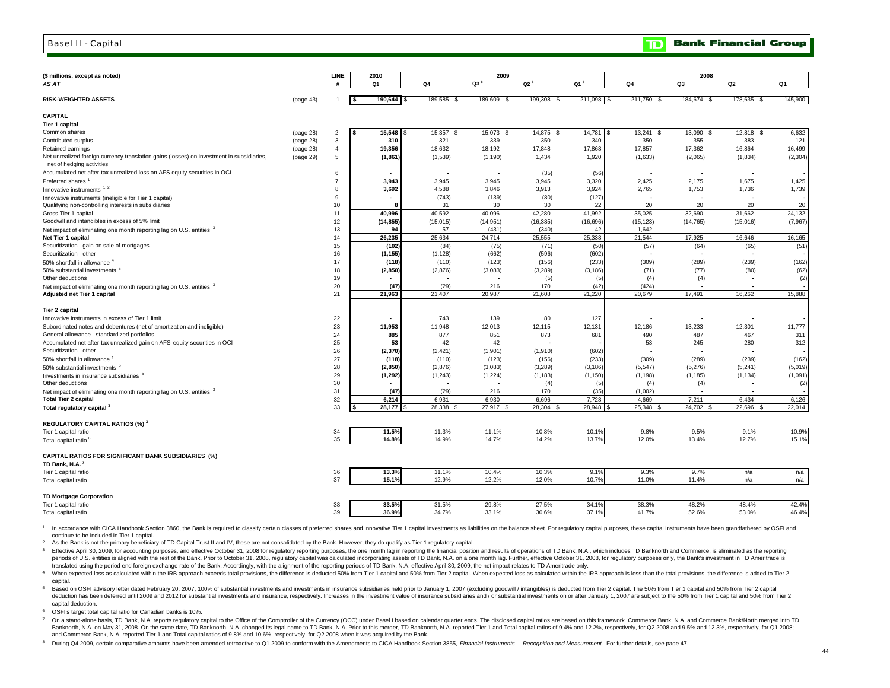## Basel II - Capital

| ($ millions, except as noted) | | LINE | 2010 | 2009 | | | | 2008 | | | |
|---|---|---|---|---|---|---|---|---|---|---|---|
| AS AT | | # | Q1 | Q4 | Q3[8] | Q2[8] | Q1[8] | Q4 | Q3 | Q2 | Q1 |
| **RISK-WEIGHTED ASSETS** | (page 43) | 1 | $ 190,644 | $ 189,585 | $ 189,609 | $ 199,308 | $ 211,098 | $ 211,750 | $ 184,674 | $ 178,635 | $ 145,900 |
| **CAPITAL** | | | | | | | | | | | |
| **Tier 1 capital** | | | | | | | | | | | |
| Common shares | (page 28) | 2 | $ 15,548 | $ 15,357 | $ 15,073 | $ 14,875 | $ 14,781 | $ 13,241 | $ 13,090 | $ 12,818 | $ 6,632 |
| Contributed surplus | (page 28) | 3 | 310 | 321 | 339 | 350 | 340 | 350 | 355 | 383 | 121 |
| Retained earnings | (page 28) | 4 | 19,356 | 18,632 | 18,192 | 17,848 | 17,868 | 17,857 | 17,362 | 16,864 | 16,499 |
| Net unrealized foreign currency translation gains (losses) on investment in subsidiaries, net of hedging activities | (page 29) | 5 | (1,861) | (1,539) | (1,190) | 1,434 | 1,920 | (1,633) | (2,065) | (1,834) | (2,304) |
| Accumulated net after-tax unrealized loss on AFS equity securities in OCI | | 6 | - | - | - | (35) | (56) | - | - | - | - |
| Preferred shares [1] | | 7 | 3,943 | 3,945 | 3,945 | 3,945 | 3,320 | 2,425 | 2,175 | 1,675 | 1,425 |
| Innovative instruments [1, 2] | | 8 | 3,692 | 4,588 | 3,846 | 3,913 | 3,924 | 2,765 | 1,753 | 1,736 | 1,739 |
| Innovative instruments (ineligible for Tier 1 capital) | | 9 | - | (743) | (139) | (80) | (127) | - | - | - | - |
| Qualifying non-controlling interests in subsidiaries | | 10 | 8 | 31 | 30 | 30 | 22 | 20 | 20 | 20 | 20 |
| Gross Tier 1 capital | | 11 | 40,996 | 40,592 | 40,096 | 42,280 | 41,992 | 35,025 | 32,690 | 31,662 | 24,132 |
| Goodwill and intangibles in excess of 5% limit | | 12 | (14,855) | (15,015) | (14,951) | (16,385) | (16,696) | (15,123) | (14,765) | (15,016) | (7,967) |
| Net impact of eliminating one month reporting lag on U.S. entities [3] | | 13 | 94 | 57 | (431) | (340) | 42 | 1,642 | - | - | - |
| **Net Tier 1 capital** | | 14 | 26,235 | 25,634 | 24,714 | 25,555 | 25,338 | 21,544 | 17,925 | 16,646 | 16,165 |
| Securitization - gain on sale of mortgages | | 15 | (102) | (84) | (75) | (71) | (50) | (57) | (64) | (65) | (51) |
| Securitization - other | | 16 | (1,155) | (1,128) | (662) | (596) | (602) | - | - | - | - |
| 50% shortfall in allowance [4] | | 17 | (118) | (110) | (123) | (156) | (233) | (309) | (289) | (239) | (162) |
| 50% substantial investments [5] | | 18 | (2,850) | (2,876) | (3,083) | (3,289) | (3,186) | (71) | (77) | (80) | (62) |
| Other deductions | | 19 | - | - | - | (5) | (5) | (4) | (4) | - | (2) |
| Net impact of eliminating one month reporting lag on U.S. entities [3] | | 20 | (47) | (29) | 216 | 170 | (42) | (424) | - | - | - |
| **Adjusted net Tier 1 capital** | | 21 | 21,963 | 21,407 | 20,987 | 21,608 | 21,220 | 20,679 | 17,491 | 16,262 | 15,888 |
| **Tier 2 capital** | | | | | | | | | | | |
| Innovative instruments in excess of Tier 1 limit | | 22 | - | 743 | 139 | 80 | 127 | - | - | - | - |
| Subordinated notes and debentures (net of amortization and ineligible) | | 23 | 11,953 | 11,948 | 12,013 | 12,115 | 12,131 | 12,186 | 13,233 | 12,301 | 11,777 |
| General allowance - standardized portfolios | | 24 | 885 | 877 | 851 | 873 | 681 | 490 | 487 | 467 | 311 |
| Accumulated net after-tax unrealized gain on AFS equity securities in OCI | | 25 | 53 | 42 | 42 | - | - | 53 | 245 | 280 | 312 |
| Securitization - other | | 26 | (2,370) | (2,421) | (1,901) | (1,910) | (602) | - | - | - | - |
| 50% shortfall in allowance [4] | | 27 | (118) | (110) | (123) | (156) | (233) | (309) | (289) | (239) | (162) |
| 50% substantial investments [5] | | 28 | (2,850) | (2,876) | (3,083) | (3,289) | (3,186) | (5,547) | (5,276) | (5,241) | (5,019) |
| Investments in insurance subsidiaries [5] | | 29 | (1,292) | (1,243) | (1,224) | (1,183) | (1,150) | (1,198) | (1,185) | (1,134) | (1,091) |
| Other deductions | | 30 | - | - | - | (4) | (5) | (4) | (4) | - | (2) |
| Net impact of eliminating one month reporting lag on U.S. entities [3] | | 31 | (47) | (29) | 216 | 170 | (35) | (1,002) | - | - | - |
| **Total Tier 2 capital** | | 32 | 6,214 | 6,931 | 6,930 | 6,696 | 7,728 | 4,669 | 7,211 | 6,434 | 6,126 |
| **Total regulatory capital [3]** | | 33 | $ 28,177 | $ 28,338 | $ 27,917 | $ 28,304 | $ 28,948 | $ 25,348 | $ 24,702 | $ 22,696 | $ 22,014 |
| **REGULATORY CAPITAL RATIOS (%) [3]** | | | | | | | | | | | |
| Tier 1 capital ratio | | 34 | 11.5% | 11.3% | 11.1% | 10.8% | 10.1% | 9.8% | 9.5% | 9.1% | 10.9% |
| Total capital ratio [6] | | 35 | 14.8% | 14.9% | 14.7% | 14.2% | 13.7% | 12.0% | 13.4% | 12.7% | 15.1% |
| **CAPITAL RATIOS FOR SIGNIFICANT BANK SUBSIDIARIES (%)** | | | | | | | | | | | |
| **TD Bank, N.A. [7]** | | | | | | | | | | | |
| Tier 1 capital ratio | | 36 | 13.3% | 11.1% | 10.4% | 10.3% | 9.1% | 9.3% | 9.7% | n/a | n/a |
| Total capital ratio | | 37 | 15.1% | 12.9% | 12.2% | 12.0% | 10.7% | 11.0% | 11.4% | n/a | n/a |
| **TD Mortgage Corporation** | | | | | | | | | | | |
| Tier 1 capital ratio | | 38 | 33.5% | 31.5% | 29.8% | 27.5% | 34.1% | 38.3% | 48.2% | 48.4% | 42.4% |
| Total capital ratio | | 39 | 36.9% | 34.7% | 33.1% | 30.6% | 37.1% | 41.7% | 52.6% | 53.0% | 46.4% |

[1] In accordance with CICA Handbook Section 3860, the Bank is required to classify certain classes of preferred shares and innovative Tier 1 capital investments as liabilities on the balance sheet. For regulatory capital purposes, these capital instruments have been grandfathered by OSFI and continue to be included in Tier 1 capital.

[2] As the Bank is not the primary beneficiary of TD Capital Trust II and IV, these are not consolidated by the Bank. However, they do qualify as Tier 1 regulatory capital.

[3] Effective April 30, 2009, for accounting purposes, and effective October 31, 2008 for regulatory reporting purposes, the one month lag in reporting the financial position and results of operations of TD Bank, N.A., which includes TD Banknorth and Commerce, is eliminated as the reporting periods of U.S. entities is aligned with the rest of the Bank. Prior to October 31, 2008, regulatory capital was calculated incorporating assets of TD Bank, N.A. on a one month lag. Further, effective October 31, 2008, for regulatory purposes only, the Bank's investment in TD Ameritrade is translated using the period end foreign exchange rate of the Bank. Accordingly, with the alignment of the reporting periods of TD Bank, N.A. effective April 30, 2009, the net impact relates to TD Ameritrade only.

[4] When expected loss as calculated within the IRB approach exceeds total provisions, the difference is deducted 50% from Tier 1 capital and 50% from Tier 2 capital. When expected loss as calculated within the IRB approach is less than the total provisions, the difference is added to Tier 2 capital.

[5] Based on OSFI advisory letter dated February 20, 2007, 100% of substantial investments and investments in insurance subsidiaries held prior to January 1, 2007 (excluding goodwill / intangibles) is deducted from Tier 2 capital. The 50% from Tier 1 capital and 50% from Tier 2 capital deduction has been deferred until 2009 and 2012 for substantial investments and insurance, respectively. Increases in the investment value of insurance subsidiaries and / or substantial investments on or after January 1, 2007 are subject to the 50% from Tier 1 capital and 50% from Tier 2 capital deduction.

[6] OSFI's target total capital ratio for Canadian banks is 10%.

[7] On a stand-alone basis, TD Bank, N.A. reports regulatory capital to the Office of the Comptroller of the Currency (OCC) under Basel I based on calendar quarter ends. The disclosed capital ratios are based on this framework. Commerce Bank, N.A. and Commerce Bank/North merged into TD Banknorth, N.A. on May 31, 2008. On the same date, TD Banknorth, N.A. changed its legal name to TD Bank, N.A. Prior to this merger, TD Banknorth, N.A. reported Tier 1 and Total capital ratios of 9.4% and 12.2%, respectively, for Q2 2008 and 9.5% and 12.3%, respectively, for Q1 2008; and Commerce Bank, N.A. reported Tier 1 and Total capital ratios of 9.8% and 10.6%, respectively, for Q2 2008 when it was acquired by the Bank.

[8] During Q4 2009, certain comparative amounts have been amended retroactive to Q1 2009 to conform with the Amendments to CICA Handbook Section 3855, *Financial Instruments – Recognition and Measurement.* For further details, see page 47.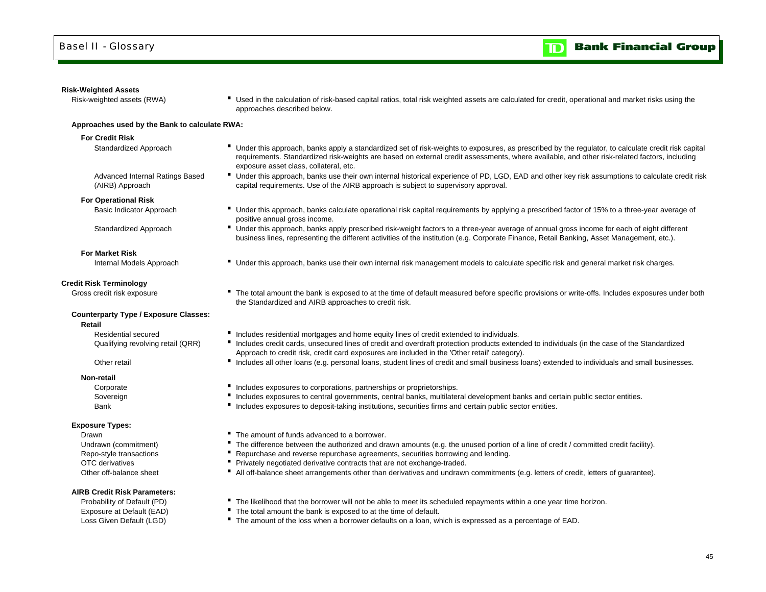# Basel II - Glossary

### Risk-Weighted Assets

**Risk-weighted assets (RWA)**
- Used in the calculation of risk-based capital ratios, total risk weighted assets are calculated for credit, operational and market risks using the approaches described below.

#### Approaches used by the Bank to calculate RWA:

**For Credit Risk**

Standardized Approach
- Under this approach, banks apply a standardized set of risk-weights to exposures, as prescribed by the regulator, to calculate credit risk capital requirements. Standardized risk-weights are based on external credit assessments, where available, and other risk-related factors, including exposure asset class, collateral, etc.

Advanced Internal Ratings Based (AIRB) Approach
- Under this approach, banks use their own internal historical experience of PD, LGD, EAD and other key risk assumptions to calculate credit risk capital requirements. Use of the AIRB approach is subject to supervisory approval.

**For Operational Risk**

Basic Indicator Approach
- Under this approach, banks calculate operational risk capital requirements by applying a prescribed factor of 15% to a three-year average of positive annual gross income.

Standardized Approach
- Under this approach, banks apply prescribed risk-weight factors to a three-year average of annual gross income for each of eight different business lines, representing the different activities of the institution (e.g. Corporate Finance, Retail Banking, Asset Management, etc.).

**For Market Risk**

Internal Models Approach
- Under this approach, banks use their own internal risk management models to calculate specific risk and general market risk charges.

### Credit Risk Terminology

**Gross credit risk exposure**
- The total amount the bank is exposed to at the time of default measured before specific provisions or write-offs. Includes exposures under both the Standardized and AIRB approaches to credit risk.

#### Counterparty Type / Exposure Classes:

**Retail**

Residential secured
- Includes residential mortgages and home equity lines of credit extended to individuals.

Qualifying revolving retail (QRR)
- Includes credit cards, unsecured lines of credit and overdraft protection products extended to individuals (in the case of the Standardized Approach to credit risk, credit card exposures are included in the 'Other retail' category).

Other retail
- Includes all other loans (e.g. personal loans, student lines of credit and small business loans) extended to individuals and small businesses.

**Non-retail**

Corporate
- Includes exposures to corporations, partnerships or proprietorships.

Sovereign
- Includes exposures to central governments, central banks, multilateral development banks and certain public sector entities.

Bank
- Includes exposures to deposit-taking institutions, securities firms and certain public sector entities.

#### Exposure Types:

Drawn
- The amount of funds advanced to a borrower.

Undrawn (commitment)
- The difference between the authorized and drawn amounts (e.g. the unused portion of a line of credit / committed credit facility).

Repo-style transactions
- Repurchase and reverse repurchase agreements, securities borrowing and lending.

OTC derivatives
- Privately negotiated derivative contracts that are not exchange-traded.

Other off-balance sheet
- All off-balance sheet arrangements other than derivatives and undrawn commitments (e.g. letters of credit, letters of guarantee).

#### AIRB Credit Risk Parameters:

Probability of Default (PD)
- The likelihood that the borrower will not be able to meet its scheduled repayments within a one year time horizon.

Exposure at Default (EAD)
- The total amount the bank is exposed to at the time of default.

Loss Given Default (LGD)
- The amount of the loss when a borrower defaults on a loan, which is expressed as a percentage of EAD.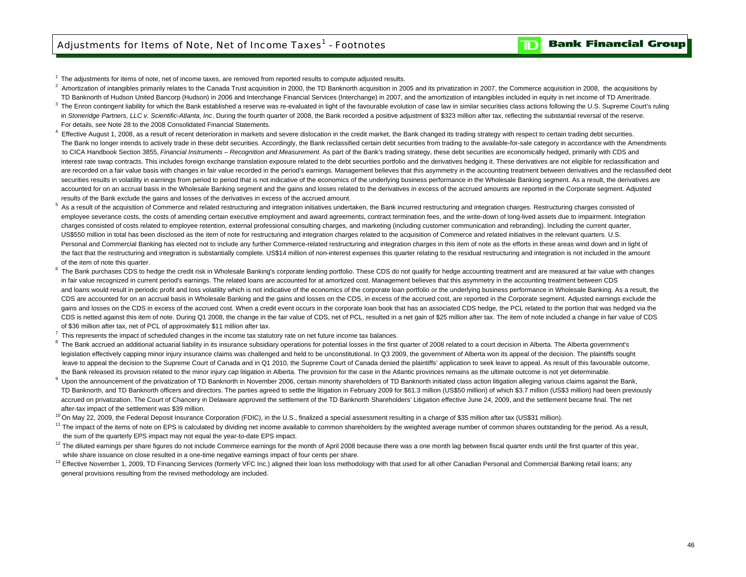# Adjustments for Items of Note, Net of Income Taxes[1] - Footnotes

[1] The adjustments for items of note, net of income taxes, are removed from reported results to compute adjusted results.

[2] Amortization of intangibles primarily relates to the Canada Trust acquisition in 2000, the TD Banknorth acquisition in 2005 and its privatization in 2007, the Commerce acquisition in 2008, the acquisitions by TD Banknorth of Hudson United Bancorp (Hudson) in 2006 and Interchange Financial Services (Interchange) in 2007, and the amortization of intangibles included in equity in net income of TD Ameritrade.

[3] The Enron contingent liability for which the Bank established a reserve was re-evaluated in light of the favourable evolution of case law in similar securities class actions following the U.S. Supreme Court's ruling in *Stoneridge Partners, LLC v. Scientific-Atlanta, Inc*. During the fourth quarter of 2008, the Bank recorded a positive adjustment of $323 million after tax, reflecting the substantial reversal of the reserve. For details, see Note 28 to the 2008 Consolidated Financial Statements.

[4] Effective August 1, 2008, as a result of recent deterioration in markets and severe dislocation in the credit market, the Bank changed its trading strategy with respect to certain trading debt securities. The Bank no longer intends to actively trade in these debt securities. Accordingly, the Bank reclassified certain debt securities from trading to the available-for-sale category in accordance with the Amendments to CICA Handbook Section 3855, *Financial Instruments – Recognition and Measurement*. As part of the Bank's trading strategy, these debt securities are economically hedged, primarily with CDS and interest rate swap contracts. This includes foreign exchange translation exposure related to the debt securities portfolio and the derivatives hedging it. These derivatives are not eligible for reclassification and are recorded on a fair value basis with changes in fair value recorded in the period's earnings. Management believes that this asymmetry in the accounting treatment between derivatives and the reclassified debt securities results in volatility in earnings from period to period that is not indicative of the economics of the underlying business performance in the Wholesale Banking segment. As a result, the derivatives are accounted for on an accrual basis in the Wholesale Banking segment and the gains and losses related to the derivatives in excess of the accrued amounts are reported in the Corporate segment. Adjusted results of the Bank exclude the gains and losses of the derivatives in excess of the accrued amount.

[5] As a result of the acquisition of Commerce and related restructuring and integration initiatives undertaken, the Bank incurred restructuring and integration charges. Restructuring charges consisted of employee severance costs, the costs of amending certain executive employment and award agreements, contract termination fees, and the write-down of long-lived assets due to impairment. Integration charges consisted of costs related to employee retention, external professional consulting charges, and marketing (including customer communication and rebranding). Including the current quarter, US$550 million in total has been disclosed as the item of note for restructuring and integration charges related to the acquisition of Commerce and related initiatives in the relevant quarters. U.S. Personal and Commercial Banking has elected not to include any further Commerce-related restructuring and integration charges in this item of note as the efforts in these areas wind down and in light of the fact that the restructuring and integration is substantially complete. US$14 million of non-interest expenses this quarter relating to the residual restructuring and integration is not included in the amount of the item of note this quarter.

[6] The Bank purchases CDS to hedge the credit risk in Wholesale Banking's corporate lending portfolio. These CDS do not qualify for hedge accounting treatment and are measured at fair value with changes in fair value recognized in current period's earnings. The related loans are accounted for at amortized cost. Management believes that this asymmetry in the accounting treatment between CDS and loans would result in periodic profit and loss volatility which is not indicative of the economics of the corporate loan portfolio or the underlying business performance in Wholesale Banking. As a result, the CDS are accounted for on an accrual basis in Wholesale Banking and the gains and losses on the CDS, in excess of the accrued cost, are reported in the Corporate segment. Adjusted earnings exclude the gains and losses on the CDS in excess of the accrued cost. When a credit event occurs in the corporate loan book that has an associated CDS hedge, the PCL related to the portion that was hedged via the CDS is netted against this item of note. During Q1 2008, the change in the fair value of CDS, net of PCL, resulted in a net gain of $25 million after tax. The item of note included a change in fair value of CDS of $36 million after tax, net of PCL of approximately $11 million after tax.

[7] This represents the impact of scheduled changes in the income tax statutory rate on net future income tax balances.

[8] The Bank accrued an additional actuarial liability in its insurance subsidiary operations for potential losses in the first quarter of 2008 related to a court decision in Alberta. The Alberta government's legislation effectively capping minor injury insurance claims was challenged and held to be unconstitutional. In Q3 2009, the government of Alberta won its appeal of the decision. The plaintiffs sought leave to appeal the decision to the Supreme Court of Canada and in Q1 2010, the Supreme Court of Canada denied the plaintiffs' application to seek leave to appeal. As result of this favourable outcome, the Bank released its provision related to the minor injury cap litigation in Alberta. The provision for the case in the Atlantic provinces remains as the ultimate outcome is not yet determinable.

[9] Upon the announcement of the privatization of TD Banknorth in November 2006, certain minority shareholders of TD Banknorth initiated class action litigation alleging various claims against the Bank, TD Banknorth, and TD Banknorth officers and directors. The parties agreed to settle the litigation in February 2009 for $61.3 million (US$50 million) of which $3.7 million (US$3 million) had been previously accrued on privatization. The Court of Chancery in Delaware approved the settlement of the TD Banknorth Shareholders' Litigation effective June 24, 2009, and the settlement became final. The net after-tax impact of the settlement was $39 million.

[10] On May 22, 2009, the Federal Deposit Insurance Corporation (FDIC), in the U.S., finalized a special assessment resulting in a charge of $35 million after tax (US$31 million).

[11] The impact of the items of note on EPS is calculated by dividing net income available to common shareholders by the weighted average number of common shares outstanding for the period. As a result, the sum of the quarterly EPS impact may not equal the year-to-date EPS impact.

[12] The diluted earnings per share figures do not include Commerce earnings for the month of April 2008 because there was a one month lag between fiscal quarter ends until the first quarter of this year, while share issuance on close resulted in a one-time negative earnings impact of four cents per share.

[13] Effective November 1, 2009, TD Financing Services (formerly VFC Inc.) aligned their loan loss methodology with that used for all other Canadian Personal and Commercial Banking retail loans; any general provisions resulting from the revised methodology are included.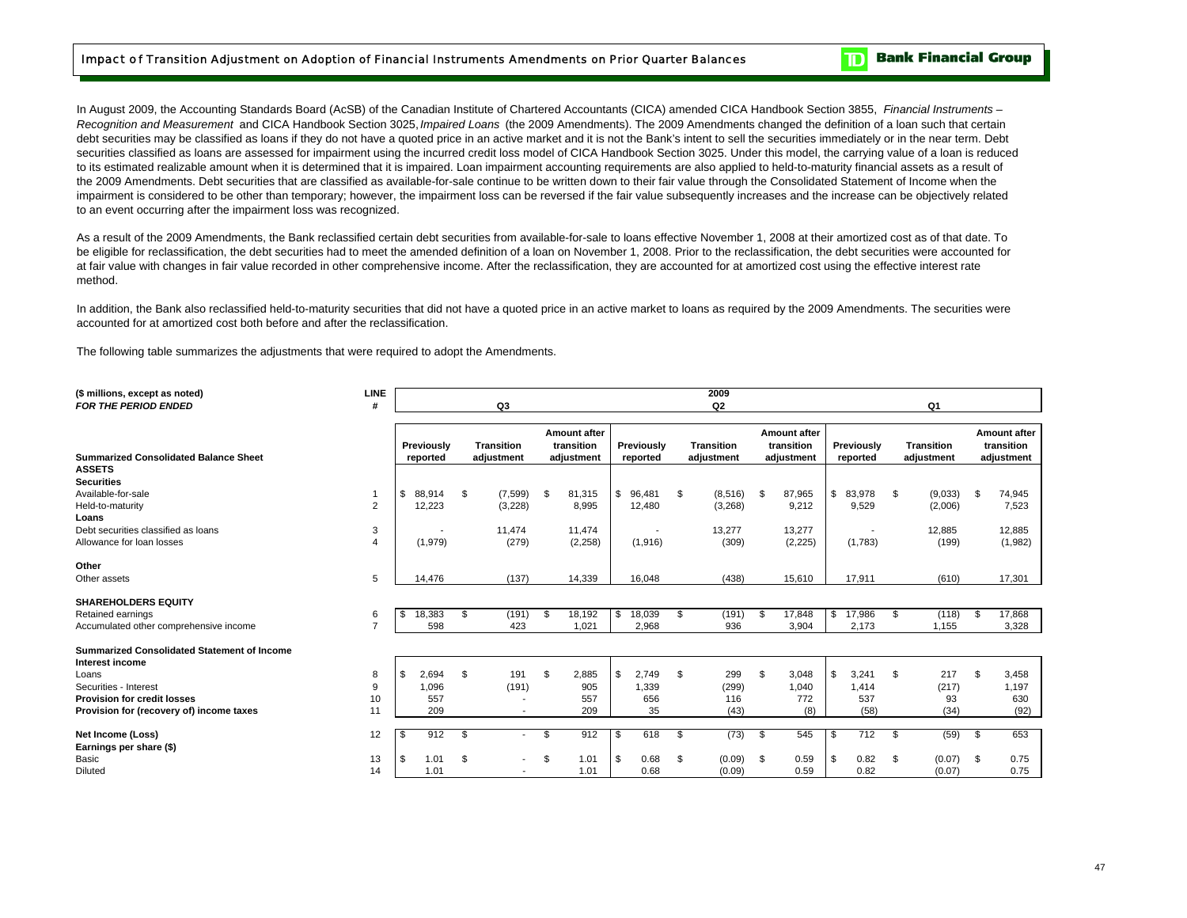## Impact of Transition Adjustment on Adoption of Financial Instruments Amendments on Prior Quarter Balances

In August 2009, the Accounting Standards Board (AcSB) of the Canadian Institute of Chartered Accountants (CICA) amended CICA Handbook Section 3855, *Financial Instruments – Recognition and Measurement* and CICA Handbook Section 3025, *Impaired Loans* (the 2009 Amendments). The 2009 Amendments changed the definition of a loan such that certain debt securities may be classified as loans if they do not have a quoted price in an active market and it is not the Bank's intent to sell the securities immediately or in the near term. Debt securities classified as loans are assessed for impairment using the incurred credit loss model of CICA Handbook Section 3025. Under this model, the carrying value of a loan is reduced to its estimated realizable amount when it is determined that it is impaired. Loan impairment accounting requirements are also applied to held-to-maturity financial assets as a result of the 2009 Amendments. Debt securities that are classified as available-for-sale continue to be written down to their fair value through the Consolidated Statement of Income when the impairment is considered to be other than temporary; however, the impairment loss can be reversed if the fair value subsequently increases and the increase can be objectively related to an event occurring after the impairment loss was recognized.

As a result of the 2009 Amendments, the Bank reclassified certain debt securities from available-for-sale to loans effective November 1, 2008 at their amortized cost as of that date. To be eligible for reclassification, the debt securities had to meet the amended definition of a loan on November 1, 2008. Prior to the reclassification, the debt securities were accounted for at fair value with changes in fair value recorded in other comprehensive income. After the reclassification, they are accounted for at amortized cost using the effective interest rate method.

In addition, the Bank also reclassified held-to-maturity securities that did not have a quoted price in an active market to loans as required by the 2009 Amendments. The securities were accounted for at amortized cost both before and after the reclassification.

The following table summarizes the adjustments that were required to adopt the Amendments.

| ($ millions, except as noted) | LINE | 2009 | | | | | | | | |
|---|---|---|---|---|---|---|---|---|---|---|
| ***FOR THE PERIOD ENDED*** | **#** | **Q3** | | | **Q2** | | | **Q1** | | |
| **Summarized Consolidated Balance Sheet** | | **Previously reported** | **Transition adjustment** | **Amount after transition adjustment** | **Previously reported** | **Transition adjustment** | **Amount after transition adjustment** | **Previously reported** | **Transition adjustment** | **Amount after transition adjustment** |
| **ASSETS** | | | | | | | | | | |
| **Securities** | | | | | | | | | | |
| Available-for-sale | 1 | $ 88,914 | $ (7,599) | $ 81,315 | $ 96,481 | $ (8,516) | $ 87,965 | $ 83,978 | $ (9,033) | $ 74,945 |
| Held-to-maturity | 2 | 12,223 | (3,228) | 8,995 | 12,480 | (3,268) | 9,212 | 9,529 | (2,006) | 7,523 |
| **Loans** | | | | | | | | | | |
| Debt securities classified as loans | 3 | - | 11,474 | 11,474 | - | 13,277 | 13,277 | - | 12,885 | 12,885 |
| Allowance for loan losses | 4 | (1,979) | (279) | (2,258) | (1,916) | (309) | (2,225) | (1,783) | (199) | (1,982) |
| **Other** | | | | | | | | | | |
| Other assets | 5 | 14,476 | (137) | 14,339 | 16,048 | (438) | 15,610 | 17,911 | (610) | 17,301 |
| **SHAREHOLDERS EQUITY** | | | | | | | | | | |
| Retained earnings | 6 | $ 18,383 | $ (191) | $ 18,192 | $ 18,039 | $ (191) | $ 17,848 | $ 17,986 | $ (118) | $ 17,868 |
| Accumulated other comprehensive income | 7 | 598 | 423 | 1,021 | 2,968 | 936 | 3,904 | 2,173 | 1,155 | 3,328 |
| **Summarized Consolidated Statement of Income** | | | | | | | | | | |
| **Interest income** | | | | | | | | | | |
| Loans | 8 | $ 2,694 | $ 191 | $ 2,885 | $ 2,749 | $ 299 | $ 3,048 | $ 3,241 | $ 217 | $ 3,458 |
| Securities - Interest | 9 | 1,096 | (191) | 905 | 1,339 | (299) | 1,040 | 1,414 | (217) | 1,197 |
| **Provision for credit losses** | 10 | 557 | - | 557 | 656 | 116 | 772 | 537 | 93 | 630 |
| **Provision for (recovery of) income taxes** | 11 | 209 | - | 209 | 35 | (43) | (8) | (58) | (34) | (92) |
| **Net Income (Loss)** | 12 | $ 912 | $ - | $ 912 | $ 618 | $ (73) | $ 545 | $ 712 | $ (59) | $ 653 |
| **Earnings per share ($)** | | | | | | | | | | |
| Basic | 13 | $ 1.01 | $ - | $ 1.01 | $ 0.68 | $ (0.09) | $ 0.59 | $ 0.82 | $ (0.07) | $ 0.75 |
| Diluted | 14 | 1.01 | - | 1.01 | 0.68 | (0.09) | 0.59 | 0.82 | (0.07) | 0.75 |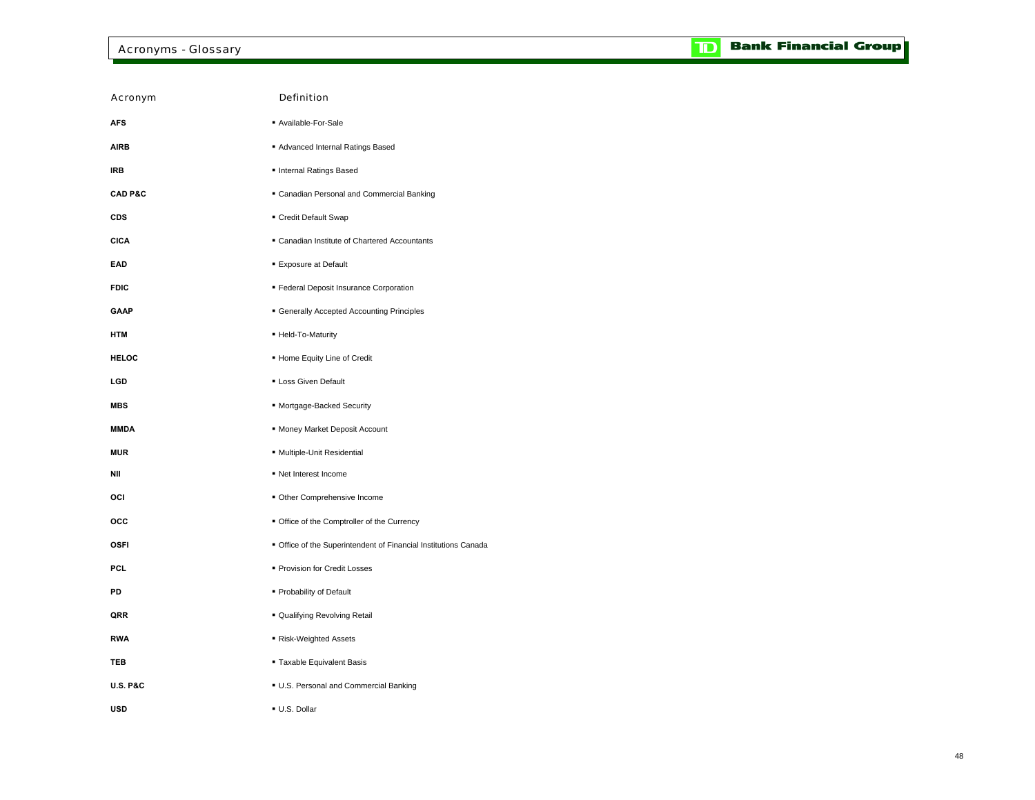# Acronyms - Glossary

| Acronym | Definition |
|---|---|
| **AFS** | ▪ Available-For-Sale |
| **AIRB** | ▪ Advanced Internal Ratings Based |
| **IRB** | ▪ Internal Ratings Based |
| **CAD P&C** | ▪ Canadian Personal and Commercial Banking |
| **CDS** | ▪ Credit Default Swap |
| **CICA** | ▪ Canadian Institute of Chartered Accountants |
| **EAD** | ▪ Exposure at Default |
| **FDIC** | ▪ Federal Deposit Insurance Corporation |
| **GAAP** | ▪ Generally Accepted Accounting Principles |
| **HTM** | ▪ Held-To-Maturity |
| **HELOC** | ▪ Home Equity Line of Credit |
| **LGD** | ▪ Loss Given Default |
| **MBS** | ▪ Mortgage-Backed Security |
| **MMDA** | ▪ Money Market Deposit Account |
| **MUR** | ▪ Multiple-Unit Residential |
| **NII** | ▪ Net Interest Income |
| **OCI** | ▪ Other Comprehensive Income |
| **OCC** | ▪ Office of the Comptroller of the Currency |
| **OSFI** | ▪ Office of the Superintendent of Financial Institutions Canada |
| **PCL** | ▪ Provision for Credit Losses |
| **PD** | ▪ Probability of Default |
| **QRR** | ▪ Qualifying Revolving Retail |
| **RWA** | ▪ Risk-Weighted Assets |
| **TEB** | ▪ Taxable Equivalent Basis |
| **U.S. P&C** | ▪ U.S. Personal and Commercial Banking |
| **USD** | ▪ U.S. Dollar |